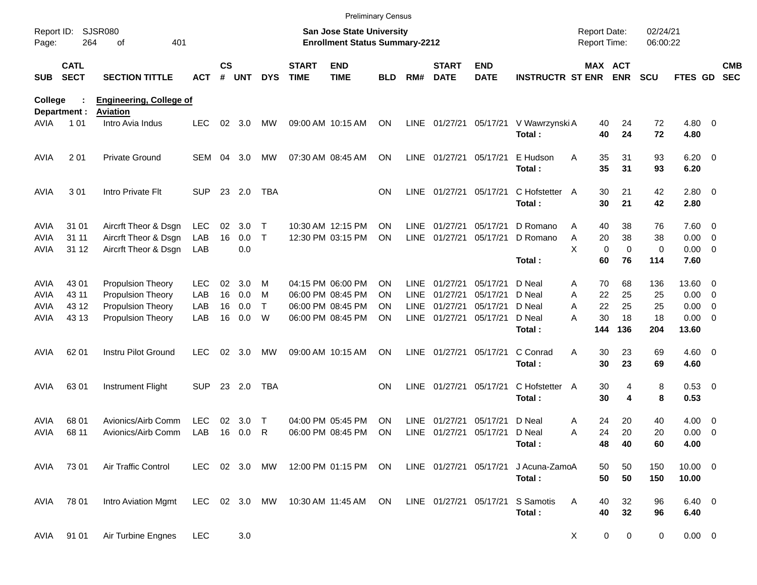Preliminary Census

Report ID: SJSR080

**San Jose State University**
**Enrollment Status Summary-2212**

Report Date: 02/24/21
Report Time: 06:00:22

**College : Engineering, College of**
**Department : Aviation**

| SUB | CATL SECT | SECTION TITTLE | ACT | CS # | UNT | DYS | START TIME | END TIME | BLD | RM# | START DATE | END DATE | INSTRUCTR | ST | MAX ENR | ACT ENR | SCU | FTES | GD | CMB SEC |
|---|---|---|---|---|---|---|---|---|---|---|---|---|---|---|---|---|---|---|---|---|
| AVIA | 1 01 | Intro Avia Indus | LEC | 02 | 3.0 | MW | 09:00 AM | 10:15 AM | ON | LINE | 01/27/21 | 05/17/21 | V Wawrzynski | A | 40 | 24 | 72 | 4.80 | 0 | |
| | | | | | | | | | | | | | **Total :** | | **40** | **24** | **72** | **4.80** | | |
| AVIA | 2 01 | Private Ground | SEM | 04 | 3.0 | MW | 07:30 AM | 08:45 AM | ON | LINE | 01/27/21 | 05/17/21 | E Hudson | A | 35 | 31 | 93 | 6.20 | 0 | |
| | | | | | | | | | | | | | **Total :** | | **35** | **31** | **93** | **6.20** | | |
| AVIA | 3 01 | Intro Private Flt | SUP | 23 | 2.0 | TBA | | | ON | LINE | 01/27/21 | 05/17/21 | C Hofstetter | A | 30 | 21 | 42 | 2.80 | 0 | |
| | | | | | | | | | | | | | **Total :** | | **30** | **21** | **42** | **2.80** | | |
| AVIA | 31 01 | Aircrft Theor & Dsgn | LEC | 02 | 3.0 | T | 10:30 AM | 12:15 PM | ON | LINE | 01/27/21 | 05/17/21 | D Romano | A | 40 | 38 | 76 | 7.60 | 0 | |
| AVIA | 31 11 | Aircrft Theor & Dsgn | LAB | 16 | 0.0 | T | 12:30 PM | 03:15 PM | ON | LINE | 01/27/21 | 05/17/21 | D Romano | A | 20 | 38 | 38 | 0.00 | 0 | |
| AVIA | 31 12 | Aircrft Theor & Dsgn | LAB | | 0.0 | | | | | | | | | X | 0 | 0 | 0 | 0.00 | 0 | |
| | | | | | | | | | | | | | **Total :** | | **60** | **76** | **114** | **7.60** | | |
| AVIA | 43 01 | Propulsion Theory | LEC | 02 | 3.0 | M | 04:15 PM | 06:00 PM | ON | LINE | 01/27/21 | 05/17/21 | D Neal | A | 70 | 68 | 136 | 13.60 | 0 | |
| AVIA | 43 11 | Propulsion Theory | LAB | 16 | 0.0 | M | 06:00 PM | 08:45 PM | ON | LINE | 01/27/21 | 05/17/21 | D Neal | A | 22 | 25 | 25 | 0.00 | 0 | |
| AVIA | 43 12 | Propulsion Theory | LAB | 16 | 0.0 | T | 06:00 PM | 08:45 PM | ON | LINE | 01/27/21 | 05/17/21 | D Neal | A | 22 | 25 | 25 | 0.00 | 0 | |
| AVIA | 43 13 | Propulsion Theory | LAB | 16 | 0.0 | W | 06:00 PM | 08:45 PM | ON | LINE | 01/27/21 | 05/17/21 | D Neal | A | 30 | 18 | 18 | 0.00 | 0 | |
| | | | | | | | | | | | | | **Total :** | | **144** | **136** | **204** | **13.60** | | |
| AVIA | 62 01 | Instru Pilot Ground | LEC | 02 | 3.0 | MW | 09:00 AM | 10:15 AM | ON | LINE | 01/27/21 | 05/17/21 | C Conrad | A | 30 | 23 | 69 | 4.60 | 0 | |
| | | | | | | | | | | | | | **Total :** | | **30** | **23** | **69** | **4.60** | | |
| AVIA | 63 01 | Instrument Flight | SUP | 23 | 2.0 | TBA | | | ON | LINE | 01/27/21 | 05/17/21 | C Hofstetter | A | 30 | 4 | 8 | 0.53 | 0 | |
| | | | | | | | | | | | | | **Total :** | | **30** | **4** | **8** | **0.53** | | |
| AVIA | 68 01 | Avionics/Airb Comm | LEC | 02 | 3.0 | T | 04:00 PM | 05:45 PM | ON | LINE | 01/27/21 | 05/17/21 | D Neal | A | 24 | 20 | 40 | 4.00 | 0 | |
| AVIA | 68 11 | Avionics/Airb Comm | LAB | 16 | 0.0 | R | 06:00 PM | 08:45 PM | ON | LINE | 01/27/21 | 05/17/21 | D Neal | A | 24 | 20 | 20 | 0.00 | 0 | |
| | | | | | | | | | | | | | **Total :** | | **48** | **40** | **60** | **4.00** | | |
| AVIA | 73 01 | Air Traffic Control | LEC | 02 | 3.0 | MW | 12:00 PM | 01:15 PM | ON | LINE | 01/27/21 | 05/17/21 | J Acuna-Zamo | A | 50 | 50 | 150 | 10.00 | 0 | |
| | | | | | | | | | | | | | **Total :** | | **50** | **50** | **150** | **10.00** | | |
| AVIA | 78 01 | Intro Aviation Mgmt | LEC | 02 | 3.0 | MW | 10:30 AM | 11:45 AM | ON | LINE | 01/27/21 | 05/17/21 | S Samotis | A | 40 | 32 | 96 | 6.40 | 0 | |
| | | | | | | | | | | | | | **Total :** | | **40** | **32** | **96** | **6.40** | | |
| AVIA | 91 01 | Air Turbine Engnes | LEC | | 3.0 | | | | | | | | | X | 0 | 0 | 0 | 0.00 | 0 | |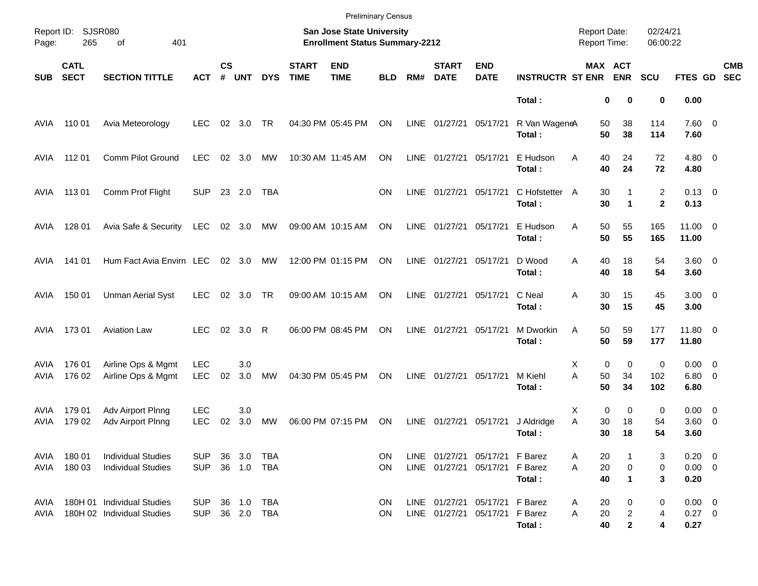Preliminary Census

Report ID: SJSR080
Page: 265 of 401

**San Jose State University**
**Enrollment Status Summary-2212**

Report Date: 02/24/21
Report Time: 06:00:22

| SUB | CATL SECT | SECTION TITTLE | ACT | CS # | UNT | DYS | START TIME | END TIME | BLD | RM# | START DATE | END DATE | INSTRUCTR | ST | MAX ENR | ACT ENR | SCU | FTES | GD | CMB SEC |
|---|---|---|---|---|---|---|---|---|---|---|---|---|---|---|---|---|---|---|---|---|
| | | | | | | | | | | | | | **Total :** | | **0** | **0** | **0** | **0.00** | | |
| AVIA | 110 01 | Avia Meteorology | LEC | 02 | 3.0 | TR | 04:30 PM | 05:45 PM | ON | LINE | 01/27/21 | 05/17/21 | R Van Wagene | A | 50 | 38 | 114 | 7.60 | 0 | |
| | | | | | | | | | | | | | **Total :** | | **50** | **38** | **114** | **7.60** | | |
| AVIA | 112 01 | Comm Pilot Ground | LEC | 02 | 3.0 | MW | 10:30 AM | 11:45 AM | ON | LINE | 01/27/21 | 05/17/21 | E Hudson | A | 40 | 24 | 72 | 4.80 | 0 | |
| | | | | | | | | | | | | | **Total :** | | **40** | **24** | **72** | **4.80** | | |
| AVIA | 113 01 | Comm Prof Flight | SUP | 23 | 2.0 | TBA | | | ON | LINE | 01/27/21 | 05/17/21 | C Hofstetter | A | 30 | 1 | 2 | 0.13 | 0 | |
| | | | | | | | | | | | | | **Total :** | | **30** | **1** | **2** | **0.13** | | |
| AVIA | 128 01 | Avia Safe & Security | LEC | 02 | 3.0 | MW | 09:00 AM | 10:15 AM | ON | LINE | 01/27/21 | 05/17/21 | E Hudson | A | 50 | 55 | 165 | 11.00 | 0 | |
| | | | | | | | | | | | | | **Total :** | | **50** | **55** | **165** | **11.00** | | |
| AVIA | 141 01 | Hum Fact Avia Envirn | LEC | 02 | 3.0 | MW | 12:00 PM | 01:15 PM | ON | LINE | 01/27/21 | 05/17/21 | D Wood | A | 40 | 18 | 54 | 3.60 | 0 | |
| | | | | | | | | | | | | | **Total :** | | **40** | **18** | **54** | **3.60** | | |
| AVIA | 150 01 | Unman Aerial Syst | LEC | 02 | 3.0 | TR | 09:00 AM | 10:15 AM | ON | LINE | 01/27/21 | 05/17/21 | C Neal | A | 30 | 15 | 45 | 3.00 | 0 | |
| | | | | | | | | | | | | | **Total :** | | **30** | **15** | **45** | **3.00** | | |
| AVIA | 173 01 | Aviation Law | LEC | 02 | 3.0 | R | 06:00 PM | 08:45 PM | ON | LINE | 01/27/21 | 05/17/21 | M Dworkin | A | 50 | 59 | 177 | 11.80 | 0 | |
| | | | | | | | | | | | | | **Total :** | | **50** | **59** | **177** | **11.80** | | |
| AVIA | 176 01 | Airline Ops & Mgmt | LEC | | 3.0 | | | | | | | | | X | 0 | 0 | 0 | 0.00 | 0 | |
| AVIA | 176 02 | Airline Ops & Mgmt | LEC | 02 | 3.0 | MW | 04:30 PM | 05:45 PM | ON | LINE | 01/27/21 | 05/17/21 | M Kiehl | A | 50 | 34 | 102 | 6.80 | 0 | |
| | | | | | | | | | | | | | **Total :** | | **50** | **34** | **102** | **6.80** | | |
| AVIA | 179 01 | Adv Airport Plnng | LEC | | 3.0 | | | | | | | | | X | 0 | 0 | 0 | 0.00 | 0 | |
| AVIA | 179 02 | Adv Airport Plnng | LEC | 02 | 3.0 | MW | 06:00 PM | 07:15 PM | ON | LINE | 01/27/21 | 05/17/21 | J Aldridge | A | 30 | 18 | 54 | 3.60 | 0 | |
| | | | | | | | | | | | | | **Total :** | | **30** | **18** | **54** | **3.60** | | |
| AVIA | 180 01 | Individual Studies | SUP | 36 | 3.0 | TBA | | | ON | LINE | 01/27/21 | 05/17/21 | F Barez | A | 20 | 1 | 3 | 0.20 | 0 | |
| AVIA | 180 03 | Individual Studies | SUP | 36 | 1.0 | TBA | | | ON | LINE | 01/27/21 | 05/17/21 | F Barez | A | 20 | 0 | 0 | 0.00 | 0 | |
| | | | | | | | | | | | | | **Total :** | | **40** | **1** | **3** | **0.20** | | |
| AVIA | 180H 01 | Individual Studies | SUP | 36 | 1.0 | TBA | | | ON | LINE | 01/27/21 | 05/17/21 | F Barez | A | 20 | 0 | 0 | 0.00 | 0 | |
| AVIA | 180H 02 | Individual Studies | SUP | 36 | 2.0 | TBA | | | ON | LINE | 01/27/21 | 05/17/21 | F Barez | A | 20 | 2 | 4 | 0.27 | 0 | |
| | | | | | | | | | | | | | **Total :** | | **40** | **2** | **4** | **0.27** | | |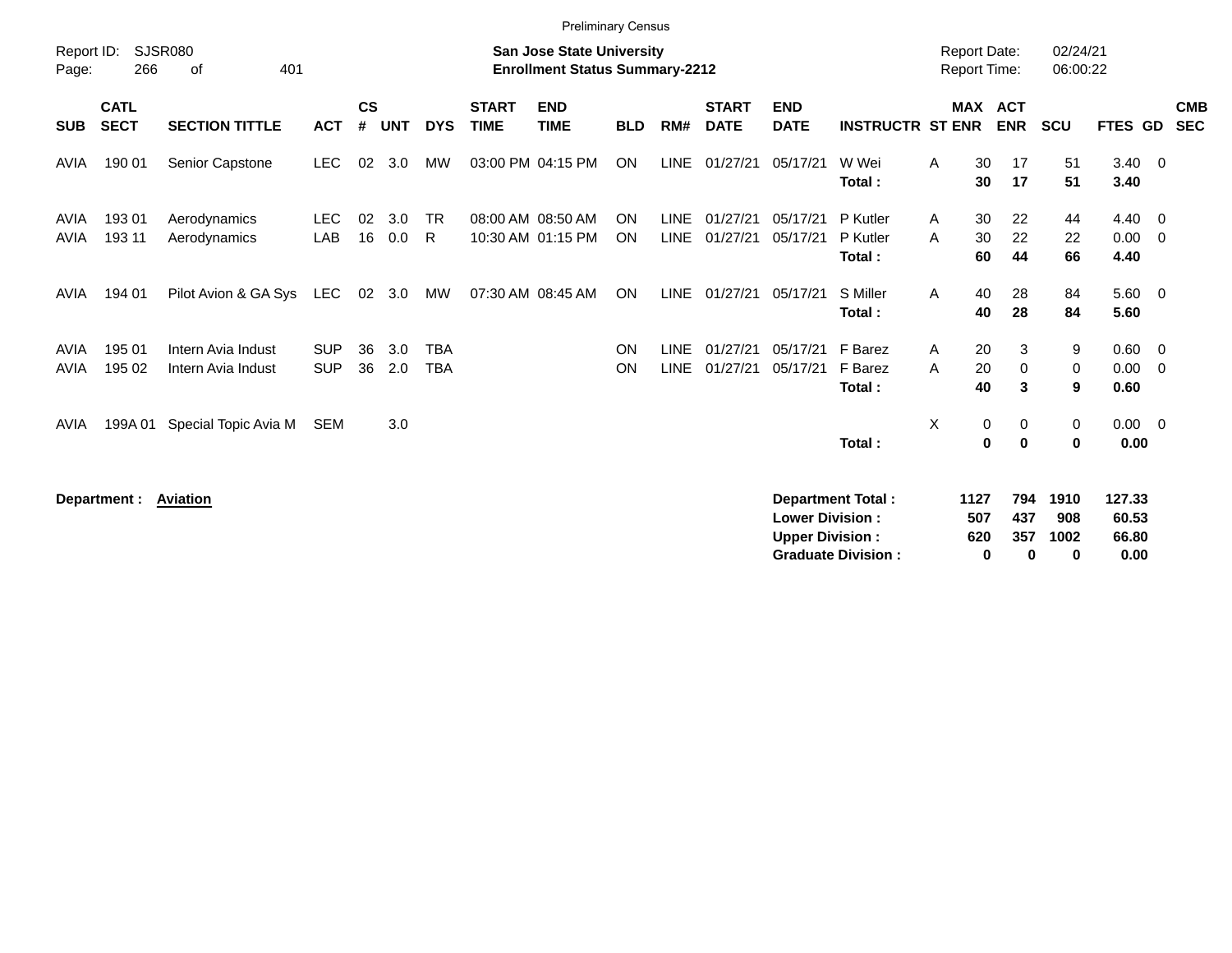Preliminary Census

Report ID: SJSR080

**San Jose State University**
**Enrollment Status Summary-2212**

Report Date: 02/24/21
Report Time: 06:00:22

| SUB | CATL SECT | SECTION TITTLE | ACT | CS # | UNT | DYS | START TIME | END TIME | BLD | RM# | START DATE | END DATE | INSTRUCTR | ST | MAX ENR | ACT ENR | SCU | FTES | GD | CMB SEC |
|---|---|---|---|---|---|---|---|---|---|---|---|---|---|---|---|---|---|---|---|---|
| AVIA | 190 01 | Senior Capstone | LEC | 02 | 3.0 | MW | 03:00 PM | 04:15 PM | ON | LINE | 01/27/21 | 05/17/21 | W Wei | A | 30 | 17 | 51 | 3.40 | 0 | |
| | | | | | | | | | | | | | **Total :** | | **30** | **17** | **51** | **3.40** | | |
| AVIA | 193 01 | Aerodynamics | LEC | 02 | 3.0 | TR | 08:00 AM | 08:50 AM | ON | LINE | 01/27/21 | 05/17/21 | P Kutler | A | 30 | 22 | 44 | 4.40 | 0 | |
| AVIA | 193 11 | Aerodynamics | LAB | 16 | 0.0 | R | 10:30 AM | 01:15 PM | ON | LINE | 01/27/21 | 05/17/21 | P Kutler | A | 30 | 22 | 22 | 0.00 | 0 | |
| | | | | | | | | | | | | | **Total :** | | **60** | **44** | **66** | **4.40** | | |
| AVIA | 194 01 | Pilot Avion & GA Sys | LEC | 02 | 3.0 | MW | 07:30 AM | 08:45 AM | ON | LINE | 01/27/21 | 05/17/21 | S Miller | A | 40 | 28 | 84 | 5.60 | 0 | |
| | | | | | | | | | | | | | **Total :** | | **40** | **28** | **84** | **5.60** | | |
| AVIA | 195 01 | Intern Avia Indust | SUP | 36 | 3.0 | TBA | | | ON | LINE | 01/27/21 | 05/17/21 | F Barez | A | 20 | 3 | 9 | 0.60 | 0 | |
| AVIA | 195 02 | Intern Avia Indust | SUP | 36 | 2.0 | TBA | | | ON | LINE | 01/27/21 | 05/17/21 | F Barez | A | 20 | 0 | 0 | 0.00 | 0 | |
| | | | | | | | | | | | | | **Total :** | | **40** | **3** | **9** | **0.60** | | |
| AVIA | 199A 01 | Special Topic Avia M | SEM | | 3.0 | | | | | | | | | X | 0 | 0 | 0 | 0.00 | 0 | |
| | | | | | | | | | | | | | **Total :** | | **0** | **0** | **0** | **0.00** | | |

**Department :** **Aviation**

| | MAX ENR | ACT ENR | SCU | FTES |
|---|---|---|---|---|
| **Department Total :** | **1127** | **794** | **1910** | **127.33** |
| **Lower Division :** | **507** | **437** | **908** | **60.53** |
| **Upper Division :** | **620** | **357** | **1002** | **66.80** |
| **Graduate Division :** | **0** | **0** | **0** | **0.00** |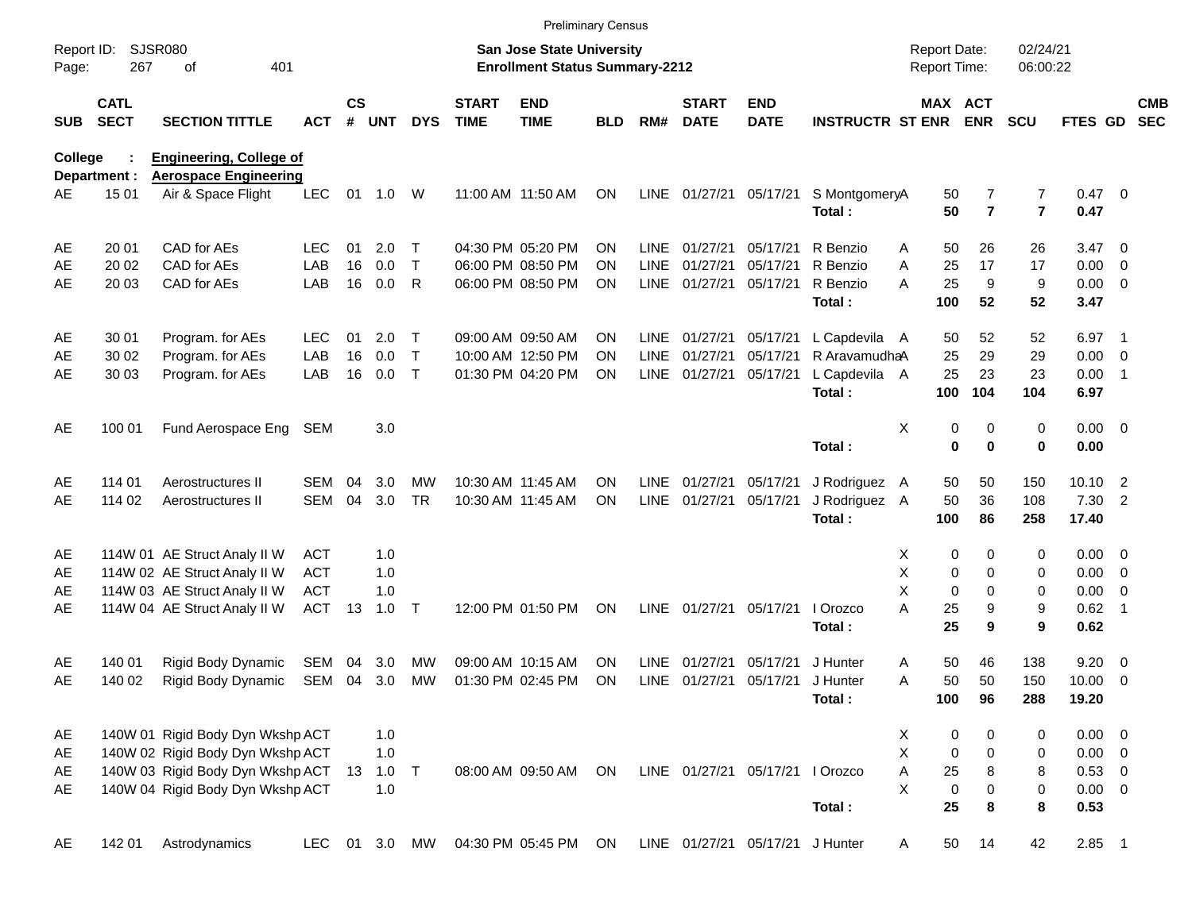Preliminary Census

Report ID: SJSR080
Page: 267 of 401

**San Jose State University**
**Enrollment Status Summary-2212**

Report Date: 02/24/21
Report Time: 06:00:22

College : **Engineering, College of**
Department : **Aerospace Engineering**

| SUB | CATL SECT | SECTION TITTLE | ACT | CS # | UNT | DYS | START TIME | END TIME | BLD | RM# | START DATE | END DATE | INSTRUCTR | ST | MAX ENR | ACT ENR | SCU | FTES | GD | CMB SEC |
|---|---|---|---|---|---|---|---|---|---|---|---|---|---|---|---|---|---|---|---|---|
| AE | 15 01 | Air & Space Flight | LEC | 01 | 1.0 | W | 11:00 AM | 11:50 AM | ON | LINE | 01/27/21 | 05/17/21 | S Montgomery | A | 50 | 7 | 7 | 0.47 | 0 | |
| | | | | | | | | | | | | | **Total :** | | **50** | **7** | **7** | **0.47** | | |
| AE | 20 01 | CAD for AEs | LEC | 01 | 2.0 | T | 04:30 PM | 05:20 PM | ON | LINE | 01/27/21 | 05/17/21 | R Benzio | A | 50 | 26 | 26 | 3.47 | 0 | |
| AE | 20 02 | CAD for AEs | LAB | 16 | 0.0 | T | 06:00 PM | 08:50 PM | ON | LINE | 01/27/21 | 05/17/21 | R Benzio | A | 25 | 17 | 17 | 0.00 | 0 | |
| AE | 20 03 | CAD for AEs | LAB | 16 | 0.0 | R | 06:00 PM | 08:50 PM | ON | LINE | 01/27/21 | 05/17/21 | R Benzio | A | 25 | 9 | 9 | 0.00 | 0 | |
| | | | | | | | | | | | | | **Total :** | | **100** | **52** | **52** | **3.47** | | |
| AE | 30 01 | Program. for AEs | LEC | 01 | 2.0 | T | 09:00 AM | 09:50 AM | ON | LINE | 01/27/21 | 05/17/21 | L Capdevila | A | 50 | 52 | 52 | 6.97 | 1 | |
| AE | 30 02 | Program. for AEs | LAB | 16 | 0.0 | T | 10:00 AM | 12:50 PM | ON | LINE | 01/27/21 | 05/17/21 | R Aravamudha | A | 25 | 29 | 29 | 0.00 | 0 | |
| AE | 30 03 | Program. for AEs | LAB | 16 | 0.0 | T | 01:30 PM | 04:20 PM | ON | LINE | 01/27/21 | 05/17/21 | L Capdevila | A | 25 | 23 | 23 | 0.00 | 1 | |
| | | | | | | | | | | | | | **Total :** | | **100** | **104** | **104** | **6.97** | | |
| AE | 100 01 | Fund Aerospace Eng | SEM | | 3.0 | | | | | | | | | X | 0 | 0 | 0 | 0.00 | 0 | |
| | | | | | | | | | | | | | **Total :** | | **0** | **0** | **0** | **0.00** | | |
| AE | 114 01 | Aerostructures II | SEM | 04 | 3.0 | MW | 10:30 AM | 11:45 AM | ON | LINE | 01/27/21 | 05/17/21 | J Rodriguez | A | 50 | 50 | 150 | 10.10 | 2 | |
| AE | 114 02 | Aerostructures II | SEM | 04 | 3.0 | TR | 10:30 AM | 11:45 AM | ON | LINE | 01/27/21 | 05/17/21 | J Rodriguez | A | 50 | 36 | 108 | 7.30 | 2 | |
| | | | | | | | | | | | | | **Total :** | | **100** | **86** | **258** | **17.40** | | |
| AE | 114W 01 | AE Struct Analy II W | ACT | | 1.0 | | | | | | | | | X | 0 | 0 | 0 | 0.00 | 0 | |
| AE | 114W 02 | AE Struct Analy II W | ACT | | 1.0 | | | | | | | | | X | 0 | 0 | 0 | 0.00 | 0 | |
| AE | 114W 03 | AE Struct Analy II W | ACT | | 1.0 | | | | | | | | | X | 0 | 0 | 0 | 0.00 | 0 | |
| AE | 114W 04 | AE Struct Analy II W | ACT | 13 | 1.0 | T | 12:00 PM | 01:50 PM | ON | LINE | 01/27/21 | 05/17/21 | I Orozco | A | 25 | 9 | 9 | 0.62 | 1 | |
| | | | | | | | | | | | | | **Total :** | | **25** | **9** | **9** | **0.62** | | |
| AE | 140 01 | Rigid Body Dynamic | SEM | 04 | 3.0 | MW | 09:00 AM | 10:15 AM | ON | LINE | 01/27/21 | 05/17/21 | J Hunter | A | 50 | 46 | 138 | 9.20 | 0 | |
| AE | 140 02 | Rigid Body Dynamic | SEM | 04 | 3.0 | MW | 01:30 PM | 02:45 PM | ON | LINE | 01/27/21 | 05/17/21 | J Hunter | A | 50 | 50 | 150 | 10.00 | 0 | |
| | | | | | | | | | | | | | **Total :** | | **100** | **96** | **288** | **19.20** | | |
| AE | 140W 01 | Rigid Body Dyn Wkshp | ACT | | 1.0 | | | | | | | | | X | 0 | 0 | 0 | 0.00 | 0 | |
| AE | 140W 02 | Rigid Body Dyn Wkshp | ACT | | 1.0 | | | | | | | | | X | 0 | 0 | 0 | 0.00 | 0 | |
| AE | 140W 03 | Rigid Body Dyn Wkshp | ACT | 13 | 1.0 | T | 08:00 AM | 09:50 AM | ON | LINE | 01/27/21 | 05/17/21 | I Orozco | A | 25 | 8 | 8 | 0.53 | 0 | |
| AE | 140W 04 | Rigid Body Dyn Wkshp | ACT | | 1.0 | | | | | | | | | X | 0 | 0 | 0 | 0.00 | 0 | |
| | | | | | | | | | | | | | **Total :** | | **25** | **8** | **8** | **0.53** | | |
| AE | 142 01 | Astrodynamics | LEC | 01 | 3.0 | MW | 04:30 PM | 05:45 PM | ON | LINE | 01/27/21 | 05/17/21 | J Hunter | A | 50 | 14 | 42 | 2.85 | 1 | |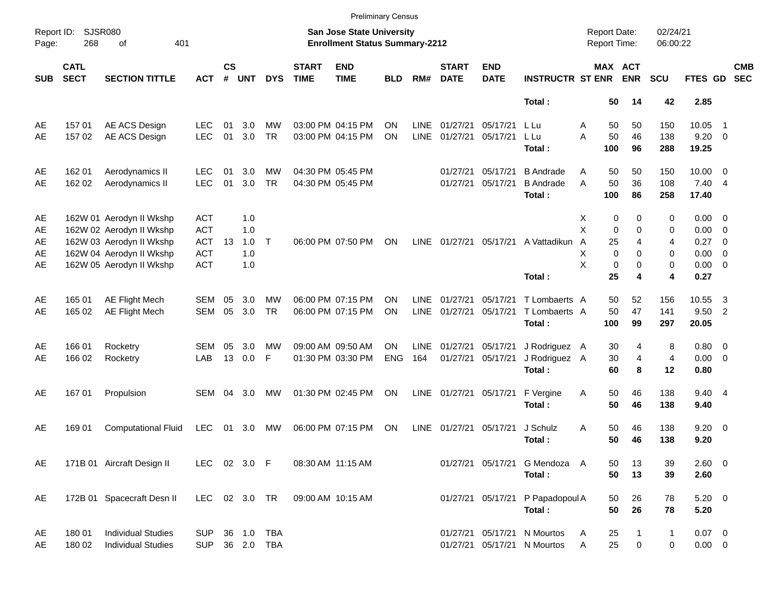Preliminary Census

Report ID: SJSR080

**San Jose State University**
**Enrollment Status Summary-2212**

Report Date: 02/24/21
Report Time: 06:00:22

| SUB | CATL SECT | SECTION TITTLE | ACT | CS # | UNT | DYS | START TIME | END TIME | BLD | RM# | START DATE | END DATE | INSTRUCTR | ST | MAX ENR | ACT ENR | SCU | FTES | GD | CMB SEC |
|---|---|---|---|---|---|---|---|---|---|---|---|---|---|---|---|---|---|---|---|---|
| | | | | | | | | | | | | | **Total :** | | **50** | **14** | **42** | **2.85** | | |
| AE | 157 01 | AE ACS Design | LEC | 01 | 3.0 | MW | 03:00 PM | 04:15 PM | ON | LINE | 01/27/21 | 05/17/21 | L Lu | A | 50 | 50 | 150 | 10.05 | 1 | |
| AE | 157 02 | AE ACS Design | LEC | 01 | 3.0 | TR | 03:00 PM | 04:15 PM | ON | LINE | 01/27/21 | 05/17/21 | L Lu | A | 50 | 46 | 138 | 9.20 | 0 | |
| | | | | | | | | | | | | | **Total :** | | **100** | **96** | **288** | **19.25** | | |
| AE | 162 01 | Aerodynamics II | LEC | 01 | 3.0 | MW | 04:30 PM | 05:45 PM | | | 01/27/21 | 05/17/21 | B Andrade | A | 50 | 50 | 150 | 10.00 | 0 | |
| AE | 162 02 | Aerodynamics II | LEC | 01 | 3.0 | TR | 04:30 PM | 05:45 PM | | | 01/27/21 | 05/17/21 | B Andrade | A | 50 | 36 | 108 | 7.40 | 4 | |
| | | | | | | | | | | | | | **Total :** | | **100** | **86** | **258** | **17.40** | | |
| AE | 162W 01 | Aerodyn II Wkshp | ACT | | 1.0 | | | | | | | | | X | 0 | 0 | 0 | 0.00 | 0 | |
| AE | 162W 02 | Aerodyn II Wkshp | ACT | | 1.0 | | | | | | | | | X | 0 | 0 | 0 | 0.00 | 0 | |
| AE | 162W 03 | Aerodyn II Wkshp | ACT | 13 | 1.0 | T | 06:00 PM | 07:50 PM | ON | LINE | 01/27/21 | 05/17/21 | A Vattadikun | A | 25 | 4 | 4 | 0.27 | 0 | |
| AE | 162W 04 | Aerodyn II Wkshp | ACT | | 1.0 | | | | | | | | | X | 0 | 0 | 0 | 0.00 | 0 | |
| AE | 162W 05 | Aerodyn II Wkshp | ACT | | 1.0 | | | | | | | | | X | 0 | 0 | 0 | 0.00 | 0 | |
| | | | | | | | | | | | | | **Total :** | | **25** | **4** | **4** | **0.27** | | |
| AE | 165 01 | AE Flight Mech | SEM | 05 | 3.0 | MW | 06:00 PM | 07:15 PM | ON | LINE | 01/27/21 | 05/17/21 | T Lombaerts | A | 50 | 52 | 156 | 10.55 | 3 | |
| AE | 165 02 | AE Flight Mech | SEM | 05 | 3.0 | TR | 06:00 PM | 07:15 PM | ON | LINE | 01/27/21 | 05/17/21 | T Lombaerts | A | 50 | 47 | 141 | 9.50 | 2 | |
| | | | | | | | | | | | | | **Total :** | | **100** | **99** | **297** | **20.05** | | |
| AE | 166 01 | Rocketry | SEM | 05 | 3.0 | MW | 09:00 AM | 09:50 AM | ON | LINE | 01/27/21 | 05/17/21 | J Rodriguez | A | 30 | 4 | 8 | 0.80 | 0 | |
| AE | 166 02 | Rocketry | LAB | 13 | 0.0 | F | 01:30 PM | 03:30 PM | ENG | 164 | 01/27/21 | 05/17/21 | J Rodriguez | A | 30 | 4 | 4 | 0.00 | 0 | |
| | | | | | | | | | | | | | **Total :** | | **60** | **8** | **12** | **0.80** | | |
| AE | 167 01 | Propulsion | SEM | 04 | 3.0 | MW | 01:30 PM | 02:45 PM | ON | LINE | 01/27/21 | 05/17/21 | F Vergine | A | 50 | 46 | 138 | 9.40 | 4 | |
| | | | | | | | | | | | | | **Total :** | | **50** | **46** | **138** | **9.40** | | |
| AE | 169 01 | Computational Fluid | LEC | 01 | 3.0 | MW | 06:00 PM | 07:15 PM | ON | LINE | 01/27/21 | 05/17/21 | J Schulz | A | 50 | 46 | 138 | 9.20 | 0 | |
| | | | | | | | | | | | | | **Total :** | | **50** | **46** | **138** | **9.20** | | |
| AE | 171B 01 | Aircraft Design II | LEC | 02 | 3.0 | F | 08:30 AM | 11:15 AM | | | 01/27/21 | 05/17/21 | G Mendoza | A | 50 | 13 | 39 | 2.60 | 0 | |
| | | | | | | | | | | | | | **Total :** | | **50** | **13** | **39** | **2.60** | | |
| AE | 172B 01 | Spacecraft Desn II | LEC | 02 | 3.0 | TR | 09:00 AM | 10:15 AM | | | 01/27/21 | 05/17/21 | P Papadopoul | A | 50 | 26 | 78 | 5.20 | 0 | |
| | | | | | | | | | | | | | **Total :** | | **50** | **26** | **78** | **5.20** | | |
| AE | 180 01 | Individual Studies | SUP | 36 | 1.0 | TBA | | | | | 01/27/21 | 05/17/21 | N Mourtos | A | 25 | 1 | 1 | 0.07 | 0 | |
| AE | 180 02 | Individual Studies | SUP | 36 | 2.0 | TBA | | | | | 01/27/21 | 05/17/21 | N Mourtos | A | 25 | 0 | 0 | 0.00 | 0 | |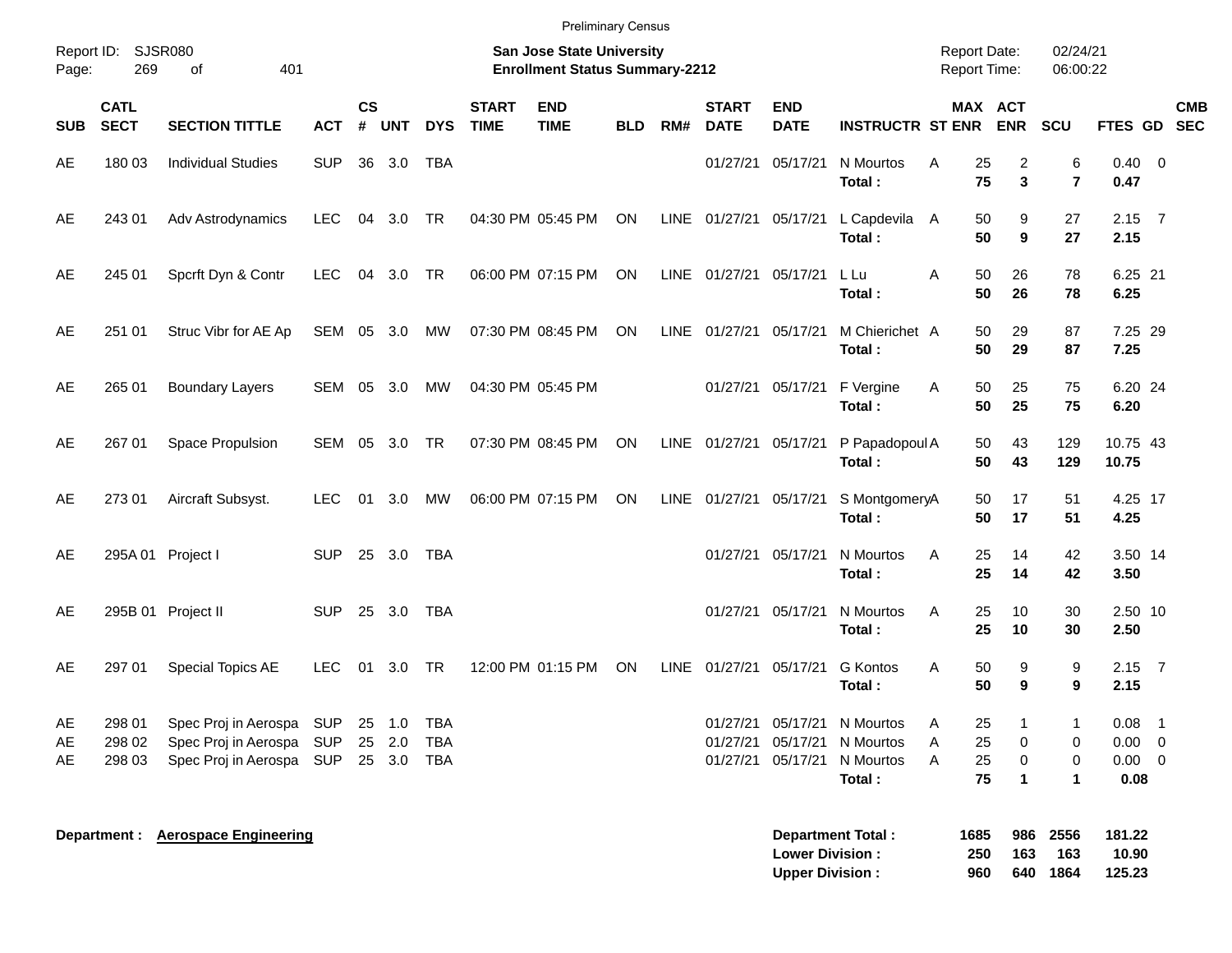Preliminary Census

Report ID: SJSR080
Page: 269 of 401

**San Jose State University**
**Enrollment Status Summary-2212**

Report Date: 02/24/21
Report Time: 06:00:22

| SUB | CATL SECT | SECTION TITTLE | ACT | CS # | UNT | DYS | START TIME | END TIME | BLD | RM# | START DATE | END DATE | INSTRUCTR | ST | MAX ENR | ACT ENR | SCU | FTES | GD | CMB SEC |
|---|---|---|---|---|---|---|---|---|---|---|---|---|---|---|---|---|---|---|---|---|
| AE | 180 03 | Individual Studies | SUP | 36 | 3.0 | TBA | | | | | 01/27/21 | 05/17/21 | N Mourtos | A | 25 | 2 | 6 | 0.40 | 0 | |
| | | | | | | | | | | | | | **Total :** | | **75** | **3** | **7** | **0.47** | | |
| AE | 243 01 | Adv Astrodynamics | LEC | 04 | 3.0 | TR | 04:30 PM | 05:45 PM | ON | LINE | 01/27/21 | 05/17/21 | L Capdevila | A | 50 | 9 | 27 | 2.15 | 7 | |
| | | | | | | | | | | | | | **Total :** | | **50** | **9** | **27** | **2.15** | | |
| AE | 245 01 | Spcrft Dyn & Contr | LEC | 04 | 3.0 | TR | 06:00 PM | 07:15 PM | ON | LINE | 01/27/21 | 05/17/21 | L Lu | A | 50 | 26 | 78 | 6.25 | 21 | |
| | | | | | | | | | | | | | **Total :** | | **50** | **26** | **78** | **6.25** | | |
| AE | 251 01 | Struc Vibr for AE Ap | SEM | 05 | 3.0 | MW | 07:30 PM | 08:45 PM | ON | LINE | 01/27/21 | 05/17/21 | M Chierichet | A | 50 | 29 | 87 | 7.25 | 29 | |
| | | | | | | | | | | | | | **Total :** | | **50** | **29** | **87** | **7.25** | | |
| AE | 265 01 | Boundary Layers | SEM | 05 | 3.0 | MW | 04:30 PM | 05:45 PM | | | 01/27/21 | 05/17/21 | F Vergine | A | 50 | 25 | 75 | 6.20 | 24 | |
| | | | | | | | | | | | | | **Total :** | | **50** | **25** | **75** | **6.20** | | |
| AE | 267 01 | Space Propulsion | SEM | 05 | 3.0 | TR | 07:30 PM | 08:45 PM | ON | LINE | 01/27/21 | 05/17/21 | P Papadopoul | A | 50 | 43 | 129 | 10.75 | 43 | |
| | | | | | | | | | | | | | **Total :** | | **50** | **43** | **129** | **10.75** | | |
| AE | 273 01 | Aircraft Subsyst. | LEC | 01 | 3.0 | MW | 06:00 PM | 07:15 PM | ON | LINE | 01/27/21 | 05/17/21 | S Montgomery | A | 50 | 17 | 51 | 4.25 | 17 | |
| | | | | | | | | | | | | | **Total :** | | **50** | **17** | **51** | **4.25** | | |
| AE | 295A 01 | Project I | SUP | 25 | 3.0 | TBA | | | | | 01/27/21 | 05/17/21 | N Mourtos | A | 25 | 14 | 42 | 3.50 | 14 | |
| | | | | | | | | | | | | | **Total :** | | **25** | **14** | **42** | **3.50** | | |
| AE | 295B 01 | Project II | SUP | 25 | 3.0 | TBA | | | | | 01/27/21 | 05/17/21 | N Mourtos | A | 25 | 10 | 30 | 2.50 | 10 | |
| | | | | | | | | | | | | | **Total :** | | **25** | **10** | **30** | **2.50** | | |
| AE | 297 01 | Special Topics AE | LEC | 01 | 3.0 | TR | 12:00 PM | 01:15 PM | ON | LINE | 01/27/21 | 05/17/21 | G Kontos | A | 50 | 9 | 9 | 2.15 | 7 | |
| | | | | | | | | | | | | | **Total :** | | **50** | **9** | **9** | **2.15** | | |
| AE | 298 01 | Spec Proj in Aerospa | SUP | 25 | 1.0 | TBA | | | | | 01/27/21 | 05/17/21 | N Mourtos | A | 25 | 1 | 1 | 0.08 | 1 | |
| AE | 298 02 | Spec Proj in Aerospa | SUP | 25 | 2.0 | TBA | | | | | 01/27/21 | 05/17/21 | N Mourtos | A | 25 | 0 | 0 | 0.00 | 0 | |
| AE | 298 03 | Spec Proj in Aerospa | SUP | 25 | 3.0 | TBA | | | | | 01/27/21 | 05/17/21 | N Mourtos | A | 25 | 0 | 0 | 0.00 | 0 | |
| | | | | | | | | | | | | | **Total :** | | **75** | **1** | **1** | **0.08** | | |

**Department :** **Aerospace Engineering**

| | MAX ENR | ACT ENR | SCU | FTES |
|---|---|---|---|---|
| **Department Total :** | **1685** | **986** | **2556** | **181.22** |
| **Lower Division :** | **250** | **163** | **163** | **10.90** |
| **Upper Division :** | **960** | **640** | **1864** | **125.23** |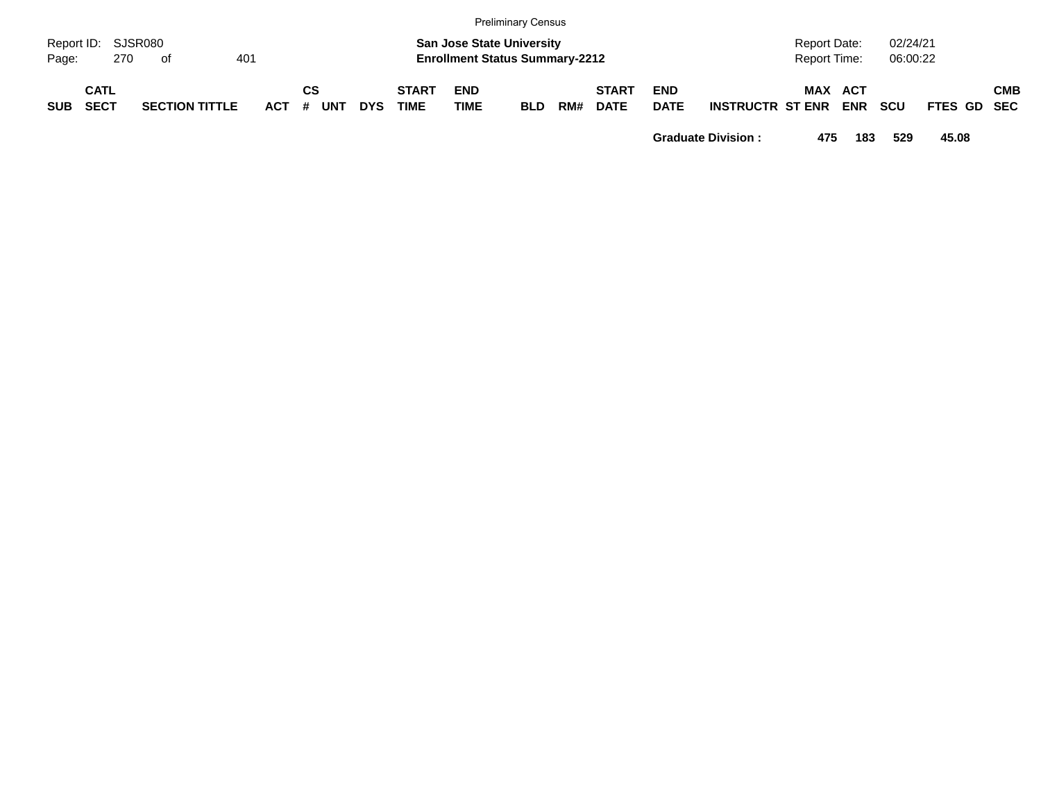| SUB | CATL SECT | SECTION TITTLE | ACT | CS # | UNT | DYS | START TIME | END TIME | BLD | RM# | START DATE | END DATE | INSTRUCTR | ST | MAX ENR | ACT ENR | SCU | FTES | GD | CMB SEC |
|---|---|---|---|---|---|---|---|---|---|---|---|---|---|---|---|---|---|---|---|---|
| | | | | | | | | | | | | **Graduate Division :** | | | **475** | **183** | **529** | **45.08** | | |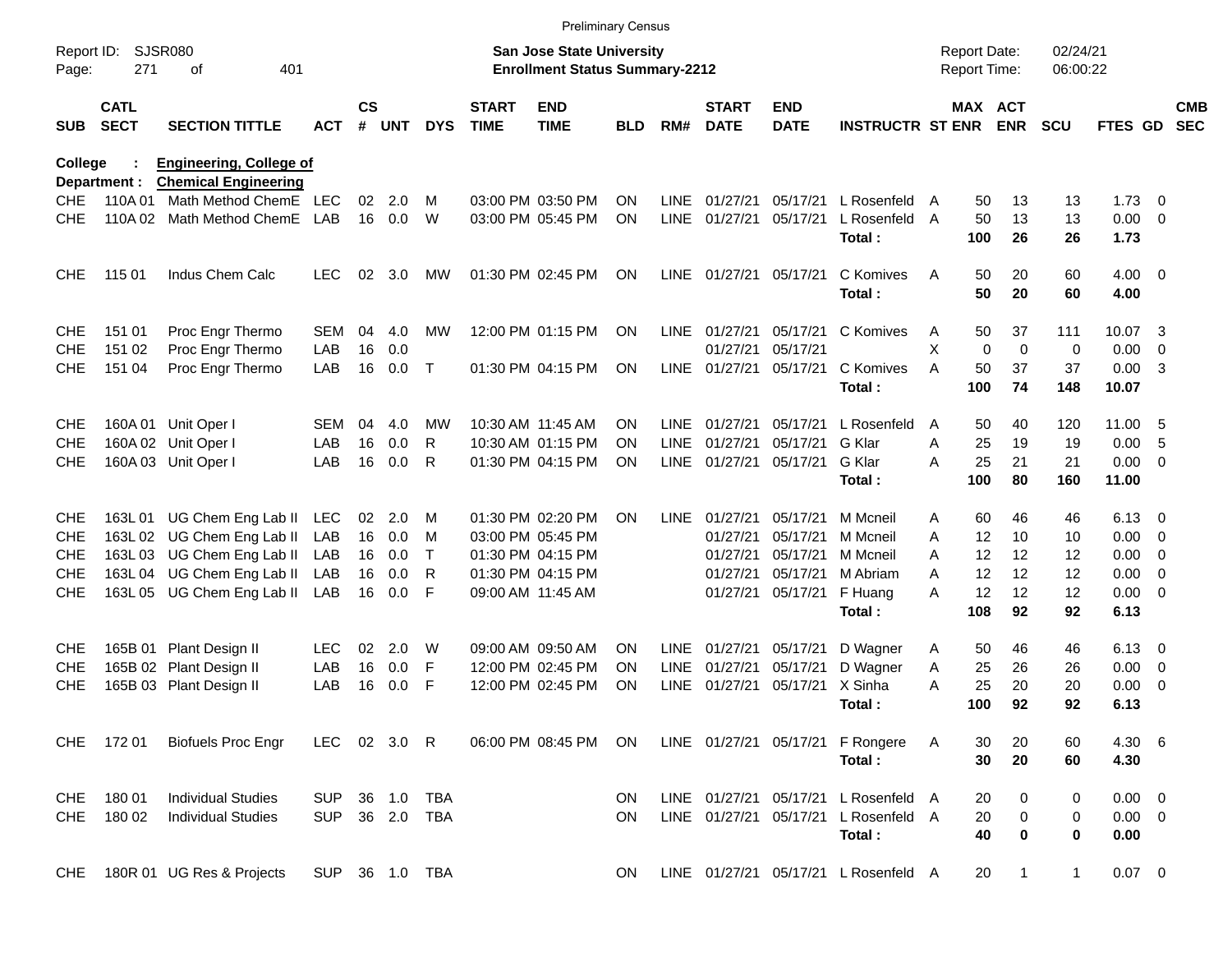Preliminary Census

Report ID: SJSR080
Page: 271 of 401

**San Jose State University**
**Enrollment Status Summary-2212**

Report Date: 02/24/21
Report Time: 06:00:22

**College : Engineering, College of**
**Department : Chemical Engineering**

| SUB | CATL SECT | SECTION TITTLE | ACT | CS # | UNT | DYS | START TIME | END TIME | BLD | RM# | START DATE | END DATE | INSTRUCTR | ST | MAX ENR | ACT ENR | SCU | FTES | GD | CMB SEC |
|---|---|---|---|---|---|---|---|---|---|---|---|---|---|---|---|---|---|---|---|---|
| CHE | 110A 01 | Math Method ChemE | LEC | 02 | 2.0 | M | 03:00 PM | 03:50 PM | ON | LINE | 01/27/21 | 05/17/21 | L Rosenfeld | A | 50 | 13 | 13 | 1.73 | 0 | |
| CHE | 110A 02 | Math Method ChemE | LAB | 16 | 0.0 | W | 03:00 PM | 05:45 PM | ON | LINE | 01/27/21 | 05/17/21 | L Rosenfeld | A | 50 | 13 | 13 | 0.00 | 0 | |
| | | | | | | | | | | | | | **Total :** | | **100** | **26** | **26** | **1.73** | | |
| CHE | 115 01 | Indus Chem Calc | LEC | 02 | 3.0 | MW | 01:30 PM | 02:45 PM | ON | LINE | 01/27/21 | 05/17/21 | C Komives | A | 50 | 20 | 60 | 4.00 | 0 | |
| | | | | | | | | | | | | | **Total :** | | **50** | **20** | **60** | **4.00** | | |
| CHE | 151 01 | Proc Engr Thermo | SEM | 04 | 4.0 | MW | 12:00 PM | 01:15 PM | ON | LINE | 01/27/21 | 05/17/21 | C Komives | A | 50 | 37 | 111 | 10.07 | 3 | |
| CHE | 151 02 | Proc Engr Thermo | LAB | 16 | 0.0 | | | | | | 01/27/21 | 05/17/21 | | X | 0 | 0 | 0 | 0.00 | 0 | |
| CHE | 151 04 | Proc Engr Thermo | LAB | 16 | 0.0 | T | 01:30 PM | 04:15 PM | ON | LINE | 01/27/21 | 05/17/21 | C Komives | A | 50 | 37 | 37 | 0.00 | 3 | |
| | | | | | | | | | | | | | **Total :** | | **100** | **74** | **148** | **10.07** | | |
| CHE | 160A 01 | Unit Oper I | SEM | 04 | 4.0 | MW | 10:30 AM | 11:45 AM | ON | LINE | 01/27/21 | 05/17/21 | L Rosenfeld | A | 50 | 40 | 120 | 11.00 | 5 | |
| CHE | 160A 02 | Unit Oper I | LAB | 16 | 0.0 | R | 10:30 AM | 01:15 PM | ON | LINE | 01/27/21 | 05/17/21 | G Klar | A | 25 | 19 | 19 | 0.00 | 5 | |
| CHE | 160A 03 | Unit Oper I | LAB | 16 | 0.0 | R | 01:30 PM | 04:15 PM | ON | LINE | 01/27/21 | 05/17/21 | G Klar | A | 25 | 21 | 21 | 0.00 | 0 | |
| | | | | | | | | | | | | | **Total :** | | **100** | **80** | **160** | **11.00** | | |
| CHE | 163L 01 | UG Chem Eng Lab II | LEC | 02 | 2.0 | M | 01:30 PM | 02:20 PM | ON | LINE | 01/27/21 | 05/17/21 | M Mcneil | A | 60 | 46 | 46 | 6.13 | 0 | |
| CHE | 163L 02 | UG Chem Eng Lab II | LAB | 16 | 0.0 | M | 03:00 PM | 05:45 PM | | | 01/27/21 | 05/17/21 | M Mcneil | A | 12 | 10 | 10 | 0.00 | 0 | |
| CHE | 163L 03 | UG Chem Eng Lab II | LAB | 16 | 0.0 | T | 01:30 PM | 04:15 PM | | | 01/27/21 | 05/17/21 | M Mcneil | A | 12 | 12 | 12 | 0.00 | 0 | |
| CHE | 163L 04 | UG Chem Eng Lab II | LAB | 16 | 0.0 | R | 01:30 PM | 04:15 PM | | | 01/27/21 | 05/17/21 | M Abriam | A | 12 | 12 | 12 | 0.00 | 0 | |
| CHE | 163L 05 | UG Chem Eng Lab II | LAB | 16 | 0.0 | F | 09:00 AM | 11:45 AM | | | 01/27/21 | 05/17/21 | F Huang | A | 12 | 12 | 12 | 0.00 | 0 | |
| | | | | | | | | | | | | | **Total :** | | **108** | **92** | **92** | **6.13** | | |
| CHE | 165B 01 | Plant Design II | LEC | 02 | 2.0 | W | 09:00 AM | 09:50 AM | ON | LINE | 01/27/21 | 05/17/21 | D Wagner | A | 50 | 46 | 46 | 6.13 | 0 | |
| CHE | 165B 02 | Plant Design II | LAB | 16 | 0.0 | F | 12:00 PM | 02:45 PM | ON | LINE | 01/27/21 | 05/17/21 | D Wagner | A | 25 | 26 | 26 | 0.00 | 0 | |
| CHE | 165B 03 | Plant Design II | LAB | 16 | 0.0 | F | 12:00 PM | 02:45 PM | ON | LINE | 01/27/21 | 05/17/21 | X Sinha | A | 25 | 20 | 20 | 0.00 | 0 | |
| | | | | | | | | | | | | | **Total :** | | **100** | **92** | **92** | **6.13** | | |
| CHE | 172 01 | Biofuels Proc Engr | LEC | 02 | 3.0 | R | 06:00 PM | 08:45 PM | ON | LINE | 01/27/21 | 05/17/21 | F Rongere | A | 30 | 20 | 60 | 4.30 | 6 | |
| | | | | | | | | | | | | | **Total :** | | **30** | **20** | **60** | **4.30** | | |
| CHE | 180 01 | Individual Studies | SUP | 36 | 1.0 | TBA | | | ON | LINE | 01/27/21 | 05/17/21 | L Rosenfeld | A | 20 | 0 | 0 | 0.00 | 0 | |
| CHE | 180 02 | Individual Studies | SUP | 36 | 2.0 | TBA | | | ON | LINE | 01/27/21 | 05/17/21 | L Rosenfeld | A | 20 | 0 | 0 | 0.00 | 0 | |
| | | | | | | | | | | | | | **Total :** | | **40** | **0** | **0** | **0.00** | | |
| CHE | 180R 01 | UG Res & Projects | SUP | 36 | 1.0 | TBA | | | ON | LINE | 01/27/21 | 05/17/21 | L Rosenfeld | A | 20 | 1 | 1 | 0.07 | 0 | |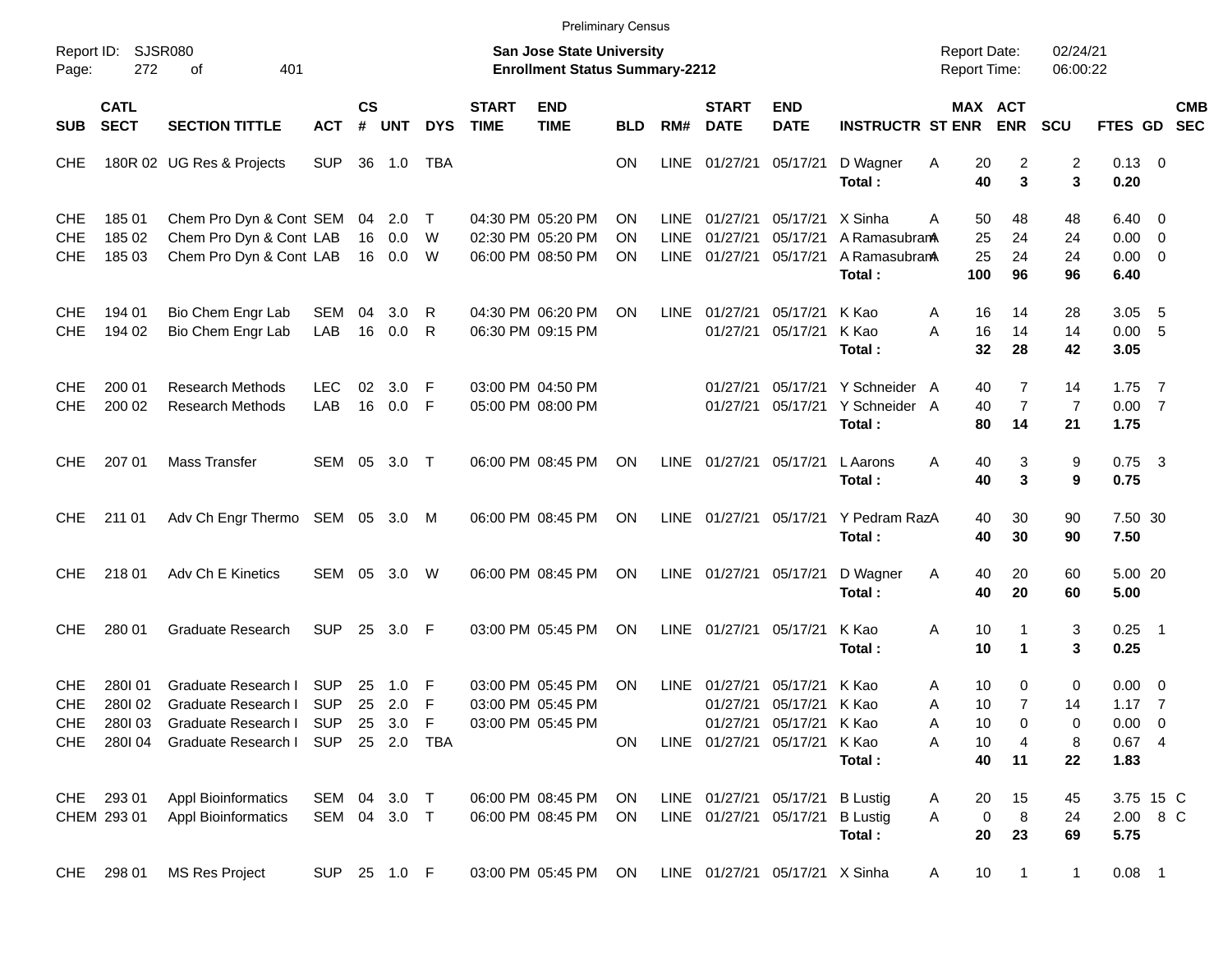Preliminary Census

Report ID: SJSR080

**San Jose State University**
**Enrollment Status Summary-2212**

Report Date: 02/24/21
Report Time: 06:00:22

| SUB | CATL SECT | SECTION TITTLE | ACT | CS # | UNT | DYS | START TIME | END TIME | BLD | RM# | START DATE | END DATE | INSTRUCTR | ST | MAX ENR | ACT ENR | SCU | FTES | GD | CMB SEC |
|---|---|---|---|---|---|---|---|---|---|---|---|---|---|---|---|---|---|---|---|---|
| CHE | 180R 02 | UG Res & Projects | SUP | 36 | 1.0 | TBA | | | ON | LINE | 01/27/21 | 05/17/21 | D Wagner | A | 20 | 2 | 2 | 0.13 | 0 | |
| | | | | | | | | | | | | | **Total :** | | **40** | **3** | **3** | **0.20** | | |
| CHE | 185 01 | Chem Pro Dyn & Cont | SEM | 04 | 2.0 | T | 04:30 PM | 05:20 PM | ON | LINE | 01/27/21 | 05/17/21 | X Sinha | A | 50 | 48 | 48 | 6.40 | 0 | |
| CHE | 185 02 | Chem Pro Dyn & Cont | LAB | 16 | 0.0 | W | 02:30 PM | 05:20 PM | ON | LINE | 01/27/21 | 05/17/21 | A Ramasubram | A | 25 | 24 | 24 | 0.00 | 0 | |
| CHE | 185 03 | Chem Pro Dyn & Cont | LAB | 16 | 0.0 | W | 06:00 PM | 08:50 PM | ON | LINE | 01/27/21 | 05/17/21 | A Ramasubram | A | 25 | 24 | 24 | 0.00 | 0 | |
| | | | | | | | | | | | | | **Total :** | | **100** | **96** | **96** | **6.40** | | |
| CHE | 194 01 | Bio Chem Engr Lab | SEM | 04 | 3.0 | R | 04:30 PM | 06:20 PM | ON | LINE | 01/27/21 | 05/17/21 | K Kao | A | 16 | 14 | 28 | 3.05 | 5 | |
| CHE | 194 02 | Bio Chem Engr Lab | LAB | 16 | 0.0 | R | 06:30 PM | 09:15 PM | | | 01/27/21 | 05/17/21 | K Kao | A | 16 | 14 | 14 | 0.00 | 5 | |
| | | | | | | | | | | | | | **Total :** | | **32** | **28** | **42** | **3.05** | | |
| CHE | 200 01 | Research Methods | LEC | 02 | 3.0 | F | 03:00 PM | 04:50 PM | | | 01/27/21 | 05/17/21 | Y Schneider | A | 40 | 7 | 14 | 1.75 | 7 | |
| CHE | 200 02 | Research Methods | LAB | 16 | 0.0 | F | 05:00 PM | 08:00 PM | | | 01/27/21 | 05/17/21 | Y Schneider | A | 40 | 7 | 7 | 0.00 | 7 | |
| | | | | | | | | | | | | | **Total :** | | **80** | **14** | **21** | **1.75** | | |
| CHE | 207 01 | Mass Transfer | SEM | 05 | 3.0 | T | 06:00 PM | 08:45 PM | ON | LINE | 01/27/21 | 05/17/21 | L Aarons | A | 40 | 3 | 9 | 0.75 | 3 | |
| | | | | | | | | | | | | | **Total :** | | **40** | **3** | **9** | **0.75** | | |
| CHE | 211 01 | Adv Ch Engr Thermo | SEM | 05 | 3.0 | M | 06:00 PM | 08:45 PM | ON | LINE | 01/27/21 | 05/17/21 | Y Pedram Raz | A | 40 | 30 | 90 | 7.50 | 30 | |
| | | | | | | | | | | | | | **Total :** | | **40** | **30** | **90** | **7.50** | | |
| CHE | 218 01 | Adv Ch E Kinetics | SEM | 05 | 3.0 | W | 06:00 PM | 08:45 PM | ON | LINE | 01/27/21 | 05/17/21 | D Wagner | A | 40 | 20 | 60 | 5.00 | 20 | |
| | | | | | | | | | | | | | **Total :** | | **40** | **20** | **60** | **5.00** | | |
| CHE | 280 01 | Graduate Research | SUP | 25 | 3.0 | F | 03:00 PM | 05:45 PM | ON | LINE | 01/27/21 | 05/17/21 | K Kao | A | 10 | 1 | 3 | 0.25 | 1 | |
| | | | | | | | | | | | | | **Total :** | | **10** | **1** | **3** | **0.25** | | |
| CHE | 280I 01 | Graduate Research I | SUP | 25 | 1.0 | F | 03:00 PM | 05:45 PM | ON | LINE | 01/27/21 | 05/17/21 | K Kao | A | 10 | 0 | 0 | 0.00 | 0 | |
| CHE | 280I 02 | Graduate Research I | SUP | 25 | 2.0 | F | 03:00 PM | 05:45 PM | | | 01/27/21 | 05/17/21 | K Kao | A | 10 | 7 | 14 | 1.17 | 7 | |
| CHE | 280I 03 | Graduate Research I | SUP | 25 | 3.0 | F | 03:00 PM | 05:45 PM | | | 01/27/21 | 05/17/21 | K Kao | A | 10 | 0 | 0 | 0.00 | 0 | |
| CHE | 280I 04 | Graduate Research I | SUP | 25 | 2.0 | TBA | | | ON | LINE | 01/27/21 | 05/17/21 | K Kao | A | 10 | 4 | 8 | 0.67 | 4 | |
| | | | | | | | | | | | | | **Total :** | | **40** | **11** | **22** | **1.83** | | |
| CHE | 293 01 | Appl Bioinformatics | SEM | 04 | 3.0 | T | 06:00 PM | 08:45 PM | ON | LINE | 01/27/21 | 05/17/21 | B Lustig | A | 20 | 15 | 45 | 3.75 | 15 | C |
| CHEM | 293 01 | Appl Bioinformatics | SEM | 04 | 3.0 | T | 06:00 PM | 08:45 PM | ON | LINE | 01/27/21 | 05/17/21 | B Lustig | A | 0 | 8 | 24 | 2.00 | 8 | C |
| | | | | | | | | | | | | | **Total :** | | **20** | **23** | **69** | **5.75** | | |
| CHE | 298 01 | MS Res Project | SUP | 25 | 1.0 | F | 03:00 PM | 05:45 PM | ON | LINE | 01/27/21 | 05/17/21 | X Sinha | A | 10 | 1 | 1 | 0.08 | 1 | |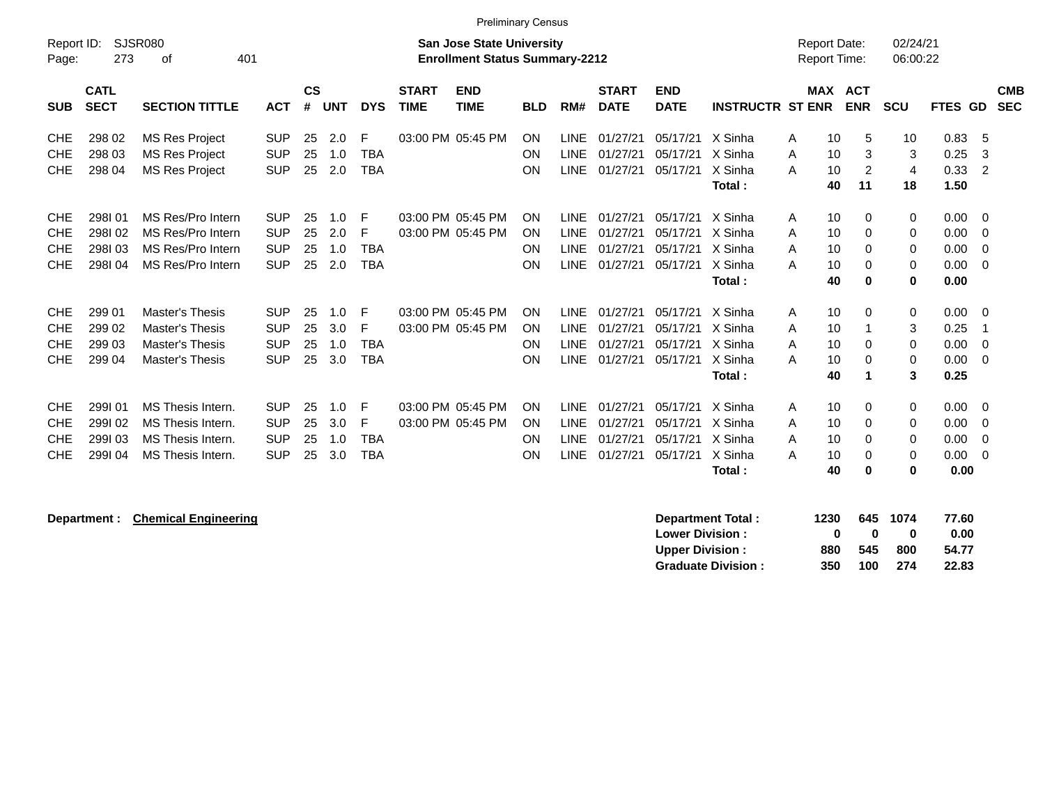Preliminary Census

Report ID: SJSR080
Page: 273 of 401

**San Jose State University**
**Enrollment Status Summary-2212**

Report Date: 02/24/21
Report Time: 06:00:22

| SUB | CATL SECT | SECTION TITTLE | ACT | CS # | UNT | DYS | START TIME | END TIME | BLD | RM# | START DATE | END DATE | INSTRUCTR | ST | MAX ENR | ACT ENR | SCU | FTES | GD | CMB SEC |
|---|---|---|---|---|---|---|---|---|---|---|---|---|---|---|---|---|---|---|---|---|
| CHE | 298 02 | MS Res Project | SUP | 25 | 2.0 | F | 03:00 PM | 05:45 PM | ON | LINE | 01/27/21 | 05/17/21 | X Sinha | A | 10 | 5 | 10 | 0.83 | 5 | |
| CHE | 298 03 | MS Res Project | SUP | 25 | 1.0 | TBA | | | ON | LINE | 01/27/21 | 05/17/21 | X Sinha | A | 10 | 3 | 3 | 0.25 | 3 | |
| CHE | 298 04 | MS Res Project | SUP | 25 | 2.0 | TBA | | | ON | LINE | 01/27/21 | 05/17/21 | X Sinha | A | 10 | 2 | 4 | 0.33 | 2 | |
| | | | | | | | | | | | | | **Total :** | | **40** | **11** | **18** | **1.50** | | |
| CHE | 298I 01 | MS Res/Pro Intern | SUP | 25 | 1.0 | F | 03:00 PM | 05:45 PM | ON | LINE | 01/27/21 | 05/17/21 | X Sinha | A | 10 | 0 | 0 | 0.00 | 0 | |
| CHE | 298I 02 | MS Res/Pro Intern | SUP | 25 | 2.0 | F | 03:00 PM | 05:45 PM | ON | LINE | 01/27/21 | 05/17/21 | X Sinha | A | 10 | 0 | 0 | 0.00 | 0 | |
| CHE | 298I 03 | MS Res/Pro Intern | SUP | 25 | 1.0 | TBA | | | ON | LINE | 01/27/21 | 05/17/21 | X Sinha | A | 10 | 0 | 0 | 0.00 | 0 | |
| CHE | 298I 04 | MS Res/Pro Intern | SUP | 25 | 2.0 | TBA | | | ON | LINE | 01/27/21 | 05/17/21 | X Sinha | A | 10 | 0 | 0 | 0.00 | 0 | |
| | | | | | | | | | | | | | **Total :** | | **40** | **0** | **0** | **0.00** | | |
| CHE | 299 01 | Master's Thesis | SUP | 25 | 1.0 | F | 03:00 PM | 05:45 PM | ON | LINE | 01/27/21 | 05/17/21 | X Sinha | A | 10 | 0 | 0 | 0.00 | 0 | |
| CHE | 299 02 | Master's Thesis | SUP | 25 | 3.0 | F | 03:00 PM | 05:45 PM | ON | LINE | 01/27/21 | 05/17/21 | X Sinha | A | 10 | 1 | 3 | 0.25 | 1 | |
| CHE | 299 03 | Master's Thesis | SUP | 25 | 1.0 | TBA | | | ON | LINE | 01/27/21 | 05/17/21 | X Sinha | A | 10 | 0 | 0 | 0.00 | 0 | |
| CHE | 299 04 | Master's Thesis | SUP | 25 | 3.0 | TBA | | | ON | LINE | 01/27/21 | 05/17/21 | X Sinha | A | 10 | 0 | 0 | 0.00 | 0 | |
| | | | | | | | | | | | | | **Total :** | | **40** | **1** | **3** | **0.25** | | |
| CHE | 299I 01 | MS Thesis Intern. | SUP | 25 | 1.0 | F | 03:00 PM | 05:45 PM | ON | LINE | 01/27/21 | 05/17/21 | X Sinha | A | 10 | 0 | 0 | 0.00 | 0 | |
| CHE | 299I 02 | MS Thesis Intern. | SUP | 25 | 3.0 | F | 03:00 PM | 05:45 PM | ON | LINE | 01/27/21 | 05/17/21 | X Sinha | A | 10 | 0 | 0 | 0.00 | 0 | |
| CHE | 299I 03 | MS Thesis Intern. | SUP | 25 | 1.0 | TBA | | | ON | LINE | 01/27/21 | 05/17/21 | X Sinha | A | 10 | 0 | 0 | 0.00 | 0 | |
| CHE | 299I 04 | MS Thesis Intern. | SUP | 25 | 3.0 | TBA | | | ON | LINE | 01/27/21 | 05/17/21 | X Sinha | A | 10 | 0 | 0 | 0.00 | 0 | |
| | | | | | | | | | | | | | **Total :** | | **40** | **0** | **0** | **0.00** | | |

**Department : Chemical Engineering**

| | MAX ENR | ACT ENR | SCU | FTES |
|---|---|---|---|---|
| **Department Total :** | **1230** | **645** | **1074** | **77.60** |
| **Lower Division :** | **0** | **0** | **0** | **0.00** |
| **Upper Division :** | **880** | **545** | **800** | **54.77** |
| **Graduate Division :** | **350** | **100** | **274** | **22.83** |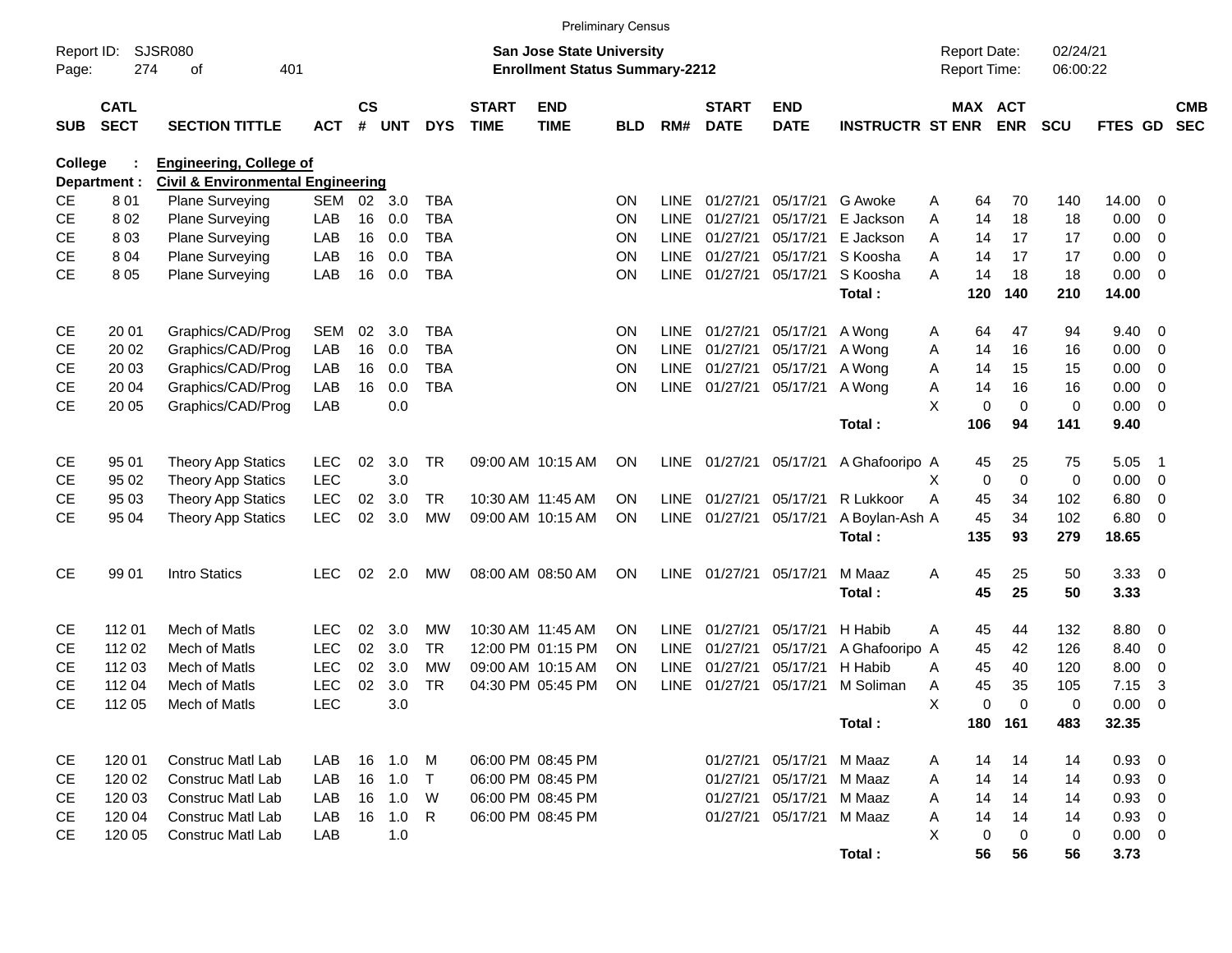Preliminary Census

Report ID: SJSR080

**San Jose State University**
**Enrollment Status Summary-2212**

Report Date: 02/24/21
Report Time: 06:00:22

**College : Engineering, College of**
**Department : Civil & Environmental Engineering**

| SUB | CATL SECT | SECTION TITTLE | ACT | CS # | UNT | DYS | START TIME | END TIME | BLD | RM# | START DATE | END DATE | INSTRUCTR | ST | MAX ENR | ACT ENR | SCU | FTES | GD | CMB SEC |
|---|---|---|---|---|---|---|---|---|---|---|---|---|---|---|---|---|---|---|---|---|
| CE | 8 01 | Plane Surveying | SEM | 02 | 3.0 | TBA | | | ON | LINE | 01/27/21 | 05/17/21 | G Awoke | A | 64 | 70 | 140 | 14.00 | 0 | |
| CE | 8 02 | Plane Surveying | LAB | 16 | 0.0 | TBA | | | ON | LINE | 01/27/21 | 05/17/21 | E Jackson | A | 14 | 18 | 18 | 0.00 | 0 | |
| CE | 8 03 | Plane Surveying | LAB | 16 | 0.0 | TBA | | | ON | LINE | 01/27/21 | 05/17/21 | E Jackson | A | 14 | 17 | 17 | 0.00 | 0 | |
| CE | 8 04 | Plane Surveying | LAB | 16 | 0.0 | TBA | | | ON | LINE | 01/27/21 | 05/17/21 | S Koosha | A | 14 | 17 | 17 | 0.00 | 0 | |
| CE | 8 05 | Plane Surveying | LAB | 16 | 0.0 | TBA | | | ON | LINE | 01/27/21 | 05/17/21 | S Koosha | A | 14 | 18 | 18 | 0.00 | 0 | |
| | | | | | | | | | | | | | **Total :** | | **120** | **140** | **210** | **14.00** | | |
| CE | 20 01 | Graphics/CAD/Prog | SEM | 02 | 3.0 | TBA | | | ON | LINE | 01/27/21 | 05/17/21 | A Wong | A | 64 | 47 | 94 | 9.40 | 0 | |
| CE | 20 02 | Graphics/CAD/Prog | LAB | 16 | 0.0 | TBA | | | ON | LINE | 01/27/21 | 05/17/21 | A Wong | A | 14 | 16 | 16 | 0.00 | 0 | |
| CE | 20 03 | Graphics/CAD/Prog | LAB | 16 | 0.0 | TBA | | | ON | LINE | 01/27/21 | 05/17/21 | A Wong | A | 14 | 15 | 15 | 0.00 | 0 | |
| CE | 20 04 | Graphics/CAD/Prog | LAB | 16 | 0.0 | TBA | | | ON | LINE | 01/27/21 | 05/17/21 | A Wong | A | 14 | 16 | 16 | 0.00 | 0 | |
| CE | 20 05 | Graphics/CAD/Prog | LAB | | 0.0 | | | | | | | | | X | 0 | 0 | 0 | 0.00 | 0 | |
| | | | | | | | | | | | | | **Total :** | | **106** | **94** | **141** | **9.40** | | |
| CE | 95 01 | Theory App Statics | LEC | 02 | 3.0 | TR | 09:00 AM | 10:15 AM | ON | LINE | 01/27/21 | 05/17/21 | A Ghafooripo | A | 45 | 25 | 75 | 5.05 | 1 | |
| CE | 95 02 | Theory App Statics | LEC | | 3.0 | | | | | | | | | X | 0 | 0 | 0 | 0.00 | 0 | |
| CE | 95 03 | Theory App Statics | LEC | 02 | 3.0 | TR | 10:30 AM | 11:45 AM | ON | LINE | 01/27/21 | 05/17/21 | R Lukkoor | A | 45 | 34 | 102 | 6.80 | 0 | |
| CE | 95 04 | Theory App Statics | LEC | 02 | 3.0 | MW | 09:00 AM | 10:15 AM | ON | LINE | 01/27/21 | 05/17/21 | A Boylan-Ash | A | 45 | 34 | 102 | 6.80 | 0 | |
| | | | | | | | | | | | | | **Total :** | | **135** | **93** | **279** | **18.65** | | |
| CE | 99 01 | Intro Statics | LEC | 02 | 2.0 | MW | 08:00 AM | 08:50 AM | ON | LINE | 01/27/21 | 05/17/21 | M Maaz | A | 45 | 25 | 50 | 3.33 | 0 | |
| | | | | | | | | | | | | | **Total :** | | **45** | **25** | **50** | **3.33** | | |
| CE | 112 01 | Mech of Matls | LEC | 02 | 3.0 | MW | 10:30 AM | 11:45 AM | ON | LINE | 01/27/21 | 05/17/21 | H Habib | A | 45 | 44 | 132 | 8.80 | 0 | |
| CE | 112 02 | Mech of Matls | LEC | 02 | 3.0 | TR | 12:00 PM | 01:15 PM | ON | LINE | 01/27/21 | 05/17/21 | A Ghafooripo | A | 45 | 42 | 126 | 8.40 | 0 | |
| CE | 112 03 | Mech of Matls | LEC | 02 | 3.0 | MW | 09:00 AM | 10:15 AM | ON | LINE | 01/27/21 | 05/17/21 | H Habib | A | 45 | 40 | 120 | 8.00 | 0 | |
| CE | 112 04 | Mech of Matls | LEC | 02 | 3.0 | TR | 04:30 PM | 05:45 PM | ON | LINE | 01/27/21 | 05/17/21 | M Soliman | A | 45 | 35 | 105 | 7.15 | 3 | |
| CE | 112 05 | Mech of Matls | LEC | | 3.0 | | | | | | | | | X | 0 | 0 | 0 | 0.00 | 0 | |
| | | | | | | | | | | | | | **Total :** | | **180** | **161** | **483** | **32.35** | | |
| CE | 120 01 | Construc Matl Lab | LAB | 16 | 1.0 | M | 06:00 PM | 08:45 PM | | | 01/27/21 | 05/17/21 | M Maaz | A | 14 | 14 | 14 | 0.93 | 0 | |
| CE | 120 02 | Construc Matl Lab | LAB | 16 | 1.0 | T | 06:00 PM | 08:45 PM | | | 01/27/21 | 05/17/21 | M Maaz | A | 14 | 14 | 14 | 0.93 | 0 | |
| CE | 120 03 | Construc Matl Lab | LAB | 16 | 1.0 | W | 06:00 PM | 08:45 PM | | | 01/27/21 | 05/17/21 | M Maaz | A | 14 | 14 | 14 | 0.93 | 0 | |
| CE | 120 04 | Construc Matl Lab | LAB | 16 | 1.0 | R | 06:00 PM | 08:45 PM | | | 01/27/21 | 05/17/21 | M Maaz | A | 14 | 14 | 14 | 0.93 | 0 | |
| CE | 120 05 | Construc Matl Lab | LAB | | 1.0 | | | | | | | | | X | 0 | 0 | 0 | 0.00 | 0 | |
| | | | | | | | | | | | | | **Total :** | | **56** | **56** | **56** | **3.73** | | |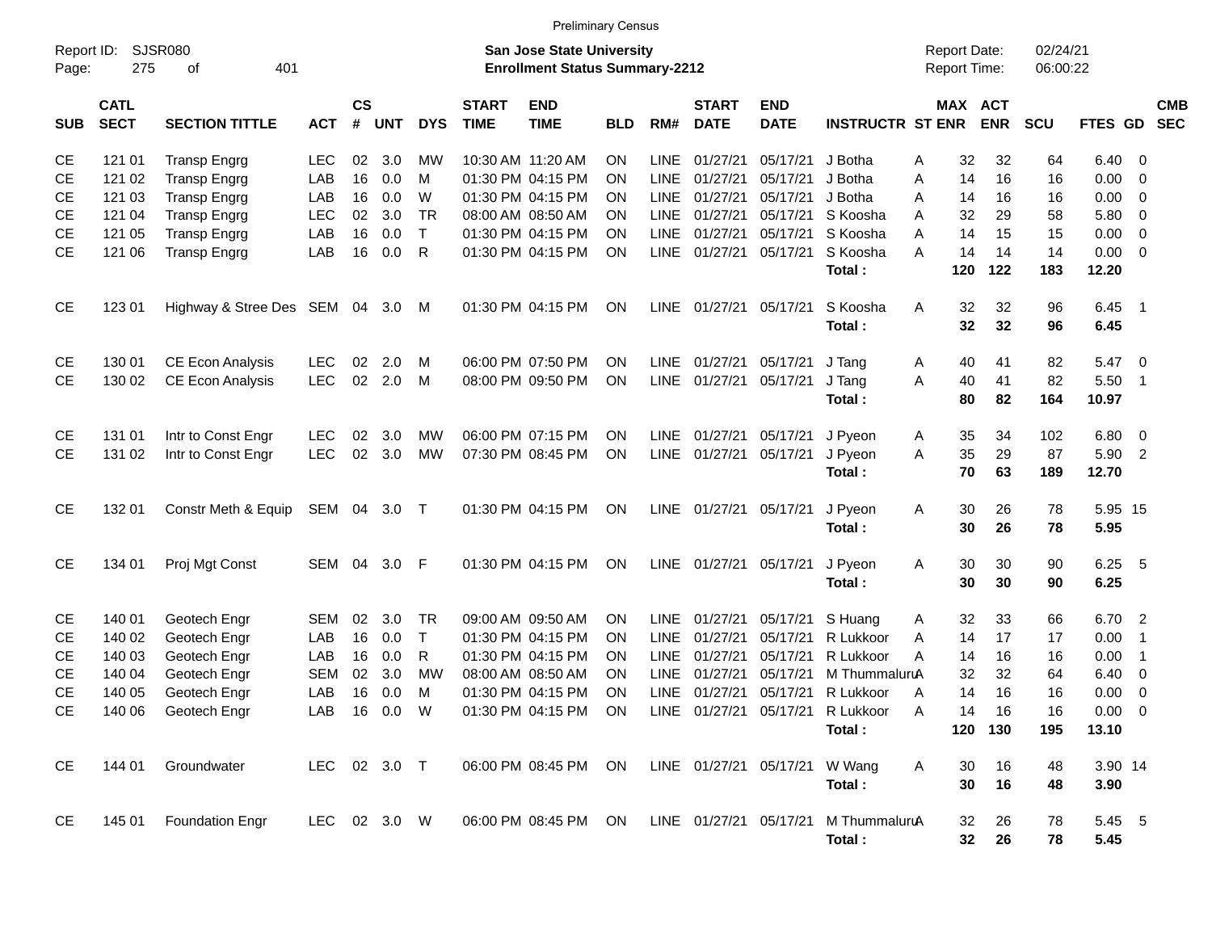Preliminary Census

Report ID: SJSR080

**San Jose State University**
**Enrollment Status Summary-2212**

Report Date: 02/24/21
Report Time: 06:00:22

| SUB | CATL SECT | SECTION TITTLE | ACT | CS # | UNT | DYS | START TIME | END TIME | BLD | RM# | START DATE | END DATE | INSTRUCTR | ST | MAX ENR | ACT ENR | SCU | FTES | GD | CMB SEC |
|---|---|---|---|---|---|---|---|---|---|---|---|---|---|---|---|---|---|---|---|---|
| CE | 121 01 | Transp Engrg | LEC | 02 | 3.0 | MW | 10:30 AM | 11:20 AM | ON | LINE | 01/27/21 | 05/17/21 | J Botha | A | 32 | 32 | 64 | 6.40 | 0 | |
| CE | 121 02 | Transp Engrg | LAB | 16 | 0.0 | M | 01:30 PM | 04:15 PM | ON | LINE | 01/27/21 | 05/17/21 | J Botha | A | 14 | 16 | 16 | 0.00 | 0 | |
| CE | 121 03 | Transp Engrg | LAB | 16 | 0.0 | W | 01:30 PM | 04:15 PM | ON | LINE | 01/27/21 | 05/17/21 | J Botha | A | 14 | 16 | 16 | 0.00 | 0 | |
| CE | 121 04 | Transp Engrg | LEC | 02 | 3.0 | TR | 08:00 AM | 08:50 AM | ON | LINE | 01/27/21 | 05/17/21 | S Koosha | A | 32 | 29 | 58 | 5.80 | 0 | |
| CE | 121 05 | Transp Engrg | LAB | 16 | 0.0 | T | 01:30 PM | 04:15 PM | ON | LINE | 01/27/21 | 05/17/21 | S Koosha | A | 14 | 15 | 15 | 0.00 | 0 | |
| CE | 121 06 | Transp Engrg | LAB | 16 | 0.0 | R | 01:30 PM | 04:15 PM | ON | LINE | 01/27/21 | 05/17/21 | S Koosha | A | 14 | 14 | 14 | 0.00 | 0 | |
| | | | | | | | | | | | | | **Total :** | | **120** | **122** | **183** | **12.20** | | |
| CE | 123 01 | Highway & Stree Des | SEM | 04 | 3.0 | M | 01:30 PM | 04:15 PM | ON | LINE | 01/27/21 | 05/17/21 | S Koosha | A | 32 | 32 | 96 | 6.45 | 1 | |
| | | | | | | | | | | | | | **Total :** | | **32** | **32** | **96** | **6.45** | | |
| CE | 130 01 | CE Econ Analysis | LEC | 02 | 2.0 | M | 06:00 PM | 07:50 PM | ON | LINE | 01/27/21 | 05/17/21 | J Tang | A | 40 | 41 | 82 | 5.47 | 0 | |
| CE | 130 02 | CE Econ Analysis | LEC | 02 | 2.0 | M | 08:00 PM | 09:50 PM | ON | LINE | 01/27/21 | 05/17/21 | J Tang | A | 40 | 41 | 82 | 5.50 | 1 | |
| | | | | | | | | | | | | | **Total :** | | **80** | **82** | **164** | **10.97** | | |
| CE | 131 01 | Intr to Const Engr | LEC | 02 | 3.0 | MW | 06:00 PM | 07:15 PM | ON | LINE | 01/27/21 | 05/17/21 | J Pyeon | A | 35 | 34 | 102 | 6.80 | 0 | |
| CE | 131 02 | Intr to Const Engr | LEC | 02 | 3.0 | MW | 07:30 PM | 08:45 PM | ON | LINE | 01/27/21 | 05/17/21 | J Pyeon | A | 35 | 29 | 87 | 5.90 | 2 | |
| | | | | | | | | | | | | | **Total :** | | **70** | **63** | **189** | **12.70** | | |
| CE | 132 01 | Constr Meth & Equip | SEM | 04 | 3.0 | T | 01:30 PM | 04:15 PM | ON | LINE | 01/27/21 | 05/17/21 | J Pyeon | A | 30 | 26 | 78 | 5.95 | 15 | |
| | | | | | | | | | | | | | **Total :** | | **30** | **26** | **78** | **5.95** | | |
| CE | 134 01 | Proj Mgt Const | SEM | 04 | 3.0 | F | 01:30 PM | 04:15 PM | ON | LINE | 01/27/21 | 05/17/21 | J Pyeon | A | 30 | 30 | 90 | 6.25 | 5 | |
| | | | | | | | | | | | | | **Total :** | | **30** | **30** | **90** | **6.25** | | |
| CE | 140 01 | Geotech Engr | SEM | 02 | 3.0 | TR | 09:00 AM | 09:50 AM | ON | LINE | 01/27/21 | 05/17/21 | S Huang | A | 32 | 33 | 66 | 6.70 | 2 | |
| CE | 140 02 | Geotech Engr | LAB | 16 | 0.0 | T | 01:30 PM | 04:15 PM | ON | LINE | 01/27/21 | 05/17/21 | R Lukkoor | A | 14 | 17 | 17 | 0.00 | 1 | |
| CE | 140 03 | Geotech Engr | LAB | 16 | 0.0 | R | 01:30 PM | 04:15 PM | ON | LINE | 01/27/21 | 05/17/21 | R Lukkoor | A | 14 | 16 | 16 | 0.00 | 1 | |
| CE | 140 04 | Geotech Engr | SEM | 02 | 3.0 | MW | 08:00 AM | 08:50 AM | ON | LINE | 01/27/21 | 05/17/21 | M Thummaluru | A | 32 | 32 | 64 | 6.40 | 0 | |
| CE | 140 05 | Geotech Engr | LAB | 16 | 0.0 | M | 01:30 PM | 04:15 PM | ON | LINE | 01/27/21 | 05/17/21 | R Lukkoor | A | 14 | 16 | 16 | 0.00 | 0 | |
| CE | 140 06 | Geotech Engr | LAB | 16 | 0.0 | W | 01:30 PM | 04:15 PM | ON | LINE | 01/27/21 | 05/17/21 | R Lukkoor | A | 14 | 16 | 16 | 0.00 | 0 | |
| | | | | | | | | | | | | | **Total :** | | **120** | **130** | **195** | **13.10** | | |
| CE | 144 01 | Groundwater | LEC | 02 | 3.0 | T | 06:00 PM | 08:45 PM | ON | LINE | 01/27/21 | 05/17/21 | W Wang | A | 30 | 16 | 48 | 3.90 | 14 | |
| | | | | | | | | | | | | | **Total :** | | **30** | **16** | **48** | **3.90** | | |
| CE | 145 01 | Foundation Engr | LEC | 02 | 3.0 | W | 06:00 PM | 08:45 PM | ON | LINE | 01/27/21 | 05/17/21 | M Thummaluru | A | 32 | 26 | 78 | 5.45 | 5 | |
| | | | | | | | | | | | | | **Total :** | | **32** | **26** | **78** | **5.45** | | |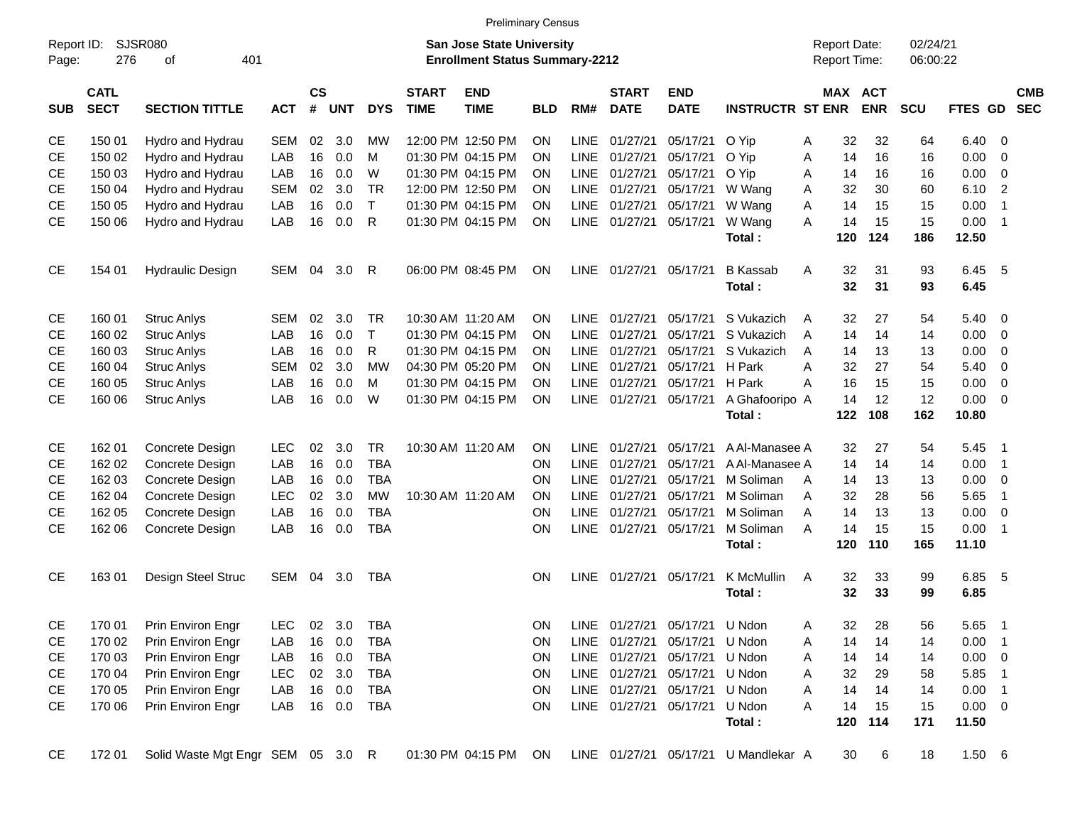Preliminary Census

Report ID: SJSR080

**San Jose State University**
**Enrollment Status Summary-2212**

Report Date: 02/24/21
Report Time: 06:00:22

| SUB | CATL SECT | SECTION TITTLE | ACT | CS # | UNT | DYS | START TIME | END TIME | BLD | RM# | START DATE | END DATE | INSTRUCTR | ST | MAX ENR | ACT ENR | SCU | FTES | GD | CMB SEC |
|---|---|---|---|---|---|---|---|---|---|---|---|---|---|---|---|---|---|---|---|---|
| CE | 150 01 | Hydro and Hydrau | SEM | 02 | 3.0 | MW | 12:00 PM | 12:50 PM | ON | LINE | 01/27/21 | 05/17/21 | O Yip | A | 32 | 32 | 64 | 6.40 | 0 | |
| CE | 150 02 | Hydro and Hydrau | LAB | 16 | 0.0 | M | 01:30 PM | 04:15 PM | ON | LINE | 01/27/21 | 05/17/21 | O Yip | A | 14 | 16 | 16 | 0.00 | 0 | |
| CE | 150 03 | Hydro and Hydrau | LAB | 16 | 0.0 | W | 01:30 PM | 04:15 PM | ON | LINE | 01/27/21 | 05/17/21 | O Yip | A | 14 | 16 | 16 | 0.00 | 0 | |
| CE | 150 04 | Hydro and Hydrau | SEM | 02 | 3.0 | TR | 12:00 PM | 12:50 PM | ON | LINE | 01/27/21 | 05/17/21 | W Wang | A | 32 | 30 | 60 | 6.10 | 2 | |
| CE | 150 05 | Hydro and Hydrau | LAB | 16 | 0.0 | T | 01:30 PM | 04:15 PM | ON | LINE | 01/27/21 | 05/17/21 | W Wang | A | 14 | 15 | 15 | 0.00 | 1 | |
| CE | 150 06 | Hydro and Hydrau | LAB | 16 | 0.0 | R | 01:30 PM | 04:15 PM | ON | LINE | 01/27/21 | 05/17/21 | W Wang | A | 14 | 15 | 15 | 0.00 | 1 | |
| | | | | | | | | | | | | | **Total :** | | **120** | **124** | **186** | **12.50** | | |
| CE | 154 01 | Hydraulic Design | SEM | 04 | 3.0 | R | 06:00 PM | 08:45 PM | ON | LINE | 01/27/21 | 05/17/21 | B Kassab | A | 32 | 31 | 93 | 6.45 | 5 | |
| | | | | | | | | | | | | | **Total :** | | **32** | **31** | **93** | **6.45** | | |
| CE | 160 01 | Struc Anlys | SEM | 02 | 3.0 | TR | 10:30 AM | 11:20 AM | ON | LINE | 01/27/21 | 05/17/21 | S Vukazich | A | 32 | 27 | 54 | 5.40 | 0 | |
| CE | 160 02 | Struc Anlys | LAB | 16 | 0.0 | T | 01:30 PM | 04:15 PM | ON | LINE | 01/27/21 | 05/17/21 | S Vukazich | A | 14 | 14 | 14 | 0.00 | 0 | |
| CE | 160 03 | Struc Anlys | LAB | 16 | 0.0 | R | 01:30 PM | 04:15 PM | ON | LINE | 01/27/21 | 05/17/21 | S Vukazich | A | 14 | 13 | 13 | 0.00 | 0 | |
| CE | 160 04 | Struc Anlys | SEM | 02 | 3.0 | MW | 04:30 PM | 05:20 PM | ON | LINE | 01/27/21 | 05/17/21 | H Park | A | 32 | 27 | 54 | 5.40 | 0 | |
| CE | 160 05 | Struc Anlys | LAB | 16 | 0.0 | M | 01:30 PM | 04:15 PM | ON | LINE | 01/27/21 | 05/17/21 | H Park | A | 16 | 15 | 15 | 0.00 | 0 | |
| CE | 160 06 | Struc Anlys | LAB | 16 | 0.0 | W | 01:30 PM | 04:15 PM | ON | LINE | 01/27/21 | 05/17/21 | A Ghafooripo | A | 14 | 12 | 12 | 0.00 | 0 | |
| | | | | | | | | | | | | | **Total :** | | **122** | **108** | **162** | **10.80** | | |
| CE | 162 01 | Concrete Design | LEC | 02 | 3.0 | TR | 10:30 AM | 11:20 AM | ON | LINE | 01/27/21 | 05/17/21 | A Al-Manasee | A | 32 | 27 | 54 | 5.45 | 1 | |
| CE | 162 02 | Concrete Design | LAB | 16 | 0.0 | TBA | | | ON | LINE | 01/27/21 | 05/17/21 | A Al-Manasee | A | 14 | 14 | 14 | 0.00 | 1 | |
| CE | 162 03 | Concrete Design | LAB | 16 | 0.0 | TBA | | | ON | LINE | 01/27/21 | 05/17/21 | M Soliman | A | 14 | 13 | 13 | 0.00 | 0 | |
| CE | 162 04 | Concrete Design | LEC | 02 | 3.0 | MW | 10:30 AM | 11:20 AM | ON | LINE | 01/27/21 | 05/17/21 | M Soliman | A | 32 | 28 | 56 | 5.65 | 1 | |
| CE | 162 05 | Concrete Design | LAB | 16 | 0.0 | TBA | | | ON | LINE | 01/27/21 | 05/17/21 | M Soliman | A | 14 | 13 | 13 | 0.00 | 0 | |
| CE | 162 06 | Concrete Design | LAB | 16 | 0.0 | TBA | | | ON | LINE | 01/27/21 | 05/17/21 | M Soliman | A | 14 | 15 | 15 | 0.00 | 1 | |
| | | | | | | | | | | | | | **Total :** | | **120** | **110** | **165** | **11.10** | | |
| CE | 163 01 | Design Steel Struc | SEM | 04 | 3.0 | TBA | | | ON | LINE | 01/27/21 | 05/17/21 | K McMullin | A | 32 | 33 | 99 | 6.85 | 5 | |
| | | | | | | | | | | | | | **Total :** | | **32** | **33** | **99** | **6.85** | | |
| CE | 170 01 | Prin Environ Engr | LEC | 02 | 3.0 | TBA | | | ON | LINE | 01/27/21 | 05/17/21 | U Ndon | A | 32 | 28 | 56 | 5.65 | 1 | |
| CE | 170 02 | Prin Environ Engr | LAB | 16 | 0.0 | TBA | | | ON | LINE | 01/27/21 | 05/17/21 | U Ndon | A | 14 | 14 | 14 | 0.00 | 1 | |
| CE | 170 03 | Prin Environ Engr | LAB | 16 | 0.0 | TBA | | | ON | LINE | 01/27/21 | 05/17/21 | U Ndon | A | 14 | 14 | 14 | 0.00 | 0 | |
| CE | 170 04 | Prin Environ Engr | LEC | 02 | 3.0 | TBA | | | ON | LINE | 01/27/21 | 05/17/21 | U Ndon | A | 32 | 29 | 58 | 5.85 | 1 | |
| CE | 170 05 | Prin Environ Engr | LAB | 16 | 0.0 | TBA | | | ON | LINE | 01/27/21 | 05/17/21 | U Ndon | A | 14 | 14 | 14 | 0.00 | 1 | |
| CE | 170 06 | Prin Environ Engr | LAB | 16 | 0.0 | TBA | | | ON | LINE | 01/27/21 | 05/17/21 | U Ndon | A | 14 | 15 | 15 | 0.00 | 0 | |
| | | | | | | | | | | | | | **Total :** | | **120** | **114** | **171** | **11.50** | | |
| CE | 172 01 | Solid Waste Mgt Engr | SEM | 05 | 3.0 | R | 01:30 PM | 04:15 PM | ON | LINE | 01/27/21 | 05/17/21 | U Mandlekar | A | 30 | 6 | 18 | 1.50 | 6 | |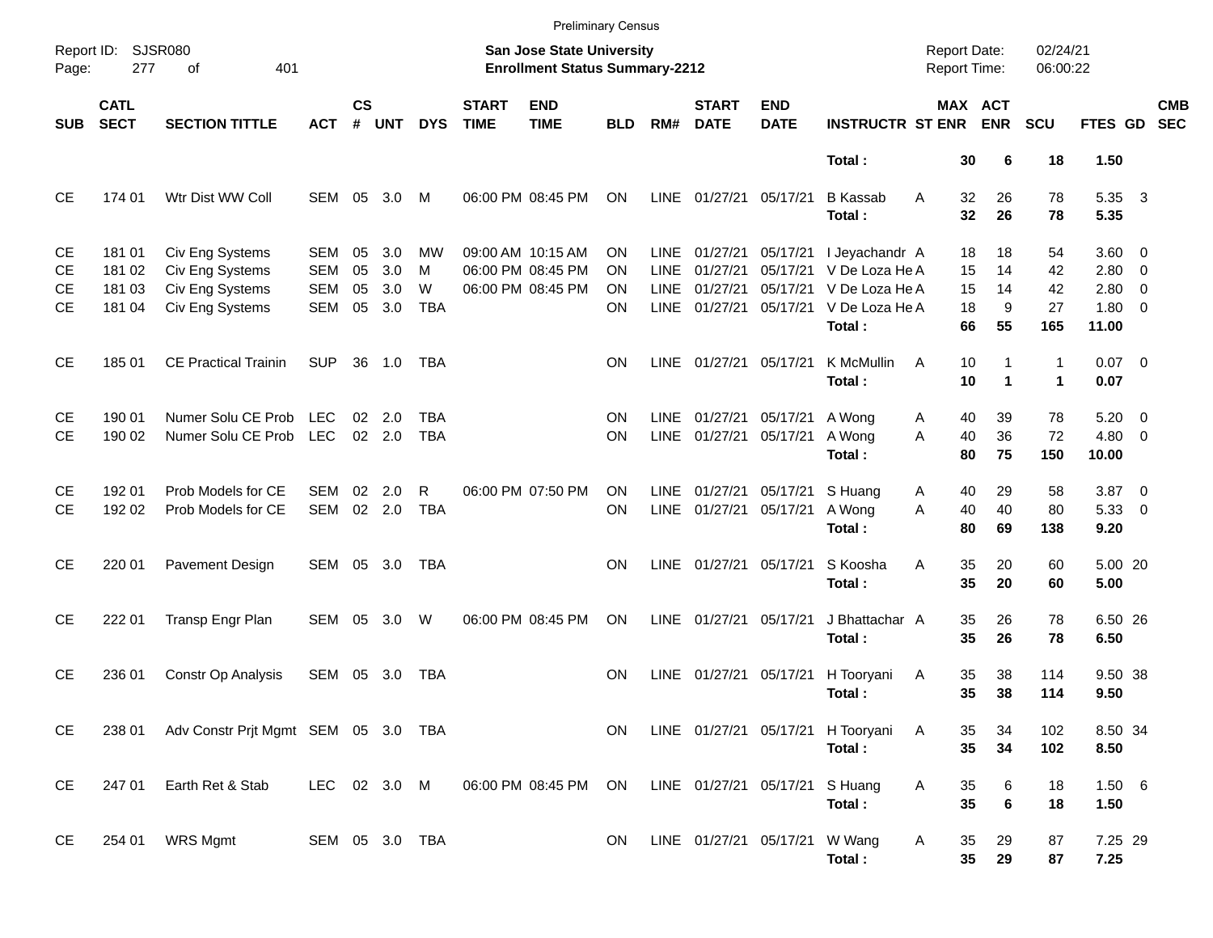Preliminary Census

Report ID: SJSR080

**San Jose State University**
**Enrollment Status Summary-2212**

Report Date: 02/24/21
Report Time: 06:00:22

| SUB | CATL SECT | SECTION TITTLE | ACT | CS # | UNT | DYS | START TIME | END TIME | BLD | RM# | START DATE | END DATE | INSTRUCTR | ST | MAX ENR | ACT ENR | SCU | FTES | GD | CMB SEC |
|---|---|---|---|---|---|---|---|---|---|---|---|---|---|---|---|---|---|---|---|---|
| | | | | | | | | | | | | | **Total :** | | **30** | **6** | **18** | **1.50** | | |
| CE | 174 01 | Wtr Dist WW Coll | SEM | 05 | 3.0 | M | 06:00 PM | 08:45 PM | ON | LINE | 01/27/21 | 05/17/21 | B Kassab | A | 32 | 26 | 78 | 5.35 | 3 | |
| | | | | | | | | | | | | | **Total :** | | **32** | **26** | **78** | **5.35** | | |
| CE | 181 01 | Civ Eng Systems | SEM | 05 | 3.0 | MW | 09:00 AM | 10:15 AM | ON | LINE | 01/27/21 | 05/17/21 | I Jeyachandr | A | 18 | 18 | 54 | 3.60 | 0 | |
| CE | 181 02 | Civ Eng Systems | SEM | 05 | 3.0 | M | 06:00 PM | 08:45 PM | ON | LINE | 01/27/21 | 05/17/21 | V De Loza He | A | 15 | 14 | 42 | 2.80 | 0 | |
| CE | 181 03 | Civ Eng Systems | SEM | 05 | 3.0 | W | 06:00 PM | 08:45 PM | ON | LINE | 01/27/21 | 05/17/21 | V De Loza He | A | 15 | 14 | 42 | 2.80 | 0 | |
| CE | 181 04 | Civ Eng Systems | SEM | 05 | 3.0 | TBA | | | ON | LINE | 01/27/21 | 05/17/21 | V De Loza He | A | 18 | 9 | 27 | 1.80 | 0 | |
| | | | | | | | | | | | | | **Total :** | | **66** | **55** | **165** | **11.00** | | |
| CE | 185 01 | CE Practical Trainin | SUP | 36 | 1.0 | TBA | | | ON | LINE | 01/27/21 | 05/17/21 | K McMullin | A | 10 | 1 | 1 | 0.07 | 0 | |
| | | | | | | | | | | | | | **Total :** | | **10** | **1** | **1** | **0.07** | | |
| CE | 190 01 | Numer Solu CE Prob | LEC | 02 | 2.0 | TBA | | | ON | LINE | 01/27/21 | 05/17/21 | A Wong | A | 40 | 39 | 78 | 5.20 | 0 | |
| CE | 190 02 | Numer Solu CE Prob | LEC | 02 | 2.0 | TBA | | | ON | LINE | 01/27/21 | 05/17/21 | A Wong | A | 40 | 36 | 72 | 4.80 | 0 | |
| | | | | | | | | | | | | | **Total :** | | **80** | **75** | **150** | **10.00** | | |
| CE | 192 01 | Prob Models for CE | SEM | 02 | 2.0 | R | 06:00 PM | 07:50 PM | ON | LINE | 01/27/21 | 05/17/21 | S Huang | A | 40 | 29 | 58 | 3.87 | 0 | |
| CE | 192 02 | Prob Models for CE | SEM | 02 | 2.0 | TBA | | | ON | LINE | 01/27/21 | 05/17/21 | A Wong | A | 40 | 40 | 80 | 5.33 | 0 | |
| | | | | | | | | | | | | | **Total :** | | **80** | **69** | **138** | **9.20** | | |
| CE | 220 01 | Pavement Design | SEM | 05 | 3.0 | TBA | | | ON | LINE | 01/27/21 | 05/17/21 | S Koosha | A | 35 | 20 | 60 | 5.00 | 20 | |
| | | | | | | | | | | | | | **Total :** | | **35** | **20** | **60** | **5.00** | | |
| CE | 222 01 | Transp Engr Plan | SEM | 05 | 3.0 | W | 06:00 PM | 08:45 PM | ON | LINE | 01/27/21 | 05/17/21 | J Bhattachar | A | 35 | 26 | 78 | 6.50 | 26 | |
| | | | | | | | | | | | | | **Total :** | | **35** | **26** | **78** | **6.50** | | |
| CE | 236 01 | Constr Op Analysis | SEM | 05 | 3.0 | TBA | | | ON | LINE | 01/27/21 | 05/17/21 | H Tooryani | A | 35 | 38 | 114 | 9.50 | 38 | |
| | | | | | | | | | | | | | **Total :** | | **35** | **38** | **114** | **9.50** | | |
| CE | 238 01 | Adv Constr Prjt Mgmt | SEM | 05 | 3.0 | TBA | | | ON | LINE | 01/27/21 | 05/17/21 | H Tooryani | A | 35 | 34 | 102 | 8.50 | 34 | |
| | | | | | | | | | | | | | **Total :** | | **35** | **34** | **102** | **8.50** | | |
| CE | 247 01 | Earth Ret & Stab | LEC | 02 | 3.0 | M | 06:00 PM | 08:45 PM | ON | LINE | 01/27/21 | 05/17/21 | S Huang | A | 35 | 6 | 18 | 1.50 | 6 | |
| | | | | | | | | | | | | | **Total :** | | **35** | **6** | **18** | **1.50** | | |
| CE | 254 01 | WRS Mgmt | SEM | 05 | 3.0 | TBA | | | ON | LINE | 01/27/21 | 05/17/21 | W Wang | A | 35 | 29 | 87 | 7.25 | 29 | |
| | | | | | | | | | | | | | **Total :** | | **35** | **29** | **87** | **7.25** | | |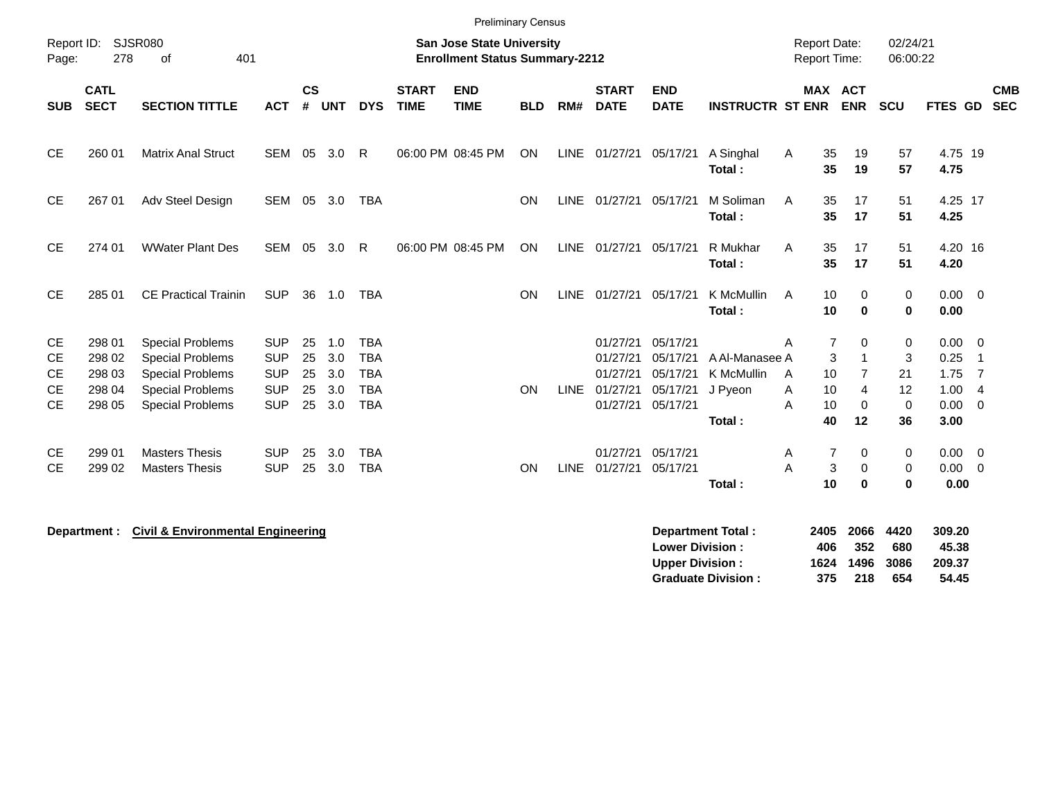Preliminary Census

Report ID: SJSR080

**San Jose State University**
**Enrollment Status Summary-2212**

Report Date: 02/24/21
Report Time: 06:00:22

| SUB | CATL SECT | SECTION TITTLE | ACT | CS # | UNT | DYS | START TIME | END TIME | BLD | RM# | START DATE | END DATE | INSTRUCTR | ST | MAX ENR | ACT ENR | SCU | FTES | GD | CMB SEC |
|---|---|---|---|---|---|---|---|---|---|---|---|---|---|---|---|---|---|---|---|---|
| CE | 260 01 | Matrix Anal Struct | SEM | 05 | 3.0 | R | 06:00 PM | 08:45 PM | ON | LINE | 01/27/21 | 05/17/21 | A Singhal | A | 35 | 19 | 57 | 4.75 | 19 | |
| | | | | | | | | | | | | | **Total :** | | **35** | **19** | **57** | **4.75** | | |
| CE | 267 01 | Adv Steel Design | SEM | 05 | 3.0 | TBA | | | ON | LINE | 01/27/21 | 05/17/21 | M Soliman | A | 35 | 17 | 51 | 4.25 | 17 | |
| | | | | | | | | | | | | | **Total :** | | **35** | **17** | **51** | **4.25** | | |
| CE | 274 01 | WWater Plant Des | SEM | 05 | 3.0 | R | 06:00 PM | 08:45 PM | ON | LINE | 01/27/21 | 05/17/21 | R Mukhar | A | 35 | 17 | 51 | 4.20 | 16 | |
| | | | | | | | | | | | | | **Total :** | | **35** | **17** | **51** | **4.20** | | |
| CE | 285 01 | CE Practical Trainin | SUP | 36 | 1.0 | TBA | | | ON | LINE | 01/27/21 | 05/17/21 | K McMullin | A | 10 | 0 | 0 | 0.00 | 0 | |
| | | | | | | | | | | | | | **Total :** | | **10** | **0** | **0** | **0.00** | | |
| CE | 298 01 | Special Problems | SUP | 25 | 1.0 | TBA | | | | | 01/27/21 | 05/17/21 | | A | 7 | 0 | 0 | 0.00 | 0 | |
| CE | 298 02 | Special Problems | SUP | 25 | 3.0 | TBA | | | | | 01/27/21 | 05/17/21 | A Al-Manasee | A | 3 | 1 | 3 | 0.25 | 1 | |
| CE | 298 03 | Special Problems | SUP | 25 | 3.0 | TBA | | | | | 01/27/21 | 05/17/21 | K McMullin | A | 10 | 7 | 21 | 1.75 | 7 | |
| CE | 298 04 | Special Problems | SUP | 25 | 3.0 | TBA | | | ON | LINE | 01/27/21 | 05/17/21 | J Pyeon | A | 10 | 4 | 12 | 1.00 | 4 | |
| CE | 298 05 | Special Problems | SUP | 25 | 3.0 | TBA | | | | | 01/27/21 | 05/17/21 | | A | 10 | 0 | 0 | 0.00 | 0 | |
| | | | | | | | | | | | | | **Total :** | | **40** | **12** | **36** | **3.00** | | |
| CE | 299 01 | Masters Thesis | SUP | 25 | 3.0 | TBA | | | | | 01/27/21 | 05/17/21 | | A | 7 | 0 | 0 | 0.00 | 0 | |
| CE | 299 02 | Masters Thesis | SUP | 25 | 3.0 | TBA | | | ON | LINE | 01/27/21 | 05/17/21 | | A | 3 | 0 | 0 | 0.00 | 0 | |
| | | | | | | | | | | | | | **Total :** | | **10** | **0** | **0** | **0.00** | | |

**Department : Civil & Environmental Engineering**

| | MAX ENR | ACT ENR | SCU | FTES |
|---|---|---|---|---|
| **Department Total :** | **2405** | **2066** | **4420** | **309.20** |
| **Lower Division :** | **406** | **352** | **680** | **45.38** |
| **Upper Division :** | **1624** | **1496** | **3086** | **209.37** |
| **Graduate Division :** | **375** | **218** | **654** | **54.45** |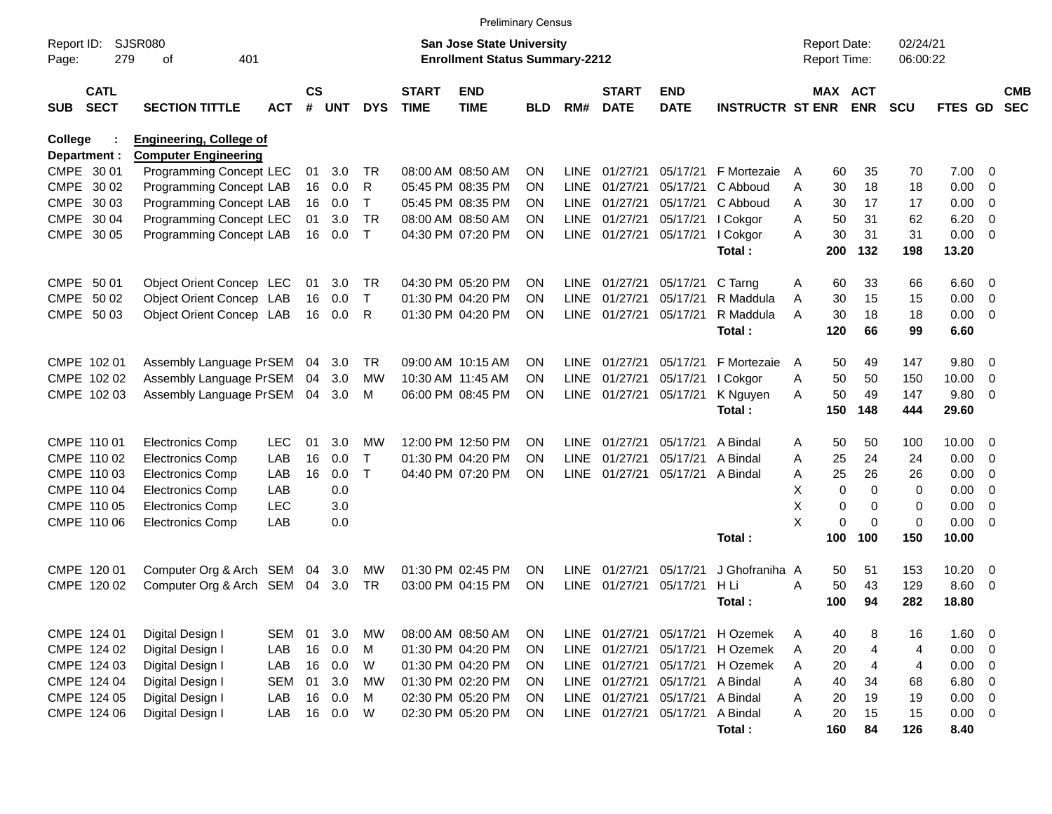Preliminary Census

Report ID: SJSR080
Page: 279 of 401

**San Jose State University**
**Enrollment Status Summary-2212**

Report Date: 02/24/21
Report Time: 06:00:22

| SUB | CATL SECT | SECTION TITTLE | ACT | CS # | UNT | DYS | START TIME | END TIME | BLD | RM# | START DATE | END DATE | INSTRUCTR | ST | MAX ENR | ACT ENR | SCU | FTES | GD | CMB SEC |
|---|---|---|---|---|---|---|---|---|---|---|---|---|---|---|---|---|---|---|---|---|
| **College :** | | **Engineering, College of** | | | | | | | | | | | | | | | | | | |
| **Department :** | | **Computer Engineering** | | | | | | | | | | | | | | | | | | |
| CMPE | 30 01 | Programming Concept | LEC | 01 | 3.0 | TR | 08:00 AM | 08:50 AM | ON | LINE | 01/27/21 | 05/17/21 | F Mortezaie | A | 60 | 35 | 70 | 7.00 | 0 | |
| CMPE | 30 02 | Programming Concept | LAB | 16 | 0.0 | R | 05:45 PM | 08:35 PM | ON | LINE | 01/27/21 | 05/17/21 | C Abboud | A | 30 | 18 | 18 | 0.00 | 0 | |
| CMPE | 30 03 | Programming Concept | LAB | 16 | 0.0 | T | 05:45 PM | 08:35 PM | ON | LINE | 01/27/21 | 05/17/21 | C Abboud | A | 30 | 17 | 17 | 0.00 | 0 | |
| CMPE | 30 04 | Programming Concept | LEC | 01 | 3.0 | TR | 08:00 AM | 08:50 AM | ON | LINE | 01/27/21 | 05/17/21 | I Cokgor | A | 50 | 31 | 62 | 6.20 | 0 | |
| CMPE | 30 05 | Programming Concept | LAB | 16 | 0.0 | T | 04:30 PM | 07:20 PM | ON | LINE | 01/27/21 | 05/17/21 | I Cokgor | A | 30 | 31 | 31 | 0.00 | 0 | |
| | | | | | | | | | | | | | **Total :** | | **200** | **132** | **198** | **13.20** | | |
| CMPE | 50 01 | Object Orient Concep | LEC | 01 | 3.0 | TR | 04:30 PM | 05:20 PM | ON | LINE | 01/27/21 | 05/17/21 | C Tarng | A | 60 | 33 | 66 | 6.60 | 0 | |
| CMPE | 50 02 | Object Orient Concep | LAB | 16 | 0.0 | T | 01:30 PM | 04:20 PM | ON | LINE | 01/27/21 | 05/17/21 | R Maddula | A | 30 | 15 | 15 | 0.00 | 0 | |
| CMPE | 50 03 | Object Orient Concep | LAB | 16 | 0.0 | R | 01:30 PM | 04:20 PM | ON | LINE | 01/27/21 | 05/17/21 | R Maddula | A | 30 | 18 | 18 | 0.00 | 0 | |
| | | | | | | | | | | | | | **Total :** | | **120** | **66** | **99** | **6.60** | | |
| CMPE | 102 01 | Assembly Language Pr | SEM | 04 | 3.0 | TR | 09:00 AM | 10:15 AM | ON | LINE | 01/27/21 | 05/17/21 | F Mortezaie | A | 50 | 49 | 147 | 9.80 | 0 | |
| CMPE | 102 02 | Assembly Language Pr | SEM | 04 | 3.0 | MW | 10:30 AM | 11:45 AM | ON | LINE | 01/27/21 | 05/17/21 | I Cokgor | A | 50 | 50 | 150 | 10.00 | 0 | |
| CMPE | 102 03 | Assembly Language Pr | SEM | 04 | 3.0 | M | 06:00 PM | 08:45 PM | ON | LINE | 01/27/21 | 05/17/21 | K Nguyen | A | 50 | 49 | 147 | 9.80 | 0 | |
| | | | | | | | | | | | | | **Total :** | | **150** | **148** | **444** | **29.60** | | |
| CMPE | 110 01 | Electronics Comp | LEC | 01 | 3.0 | MW | 12:00 PM | 12:50 PM | ON | LINE | 01/27/21 | 05/17/21 | A Bindal | A | 50 | 50 | 100 | 10.00 | 0 | |
| CMPE | 110 02 | Electronics Comp | LAB | 16 | 0.0 | T | 01:30 PM | 04:20 PM | ON | LINE | 01/27/21 | 05/17/21 | A Bindal | A | 25 | 24 | 24 | 0.00 | 0 | |
| CMPE | 110 03 | Electronics Comp | LAB | 16 | 0.0 | T | 04:40 PM | 07:20 PM | ON | LINE | 01/27/21 | 05/17/21 | A Bindal | A | 25 | 26 | 26 | 0.00 | 0 | |
| CMPE | 110 04 | Electronics Comp | LAB | | 0.0 | | | | | | | | | X | 0 | 0 | 0 | 0.00 | 0 | |
| CMPE | 110 05 | Electronics Comp | LEC | | 3.0 | | | | | | | | | X | 0 | 0 | 0 | 0.00 | 0 | |
| CMPE | 110 06 | Electronics Comp | LAB | | 0.0 | | | | | | | | | X | 0 | 0 | 0 | 0.00 | 0 | |
| | | | | | | | | | | | | | **Total :** | | **100** | **100** | **150** | **10.00** | | |
| CMPE | 120 01 | Computer Org & Arch | SEM | 04 | 3.0 | MW | 01:30 PM | 02:45 PM | ON | LINE | 01/27/21 | 05/17/21 | J Ghofraniha | A | 50 | 51 | 153 | 10.20 | 0 | |
| CMPE | 120 02 | Computer Org & Arch | SEM | 04 | 3.0 | TR | 03:00 PM | 04:15 PM | ON | LINE | 01/27/21 | 05/17/21 | H Li | A | 50 | 43 | 129 | 8.60 | 0 | |
| | | | | | | | | | | | | | **Total :** | | **100** | **94** | **282** | **18.80** | | |
| CMPE | 124 01 | Digital Design I | SEM | 01 | 3.0 | MW | 08:00 AM | 08:50 AM | ON | LINE | 01/27/21 | 05/17/21 | H Ozemek | A | 40 | 8 | 16 | 1.60 | 0 | |
| CMPE | 124 02 | Digital Design I | LAB | 16 | 0.0 | M | 01:30 PM | 04:20 PM | ON | LINE | 01/27/21 | 05/17/21 | H Ozemek | A | 20 | 4 | 4 | 0.00 | 0 | |
| CMPE | 124 03 | Digital Design I | LAB | 16 | 0.0 | W | 01:30 PM | 04:20 PM | ON | LINE | 01/27/21 | 05/17/21 | H Ozemek | A | 20 | 4 | 4 | 0.00 | 0 | |
| CMPE | 124 04 | Digital Design I | SEM | 01 | 3.0 | MW | 01:30 PM | 02:20 PM | ON | LINE | 01/27/21 | 05/17/21 | A Bindal | A | 40 | 34 | 68 | 6.80 | 0 | |
| CMPE | 124 05 | Digital Design I | LAB | 16 | 0.0 | M | 02:30 PM | 05:20 PM | ON | LINE | 01/27/21 | 05/17/21 | A Bindal | A | 20 | 19 | 19 | 0.00 | 0 | |
| CMPE | 124 06 | Digital Design I | LAB | 16 | 0.0 | W | 02:30 PM | 05:20 PM | ON | LINE | 01/27/21 | 05/17/21 | A Bindal | A | 20 | 15 | 15 | 0.00 | 0 | |
| | | | | | | | | | | | | | **Total :** | | **160** | **84** | **126** | **8.40** | | |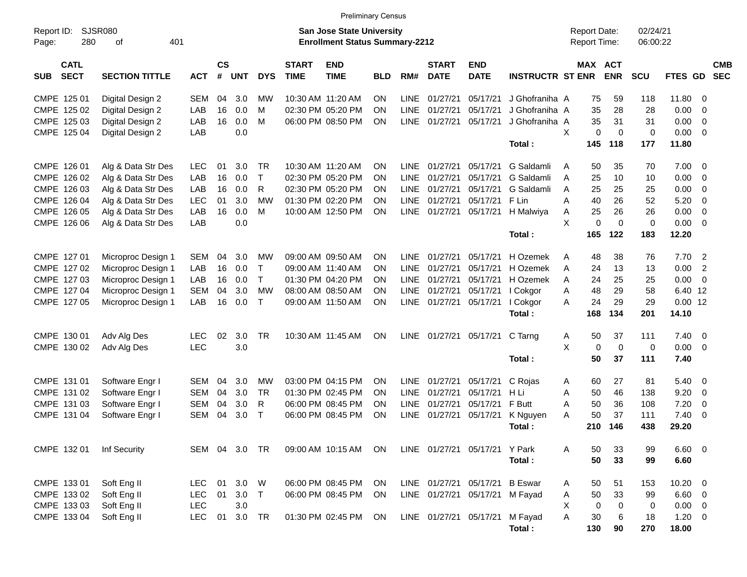Preliminary Census

Report ID: SJSR080

**San Jose State University**
**Enrollment Status Summary-2212**

Report Date: 02/24/21
Report Time: 06:00:22

| SUB | CATL SECT | SECTION TITTLE | ACT | CS # | UNT | DYS | START TIME | END TIME | BLD | RM# | START DATE | END DATE | INSTRUCTR | ST | MAX ENR | ACT ENR | SCU | FTES | GD | CMB SEC |
|---|---|---|---|---|---|---|---|---|---|---|---|---|---|---|---|---|---|---|---|---|
| CMPE | 125 01 | Digital Design 2 | SEM | 04 | 3.0 | MW | 10:30 AM | 11:20 AM | ON | LINE | 01/27/21 | 05/17/21 | J Ghofraniha | A | 75 | 59 | 118 | 11.80 | 0 | |
| CMPE | 125 02 | Digital Design 2 | LAB | 16 | 0.0 | M | 02:30 PM | 05:20 PM | ON | LINE | 01/27/21 | 05/17/21 | J Ghofraniha | A | 35 | 28 | 28 | 0.00 | 0 | |
| CMPE | 125 03 | Digital Design 2 | LAB | 16 | 0.0 | M | 06:00 PM | 08:50 PM | ON | LINE | 01/27/21 | 05/17/21 | J Ghofraniha | A | 35 | 31 | 31 | 0.00 | 0 | |
| CMPE | 125 04 | Digital Design 2 | LAB | | 0.0 | | | | | | | | | X | 0 | 0 | 0 | 0.00 | 0 | |
| | | | | | | | | | | | | | **Total :** | | **145** | **118** | **177** | **11.80** | | |
| CMPE | 126 01 | Alg & Data Str Des | LEC | 01 | 3.0 | TR | 10:30 AM | 11:20 AM | ON | LINE | 01/27/21 | 05/17/21 | G Saldamli | A | 50 | 35 | 70 | 7.00 | 0 | |
| CMPE | 126 02 | Alg & Data Str Des | LAB | 16 | 0.0 | T | 02:30 PM | 05:20 PM | ON | LINE | 01/27/21 | 05/17/21 | G Saldamli | A | 25 | 10 | 10 | 0.00 | 0 | |
| CMPE | 126 03 | Alg & Data Str Des | LAB | 16 | 0.0 | R | 02:30 PM | 05:20 PM | ON | LINE | 01/27/21 | 05/17/21 | G Saldamli | A | 25 | 25 | 25 | 0.00 | 0 | |
| CMPE | 126 04 | Alg & Data Str Des | LEC | 01 | 3.0 | MW | 01:30 PM | 02:20 PM | ON | LINE | 01/27/21 | 05/17/21 | F Lin | A | 40 | 26 | 52 | 5.20 | 0 | |
| CMPE | 126 05 | Alg & Data Str Des | LAB | 16 | 0.0 | M | 10:00 AM | 12:50 PM | ON | LINE | 01/27/21 | 05/17/21 | H Malwiya | A | 25 | 26 | 26 | 0.00 | 0 | |
| CMPE | 126 06 | Alg & Data Str Des | LAB | | 0.0 | | | | | | | | | X | 0 | 0 | 0 | 0.00 | 0 | |
| | | | | | | | | | | | | | **Total :** | | **165** | **122** | **183** | **12.20** | | |
| CMPE | 127 01 | Microproc Design 1 | SEM | 04 | 3.0 | MW | 09:00 AM | 09:50 AM | ON | LINE | 01/27/21 | 05/17/21 | H Ozemek | A | 48 | 38 | 76 | 7.70 | 2 | |
| CMPE | 127 02 | Microproc Design 1 | LAB | 16 | 0.0 | T | 09:00 AM | 11:40 AM | ON | LINE | 01/27/21 | 05/17/21 | H Ozemek | A | 24 | 13 | 13 | 0.00 | 2 | |
| CMPE | 127 03 | Microproc Design 1 | LAB | 16 | 0.0 | T | 01:30 PM | 04:20 PM | ON | LINE | 01/27/21 | 05/17/21 | H Ozemek | A | 24 | 25 | 25 | 0.00 | 0 | |
| CMPE | 127 04 | Microproc Design 1 | SEM | 04 | 3.0 | MW | 08:00 AM | 08:50 AM | ON | LINE | 01/27/21 | 05/17/21 | I Cokgor | A | 48 | 29 | 58 | 6.40 | 12 | |
| CMPE | 127 05 | Microproc Design 1 | LAB | 16 | 0.0 | T | 09:00 AM | 11:50 AM | ON | LINE | 01/27/21 | 05/17/21 | I Cokgor | A | 24 | 29 | 29 | 0.00 | 12 | |
| | | | | | | | | | | | | | **Total :** | | **168** | **134** | **201** | **14.10** | | |
| CMPE | 130 01 | Adv Alg Des | LEC | 02 | 3.0 | TR | 10:30 AM | 11:45 AM | ON | LINE | 01/27/21 | 05/17/21 | C Tarng | A | 50 | 37 | 111 | 7.40 | 0 | |
| CMPE | 130 02 | Adv Alg Des | LEC | | 3.0 | | | | | | | | | X | 0 | 0 | 0 | 0.00 | 0 | |
| | | | | | | | | | | | | | **Total :** | | **50** | **37** | **111** | **7.40** | | |
| CMPE | 131 01 | Software Engr I | SEM | 04 | 3.0 | MW | 03:00 PM | 04:15 PM | ON | LINE | 01/27/21 | 05/17/21 | C Rojas | A | 60 | 27 | 81 | 5.40 | 0 | |
| CMPE | 131 02 | Software Engr I | SEM | 04 | 3.0 | TR | 01:30 PM | 02:45 PM | ON | LINE | 01/27/21 | 05/17/21 | H Li | A | 50 | 46 | 138 | 9.20 | 0 | |
| CMPE | 131 03 | Software Engr I | SEM | 04 | 3.0 | R | 06:00 PM | 08:45 PM | ON | LINE | 01/27/21 | 05/17/21 | F Butt | A | 50 | 36 | 108 | 7.20 | 0 | |
| CMPE | 131 04 | Software Engr I | SEM | 04 | 3.0 | T | 06:00 PM | 08:45 PM | ON | LINE | 01/27/21 | 05/17/21 | K Nguyen | A | 50 | 37 | 111 | 7.40 | 0 | |
| | | | | | | | | | | | | | **Total :** | | **210** | **146** | **438** | **29.20** | | |
| CMPE | 132 01 | Inf Security | SEM | 04 | 3.0 | TR | 09:00 AM | 10:15 AM | ON | LINE | 01/27/21 | 05/17/21 | Y Park | A | 50 | 33 | 99 | 6.60 | 0 | |
| | | | | | | | | | | | | | **Total :** | | **50** | **33** | **99** | **6.60** | | |
| CMPE | 133 01 | Soft Eng II | LEC | 01 | 3.0 | W | 06:00 PM | 08:45 PM | ON | LINE | 01/27/21 | 05/17/21 | B Eswar | A | 50 | 51 | 153 | 10.20 | 0 | |
| CMPE | 133 02 | Soft Eng II | LEC | 01 | 3.0 | T | 06:00 PM | 08:45 PM | ON | LINE | 01/27/21 | 05/17/21 | M Fayad | A | 50 | 33 | 99 | 6.60 | 0 | |
| CMPE | 133 03 | Soft Eng II | LEC | | 3.0 | | | | | | | | | X | 0 | 0 | 0 | 0.00 | 0 | |
| CMPE | 133 04 | Soft Eng II | LEC | 01 | 3.0 | TR | 01:30 PM | 02:45 PM | ON | LINE | 01/27/21 | 05/17/21 | M Fayad | A | 30 | 6 | 18 | 1.20 | 0 | |
| | | | | | | | | | | | | | **Total :** | | **130** | **90** | **270** | **18.00** | | |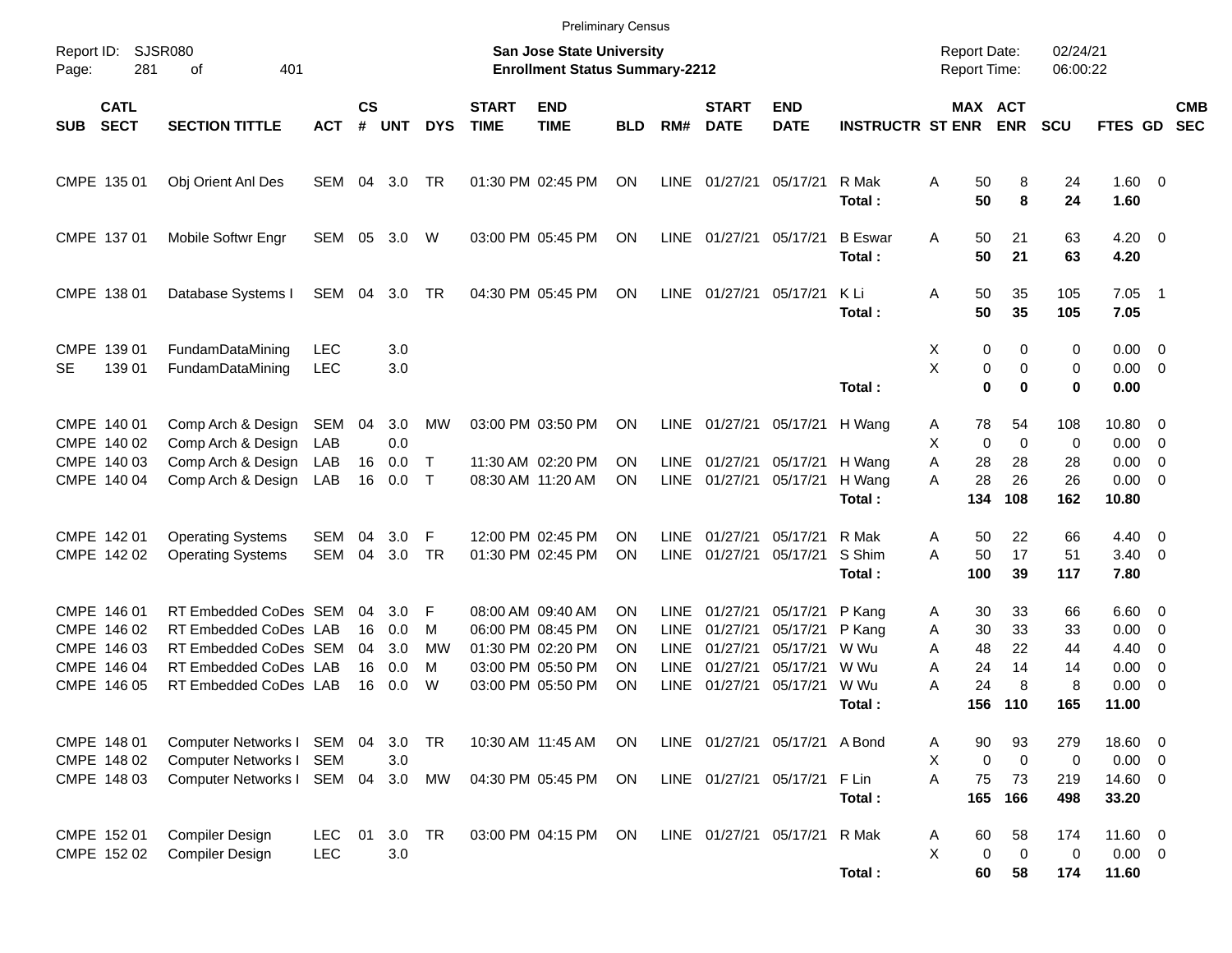Preliminary Census

Report ID: SJSR080

**San Jose State University**
**Enrollment Status Summary-2212**

Report Date: 02/24/21
Report Time: 06:00:22

| SUB | CATL SECT | SECTION TITTLE | ACT | CS # | UNT | DYS | START TIME | END TIME | BLD | RM# | START DATE | END DATE | INSTRUCTR | ST | MAX ENR | ACT ENR | SCU | FTES | GD | CMB SEC |
|---|---|---|---|---|---|---|---|---|---|---|---|---|---|---|---|---|---|---|---|---|
| CMPE | 135 01 | Obj Orient Anl Des | SEM | 04 | 3.0 | TR | 01:30 PM | 02:45 PM | ON | LINE | 01/27/21 | 05/17/21 | R Mak | A | 50 | 8 | 24 | 1.60 | 0 | |
| | | | | | | | | | | | | | **Total :** | | **50** | **8** | **24** | **1.60** | | |
| CMPE | 137 01 | Mobile Softwr Engr | SEM | 05 | 3.0 | W | 03:00 PM | 05:45 PM | ON | LINE | 01/27/21 | 05/17/21 | B Eswar | A | 50 | 21 | 63 | 4.20 | 0 | |
| | | | | | | | | | | | | | **Total :** | | **50** | **21** | **63** | **4.20** | | |
| CMPE | 138 01 | Database Systems I | SEM | 04 | 3.0 | TR | 04:30 PM | 05:45 PM | ON | LINE | 01/27/21 | 05/17/21 | K Li | A | 50 | 35 | 105 | 7.05 | 1 | |
| | | | | | | | | | | | | | **Total :** | | **50** | **35** | **105** | **7.05** | | |
| CMPE | 139 01 | FundamDataMining | LEC | | 3.0 | | | | | | | | | X | 0 | 0 | 0 | 0.00 | 0 | |
| SE | 139 01 | FundamDataMining | LEC | | 3.0 | | | | | | | | | X | 0 | 0 | 0 | 0.00 | 0 | |
| | | | | | | | | | | | | | **Total :** | | **0** | **0** | **0** | **0.00** | | |
| CMPE | 140 01 | Comp Arch & Design | SEM | 04 | 3.0 | MW | 03:00 PM | 03:50 PM | ON | LINE | 01/27/21 | 05/17/21 | H Wang | A | 78 | 54 | 108 | 10.80 | 0 | |
| CMPE | 140 02 | Comp Arch & Design | LAB | | 0.0 | | | | | | | | | X | 0 | 0 | 0 | 0.00 | 0 | |
| CMPE | 140 03 | Comp Arch & Design | LAB | 16 | 0.0 | T | 11:30 AM | 02:20 PM | ON | LINE | 01/27/21 | 05/17/21 | H Wang | A | 28 | 28 | 28 | 0.00 | 0 | |
| CMPE | 140 04 | Comp Arch & Design | LAB | 16 | 0.0 | T | 08:30 AM | 11:20 AM | ON | LINE | 01/27/21 | 05/17/21 | H Wang | A | 28 | 26 | 26 | 0.00 | 0 | |
| | | | | | | | | | | | | | **Total :** | | **134** | **108** | **162** | **10.80** | | |
| CMPE | 142 01 | Operating Systems | SEM | 04 | 3.0 | F | 12:00 PM | 02:45 PM | ON | LINE | 01/27/21 | 05/17/21 | R Mak | A | 50 | 22 | 66 | 4.40 | 0 | |
| CMPE | 142 02 | Operating Systems | SEM | 04 | 3.0 | TR | 01:30 PM | 02:45 PM | ON | LINE | 01/27/21 | 05/17/21 | S Shim | A | 50 | 17 | 51 | 3.40 | 0 | |
| | | | | | | | | | | | | | **Total :** | | **100** | **39** | **117** | **7.80** | | |
| CMPE | 146 01 | RT Embedded CoDes | SEM | 04 | 3.0 | F | 08:00 AM | 09:40 AM | ON | LINE | 01/27/21 | 05/17/21 | P Kang | A | 30 | 33 | 66 | 6.60 | 0 | |
| CMPE | 146 02 | RT Embedded CoDes | LAB | 16 | 0.0 | M | 06:00 PM | 08:45 PM | ON | LINE | 01/27/21 | 05/17/21 | P Kang | A | 30 | 33 | 33 | 0.00 | 0 | |
| CMPE | 146 03 | RT Embedded CoDes | SEM | 04 | 3.0 | MW | 01:30 PM | 02:20 PM | ON | LINE | 01/27/21 | 05/17/21 | W Wu | A | 48 | 22 | 44 | 4.40 | 0 | |
| CMPE | 146 04 | RT Embedded CoDes | LAB | 16 | 0.0 | M | 03:00 PM | 05:50 PM | ON | LINE | 01/27/21 | 05/17/21 | W Wu | A | 24 | 14 | 14 | 0.00 | 0 | |
| CMPE | 146 05 | RT Embedded CoDes | LAB | 16 | 0.0 | W | 03:00 PM | 05:50 PM | ON | LINE | 01/27/21 | 05/17/21 | W Wu | A | 24 | 8 | 8 | 0.00 | 0 | |
| | | | | | | | | | | | | | **Total :** | | **156** | **110** | **165** | **11.00** | | |
| CMPE | 148 01 | Computer Networks I | SEM | 04 | 3.0 | TR | 10:30 AM | 11:45 AM | ON | LINE | 01/27/21 | 05/17/21 | A Bond | A | 90 | 93 | 279 | 18.60 | 0 | |
| CMPE | 148 02 | Computer Networks I | SEM | | 3.0 | | | | | | | | | X | 0 | 0 | 0 | 0.00 | 0 | |
| CMPE | 148 03 | Computer Networks I | SEM | 04 | 3.0 | MW | 04:30 PM | 05:45 PM | ON | LINE | 01/27/21 | 05/17/21 | F Lin | A | 75 | 73 | 219 | 14.60 | 0 | |
| | | | | | | | | | | | | | **Total :** | | **165** | **166** | **498** | **33.20** | | |
| CMPE | 152 01 | Compiler Design | LEC | 01 | 3.0 | TR | 03:00 PM | 04:15 PM | ON | LINE | 01/27/21 | 05/17/21 | R Mak | A | 60 | 58 | 174 | 11.60 | 0 | |
| CMPE | 152 02 | Compiler Design | LEC | | 3.0 | | | | | | | | | X | 0 | 0 | 0 | 0.00 | 0 | |
| | | | | | | | | | | | | | **Total :** | | **60** | **58** | **174** | **11.60** | | |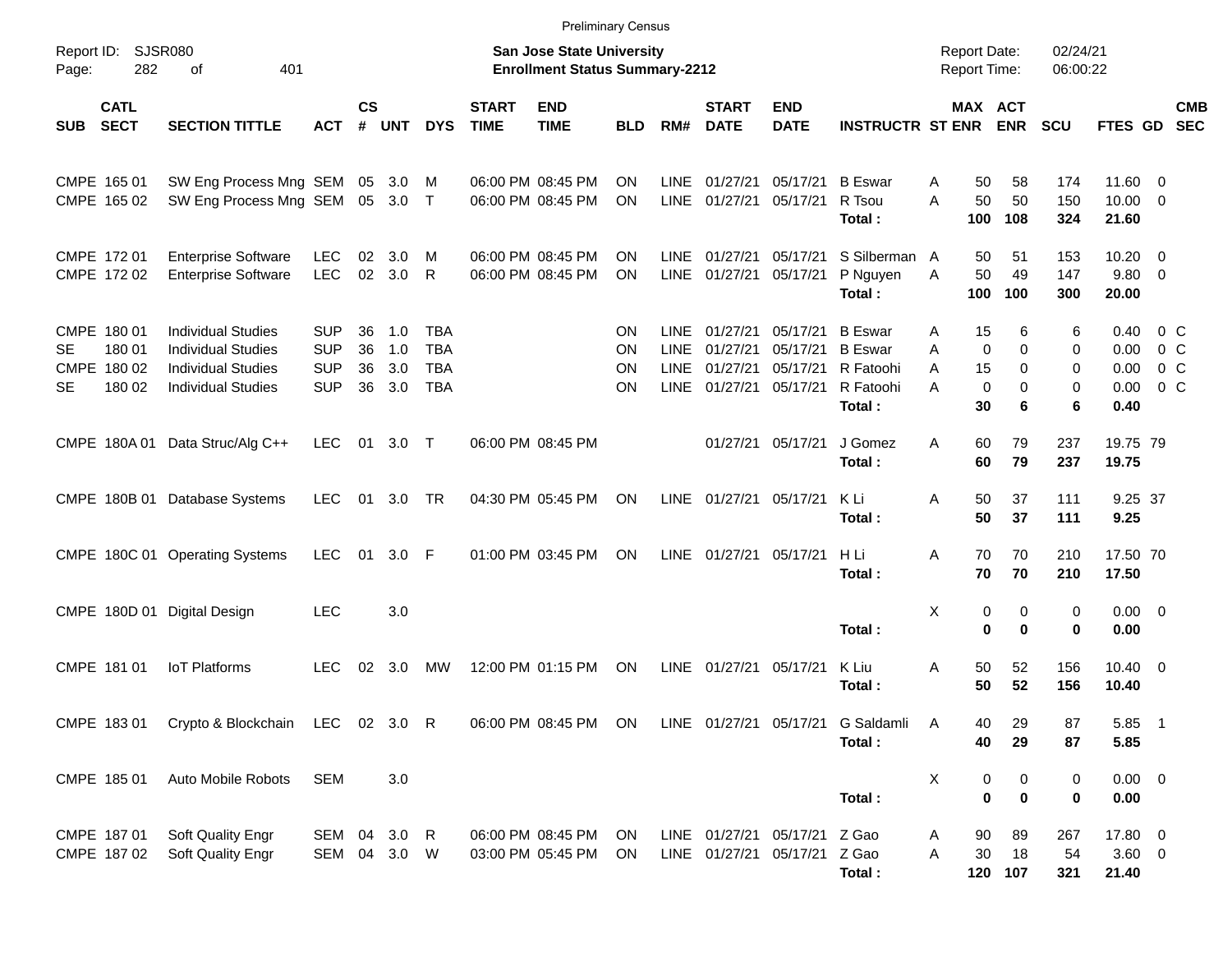Preliminary Census

Report ID: SJSR080

**San Jose State University**
**Enrollment Status Summary-2212**

Report Date: 02/24/21
Report Time: 06:00:22

| SUB | CATL SECT | SECTION TITTLE | ACT | CS # | UNT | DYS | START TIME | END TIME | BLD | RM# | START DATE | END DATE | INSTRUCTR | ST | MAX ENR | ACT ENR | SCU | FTES | GD | CMB SEC |
|---|---|---|---|---|---|---|---|---|---|---|---|---|---|---|---|---|---|---|---|---|
| CMPE | 165 01 | SW Eng Process Mng | SEM | 05 | 3.0 | M | 06:00 PM | 08:45 PM | ON | LINE | 01/27/21 | 05/17/21 | B Eswar | A | 50 | 58 | 174 | 11.60 | 0 | |
| CMPE | 165 02 | SW Eng Process Mng | SEM | 05 | 3.0 | T | 06:00 PM | 08:45 PM | ON | LINE | 01/27/21 | 05/17/21 | R Tsou | A | 50 | 50 | 150 | 10.00 | 0 | |
| | | | | | | | | | | | | | **Total :** | | **100** | **108** | **324** | **21.60** | | |
| CMPE | 172 01 | Enterprise Software | LEC | 02 | 3.0 | M | 06:00 PM | 08:45 PM | ON | LINE | 01/27/21 | 05/17/21 | S Silberman | A | 50 | 51 | 153 | 10.20 | 0 | |
| CMPE | 172 02 | Enterprise Software | LEC | 02 | 3.0 | R | 06:00 PM | 08:45 PM | ON | LINE | 01/27/21 | 05/17/21 | P Nguyen | A | 50 | 49 | 147 | 9.80 | 0 | |
| | | | | | | | | | | | | | **Total :** | | **100** | **100** | **300** | **20.00** | | |
| CMPE | 180 01 | Individual Studies | SUP | 36 | 1.0 | TBA | | | ON | LINE | 01/27/21 | 05/17/21 | B Eswar | A | 15 | 6 | 6 | 0.40 | 0 | C |
| SE | 180 01 | Individual Studies | SUP | 36 | 1.0 | TBA | | | ON | LINE | 01/27/21 | 05/17/21 | B Eswar | A | 0 | 0 | 0 | 0.00 | 0 | C |
| CMPE | 180 02 | Individual Studies | SUP | 36 | 3.0 | TBA | | | ON | LINE | 01/27/21 | 05/17/21 | R Fatoohi | A | 15 | 0 | 0 | 0.00 | 0 | C |
| SE | 180 02 | Individual Studies | SUP | 36 | 3.0 | TBA | | | ON | LINE | 01/27/21 | 05/17/21 | R Fatoohi | A | 0 | 0 | 0 | 0.00 | 0 | C |
| | | | | | | | | | | | | | **Total :** | | **30** | **6** | **6** | **0.40** | | |
| CMPE | 180A 01 | Data Struc/Alg C++ | LEC | 01 | 3.0 | T | 06:00 PM | 08:45 PM | | | 01/27/21 | 05/17/21 | J Gomez | A | 60 | 79 | 237 | 19.75 | 79 | |
| | | | | | | | | | | | | | **Total :** | | **60** | **79** | **237** | **19.75** | | |
| CMPE | 180B 01 | Database Systems | LEC | 01 | 3.0 | TR | 04:30 PM | 05:45 PM | ON | LINE | 01/27/21 | 05/17/21 | K Li | A | 50 | 37 | 111 | 9.25 | 37 | |
| | | | | | | | | | | | | | **Total :** | | **50** | **37** | **111** | **9.25** | | |
| CMPE | 180C 01 | Operating Systems | LEC | 01 | 3.0 | F | 01:00 PM | 03:45 PM | ON | LINE | 01/27/21 | 05/17/21 | H Li | A | 70 | 70 | 210 | 17.50 | 70 | |
| | | | | | | | | | | | | | **Total :** | | **70** | **70** | **210** | **17.50** | | |
| CMPE | 180D 01 | Digital Design | LEC | | 3.0 | | | | | | | | | X | 0 | 0 | 0 | 0.00 | 0 | |
| | | | | | | | | | | | | | **Total :** | | **0** | **0** | **0** | **0.00** | | |
| CMPE | 181 01 | IoT Platforms | LEC | 02 | 3.0 | MW | 12:00 PM | 01:15 PM | ON | LINE | 01/27/21 | 05/17/21 | K Liu | A | 50 | 52 | 156 | 10.40 | 0 | |
| | | | | | | | | | | | | | **Total :** | | **50** | **52** | **156** | **10.40** | | |
| CMPE | 183 01 | Crypto & Blockchain | LEC | 02 | 3.0 | R | 06:00 PM | 08:45 PM | ON | LINE | 01/27/21 | 05/17/21 | G Saldamli | A | 40 | 29 | 87 | 5.85 | 1 | |
| | | | | | | | | | | | | | **Total :** | | **40** | **29** | **87** | **5.85** | | |
| CMPE | 185 01 | Auto Mobile Robots | SEM | | 3.0 | | | | | | | | | X | 0 | 0 | 0 | 0.00 | 0 | |
| | | | | | | | | | | | | | **Total :** | | **0** | **0** | **0** | **0.00** | | |
| CMPE | 187 01 | Soft Quality Engr | SEM | 04 | 3.0 | R | 06:00 PM | 08:45 PM | ON | LINE | 01/27/21 | 05/17/21 | Z Gao | A | 90 | 89 | 267 | 17.80 | 0 | |
| CMPE | 187 02 | Soft Quality Engr | SEM | 04 | 3.0 | W | 03:00 PM | 05:45 PM | ON | LINE | 01/27/21 | 05/17/21 | Z Gao | A | 30 | 18 | 54 | 3.60 | 0 | |
| | | | | | | | | | | | | | **Total :** | | **120** | **107** | **321** | **21.40** | | |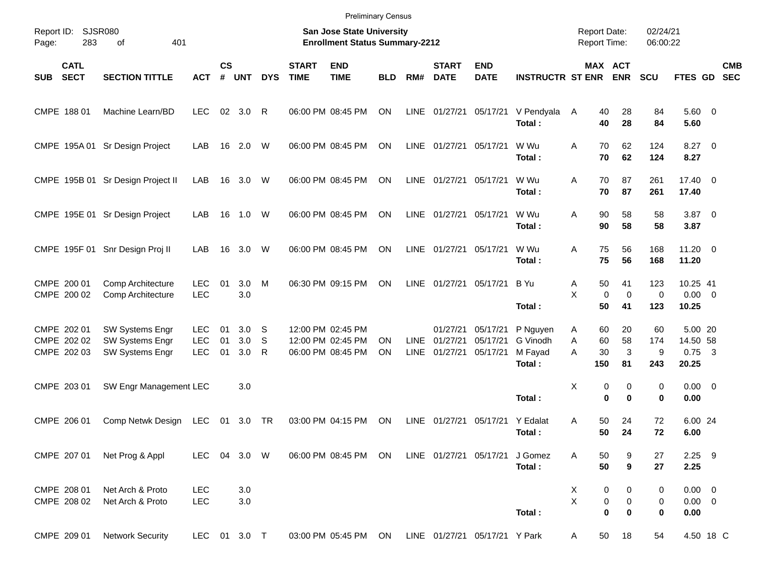Preliminary Census

Report ID: SJSR080

**San Jose State University**
**Enrollment Status Summary-2212**

Report Date: 02/24/21
Report Time: 06:00:22

| SUB | CATL SECT | SECTION TITTLE | ACT | CS # | UNT | DYS | START TIME | END TIME | BLD | RM# | START DATE | END DATE | INSTRUCTR | ST | MAX ENR | ACT ENR | SCU | FTES | GD | CMB SEC |
|---|---|---|---|---|---|---|---|---|---|---|---|---|---|---|---|---|---|---|---|---|
| CMPE | 188 01 | Machine Learn/BD | LEC | 02 | 3.0 | R | 06:00 PM | 08:45 PM | ON | LINE | 01/27/21 | 05/17/21 | V Pendyala | A | 40 | 28 | 84 | 5.60 | 0 | |
| | | | | | | | | | | | | | **Total :** | | **40** | **28** | **84** | **5.60** | | |
| CMPE | 195A 01 | Sr Design Project | LAB | 16 | 2.0 | W | 06:00 PM | 08:45 PM | ON | LINE | 01/27/21 | 05/17/21 | W Wu | A | 70 | 62 | 124 | 8.27 | 0 | |
| | | | | | | | | | | | | | **Total :** | | **70** | **62** | **124** | **8.27** | | |
| CMPE | 195B 01 | Sr Design Project II | LAB | 16 | 3.0 | W | 06:00 PM | 08:45 PM | ON | LINE | 01/27/21 | 05/17/21 | W Wu | A | 70 | 87 | 261 | 17.40 | 0 | |
| | | | | | | | | | | | | | **Total :** | | **70** | **87** | **261** | **17.40** | | |
| CMPE | 195E 01 | Sr Design Project | LAB | 16 | 1.0 | W | 06:00 PM | 08:45 PM | ON | LINE | 01/27/21 | 05/17/21 | W Wu | A | 90 | 58 | 58 | 3.87 | 0 | |
| | | | | | | | | | | | | | **Total :** | | **90** | **58** | **58** | **3.87** | | |
| CMPE | 195F 01 | Snr Design Proj II | LAB | 16 | 3.0 | W | 06:00 PM | 08:45 PM | ON | LINE | 01/27/21 | 05/17/21 | W Wu | A | 75 | 56 | 168 | 11.20 | 0 | |
| | | | | | | | | | | | | | **Total :** | | **75** | **56** | **168** | **11.20** | | |
| CMPE | 200 01 | Comp Architecture | LEC | 01 | 3.0 | M | 06:30 PM | 09:15 PM | ON | LINE | 01/27/21 | 05/17/21 | B Yu | A | 50 | 41 | 123 | 10.25 | 41 | |
| CMPE | 200 02 | Comp Architecture | LEC | | 3.0 | | | | | | | | | X | 0 | 0 | 0 | 0.00 | 0 | |
| | | | | | | | | | | | | | **Total :** | | **50** | **41** | **123** | **10.25** | | |
| CMPE | 202 01 | SW Systems Engr | LEC | 01 | 3.0 | S | 12:00 PM | 02:45 PM | | | 01/27/21 | 05/17/21 | P Nguyen | A | 60 | 20 | 60 | 5.00 | 20 | |
| CMPE | 202 02 | SW Systems Engr | LEC | 01 | 3.0 | S | 12:00 PM | 02:45 PM | ON | LINE | 01/27/21 | 05/17/21 | G Vinodh | A | 60 | 58 | 174 | 14.50 | 58 | |
| CMPE | 202 03 | SW Systems Engr | LEC | 01 | 3.0 | R | 06:00 PM | 08:45 PM | ON | LINE | 01/27/21 | 05/17/21 | M Fayad | A | 30 | 3 | 9 | 0.75 | 3 | |
| | | | | | | | | | | | | | **Total :** | | **150** | **81** | **243** | **20.25** | | |
| CMPE | 203 01 | SW Engr Management | LEC | | 3.0 | | | | | | | | | X | 0 | 0 | 0 | 0.00 | 0 | |
| | | | | | | | | | | | | | **Total :** | | **0** | **0** | **0** | **0.00** | | |
| CMPE | 206 01 | Comp Netwk Design | LEC | 01 | 3.0 | TR | 03:00 PM | 04:15 PM | ON | LINE | 01/27/21 | 05/17/21 | Y Edalat | A | 50 | 24 | 72 | 6.00 | 24 | |
| | | | | | | | | | | | | | **Total :** | | **50** | **24** | **72** | **6.00** | | |
| CMPE | 207 01 | Net Prog & Appl | LEC | 04 | 3.0 | W | 06:00 PM | 08:45 PM | ON | LINE | 01/27/21 | 05/17/21 | J Gomez | A | 50 | 9 | 27 | 2.25 | 9 | |
| | | | | | | | | | | | | | **Total :** | | **50** | **9** | **27** | **2.25** | | |
| CMPE | 208 01 | Net Arch & Proto | LEC | | 3.0 | | | | | | | | | X | 0 | 0 | 0 | 0.00 | 0 | |
| CMPE | 208 02 | Net Arch & Proto | LEC | | 3.0 | | | | | | | | | X | 0 | 0 | 0 | 0.00 | 0 | |
| | | | | | | | | | | | | | **Total :** | | **0** | **0** | **0** | **0.00** | | |
| CMPE | 209 01 | Network Security | LEC | 01 | 3.0 | T | 03:00 PM | 05:45 PM | ON | LINE | 01/27/21 | 05/17/21 | Y Park | A | 50 | 18 | 54 | 4.50 | 18 | C |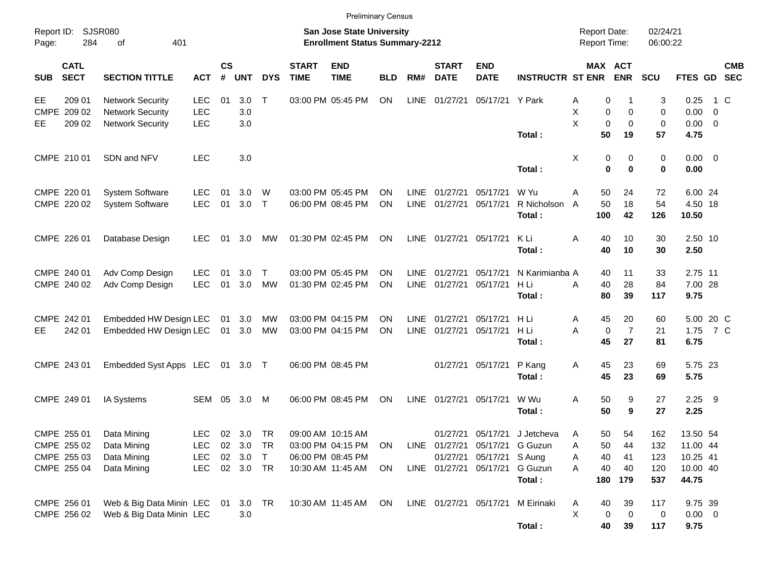Preliminary Census

Report ID: SJSR080

**San Jose State University**
**Enrollment Status Summary-2212**

Report Date: 02/24/21
Report Time: 06:00:22

| SUB | CATL SECT | SECTION TITTLE | ACT | CS # | UNT | DYS | START TIME | END TIME | BLD | RM# | START DATE | END DATE | INSTRUCTR | ST | MAX ENR | ACT ENR | SCU | FTES | GD | CMB SEC |
|---|---|---|---|---|---|---|---|---|---|---|---|---|---|---|---|---|---|---|---|---|
| EE | 209 01 | Network Security | LEC | 01 | 3.0 | T | 03:00 PM | 05:45 PM | ON | LINE | 01/27/21 | 05/17/21 | Y Park | A | 0 | 1 | 3 | 0.25 | 1 | C |
| CMPE | 209 02 | Network Security | LEC | | 3.0 | | | | | | | | | X | 0 | 0 | 0 | 0.00 | 0 | |
| EE | 209 02 | Network Security | LEC | | 3.0 | | | | | | | | | X | 0 | 0 | 0 | 0.00 | 0 | |
| | | | | | | | | | | | | | **Total :** | | **50** | **19** | **57** | **4.75** | | |
| CMPE | 210 01 | SDN and NFV | LEC | | 3.0 | | | | | | | | | X | 0 | 0 | 0 | 0.00 | 0 | |
| | | | | | | | | | | | | | **Total :** | | **0** | **0** | **0** | **0.00** | | |
| CMPE | 220 01 | System Software | LEC | 01 | 3.0 | W | 03:00 PM | 05:45 PM | ON | LINE | 01/27/21 | 05/17/21 | W Yu | A | 50 | 24 | 72 | 6.00 | 24 | |
| CMPE | 220 02 | System Software | LEC | 01 | 3.0 | T | 06:00 PM | 08:45 PM | ON | LINE | 01/27/21 | 05/17/21 | R Nicholson | A | 50 | 18 | 54 | 4.50 | 18 | |
| | | | | | | | | | | | | | **Total :** | | **100** | **42** | **126** | **10.50** | | |
| CMPE | 226 01 | Database Design | LEC | 01 | 3.0 | MW | 01:30 PM | 02:45 PM | ON | LINE | 01/27/21 | 05/17/21 | K Li | A | 40 | 10 | 30 | 2.50 | 10 | |
| | | | | | | | | | | | | | **Total :** | | **40** | **10** | **30** | **2.50** | | |
| CMPE | 240 01 | Adv Comp Design | LEC | 01 | 3.0 | T | 03:00 PM | 05:45 PM | ON | LINE | 01/27/21 | 05/17/21 | N Karimianba | A | 40 | 11 | 33 | 2.75 | 11 | |
| CMPE | 240 02 | Adv Comp Design | LEC | 01 | 3.0 | MW | 01:30 PM | 02:45 PM | ON | LINE | 01/27/21 | 05/17/21 | H Li | A | 40 | 28 | 84 | 7.00 | 28 | |
| | | | | | | | | | | | | | **Total :** | | **80** | **39** | **117** | **9.75** | | |
| CMPE | 242 01 | Embedded HW Design | LEC | 01 | 3.0 | MW | 03:00 PM | 04:15 PM | ON | LINE | 01/27/21 | 05/17/21 | H Li | A | 45 | 20 | 60 | 5.00 | 20 | C |
| EE | 242 01 | Embedded HW Design | LEC | 01 | 3.0 | MW | 03:00 PM | 04:15 PM | ON | LINE | 01/27/21 | 05/17/21 | H Li | A | 0 | 7 | 21 | 1.75 | 7 | C |
| | | | | | | | | | | | | | **Total :** | | **45** | **27** | **81** | **6.75** | | |
| CMPE | 243 01 | Embedded Syst Apps | LEC | 01 | 3.0 | T | 06:00 PM | 08:45 PM | | | 01/27/21 | 05/17/21 | P Kang | A | 45 | 23 | 69 | 5.75 | 23 | |
| | | | | | | | | | | | | | **Total :** | | **45** | **23** | **69** | **5.75** | | |
| CMPE | 249 01 | IA Systems | SEM | 05 | 3.0 | M | 06:00 PM | 08:45 PM | ON | LINE | 01/27/21 | 05/17/21 | W Wu | A | 50 | 9 | 27 | 2.25 | 9 | |
| | | | | | | | | | | | | | **Total :** | | **50** | **9** | **27** | **2.25** | | |
| CMPE | 255 01 | Data Mining | LEC | 02 | 3.0 | TR | 09:00 AM | 10:15 AM | | | 01/27/21 | 05/17/21 | J Jetcheva | A | 50 | 54 | 162 | 13.50 | 54 | |
| CMPE | 255 02 | Data Mining | LEC | 02 | 3.0 | TR | 03:00 PM | 04:15 PM | ON | LINE | 01/27/21 | 05/17/21 | G Guzun | A | 50 | 44 | 132 | 11.00 | 44 | |
| CMPE | 255 03 | Data Mining | LEC | 02 | 3.0 | T | 06:00 PM | 08:45 PM | | | 01/27/21 | 05/17/21 | S Aung | A | 40 | 41 | 123 | 10.25 | 41 | |
| CMPE | 255 04 | Data Mining | LEC | 02 | 3.0 | TR | 10:30 AM | 11:45 AM | ON | LINE | 01/27/21 | 05/17/21 | G Guzun | A | 40 | 40 | 120 | 10.00 | 40 | |
| | | | | | | | | | | | | | **Total :** | | **180** | **179** | **537** | **44.75** | | |
| CMPE | 256 01 | Web & Big Data Minin | LEC | 01 | 3.0 | TR | 10:30 AM | 11:45 AM | ON | LINE | 01/27/21 | 05/17/21 | M Eirinaki | A | 40 | 39 | 117 | 9.75 | 39 | |
| CMPE | 256 02 | Web & Big Data Minin | LEC | | 3.0 | | | | | | | | | X | 0 | 0 | 0 | 0.00 | 0 | |
| | | | | | | | | | | | | | **Total :** | | **40** | **39** | **117** | **9.75** | | |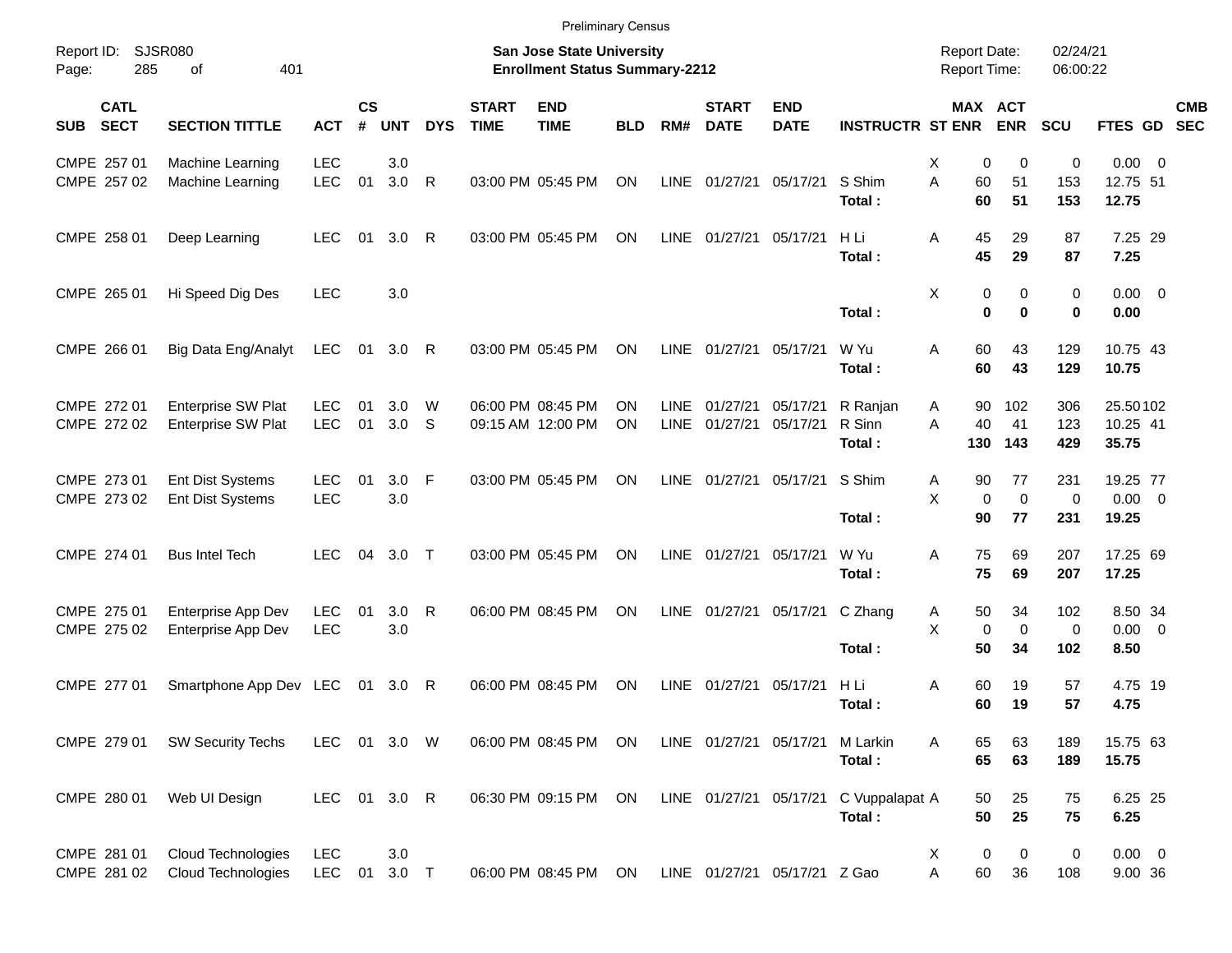Preliminary Census

Report ID: SJSR080

**San Jose State University**
**Enrollment Status Summary-2212**

Report Date: 02/24/21
Report Time: 06:00:22

| SUB | CATL SECT | SECTION TITTLE | ACT | CS # | UNT | DYS | START TIME | END TIME | BLD | RM# | START DATE | END DATE | INSTRUCTR | ST | MAX ENR | ACT ENR | SCU | FTES | GD | CMB SEC |
|---|---|---|---|---|---|---|---|---|---|---|---|---|---|---|---|---|---|---|---|---|
| CMPE | 257 01 | Machine Learning | LEC | | 3.0 | | | | | | | | | X | 0 | 0 | 0 | 0.00 | 0 | |
| CMPE | 257 02 | Machine Learning | LEC | 01 | 3.0 | R | 03:00 PM | 05:45 PM | ON | LINE | 01/27/21 | 05/17/21 | S Shim | A | 60 | 51 | 153 | 12.75 | 51 | |
| | | | | | | | | | | | | | **Total :** | | **60** | **51** | **153** | **12.75** | | |
| CMPE | 258 01 | Deep Learning | LEC | 01 | 3.0 | R | 03:00 PM | 05:45 PM | ON | LINE | 01/27/21 | 05/17/21 | H Li | A | 45 | 29 | 87 | 7.25 | 29 | |
| | | | | | | | | | | | | | **Total :** | | **45** | **29** | **87** | **7.25** | | |
| CMPE | 265 01 | Hi Speed Dig Des | LEC | | 3.0 | | | | | | | | | X | 0 | 0 | 0 | 0.00 | 0 | |
| | | | | | | | | | | | | | **Total :** | | **0** | **0** | **0** | **0.00** | | |
| CMPE | 266 01 | Big Data Eng/Analyt | LEC | 01 | 3.0 | R | 03:00 PM | 05:45 PM | ON | LINE | 01/27/21 | 05/17/21 | W Yu | A | 60 | 43 | 129 | 10.75 | 43 | |
| | | | | | | | | | | | | | **Total :** | | **60** | **43** | **129** | **10.75** | | |
| CMPE | 272 01 | Enterprise SW Plat | LEC | 01 | 3.0 | W | 06:00 PM | 08:45 PM | ON | LINE | 01/27/21 | 05/17/21 | R Ranjan | A | 90 | 102 | 306 | 25.50 | 102 | |
| CMPE | 272 02 | Enterprise SW Plat | LEC | 01 | 3.0 | S | 09:15 AM | 12:00 PM | ON | LINE | 01/27/21 | 05/17/21 | R Sinn | A | 40 | 41 | 123 | 10.25 | 41 | |
| | | | | | | | | | | | | | **Total :** | | **130** | **143** | **429** | **35.75** | | |
| CMPE | 273 01 | Ent Dist Systems | LEC | 01 | 3.0 | F | 03:00 PM | 05:45 PM | ON | LINE | 01/27/21 | 05/17/21 | S Shim | A | 90 | 77 | 231 | 19.25 | 77 | |
| CMPE | 273 02 | Ent Dist Systems | LEC | | 3.0 | | | | | | | | | X | 0 | 0 | 0 | 0.00 | 0 | |
| | | | | | | | | | | | | | **Total :** | | **90** | **77** | **231** | **19.25** | | |
| CMPE | 274 01 | Bus Intel Tech | LEC | 04 | 3.0 | T | 03:00 PM | 05:45 PM | ON | LINE | 01/27/21 | 05/17/21 | W Yu | A | 75 | 69 | 207 | 17.25 | 69 | |
| | | | | | | | | | | | | | **Total :** | | **75** | **69** | **207** | **17.25** | | |
| CMPE | 275 01 | Enterprise App Dev | LEC | 01 | 3.0 | R | 06:00 PM | 08:45 PM | ON | LINE | 01/27/21 | 05/17/21 | C Zhang | A | 50 | 34 | 102 | 8.50 | 34 | |
| CMPE | 275 02 | Enterprise App Dev | LEC | | 3.0 | | | | | | | | | X | 0 | 0 | 0 | 0.00 | 0 | |
| | | | | | | | | | | | | | **Total :** | | **50** | **34** | **102** | **8.50** | | |
| CMPE | 277 01 | Smartphone App Dev | LEC | 01 | 3.0 | R | 06:00 PM | 08:45 PM | ON | LINE | 01/27/21 | 05/17/21 | H Li | A | 60 | 19 | 57 | 4.75 | 19 | |
| | | | | | | | | | | | | | **Total :** | | **60** | **19** | **57** | **4.75** | | |
| CMPE | 279 01 | SW Security Techs | LEC | 01 | 3.0 | W | 06:00 PM | 08:45 PM | ON | LINE | 01/27/21 | 05/17/21 | M Larkin | A | 65 | 63 | 189 | 15.75 | 63 | |
| | | | | | | | | | | | | | **Total :** | | **65** | **63** | **189** | **15.75** | | |
| CMPE | 280 01 | Web UI Design | LEC | 01 | 3.0 | R | 06:30 PM | 09:15 PM | ON | LINE | 01/27/21 | 05/17/21 | C Vuppalapat | A | 50 | 25 | 75 | 6.25 | 25 | |
| | | | | | | | | | | | | | **Total :** | | **50** | **25** | **75** | **6.25** | | |
| CMPE | 281 01 | Cloud Technologies | LEC | | 3.0 | | | | | | | | | X | 0 | 0 | 0 | 0.00 | 0 | |
| CMPE | 281 02 | Cloud Technologies | LEC | 01 | 3.0 | T | 06:00 PM | 08:45 PM | ON | LINE | 01/27/21 | 05/17/21 | Z Gao | A | 60 | 36 | 108 | 9.00 | 36 | |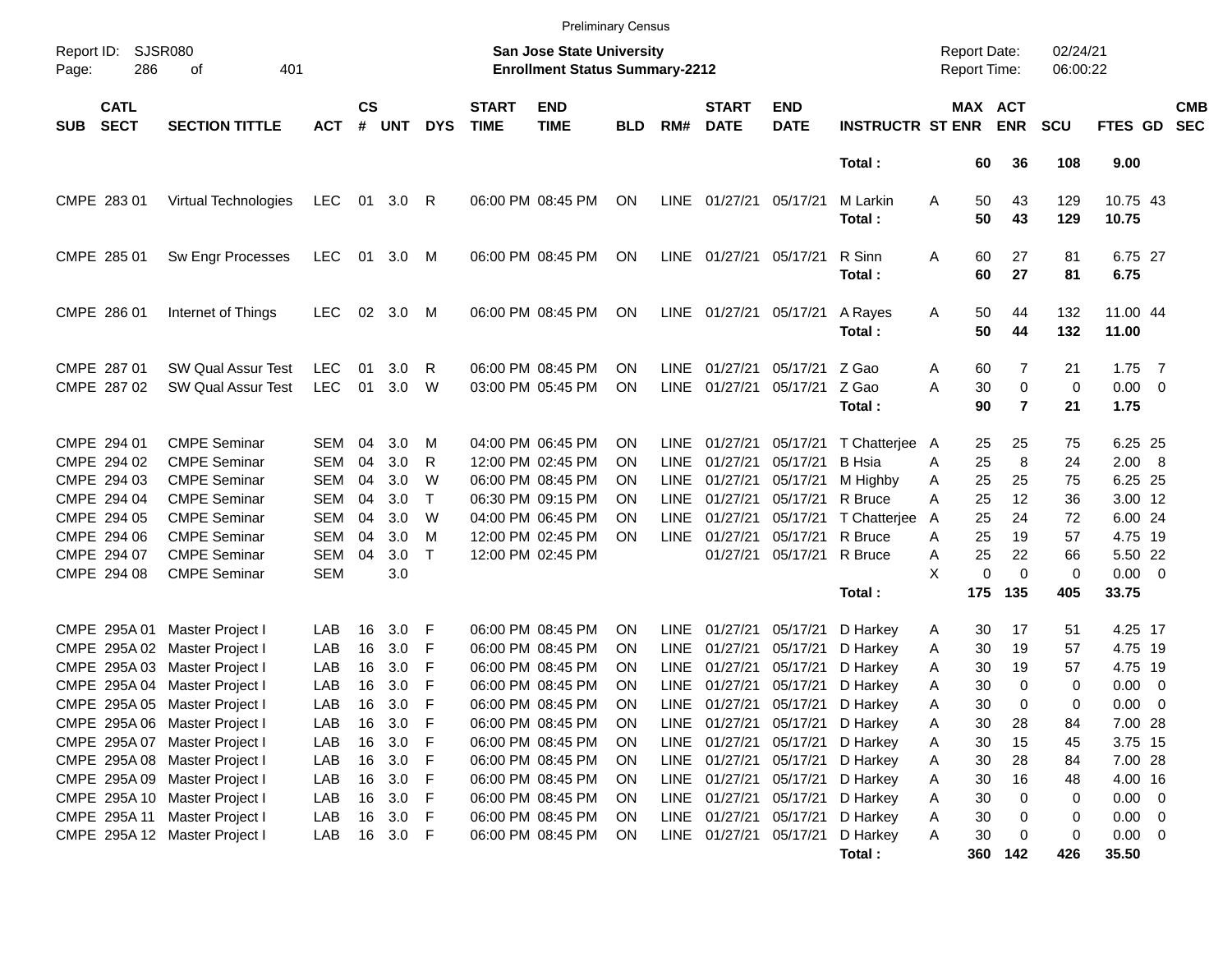Preliminary Census

Report ID: SJSR080
Page: 286 of 401

**San Jose State University**
**Enrollment Status Summary-2212**

Report Date: 02/24/21
Report Time: 06:00:22

| SUB | CATL SECT | SECTION TITTLE | ACT | CS # | UNT | DYS | START TIME | END TIME | BLD | RM# | START DATE | END DATE | INSTRUCTR | ST | MAX ENR | ACT ENR | SCU | FTES | GD | CMB SEC |
|---|---|---|---|---|---|---|---|---|---|---|---|---|---|---|---|---|---|---|---|---|
| | | | | | | | | | | | | | **Total :** | | **60** | **36** | **108** | **9.00** | | |
| CMPE | 283 01 | Virtual Technologies | LEC | 01 | 3.0 | R | 06:00 PM | 08:45 PM | ON | LINE | 01/27/21 | 05/17/21 | M Larkin | A | 50 | 43 | 129 | 10.75 | 43 | |
| | | | | | | | | | | | | | **Total :** | | **50** | **43** | **129** | **10.75** | | |
| CMPE | 285 01 | Sw Engr Processes | LEC | 01 | 3.0 | M | 06:00 PM | 08:45 PM | ON | LINE | 01/27/21 | 05/17/21 | R Sinn | A | 60 | 27 | 81 | 6.75 | 27 | |
| | | | | | | | | | | | | | **Total :** | | **60** | **27** | **81** | **6.75** | | |
| CMPE | 286 01 | Internet of Things | LEC | 02 | 3.0 | M | 06:00 PM | 08:45 PM | ON | LINE | 01/27/21 | 05/17/21 | A Rayes | A | 50 | 44 | 132 | 11.00 | 44 | |
| | | | | | | | | | | | | | **Total :** | | **50** | **44** | **132** | **11.00** | | |
| CMPE | 287 01 | SW Qual Assur Test | LEC | 01 | 3.0 | R | 06:00 PM | 08:45 PM | ON | LINE | 01/27/21 | 05/17/21 | Z Gao | A | 60 | 7 | 21 | 1.75 | 7 | |
| CMPE | 287 02 | SW Qual Assur Test | LEC | 01 | 3.0 | W | 03:00 PM | 05:45 PM | ON | LINE | 01/27/21 | 05/17/21 | Z Gao | A | 30 | 0 | 0 | 0.00 | 0 | |
| | | | | | | | | | | | | | **Total :** | | **90** | **7** | **21** | **1.75** | | |
| CMPE | 294 01 | CMPE Seminar | SEM | 04 | 3.0 | M | 04:00 PM | 06:45 PM | ON | LINE | 01/27/21 | 05/17/21 | T Chatterjee | A | 25 | 25 | 75 | 6.25 | 25 | |
| CMPE | 294 02 | CMPE Seminar | SEM | 04 | 3.0 | R | 12:00 PM | 02:45 PM | ON | LINE | 01/27/21 | 05/17/21 | B Hsia | A | 25 | 8 | 24 | 2.00 | 8 | |
| CMPE | 294 03 | CMPE Seminar | SEM | 04 | 3.0 | W | 06:00 PM | 08:45 PM | ON | LINE | 01/27/21 | 05/17/21 | M Highby | A | 25 | 25 | 75 | 6.25 | 25 | |
| CMPE | 294 04 | CMPE Seminar | SEM | 04 | 3.0 | T | 06:30 PM | 09:15 PM | ON | LINE | 01/27/21 | 05/17/21 | R Bruce | A | 25 | 12 | 36 | 3.00 | 12 | |
| CMPE | 294 05 | CMPE Seminar | SEM | 04 | 3.0 | W | 04:00 PM | 06:45 PM | ON | LINE | 01/27/21 | 05/17/21 | T Chatterjee | A | 25 | 24 | 72 | 6.00 | 24 | |
| CMPE | 294 06 | CMPE Seminar | SEM | 04 | 3.0 | M | 12:00 PM | 02:45 PM | ON | LINE | 01/27/21 | 05/17/21 | R Bruce | A | 25 | 19 | 57 | 4.75 | 19 | |
| CMPE | 294 07 | CMPE Seminar | SEM | 04 | 3.0 | T | 12:00 PM | 02:45 PM | | | 01/27/21 | 05/17/21 | R Bruce | A | 25 | 22 | 66 | 5.50 | 22 | |
| CMPE | 294 08 | CMPE Seminar | SEM | | 3.0 | | | | | | | | | X | 0 | 0 | 0 | 0.00 | 0 | |
| | | | | | | | | | | | | | **Total :** | | **175** | **135** | **405** | **33.75** | | |
| CMPE | 295A 01 | Master Project I | LAB | 16 | 3.0 | F | 06:00 PM | 08:45 PM | ON | LINE | 01/27/21 | 05/17/21 | D Harkey | A | 30 | 17 | 51 | 4.25 | 17 | |
| CMPE | 295A 02 | Master Project I | LAB | 16 | 3.0 | F | 06:00 PM | 08:45 PM | ON | LINE | 01/27/21 | 05/17/21 | D Harkey | A | 30 | 19 | 57 | 4.75 | 19 | |
| CMPE | 295A 03 | Master Project I | LAB | 16 | 3.0 | F | 06:00 PM | 08:45 PM | ON | LINE | 01/27/21 | 05/17/21 | D Harkey | A | 30 | 19 | 57 | 4.75 | 19 | |
| CMPE | 295A 04 | Master Project I | LAB | 16 | 3.0 | F | 06:00 PM | 08:45 PM | ON | LINE | 01/27/21 | 05/17/21 | D Harkey | A | 30 | 0 | 0 | 0.00 | 0 | |
| CMPE | 295A 05 | Master Project I | LAB | 16 | 3.0 | F | 06:00 PM | 08:45 PM | ON | LINE | 01/27/21 | 05/17/21 | D Harkey | A | 30 | 0 | 0 | 0.00 | 0 | |
| CMPE | 295A 06 | Master Project I | LAB | 16 | 3.0 | F | 06:00 PM | 08:45 PM | ON | LINE | 01/27/21 | 05/17/21 | D Harkey | A | 30 | 28 | 84 | 7.00 | 28 | |
| CMPE | 295A 07 | Master Project I | LAB | 16 | 3.0 | F | 06:00 PM | 08:45 PM | ON | LINE | 01/27/21 | 05/17/21 | D Harkey | A | 30 | 15 | 45 | 3.75 | 15 | |
| CMPE | 295A 08 | Master Project I | LAB | 16 | 3.0 | F | 06:00 PM | 08:45 PM | ON | LINE | 01/27/21 | 05/17/21 | D Harkey | A | 30 | 28 | 84 | 7.00 | 28 | |
| CMPE | 295A 09 | Master Project I | LAB | 16 | 3.0 | F | 06:00 PM | 08:45 PM | ON | LINE | 01/27/21 | 05/17/21 | D Harkey | A | 30 | 16 | 48 | 4.00 | 16 | |
| CMPE | 295A 10 | Master Project I | LAB | 16 | 3.0 | F | 06:00 PM | 08:45 PM | ON | LINE | 01/27/21 | 05/17/21 | D Harkey | A | 30 | 0 | 0 | 0.00 | 0 | |
| CMPE | 295A 11 | Master Project I | LAB | 16 | 3.0 | F | 06:00 PM | 08:45 PM | ON | LINE | 01/27/21 | 05/17/21 | D Harkey | A | 30 | 0 | 0 | 0.00 | 0 | |
| CMPE | 295A 12 | Master Project I | LAB | 16 | 3.0 | F | 06:00 PM | 08:45 PM | ON | LINE | 01/27/21 | 05/17/21 | D Harkey | A | 30 | 0 | 0 | 0.00 | 0 | |
| | | | | | | | | | | | | | **Total :** | | **360** | **142** | **426** | **35.50** | | |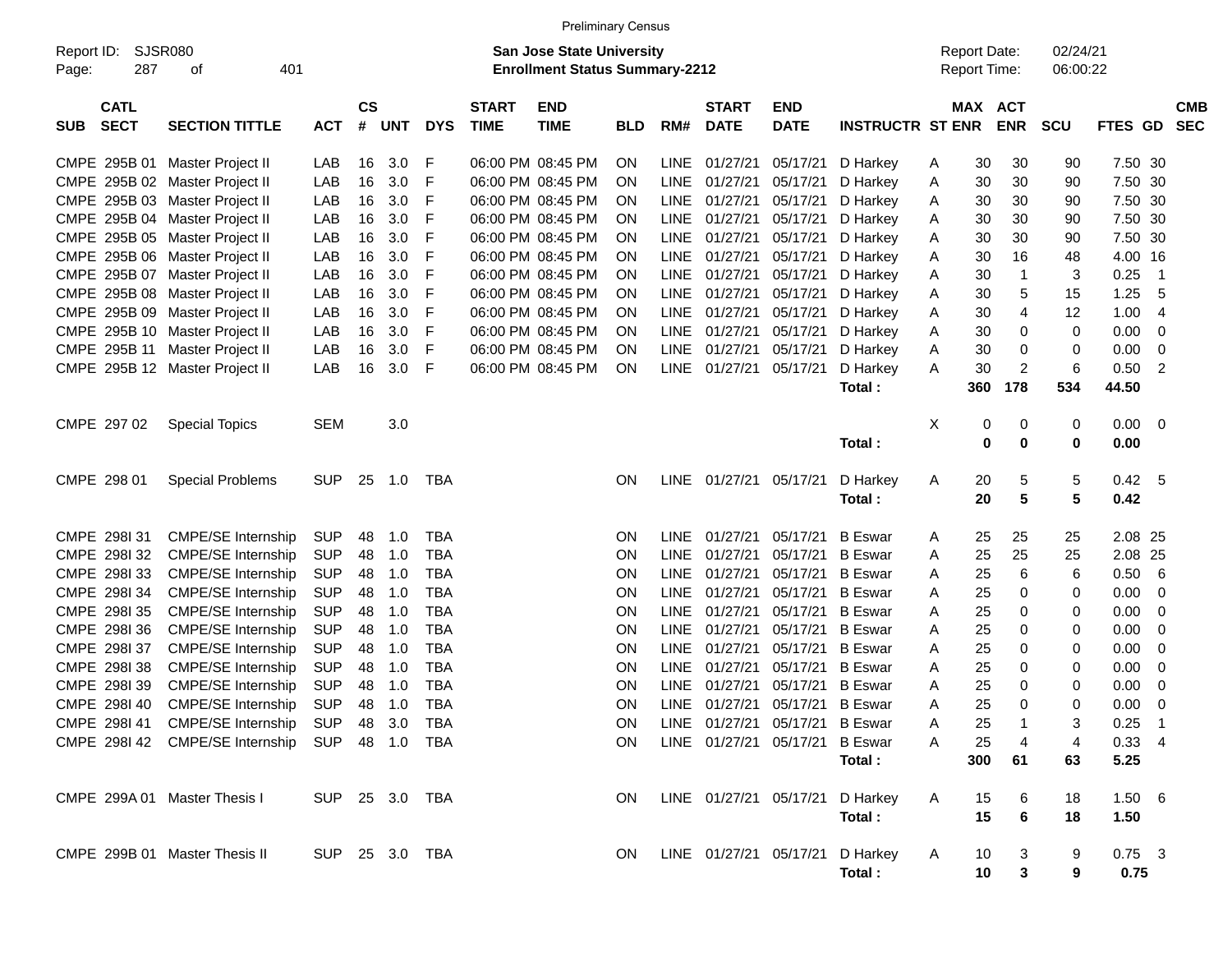Preliminary Census

Report ID: SJSR080
Page: 287 of 401

**San Jose State University**
**Enrollment Status Summary-2212**

Report Date: 02/24/21
Report Time: 06:00:22

| SUB | CATL SECT | SECTION TITTLE | ACT | CS # | UNT | DYS | START TIME | END TIME | BLD | RM# | START DATE | END DATE | INSTRUCTR | ST | MAX ENR | ACT ENR | SCU | FTES | GD | CMB SEC |
|---|---|---|---|---|---|---|---|---|---|---|---|---|---|---|---|---|---|---|---|---|
| CMPE | 295B 01 | Master Project II | LAB | 16 | 3.0 | F | 06:00 PM | 08:45 PM | ON | LINE | 01/27/21 | 05/17/21 | D Harkey | A | 30 | 30 | 90 | 7.50 | 30 | |
| CMPE | 295B 02 | Master Project II | LAB | 16 | 3.0 | F | 06:00 PM | 08:45 PM | ON | LINE | 01/27/21 | 05/17/21 | D Harkey | A | 30 | 30 | 90 | 7.50 | 30 | |
| CMPE | 295B 03 | Master Project II | LAB | 16 | 3.0 | F | 06:00 PM | 08:45 PM | ON | LINE | 01/27/21 | 05/17/21 | D Harkey | A | 30 | 30 | 90 | 7.50 | 30 | |
| CMPE | 295B 04 | Master Project II | LAB | 16 | 3.0 | F | 06:00 PM | 08:45 PM | ON | LINE | 01/27/21 | 05/17/21 | D Harkey | A | 30 | 30 | 90 | 7.50 | 30 | |
| CMPE | 295B 05 | Master Project II | LAB | 16 | 3.0 | F | 06:00 PM | 08:45 PM | ON | LINE | 01/27/21 | 05/17/21 | D Harkey | A | 30 | 30 | 90 | 7.50 | 30 | |
| CMPE | 295B 06 | Master Project II | LAB | 16 | 3.0 | F | 06:00 PM | 08:45 PM | ON | LINE | 01/27/21 | 05/17/21 | D Harkey | A | 30 | 16 | 48 | 4.00 | 16 | |
| CMPE | 295B 07 | Master Project II | LAB | 16 | 3.0 | F | 06:00 PM | 08:45 PM | ON | LINE | 01/27/21 | 05/17/21 | D Harkey | A | 30 | 1 | 3 | 0.25 | 1 | |
| CMPE | 295B 08 | Master Project II | LAB | 16 | 3.0 | F | 06:00 PM | 08:45 PM | ON | LINE | 01/27/21 | 05/17/21 | D Harkey | A | 30 | 5 | 15 | 1.25 | 5 | |
| CMPE | 295B 09 | Master Project II | LAB | 16 | 3.0 | F | 06:00 PM | 08:45 PM | ON | LINE | 01/27/21 | 05/17/21 | D Harkey | A | 30 | 4 | 12 | 1.00 | 4 | |
| CMPE | 295B 10 | Master Project II | LAB | 16 | 3.0 | F | 06:00 PM | 08:45 PM | ON | LINE | 01/27/21 | 05/17/21 | D Harkey | A | 30 | 0 | 0 | 0.00 | 0 | |
| CMPE | 295B 11 | Master Project II | LAB | 16 | 3.0 | F | 06:00 PM | 08:45 PM | ON | LINE | 01/27/21 | 05/17/21 | D Harkey | A | 30 | 0 | 0 | 0.00 | 0 | |
| CMPE | 295B 12 | Master Project II | LAB | 16 | 3.0 | F | 06:00 PM | 08:45 PM | ON | LINE | 01/27/21 | 05/17/21 | D Harkey | A | 30 | 2 | 6 | 0.50 | 2 | |
| | | | | | | | | | | | | | **Total :** | | **360** | **178** | **534** | **44.50** | | |
| CMPE | 297 02 | Special Topics | SEM | | 3.0 | | | | | | | | | X | 0 | 0 | 0 | 0.00 | 0 | |
| | | | | | | | | | | | | | **Total :** | | **0** | **0** | **0** | **0.00** | | |
| CMPE | 298 01 | Special Problems | SUP | 25 | 1.0 | TBA | | | ON | LINE | 01/27/21 | 05/17/21 | D Harkey | A | 20 | 5 | 5 | 0.42 | 5 | |
| | | | | | | | | | | | | | **Total :** | | **20** | **5** | **5** | **0.42** | | |
| CMPE | 298I 31 | CMPE/SE Internship | SUP | 48 | 1.0 | TBA | | | ON | LINE | 01/27/21 | 05/17/21 | B Eswar | A | 25 | 25 | 25 | 2.08 | 25 | |
| CMPE | 298I 32 | CMPE/SE Internship | SUP | 48 | 1.0 | TBA | | | ON | LINE | 01/27/21 | 05/17/21 | B Eswar | A | 25 | 25 | 25 | 2.08 | 25 | |
| CMPE | 298I 33 | CMPE/SE Internship | SUP | 48 | 1.0 | TBA | | | ON | LINE | 01/27/21 | 05/17/21 | B Eswar | A | 25 | 6 | 6 | 0.50 | 6 | |
| CMPE | 298I 34 | CMPE/SE Internship | SUP | 48 | 1.0 | TBA | | | ON | LINE | 01/27/21 | 05/17/21 | B Eswar | A | 25 | 0 | 0 | 0.00 | 0 | |
| CMPE | 298I 35 | CMPE/SE Internship | SUP | 48 | 1.0 | TBA | | | ON | LINE | 01/27/21 | 05/17/21 | B Eswar | A | 25 | 0 | 0 | 0.00 | 0 | |
| CMPE | 298I 36 | CMPE/SE Internship | SUP | 48 | 1.0 | TBA | | | ON | LINE | 01/27/21 | 05/17/21 | B Eswar | A | 25 | 0 | 0 | 0.00 | 0 | |
| CMPE | 298I 37 | CMPE/SE Internship | SUP | 48 | 1.0 | TBA | | | ON | LINE | 01/27/21 | 05/17/21 | B Eswar | A | 25 | 0 | 0 | 0.00 | 0 | |
| CMPE | 298I 38 | CMPE/SE Internship | SUP | 48 | 1.0 | TBA | | | ON | LINE | 01/27/21 | 05/17/21 | B Eswar | A | 25 | 0 | 0 | 0.00 | 0 | |
| CMPE | 298I 39 | CMPE/SE Internship | SUP | 48 | 1.0 | TBA | | | ON | LINE | 01/27/21 | 05/17/21 | B Eswar | A | 25 | 0 | 0 | 0.00 | 0 | |
| CMPE | 298I 40 | CMPE/SE Internship | SUP | 48 | 1.0 | TBA | | | ON | LINE | 01/27/21 | 05/17/21 | B Eswar | A | 25 | 0 | 0 | 0.00 | 0 | |
| CMPE | 298I 41 | CMPE/SE Internship | SUP | 48 | 3.0 | TBA | | | ON | LINE | 01/27/21 | 05/17/21 | B Eswar | A | 25 | 1 | 3 | 0.25 | 1 | |
| CMPE | 298I 42 | CMPE/SE Internship | SUP | 48 | 1.0 | TBA | | | ON | LINE | 01/27/21 | 05/17/21 | B Eswar | A | 25 | 4 | 4 | 0.33 | 4 | |
| | | | | | | | | | | | | | **Total :** | | **300** | **61** | **63** | **5.25** | | |
| CMPE | 299A 01 | Master Thesis I | SUP | 25 | 3.0 | TBA | | | ON | LINE | 01/27/21 | 05/17/21 | D Harkey | A | 15 | 6 | 18 | 1.50 | 6 | |
| | | | | | | | | | | | | | **Total :** | | **15** | **6** | **18** | **1.50** | | |
| CMPE | 299B 01 | Master Thesis II | SUP | 25 | 3.0 | TBA | | | ON | LINE | 01/27/21 | 05/17/21 | D Harkey | A | 10 | 3 | 9 | 0.75 | 3 | |
| | | | | | | | | | | | | | **Total :** | | **10** | **3** | **9** | **0.75** | | |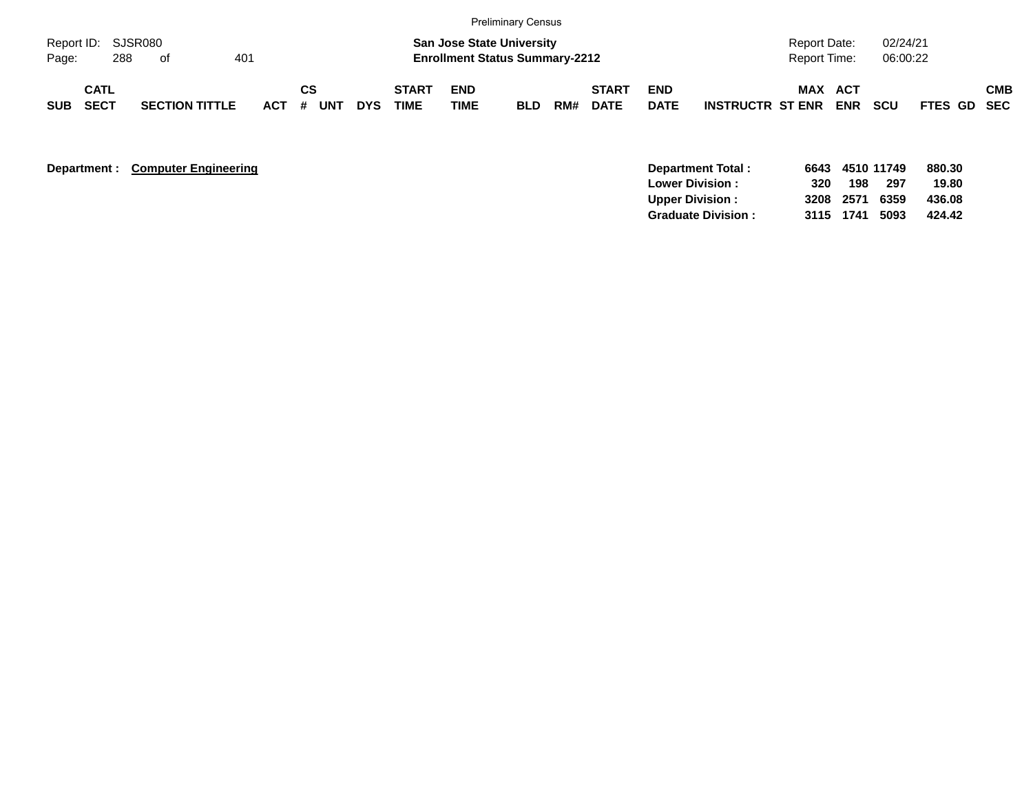Preliminary Census

Report ID: SJSR080

**San Jose State University**
**Enrollment Status Summary-2212**

Report Date: 02/24/21
Report Time: 06:00:22

| SUB | CATL SECT | SECTION TITTLE | ACT | CS # | UNT | DYS | START TIME | END TIME | BLD | RM# | START DATE | END DATE | INSTRUCTR | ST | MAX ENR | ACT ENR | SCU | FTES | GD | CMB SEC |
|---|---|---|---|---|---|---|---|---|---|---|---|---|---|---|---|---|---|---|---|---|

**Department : Computer Engineering**

| | MAX ENR | ACT ENR | SCU | FTES |
|---|---|---|---|---|
| **Department Total :** | **6643** | **4510** | **11749** | **880.30** |
| **Lower Division :** | **320** | **198** | **297** | **19.80** |
| **Upper Division :** | **3208** | **2571** | **6359** | **436.08** |
| **Graduate Division :** | **3115** | **1741** | **5093** | **424.42** |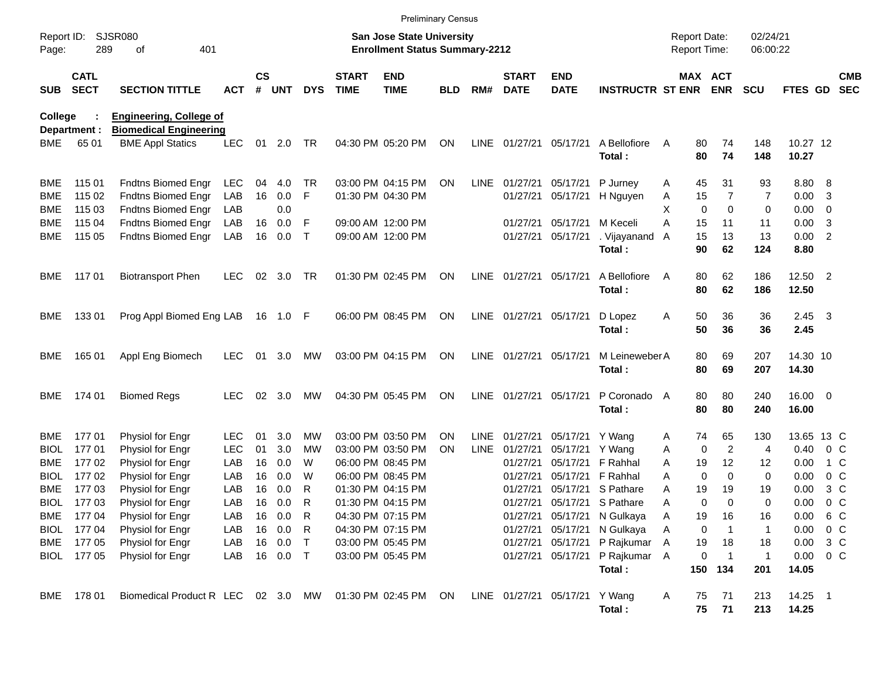Preliminary Census

Report ID: SJSR080
Page: 289 of 401

**San Jose State University**
**Enrollment Status Summary-2212**

Report Date: 02/24/21
Report Time: 06:00:22

**College : Engineering, College of**
**Department : Biomedical Engineering**

| SUB | CATL SECT | SECTION TITTLE | ACT | CS # | UNT | DYS | START TIME | END TIME | BLD | RM# | START DATE | END DATE | INSTRUCTR | ST | MAX ENR | ACT ENR | SCU | FTES | GD | CMB SEC |
|---|---|---|---|---|---|---|---|---|---|---|---|---|---|---|---|---|---|---|---|---|
| BME | 65 01 | BME Appl Statics | LEC | 01 | 2.0 | TR | 04:30 PM | 05:20 PM | ON | LINE | 01/27/21 | 05/17/21 | A Bellofiore | A | 80 | 74 | 148 | 10.27 | 12 | |
| | | | | | | | | | | | | | **Total :** | | **80** | **74** | **148** | **10.27** | | |
| BME | 115 01 | Fndtns Biomed Engr | LEC | 04 | 4.0 | TR | 03:00 PM | 04:15 PM | ON | LINE | 01/27/21 | 05/17/21 | P Jurney | A | 45 | 31 | 93 | 8.80 | 8 | |
| BME | 115 02 | Fndtns Biomed Engr | LAB | 16 | 0.0 | F | 01:30 PM | 04:30 PM | | | 01/27/21 | 05/17/21 | H Nguyen | A | 15 | 7 | 7 | 0.00 | 3 | |
| BME | 115 03 | Fndtns Biomed Engr | LAB | | 0.0 | | | | | | | | | X | 0 | 0 | 0 | 0.00 | 0 | |
| BME | 115 04 | Fndtns Biomed Engr | LAB | 16 | 0.0 | F | 09:00 AM | 12:00 PM | | | 01/27/21 | 05/17/21 | M Keceli | A | 15 | 11 | 11 | 0.00 | 3 | |
| BME | 115 05 | Fndtns Biomed Engr | LAB | 16 | 0.0 | T | 09:00 AM | 12:00 PM | | | 01/27/21 | 05/17/21 | . Vijayanand | A | 15 | 13 | 13 | 0.00 | 2 | |
| | | | | | | | | | | | | | **Total :** | | **90** | **62** | **124** | **8.80** | | |
| BME | 117 01 | Biotransport Phen | LEC | 02 | 3.0 | TR | 01:30 PM | 02:45 PM | ON | LINE | 01/27/21 | 05/17/21 | A Bellofiore | A | 80 | 62 | 186 | 12.50 | 2 | |
| | | | | | | | | | | | | | **Total :** | | **80** | **62** | **186** | **12.50** | | |
| BME | 133 01 | Prog Appl Biomed Eng | LAB | 16 | 1.0 | F | 06:00 PM | 08:45 PM | ON | LINE | 01/27/21 | 05/17/21 | D Lopez | A | 50 | 36 | 36 | 2.45 | 3 | |
| | | | | | | | | | | | | | **Total :** | | **50** | **36** | **36** | **2.45** | | |
| BME | 165 01 | Appl Eng Biomech | LEC | 01 | 3.0 | MW | 03:00 PM | 04:15 PM | ON | LINE | 01/27/21 | 05/17/21 | M Leineweber | A | 80 | 69 | 207 | 14.30 | 10 | |
| | | | | | | | | | | | | | **Total :** | | **80** | **69** | **207** | **14.30** | | |
| BME | 174 01 | Biomed Regs | LEC | 02 | 3.0 | MW | 04:30 PM | 05:45 PM | ON | LINE | 01/27/21 | 05/17/21 | P Coronado | A | 80 | 80 | 240 | 16.00 | 0 | |
| | | | | | | | | | | | | | **Total :** | | **80** | **80** | **240** | **16.00** | | |
| BME | 177 01 | Physiol for Engr | LEC | 01 | 3.0 | MW | 03:00 PM | 03:50 PM | ON | LINE | 01/27/21 | 05/17/21 | Y Wang | A | 74 | 65 | 130 | 13.65 | 13 | C |
| BIOL | 177 01 | Physiol for Engr | LEC | 01 | 3.0 | MW | 03:00 PM | 03:50 PM | ON | LINE | 01/27/21 | 05/17/21 | Y Wang | A | 0 | 2 | 4 | 0.40 | 0 | C |
| BME | 177 02 | Physiol for Engr | LAB | 16 | 0.0 | W | 06:00 PM | 08:45 PM | | | 01/27/21 | 05/17/21 | F Rahhal | A | 19 | 12 | 12 | 0.00 | 1 | C |
| BIOL | 177 02 | Physiol for Engr | LAB | 16 | 0.0 | W | 06:00 PM | 08:45 PM | | | 01/27/21 | 05/17/21 | F Rahhal | A | 0 | 0 | 0 | 0.00 | 0 | C |
| BME | 177 03 | Physiol for Engr | LAB | 16 | 0.0 | R | 01:30 PM | 04:15 PM | | | 01/27/21 | 05/17/21 | S Pathare | A | 19 | 19 | 19 | 0.00 | 3 | C |
| BIOL | 177 03 | Physiol for Engr | LAB | 16 | 0.0 | R | 01:30 PM | 04:15 PM | | | 01/27/21 | 05/17/21 | S Pathare | A | 0 | 0 | 0 | 0.00 | 0 | C |
| BME | 177 04 | Physiol for Engr | LAB | 16 | 0.0 | R | 04:30 PM | 07:15 PM | | | 01/27/21 | 05/17/21 | N Gulkaya | A | 19 | 16 | 16 | 0.00 | 6 | C |
| BIOL | 177 04 | Physiol for Engr | LAB | 16 | 0.0 | R | 04:30 PM | 07:15 PM | | | 01/27/21 | 05/17/21 | N Gulkaya | A | 0 | 1 | 1 | 0.00 | 0 | C |
| BME | 177 05 | Physiol for Engr | LAB | 16 | 0.0 | T | 03:00 PM | 05:45 PM | | | 01/27/21 | 05/17/21 | P Rajkumar | A | 19 | 18 | 18 | 0.00 | 3 | C |
| BIOL | 177 05 | Physiol for Engr | LAB | 16 | 0.0 | T | 03:00 PM | 05:45 PM | | | 01/27/21 | 05/17/21 | P Rajkumar | A | 0 | 1 | 1 | 0.00 | 0 | C |
| | | | | | | | | | | | | | **Total :** | | **150** | **134** | **201** | **14.05** | | |
| BME | 178 01 | Biomedical Product R | LEC | 02 | 3.0 | MW | 01:30 PM | 02:45 PM | ON | LINE | 01/27/21 | 05/17/21 | Y Wang | A | 75 | 71 | 213 | 14.25 | 1 | |
| | | | | | | | | | | | | | **Total :** | | **75** | **71** | **213** | **14.25** | | |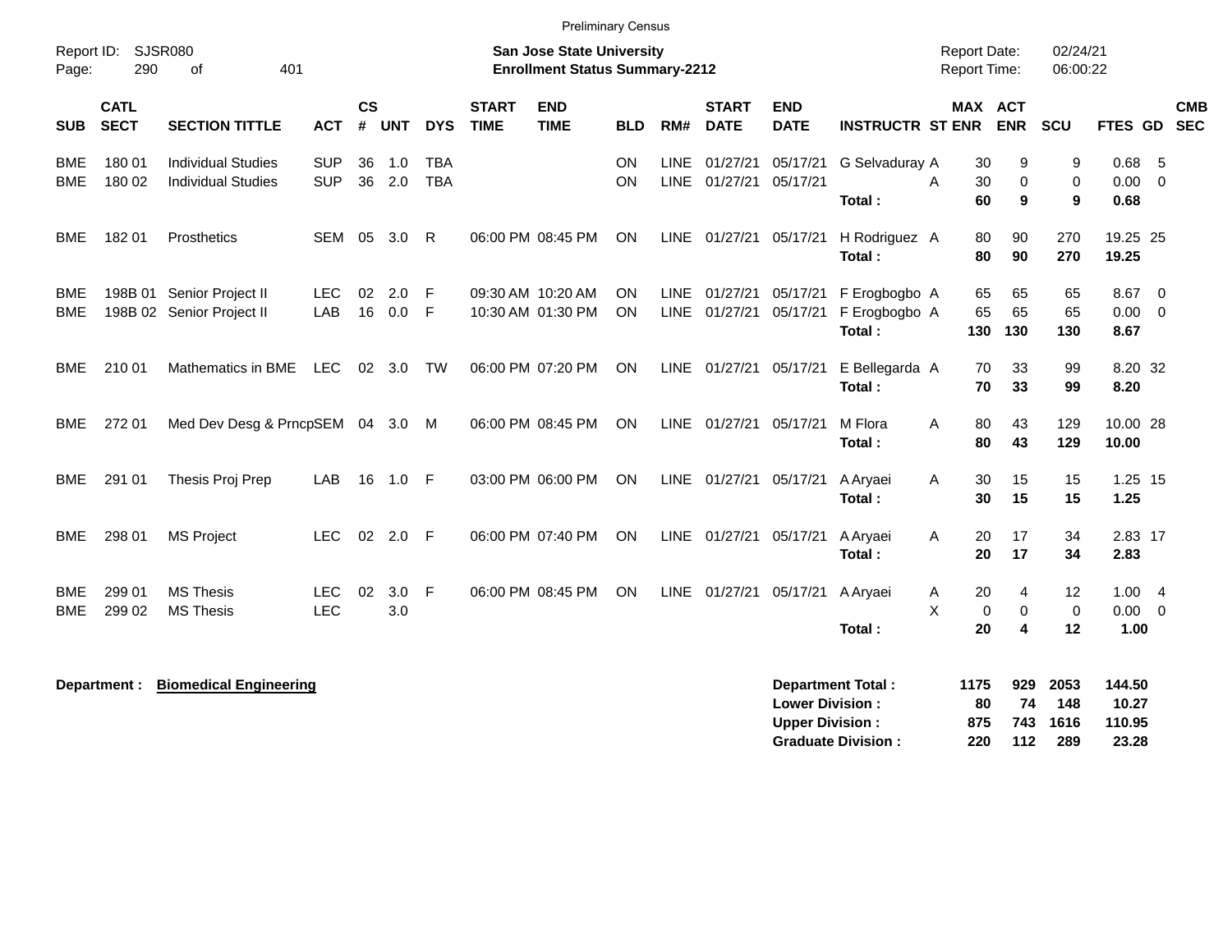Preliminary Census

Report ID: SJSR080

**San Jose State University**
**Enrollment Status Summary-2212**

Report Date: 02/24/21
Report Time: 06:00:22

| SUB | CATL SECT | SECTION TITTLE | ACT | CS # | UNT | DYS | START TIME | END TIME | BLD | RM# | START DATE | END DATE | INSTRUCTR | ST | MAX ENR | ACT ENR | SCU | FTES | GD | CMB SEC |
|---|---|---|---|---|---|---|---|---|---|---|---|---|---|---|---|---|---|---|---|---|
| BME | 180 01 | Individual Studies | SUP | 36 | 1.0 | TBA | | | ON | LINE | 01/27/21 | 05/17/21 | G Selvaduray | A | 30 | 9 | 9 | 0.68 | 5 | |
| BME | 180 02 | Individual Studies | SUP | 36 | 2.0 | TBA | | | ON | LINE | 01/27/21 | 05/17/21 | | A | 30 | 0 | 0 | 0.00 | 0 | |
| | | | | | | | | | | | | | **Total :** | | **60** | **9** | **9** | **0.68** | | |
| BME | 182 01 | Prosthetics | SEM | 05 | 3.0 | R | 06:00 PM | 08:45 PM | ON | LINE | 01/27/21 | 05/17/21 | H Rodriguez | A | 80 | 90 | 270 | 19.25 | 25 | |
| | | | | | | | | | | | | | **Total :** | | **80** | **90** | **270** | **19.25** | | |
| BME | 198B 01 | Senior Project II | LEC | 02 | 2.0 | F | 09:30 AM | 10:20 AM | ON | LINE | 01/27/21 | 05/17/21 | F Erogbogbo | A | 65 | 65 | 65 | 8.67 | 0 | |
| BME | 198B 02 | Senior Project II | LAB | 16 | 0.0 | F | 10:30 AM | 01:30 PM | ON | LINE | 01/27/21 | 05/17/21 | F Erogbogbo | A | 65 | 65 | 65 | 0.00 | 0 | |
| | | | | | | | | | | | | | **Total :** | | **130** | **130** | **130** | **8.67** | | |
| BME | 210 01 | Mathematics in BME | LEC | 02 | 3.0 | TW | 06:00 PM | 07:20 PM | ON | LINE | 01/27/21 | 05/17/21 | E Bellegarda | A | 70 | 33 | 99 | 8.20 | 32 | |
| | | | | | | | | | | | | | **Total :** | | **70** | **33** | **99** | **8.20** | | |
| BME | 272 01 | Med Dev Desg & Prncp | SEM | 04 | 3.0 | M | 06:00 PM | 08:45 PM | ON | LINE | 01/27/21 | 05/17/21 | M Flora | A | 80 | 43 | 129 | 10.00 | 28 | |
| | | | | | | | | | | | | | **Total :** | | **80** | **43** | **129** | **10.00** | | |
| BME | 291 01 | Thesis Proj Prep | LAB | 16 | 1.0 | F | 03:00 PM | 06:00 PM | ON | LINE | 01/27/21 | 05/17/21 | A Aryaei | A | 30 | 15 | 15 | 1.25 | 15 | |
| | | | | | | | | | | | | | **Total :** | | **30** | **15** | **15** | **1.25** | | |
| BME | 298 01 | MS Project | LEC | 02 | 2.0 | F | 06:00 PM | 07:40 PM | ON | LINE | 01/27/21 | 05/17/21 | A Aryaei | A | 20 | 17 | 34 | 2.83 | 17 | |
| | | | | | | | | | | | | | **Total :** | | **20** | **17** | **34** | **2.83** | | |
| BME | 299 01 | MS Thesis | LEC | 02 | 3.0 | F | 06:00 PM | 08:45 PM | ON | LINE | 01/27/21 | 05/17/21 | A Aryaei | A | 20 | 4 | 12 | 1.00 | 4 | |
| BME | 299 02 | MS Thesis | LEC | | 3.0 | | | | | | | | | X | 0 | 0 | 0 | 0.00 | 0 | |
| | | | | | | | | | | | | | **Total :** | | **20** | **4** | **12** | **1.00** | | |

**Department : Biomedical Engineering**

| | MAX ENR | ACT ENR | SCU | FTES |
|---|---|---|---|---|
| **Department Total :** | **1175** | **929** | **2053** | **144.50** |
| **Lower Division :** | **80** | **74** | **148** | **10.27** |
| **Upper Division :** | **875** | **743** | **1616** | **110.95** |
| **Graduate Division :** | **220** | **112** | **289** | **23.28** |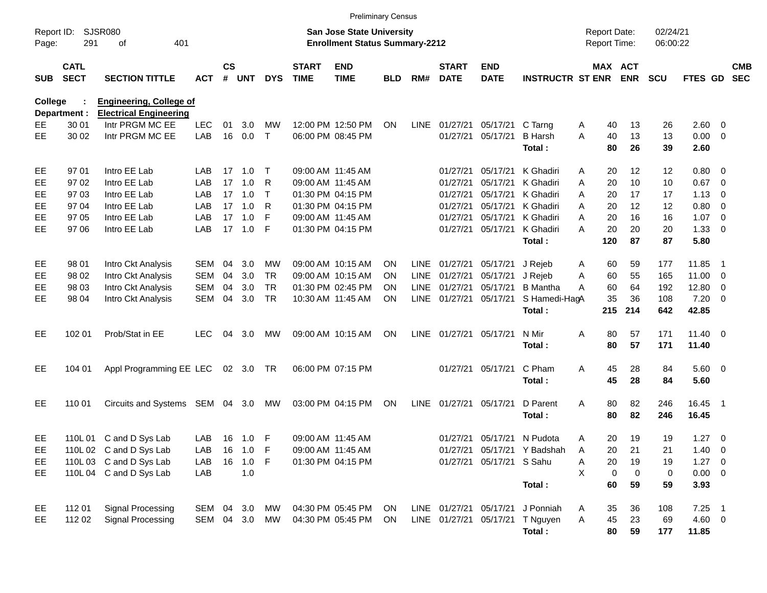Preliminary Census

Report ID: SJSR080
Page: 291 of 401

**San Jose State University**
**Enrollment Status Summary-2212**

Report Date: 02/24/21
Report Time: 06:00:22

**College : Engineering, College of**
**Department : Electrical Engineering**

| SUB | CATL SECT | SECTION TITTLE | ACT | CS # | UNT | DYS | START TIME | END TIME | BLD | RM# | START DATE | END DATE | INSTRUCTR | ST | MAX ENR | ACT ENR | SCU | FTES | GD | CMB SEC |
|---|---|---|---|---|---|---|---|---|---|---|---|---|---|---|---|---|---|---|---|---|
| EE | 30 01 | Intr PRGM MC EE | LEC | 01 | 3.0 | MW | 12:00 PM | 12:50 PM | ON | LINE | 01/27/21 | 05/17/21 | C Tarng | A | 40 | 13 | 26 | 2.60 | 0 | |
| EE | 30 02 | Intr PRGM MC EE | LAB | 16 | 0.0 | T | 06:00 PM | 08:45 PM | | | 01/27/21 | 05/17/21 | B Harsh | A | 40 | 13 | 13 | 0.00 | 0 | |
| | | | | | | | | | | | | | **Total :** | | **80** | **26** | **39** | **2.60** | | |
| EE | 97 01 | Intro EE Lab | LAB | 17 | 1.0 | T | 09:00 AM | 11:45 AM | | | 01/27/21 | 05/17/21 | K Ghadiri | A | 20 | 12 | 12 | 0.80 | 0 | |
| EE | 97 02 | Intro EE Lab | LAB | 17 | 1.0 | R | 09:00 AM | 11:45 AM | | | 01/27/21 | 05/17/21 | K Ghadiri | A | 20 | 10 | 10 | 0.67 | 0 | |
| EE | 97 03 | Intro EE Lab | LAB | 17 | 1.0 | T | 01:30 PM | 04:15 PM | | | 01/27/21 | 05/17/21 | K Ghadiri | A | 20 | 17 | 17 | 1.13 | 0 | |
| EE | 97 04 | Intro EE Lab | LAB | 17 | 1.0 | R | 01:30 PM | 04:15 PM | | | 01/27/21 | 05/17/21 | K Ghadiri | A | 20 | 12 | 12 | 0.80 | 0 | |
| EE | 97 05 | Intro EE Lab | LAB | 17 | 1.0 | F | 09:00 AM | 11:45 AM | | | 01/27/21 | 05/17/21 | K Ghadiri | A | 20 | 16 | 16 | 1.07 | 0 | |
| EE | 97 06 | Intro EE Lab | LAB | 17 | 1.0 | F | 01:30 PM | 04:15 PM | | | 01/27/21 | 05/17/21 | K Ghadiri | A | 20 | 20 | 20 | 1.33 | 0 | |
| | | | | | | | | | | | | | **Total :** | | **120** | **87** | **87** | **5.80** | | |
| EE | 98 01 | Intro Ckt Analysis | SEM | 04 | 3.0 | MW | 09:00 AM | 10:15 AM | ON | LINE | 01/27/21 | 05/17/21 | J Rejeb | A | 60 | 59 | 177 | 11.85 | 1 | |
| EE | 98 02 | Intro Ckt Analysis | SEM | 04 | 3.0 | TR | 09:00 AM | 10:15 AM | ON | LINE | 01/27/21 | 05/17/21 | J Rejeb | A | 60 | 55 | 165 | 11.00 | 0 | |
| EE | 98 03 | Intro Ckt Analysis | SEM | 04 | 3.0 | TR | 01:30 PM | 02:45 PM | ON | LINE | 01/27/21 | 05/17/21 | B Mantha | A | 60 | 64 | 192 | 12.80 | 0 | |
| EE | 98 04 | Intro Ckt Analysis | SEM | 04 | 3.0 | TR | 10:30 AM | 11:45 AM | ON | LINE | 01/27/21 | 05/17/21 | S Hamedi-Hag | A | 35 | 36 | 108 | 7.20 | 0 | |
| | | | | | | | | | | | | | **Total :** | | **215** | **214** | **642** | **42.85** | | |
| EE | 102 01 | Prob/Stat in EE | LEC | 04 | 3.0 | MW | 09:00 AM | 10:15 AM | ON | LINE | 01/27/21 | 05/17/21 | N Mir | A | 80 | 57 | 171 | 11.40 | 0 | |
| | | | | | | | | | | | | | **Total :** | | **80** | **57** | **171** | **11.40** | | |
| EE | 104 01 | Appl Programming EE | LEC | 02 | 3.0 | TR | 06:00 PM | 07:15 PM | | | 01/27/21 | 05/17/21 | C Pham | A | 45 | 28 | 84 | 5.60 | 0 | |
| | | | | | | | | | | | | | **Total :** | | **45** | **28** | **84** | **5.60** | | |
| EE | 110 01 | Circuits and Systems | SEM | 04 | 3.0 | MW | 03:00 PM | 04:15 PM | ON | LINE | 01/27/21 | 05/17/21 | D Parent | A | 80 | 82 | 246 | 16.45 | 1 | |
| | | | | | | | | | | | | | **Total :** | | **80** | **82** | **246** | **16.45** | | |
| EE | 110L 01 | C and D Sys Lab | LAB | 16 | 1.0 | F | 09:00 AM | 11:45 AM | | | 01/27/21 | 05/17/21 | N Pudota | A | 20 | 19 | 19 | 1.27 | 0 | |
| EE | 110L 02 | C and D Sys Lab | LAB | 16 | 1.0 | F | 09:00 AM | 11:45 AM | | | 01/27/21 | 05/17/21 | Y Badshah | A | 20 | 21 | 21 | 1.40 | 0 | |
| EE | 110L 03 | C and D Sys Lab | LAB | 16 | 1.0 | F | 01:30 PM | 04:15 PM | | | 01/27/21 | 05/17/21 | S Sahu | A | 20 | 19 | 19 | 1.27 | 0 | |
| EE | 110L 04 | C and D Sys Lab | LAB | | 1.0 | | | | | | | | | X | 0 | 0 | 0 | 0.00 | 0 | |
| | | | | | | | | | | | | | **Total :** | | **60** | **59** | **59** | **3.93** | | |
| EE | 112 01 | Signal Processing | SEM | 04 | 3.0 | MW | 04:30 PM | 05:45 PM | ON | LINE | 01/27/21 | 05/17/21 | J Ponniah | A | 35 | 36 | 108 | 7.25 | 1 | |
| EE | 112 02 | Signal Processing | SEM | 04 | 3.0 | MW | 04:30 PM | 05:45 PM | ON | LINE | 01/27/21 | 05/17/21 | T Nguyen | A | 45 | 23 | 69 | 4.60 | 0 | |
| | | | | | | | | | | | | | **Total :** | | **80** | **59** | **177** | **11.85** | | |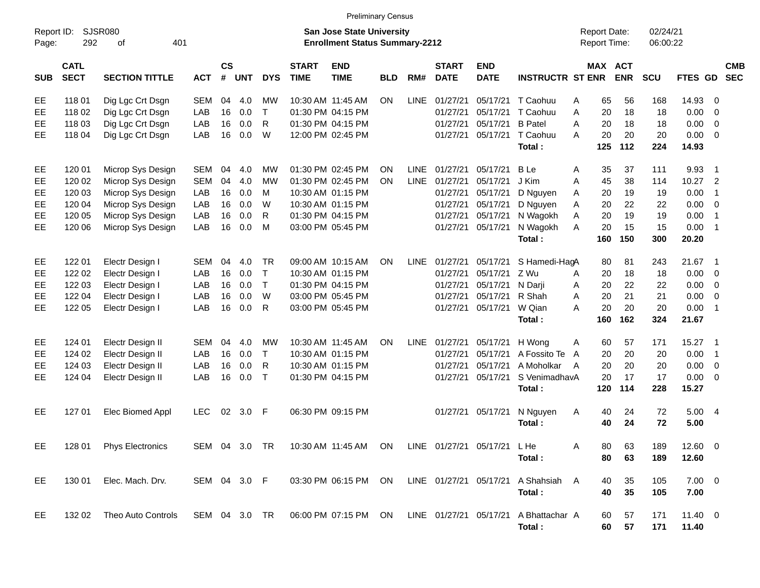Preliminary Census

Report ID: SJSR080

**San Jose State University**
**Enrollment Status Summary-2212**

Report Date: 02/24/21
Report Time: 06:00:22

| SUB | CATL SECT | SECTION TITTLE | ACT | CS # | UNT | DYS | START TIME | END TIME | BLD | RM# | START DATE | END DATE | INSTRUCTR | ST | MAX ENR | ACT ENR | SCU | FTES | GD | CMB SEC |
|---|---|---|---|---|---|---|---|---|---|---|---|---|---|---|---|---|---|---|---|---|
| EE | 118 01 | Dig Lgc Crt Dsgn | SEM | 04 | 4.0 | MW | 10:30 AM | 11:45 AM | ON | LINE | 01/27/21 | 05/17/21 | T Caohuu | A | 65 | 56 | 168 | 14.93 | 0 | |
| EE | 118 02 | Dig Lgc Crt Dsgn | LAB | 16 | 0.0 | T | 01:30 PM | 04:15 PM | | | 01/27/21 | 05/17/21 | T Caohuu | A | 20 | 18 | 18 | 0.00 | 0 | |
| EE | 118 03 | Dig Lgc Crt Dsgn | LAB | 16 | 0.0 | R | 01:30 PM | 04:15 PM | | | 01/27/21 | 05/17/21 | B Patel | A | 20 | 18 | 18 | 0.00 | 0 | |
| EE | 118 04 | Dig Lgc Crt Dsgn | LAB | 16 | 0.0 | W | 12:00 PM | 02:45 PM | | | 01/27/21 | 05/17/21 | T Caohuu | A | 20 | 20 | 20 | 0.00 | 0 | |
| | | | | | | | | | | | | | **Total :** | | **125** | **112** | **224** | **14.93** | | |
| EE | 120 01 | Microp Sys Design | SEM | 04 | 4.0 | MW | 01:30 PM | 02:45 PM | ON | LINE | 01/27/21 | 05/17/21 | B Le | A | 35 | 37 | 111 | 9.93 | 1 | |
| EE | 120 02 | Microp Sys Design | SEM | 04 | 4.0 | MW | 01:30 PM | 02:45 PM | ON | LINE | 01/27/21 | 05/17/21 | J Kim | A | 45 | 38 | 114 | 10.27 | 2 | |
| EE | 120 03 | Microp Sys Design | LAB | 16 | 0.0 | M | 10:30 AM | 01:15 PM | | | 01/27/21 | 05/17/21 | D Nguyen | A | 20 | 19 | 19 | 0.00 | 1 | |
| EE | 120 04 | Microp Sys Design | LAB | 16 | 0.0 | W | 10:30 AM | 01:15 PM | | | 01/27/21 | 05/17/21 | D Nguyen | A | 20 | 22 | 22 | 0.00 | 0 | |
| EE | 120 05 | Microp Sys Design | LAB | 16 | 0.0 | R | 01:30 PM | 04:15 PM | | | 01/27/21 | 05/17/21 | N Wagokh | A | 20 | 19 | 19 | 0.00 | 1 | |
| EE | 120 06 | Microp Sys Design | LAB | 16 | 0.0 | M | 03:00 PM | 05:45 PM | | | 01/27/21 | 05/17/21 | N Wagokh | A | 20 | 15 | 15 | 0.00 | 1 | |
| | | | | | | | | | | | | | **Total :** | | **160** | **150** | **300** | **20.20** | | |
| EE | 122 01 | Electr Design I | SEM | 04 | 4.0 | TR | 09:00 AM | 10:15 AM | ON | LINE | 01/27/21 | 05/17/21 | S Hamedi-Hag | A | 80 | 81 | 243 | 21.67 | 1 | |
| EE | 122 02 | Electr Design I | LAB | 16 | 0.0 | T | 10:30 AM | 01:15 PM | | | 01/27/21 | 05/17/21 | Z Wu | A | 20 | 18 | 18 | 0.00 | 0 | |
| EE | 122 03 | Electr Design I | LAB | 16 | 0.0 | T | 01:30 PM | 04:15 PM | | | 01/27/21 | 05/17/21 | N Darji | A | 20 | 22 | 22 | 0.00 | 0 | |
| EE | 122 04 | Electr Design I | LAB | 16 | 0.0 | W | 03:00 PM | 05:45 PM | | | 01/27/21 | 05/17/21 | R Shah | A | 20 | 21 | 21 | 0.00 | 0 | |
| EE | 122 05 | Electr Design I | LAB | 16 | 0.0 | R | 03:00 PM | 05:45 PM | | | 01/27/21 | 05/17/21 | W Qian | A | 20 | 20 | 20 | 0.00 | 1 | |
| | | | | | | | | | | | | | **Total :** | | **160** | **162** | **324** | **21.67** | | |
| EE | 124 01 | Electr Design II | SEM | 04 | 4.0 | MW | 10:30 AM | 11:45 AM | ON | LINE | 01/27/21 | 05/17/21 | H Wong | A | 60 | 57 | 171 | 15.27 | 1 | |
| EE | 124 02 | Electr Design II | LAB | 16 | 0.0 | T | 10:30 AM | 01:15 PM | | | 01/27/21 | 05/17/21 | A Fossito Te | A | 20 | 20 | 20 | 0.00 | 1 | |
| EE | 124 03 | Electr Design II | LAB | 16 | 0.0 | R | 10:30 AM | 01:15 PM | | | 01/27/21 | 05/17/21 | A Moholkar | A | 20 | 20 | 20 | 0.00 | 0 | |
| EE | 124 04 | Electr Design II | LAB | 16 | 0.0 | T | 01:30 PM | 04:15 PM | | | 01/27/21 | 05/17/21 | S Venimadhav | A | 20 | 17 | 17 | 0.00 | 0 | |
| | | | | | | | | | | | | | **Total :** | | **120** | **114** | **228** | **15.27** | | |
| EE | 127 01 | Elec Biomed Appl | LEC | 02 | 3.0 | F | 06:30 PM | 09:15 PM | | | 01/27/21 | 05/17/21 | N Nguyen | A | 40 | 24 | 72 | 5.00 | 4 | |
| | | | | | | | | | | | | | **Total :** | | **40** | **24** | **72** | **5.00** | | |
| EE | 128 01 | Phys Electronics | SEM | 04 | 3.0 | TR | 10:30 AM | 11:45 AM | ON | LINE | 01/27/21 | 05/17/21 | L He | A | 80 | 63 | 189 | 12.60 | 0 | |
| | | | | | | | | | | | | | **Total :** | | **80** | **63** | **189** | **12.60** | | |
| EE | 130 01 | Elec. Mach. Drv. | SEM | 04 | 3.0 | F | 03:30 PM | 06:15 PM | ON | LINE | 01/27/21 | 05/17/21 | A Shahsiah | A | 40 | 35 | 105 | 7.00 | 0 | |
| | | | | | | | | | | | | | **Total :** | | **40** | **35** | **105** | **7.00** | | |
| EE | 132 02 | Theo Auto Controls | SEM | 04 | 3.0 | TR | 06:00 PM | 07:15 PM | ON | LINE | 01/27/21 | 05/17/21 | A Bhattachar | A | 60 | 57 | 171 | 11.40 | 0 | |
| | | | | | | | | | | | | | **Total :** | | **60** | **57** | **171** | **11.40** | | |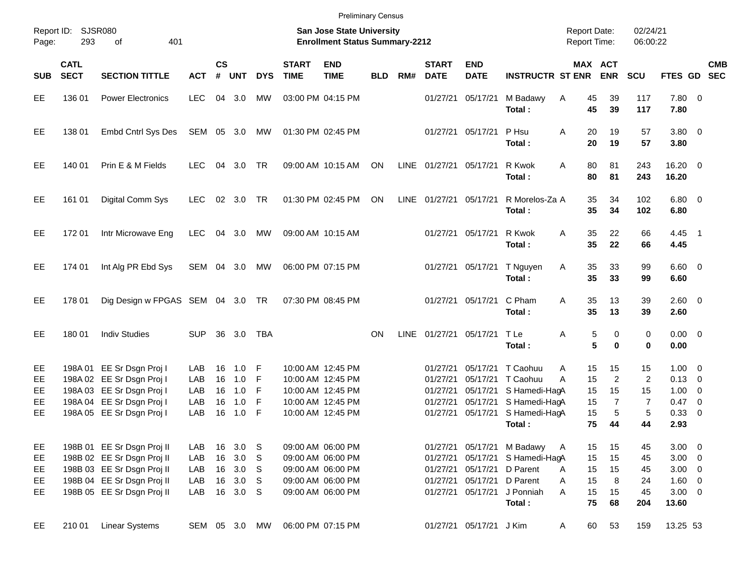Preliminary Census

Report ID: SJSR080
Page: 293 of 401

**San Jose State University**
**Enrollment Status Summary-2212**

Report Date: 02/24/21
Report Time: 06:00:22

| SUB | CATL SECT | SECTION TITTLE | ACT | CS # | UNT | DYS | START TIME | END TIME | BLD | RM# | START DATE | END DATE | INSTRUCTR | ST | MAX ENR | ACT ENR | SCU | FTES | GD | CMB SEC |
|---|---|---|---|---|---|---|---|---|---|---|---|---|---|---|---|---|---|---|---|---|
| EE | 136 01 | Power Electronics | LEC | 04 | 3.0 | MW | 03:00 PM | 04:15 PM | | | 01/27/21 | 05/17/21 | M Badawy | A | 45 | 39 | 117 | 7.80 | 0 | |
| | | | | | | | | | | | | | **Total :** | | **45** | **39** | **117** | **7.80** | | |
| EE | 138 01 | Embd Cntrl Sys Des | SEM | 05 | 3.0 | MW | 01:30 PM | 02:45 PM | | | 01/27/21 | 05/17/21 | P Hsu | A | 20 | 19 | 57 | 3.80 | 0 | |
| | | | | | | | | | | | | | **Total :** | | **20** | **19** | **57** | **3.80** | | |
| EE | 140 01 | Prin E & M Fields | LEC | 04 | 3.0 | TR | 09:00 AM | 10:15 AM | ON | LINE | 01/27/21 | 05/17/21 | R Kwok | A | 80 | 81 | 243 | 16.20 | 0 | |
| | | | | | | | | | | | | | **Total :** | | **80** | **81** | **243** | **16.20** | | |
| EE | 161 01 | Digital Comm Sys | LEC | 02 | 3.0 | TR | 01:30 PM | 02:45 PM | ON | LINE | 01/27/21 | 05/17/21 | R Morelos-Za | A | 35 | 34 | 102 | 6.80 | 0 | |
| | | | | | | | | | | | | | **Total :** | | **35** | **34** | **102** | **6.80** | | |
| EE | 172 01 | Intr Microwave Eng | LEC | 04 | 3.0 | MW | 09:00 AM | 10:15 AM | | | 01/27/21 | 05/17/21 | R Kwok | A | 35 | 22 | 66 | 4.45 | 1 | |
| | | | | | | | | | | | | | **Total :** | | **35** | **22** | **66** | **4.45** | | |
| EE | 174 01 | Int Alg PR Ebd Sys | SEM | 04 | 3.0 | MW | 06:00 PM | 07:15 PM | | | 01/27/21 | 05/17/21 | T Nguyen | A | 35 | 33 | 99 | 6.60 | 0 | |
| | | | | | | | | | | | | | **Total :** | | **35** | **33** | **99** | **6.60** | | |
| EE | 178 01 | Dig Design w FPGAS | SEM | 04 | 3.0 | TR | 07:30 PM | 08:45 PM | | | 01/27/21 | 05/17/21 | C Pham | A | 35 | 13 | 39 | 2.60 | 0 | |
| | | | | | | | | | | | | | **Total :** | | **35** | **13** | **39** | **2.60** | | |
| EE | 180 01 | Indiv Studies | SUP | 36 | 3.0 | TBA | | | ON | LINE | 01/27/21 | 05/17/21 | T Le | A | 5 | 0 | 0 | 0.00 | 0 | |
| | | | | | | | | | | | | | **Total :** | | **5** | **0** | **0** | **0.00** | | |
| EE | 198A 01 | EE Sr Dsgn Proj I | LAB | 16 | 1.0 | F | 10:00 AM | 12:45 PM | | | 01/27/21 | 05/17/21 | T Caohuu | A | 15 | 15 | 15 | 1.00 | 0 | |
| EE | 198A 02 | EE Sr Dsgn Proj I | LAB | 16 | 1.0 | F | 10:00 AM | 12:45 PM | | | 01/27/21 | 05/17/21 | T Caohuu | A | 15 | 2 | 2 | 0.13 | 0 | |
| EE | 198A 03 | EE Sr Dsgn Proj I | LAB | 16 | 1.0 | F | 10:00 AM | 12:45 PM | | | 01/27/21 | 05/17/21 | S Hamedi-Hag | A | 15 | 15 | 15 | 1.00 | 0 | |
| EE | 198A 04 | EE Sr Dsgn Proj I | LAB | 16 | 1.0 | F | 10:00 AM | 12:45 PM | | | 01/27/21 | 05/17/21 | S Hamedi-Hag | A | 15 | 7 | 7 | 0.47 | 0 | |
| EE | 198A 05 | EE Sr Dsgn Proj I | LAB | 16 | 1.0 | F | 10:00 AM | 12:45 PM | | | 01/27/21 | 05/17/21 | S Hamedi-Hag | A | 15 | 5 | 5 | 0.33 | 0 | |
| | | | | | | | | | | | | | **Total :** | | **75** | **44** | **44** | **2.93** | | |
| EE | 198B 01 | EE Sr Dsgn Proj II | LAB | 16 | 3.0 | S | 09:00 AM | 06:00 PM | | | 01/27/21 | 05/17/21 | M Badawy | A | 15 | 15 | 45 | 3.00 | 0 | |
| EE | 198B 02 | EE Sr Dsgn Proj II | LAB | 16 | 3.0 | S | 09:00 AM | 06:00 PM | | | 01/27/21 | 05/17/21 | S Hamedi-Hag | A | 15 | 15 | 45 | 3.00 | 0 | |
| EE | 198B 03 | EE Sr Dsgn Proj II | LAB | 16 | 3.0 | S | 09:00 AM | 06:00 PM | | | 01/27/21 | 05/17/21 | D Parent | A | 15 | 15 | 45 | 3.00 | 0 | |
| EE | 198B 04 | EE Sr Dsgn Proj II | LAB | 16 | 3.0 | S | 09:00 AM | 06:00 PM | | | 01/27/21 | 05/17/21 | D Parent | A | 15 | 8 | 24 | 1.60 | 0 | |
| EE | 198B 05 | EE Sr Dsgn Proj II | LAB | 16 | 3.0 | S | 09:00 AM | 06:00 PM | | | 01/27/21 | 05/17/21 | J Ponniah | A | 15 | 15 | 45 | 3.00 | 0 | |
| | | | | | | | | | | | | | **Total :** | | **75** | **68** | **204** | **13.60** | | |
| EE | 210 01 | Linear Systems | SEM | 05 | 3.0 | MW | 06:00 PM | 07:15 PM | | | 01/27/21 | 05/17/21 | J Kim | A | 60 | 53 | 159 | 13.25 | 53 | |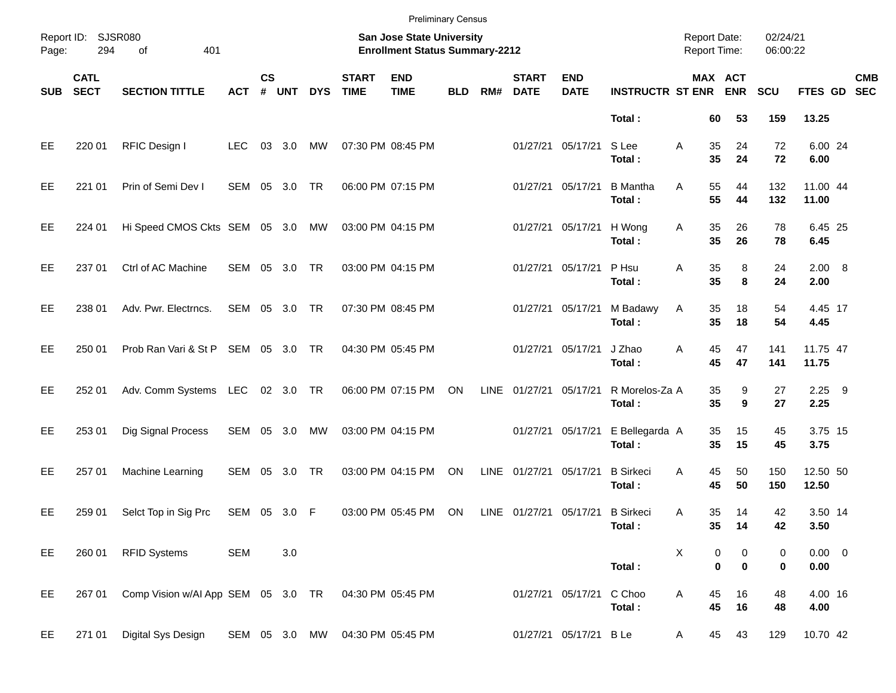Preliminary Census

Report ID: SJSR080

**San Jose State University**
**Enrollment Status Summary-2212**

Report Date: 02/24/21
Report Time: 06:00:22

| SUB | CATL SECT | SECTION TITTLE | ACT | CS # | UNT | DYS | START TIME | END TIME | BLD | RM# | START DATE | END DATE | INSTRUCTR | ST | MAX ENR | ACT ENR | SCU | FTES | GD | CMB SEC |
|---|---|---|---|---|---|---|---|---|---|---|---|---|---|---|---|---|---|---|---|---|
| | | | | | | | | | | | | | **Total :** | | **60** | **53** | **159** | **13.25** | | |
| EE | 220 01 | RFIC Design I | LEC | 03 | 3.0 | MW | 07:30 PM | 08:45 PM | | | 01/27/21 | 05/17/21 | S Lee | A | 35 | 24 | 72 | 6.00 | 24 | |
| | | | | | | | | | | | | | **Total :** | | **35** | **24** | **72** | **6.00** | | |
| EE | 221 01 | Prin of Semi Dev I | SEM | 05 | 3.0 | TR | 06:00 PM | 07:15 PM | | | 01/27/21 | 05/17/21 | B Mantha | A | 55 | 44 | 132 | 11.00 | 44 | |
| | | | | | | | | | | | | | **Total :** | | **55** | **44** | **132** | **11.00** | | |
| EE | 224 01 | Hi Speed CMOS Ckts | SEM | 05 | 3.0 | MW | 03:00 PM | 04:15 PM | | | 01/27/21 | 05/17/21 | H Wong | A | 35 | 26 | 78 | 6.45 | 25 | |
| | | | | | | | | | | | | | **Total :** | | **35** | **26** | **78** | **6.45** | | |
| EE | 237 01 | Ctrl of AC Machine | SEM | 05 | 3.0 | TR | 03:00 PM | 04:15 PM | | | 01/27/21 | 05/17/21 | P Hsu | A | 35 | 8 | 24 | 2.00 | 8 | |
| | | | | | | | | | | | | | **Total :** | | **35** | **8** | **24** | **2.00** | | |
| EE | 238 01 | Adv. Pwr. Electrncs. | SEM | 05 | 3.0 | TR | 07:30 PM | 08:45 PM | | | 01/27/21 | 05/17/21 | M Badawy | A | 35 | 18 | 54 | 4.45 | 17 | |
| | | | | | | | | | | | | | **Total :** | | **35** | **18** | **54** | **4.45** | | |
| EE | 250 01 | Prob Ran Vari & St P | SEM | 05 | 3.0 | TR | 04:30 PM | 05:45 PM | | | 01/27/21 | 05/17/21 | J Zhao | A | 45 | 47 | 141 | 11.75 | 47 | |
| | | | | | | | | | | | | | **Total :** | | **45** | **47** | **141** | **11.75** | | |
| EE | 252 01 | Adv. Comm Systems | LEC | 02 | 3.0 | TR | 06:00 PM | 07:15 PM | ON | LINE | 01/27/21 | 05/17/21 | R Morelos-Za | A | 35 | 9 | 27 | 2.25 | 9 | |
| | | | | | | | | | | | | | **Total :** | | **35** | **9** | **27** | **2.25** | | |
| EE | 253 01 | Dig Signal Process | SEM | 05 | 3.0 | MW | 03:00 PM | 04:15 PM | | | 01/27/21 | 05/17/21 | E Bellegarda | A | 35 | 15 | 45 | 3.75 | 15 | |
| | | | | | | | | | | | | | **Total :** | | **35** | **15** | **45** | **3.75** | | |
| EE | 257 01 | Machine Learning | SEM | 05 | 3.0 | TR | 03:00 PM | 04:15 PM | ON | LINE | 01/27/21 | 05/17/21 | B Sirkeci | A | 45 | 50 | 150 | 12.50 | 50 | |
| | | | | | | | | | | | | | **Total :** | | **45** | **50** | **150** | **12.50** | | |
| EE | 259 01 | Selct Top in Sig Prc | SEM | 05 | 3.0 | F | 03:00 PM | 05:45 PM | ON | LINE | 01/27/21 | 05/17/21 | B Sirkeci | A | 35 | 14 | 42 | 3.50 | 14 | |
| | | | | | | | | | | | | | **Total :** | | **35** | **14** | **42** | **3.50** | | |
| EE | 260 01 | RFID Systems | SEM | | 3.0 | | | | | | | | | X | 0 | 0 | 0 | 0.00 | 0 | |
| | | | | | | | | | | | | | **Total :** | | **0** | **0** | **0** | **0.00** | | |
| EE | 267 01 | Comp Vision w/AI App | SEM | 05 | 3.0 | TR | 04:30 PM | 05:45 PM | | | 01/27/21 | 05/17/21 | C Choo | A | 45 | 16 | 48 | 4.00 | 16 | |
| | | | | | | | | | | | | | **Total :** | | **45** | **16** | **48** | **4.00** | | |
| EE | 271 01 | Digital Sys Design | SEM | 05 | 3.0 | MW | 04:30 PM | 05:45 PM | | | 01/27/21 | 05/17/21 | B Le | A | 45 | 43 | 129 | 10.70 | 42 | |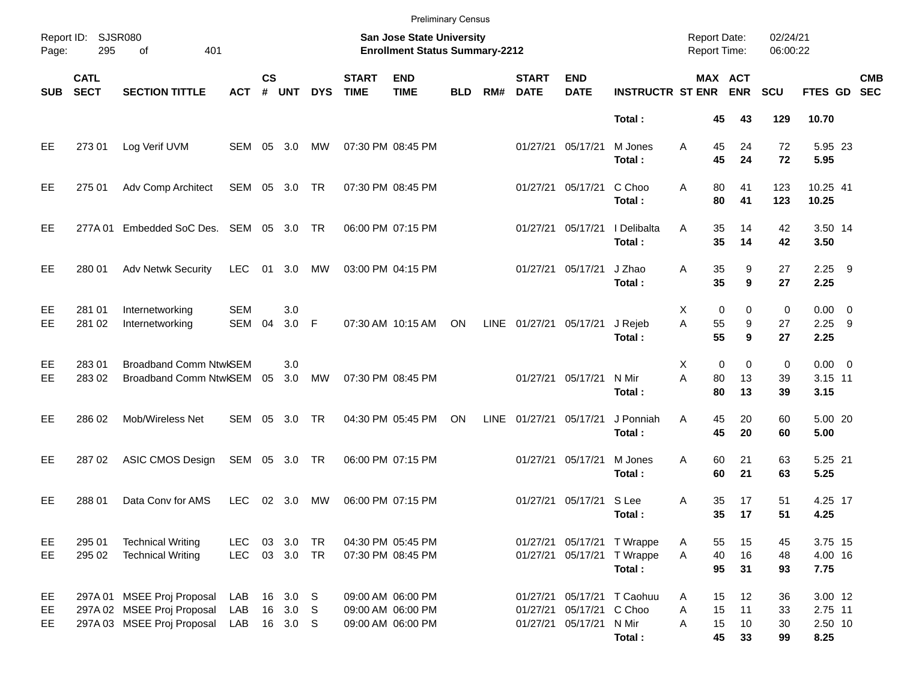Preliminary Census

Report ID: SJSR080

**San Jose State University**
**Enrollment Status Summary-2212**

Report Date: 02/24/21
Report Time: 06:00:22

| SUB | CATL SECT | SECTION TITTLE | ACT | CS # | UNT | DYS | START TIME | END TIME | BLD | RM# | START DATE | END DATE | INSTRUCTR | ST | MAX ENR | ACT ENR | SCU | FTES | GD | CMB SEC |
|---|---|---|---|---|---|---|---|---|---|---|---|---|---|---|---|---|---|---|---|---|
| | | | | | | | | | | | | | **Total :** | | **45** | **43** | **129** | **10.70** | | |
| EE | 273 01 | Log Verif UVM | SEM | 05 | 3.0 | MW | 07:30 PM | 08:45 PM | | | 01/27/21 | 05/17/21 | M Jones | A | 45 | 24 | 72 | 5.95 | 23 | |
| | | | | | | | | | | | | | **Total :** | | **45** | **24** | **72** | **5.95** | | |
| EE | 275 01 | Adv Comp Architect | SEM | 05 | 3.0 | TR | 07:30 PM | 08:45 PM | | | 01/27/21 | 05/17/21 | C Choo | A | 80 | 41 | 123 | 10.25 | 41 | |
| | | | | | | | | | | | | | **Total :** | | **80** | **41** | **123** | **10.25** | | |
| EE | 277A 01 | Embedded SoC Des. | SEM | 05 | 3.0 | TR | 06:00 PM | 07:15 PM | | | 01/27/21 | 05/17/21 | I Delibalta | A | 35 | 14 | 42 | 3.50 | 14 | |
| | | | | | | | | | | | | | **Total :** | | **35** | **14** | **42** | **3.50** | | |
| EE | 280 01 | Adv Netwk Security | LEC | 01 | 3.0 | MW | 03:00 PM | 04:15 PM | | | 01/27/21 | 05/17/21 | J Zhao | A | 35 | 9 | 27 | 2.25 | 9 | |
| | | | | | | | | | | | | | **Total :** | | **35** | **9** | **27** | **2.25** | | |
| EE | 281 01 | Internetworking | SEM | | 3.0 | | | | | | | | | X | 0 | 0 | 0 | 0.00 | 0 | |
| EE | 281 02 | Internetworking | SEM | 04 | 3.0 | F | 07:30 AM | 10:15 AM | ON | LINE | 01/27/21 | 05/17/21 | J Rejeb | A | 55 | 9 | 27 | 2.25 | 9 | |
| | | | | | | | | | | | | | **Total :** | | **55** | **9** | **27** | **2.25** | | |
| EE | 283 01 | Broadband Comm Ntwk | SEM | | 3.0 | | | | | | | | | X | 0 | 0 | 0 | 0.00 | 0 | |
| EE | 283 02 | Broadband Comm Ntwk | SEM | 05 | 3.0 | MW | 07:30 PM | 08:45 PM | | | 01/27/21 | 05/17/21 | N Mir | A | 80 | 13 | 39 | 3.15 | 11 | |
| | | | | | | | | | | | | | **Total :** | | **80** | **13** | **39** | **3.15** | | |
| EE | 286 02 | Mob/Wireless Net | SEM | 05 | 3.0 | TR | 04:30 PM | 05:45 PM | ON | LINE | 01/27/21 | 05/17/21 | J Ponniah | A | 45 | 20 | 60 | 5.00 | 20 | |
| | | | | | | | | | | | | | **Total :** | | **45** | **20** | **60** | **5.00** | | |
| EE | 287 02 | ASIC CMOS Design | SEM | 05 | 3.0 | TR | 06:00 PM | 07:15 PM | | | 01/27/21 | 05/17/21 | M Jones | A | 60 | 21 | 63 | 5.25 | 21 | |
| | | | | | | | | | | | | | **Total :** | | **60** | **21** | **63** | **5.25** | | |
| EE | 288 01 | Data Conv for AMS | LEC | 02 | 3.0 | MW | 06:00 PM | 07:15 PM | | | 01/27/21 | 05/17/21 | S Lee | A | 35 | 17 | 51 | 4.25 | 17 | |
| | | | | | | | | | | | | | **Total :** | | **35** | **17** | **51** | **4.25** | | |
| EE | 295 01 | Technical Writing | LEC | 03 | 3.0 | TR | 04:30 PM | 05:45 PM | | | 01/27/21 | 05/17/21 | T Wrappe | A | 55 | 15 | 45 | 3.75 | 15 | |
| EE | 295 02 | Technical Writing | LEC | 03 | 3.0 | TR | 07:30 PM | 08:45 PM | | | 01/27/21 | 05/17/21 | T Wrappe | A | 40 | 16 | 48 | 4.00 | 16 | |
| | | | | | | | | | | | | | **Total :** | | **95** | **31** | **93** | **7.75** | | |
| EE | 297A 01 | MSEE Proj Proposal | LAB | 16 | 3.0 | S | 09:00 AM | 06:00 PM | | | 01/27/21 | 05/17/21 | T Caohuu | A | 15 | 12 | 36 | 3.00 | 12 | |
| EE | 297A 02 | MSEE Proj Proposal | LAB | 16 | 3.0 | S | 09:00 AM | 06:00 PM | | | 01/27/21 | 05/17/21 | C Choo | A | 15 | 11 | 33 | 2.75 | 11 | |
| EE | 297A 03 | MSEE Proj Proposal | LAB | 16 | 3.0 | S | 09:00 AM | 06:00 PM | | | 01/27/21 | 05/17/21 | N Mir | A | 15 | 10 | 30 | 2.50 | 10 | |
| | | | | | | | | | | | | | **Total :** | | **45** | **33** | **99** | **8.25** | | |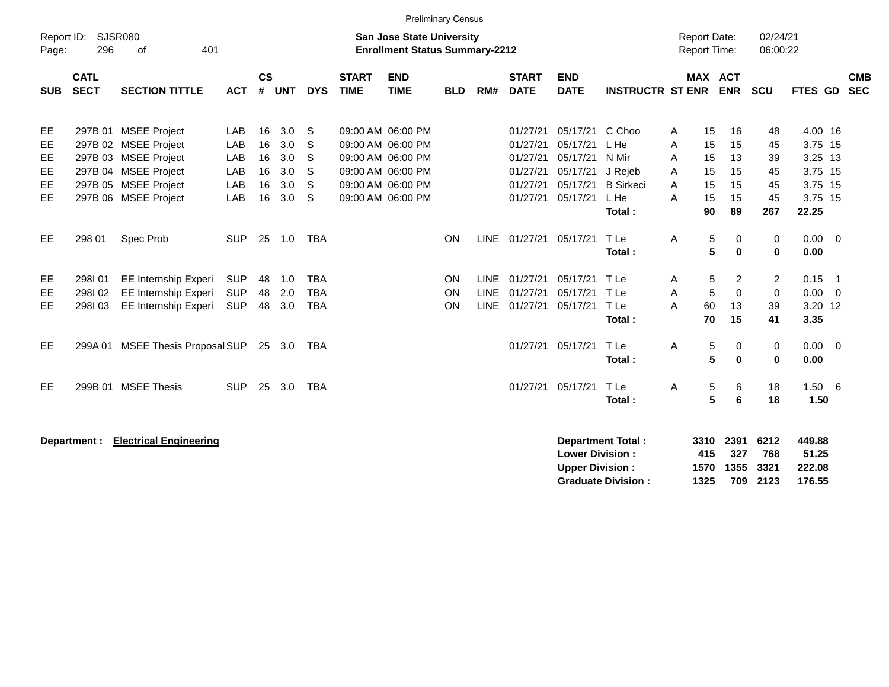Preliminary Census

Report ID: SJSR080

**San Jose State University**
**Enrollment Status Summary-2212**

Report Date: 02/24/21
Report Time: 06:00:22

| SUB | CATL SECT | SECTION TITTLE | ACT | CS # | UNT | DYS | START TIME | END TIME | BLD | RM# | START DATE | END DATE | INSTRUCTR | ST | MAX ENR | ACT ENR | SCU | FTES | GD | CMB SEC |
|---|---|---|---|---|---|---|---|---|---|---|---|---|---|---|---|---|---|---|---|---|
| EE | 297B 01 | MSEE Project | LAB | 16 | 3.0 | S | 09:00 AM | 06:00 PM | | | 01/27/21 | 05/17/21 | C Choo | A | 15 | 16 | 48 | 4.00 | 16 | |
| EE | 297B 02 | MSEE Project | LAB | 16 | 3.0 | S | 09:00 AM | 06:00 PM | | | 01/27/21 | 05/17/21 | L He | A | 15 | 15 | 45 | 3.75 | 15 | |
| EE | 297B 03 | MSEE Project | LAB | 16 | 3.0 | S | 09:00 AM | 06:00 PM | | | 01/27/21 | 05/17/21 | N Mir | A | 15 | 13 | 39 | 3.25 | 13 | |
| EE | 297B 04 | MSEE Project | LAB | 16 | 3.0 | S | 09:00 AM | 06:00 PM | | | 01/27/21 | 05/17/21 | J Rejeb | A | 15 | 15 | 45 | 3.75 | 15 | |
| EE | 297B 05 | MSEE Project | LAB | 16 | 3.0 | S | 09:00 AM | 06:00 PM | | | 01/27/21 | 05/17/21 | B Sirkeci | A | 15 | 15 | 45 | 3.75 | 15 | |
| EE | 297B 06 | MSEE Project | LAB | 16 | 3.0 | S | 09:00 AM | 06:00 PM | | | 01/27/21 | 05/17/21 | L He | A | 15 | 15 | 45 | 3.75 | 15 | |
| | | | | | | | | | | | | | **Total :** | | **90** | **89** | **267** | **22.25** | | |
| EE | 298 01 | Spec Prob | SUP | 25 | 1.0 | TBA | | | ON | LINE | 01/27/21 | 05/17/21 | T Le | A | 5 | 0 | 0 | 0.00 | 0 | |
| | | | | | | | | | | | | | **Total :** | | **5** | **0** | **0** | **0.00** | | |
| EE | 298I 01 | EE Internship Experi | SUP | 48 | 1.0 | TBA | | | ON | LINE | 01/27/21 | 05/17/21 | T Le | A | 5 | 2 | 2 | 0.15 | 1 | |
| EE | 298I 02 | EE Internship Experi | SUP | 48 | 2.0 | TBA | | | ON | LINE | 01/27/21 | 05/17/21 | T Le | A | 5 | 0 | 0 | 0.00 | 0 | |
| EE | 298I 03 | EE Internship Experi | SUP | 48 | 3.0 | TBA | | | ON | LINE | 01/27/21 | 05/17/21 | T Le | A | 60 | 13 | 39 | 3.20 | 12 | |
| | | | | | | | | | | | | | **Total :** | | **70** | **15** | **41** | **3.35** | | |
| EE | 299A 01 | MSEE Thesis Proposal | SUP | 25 | 3.0 | TBA | | | | | 01/27/21 | 05/17/21 | T Le | A | 5 | 0 | 0 | 0.00 | 0 | |
| | | | | | | | | | | | | | **Total :** | | **5** | **0** | **0** | **0.00** | | |
| EE | 299B 01 | MSEE Thesis | SUP | 25 | 3.0 | TBA | | | | | 01/27/21 | 05/17/21 | T Le | A | 5 | 6 | 18 | 1.50 | 6 | |
| | | | | | | | | | | | | | **Total :** | | **5** | **6** | **18** | **1.50** | | |

**Department :** **Electrical Engineering**

| | MAX ENR | ACT ENR | SCU | FTES |
|---|---|---|---|---|
| **Department Total :** | **3310** | **2391** | **6212** | **449.88** |
| **Lower Division :** | **415** | **327** | **768** | **51.25** |
| **Upper Division :** | **1570** | **1355** | **3321** | **222.08** |
| **Graduate Division :** | **1325** | **709** | **2123** | **176.55** |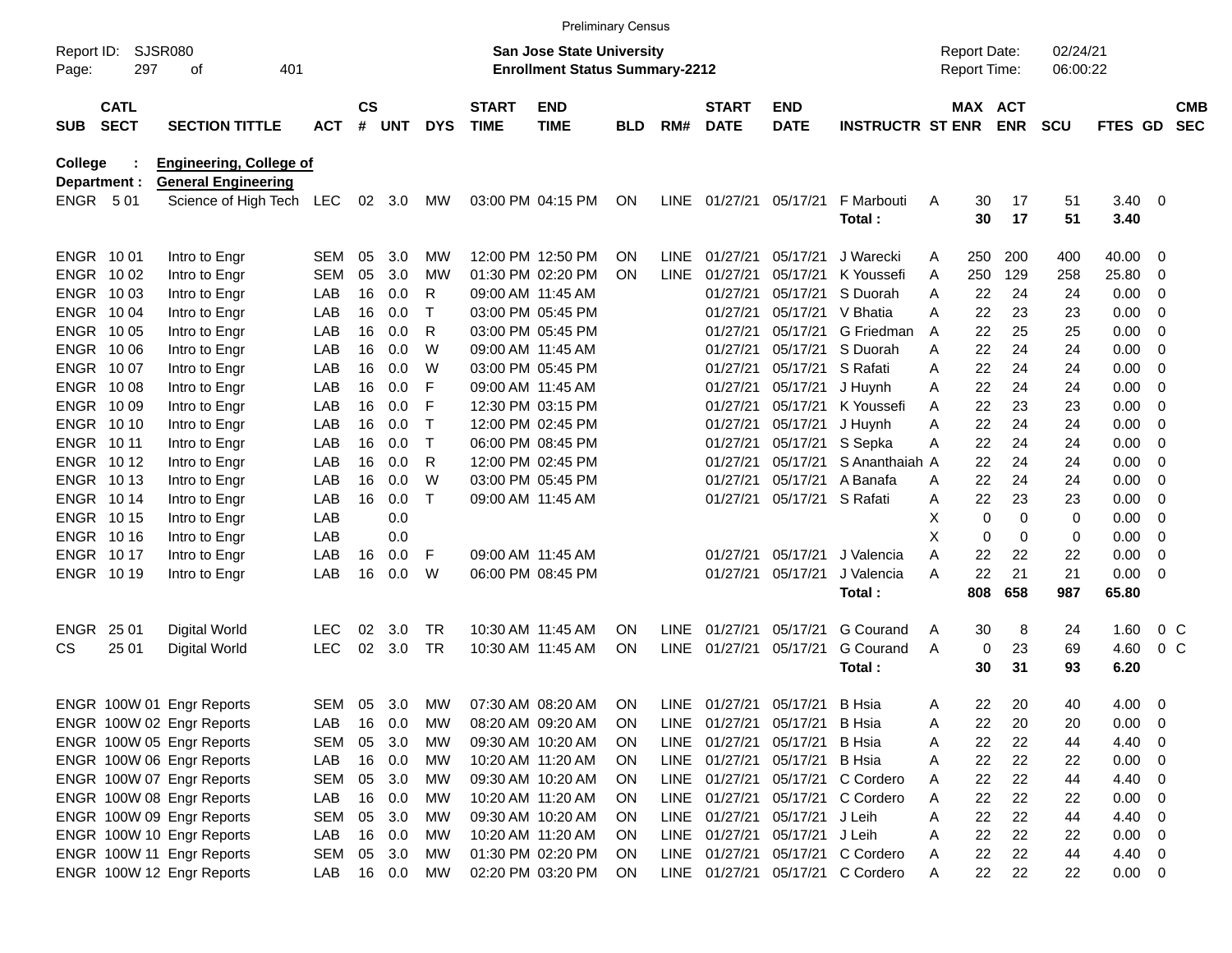Preliminary Census

Report ID: SJSR080 | **San Jose State University** | Report Date: 02/24/21
**Enrollment Status Summary-2212** | Report Time: 06:00:22

| SUB | CATL SECT | SECTION TITTLE | ACT | CS # | UNT | DYS | START TIME | END TIME | BLD | RM# | START DATE | END DATE | INSTRUCTR | ST | MAX ENR | ACT ENR | SCU | FTES | GD | CMB SEC |
|---|---|---|---|---|---|---|---|---|---|---|---|---|---|---|---|---|---|---|---|---|
| **College :** | | **Engineering, College of** | | | | | | | | | | | | | | | | | | |
| **Department :** | | **General Engineering** | | | | | | | | | | | | | | | | | | |
| ENGR | 5 01 | Science of High Tech | LEC | 02 | 3.0 | MW | 03:00 PM | 04:15 PM | ON | LINE | 01/27/21 | 05/17/21 | F Marbouti | A | 30 | 17 | 51 | 3.40 | 0 | |
| | | | | | | | | | | | | | **Total :** | | **30** | **17** | **51** | **3.40** | | |
| ENGR | 10 01 | Intro to Engr | SEM | 05 | 3.0 | MW | 12:00 PM | 12:50 PM | ON | LINE | 01/27/21 | 05/17/21 | J Warecki | A | 250 | 200 | 400 | 40.00 | 0 | |
| ENGR | 10 02 | Intro to Engr | SEM | 05 | 3.0 | MW | 01:30 PM | 02:20 PM | ON | LINE | 01/27/21 | 05/17/21 | K Youssefi | A | 250 | 129 | 258 | 25.80 | 0 | |
| ENGR | 10 03 | Intro to Engr | LAB | 16 | 0.0 | R | 09:00 AM | 11:45 AM | | | 01/27/21 | 05/17/21 | S Duorah | A | 22 | 24 | 24 | 0.00 | 0 | |
| ENGR | 10 04 | Intro to Engr | LAB | 16 | 0.0 | T | 03:00 PM | 05:45 PM | | | 01/27/21 | 05/17/21 | V Bhatia | A | 22 | 23 | 23 | 0.00 | 0 | |
| ENGR | 10 05 | Intro to Engr | LAB | 16 | 0.0 | R | 03:00 PM | 05:45 PM | | | 01/27/21 | 05/17/21 | G Friedman | A | 22 | 25 | 25 | 0.00 | 0 | |
| ENGR | 10 06 | Intro to Engr | LAB | 16 | 0.0 | W | 09:00 AM | 11:45 AM | | | 01/27/21 | 05/17/21 | S Duorah | A | 22 | 24 | 24 | 0.00 | 0 | |
| ENGR | 10 07 | Intro to Engr | LAB | 16 | 0.0 | W | 03:00 PM | 05:45 PM | | | 01/27/21 | 05/17/21 | S Rafati | A | 22 | 24 | 24 | 0.00 | 0 | |
| ENGR | 10 08 | Intro to Engr | LAB | 16 | 0.0 | F | 09:00 AM | 11:45 AM | | | 01/27/21 | 05/17/21 | J Huynh | A | 22 | 24 | 24 | 0.00 | 0 | |
| ENGR | 10 09 | Intro to Engr | LAB | 16 | 0.0 | F | 12:30 PM | 03:15 PM | | | 01/27/21 | 05/17/21 | K Youssefi | A | 22 | 23 | 23 | 0.00 | 0 | |
| ENGR | 10 10 | Intro to Engr | LAB | 16 | 0.0 | T | 12:00 PM | 02:45 PM | | | 01/27/21 | 05/17/21 | J Huynh | A | 22 | 24 | 24 | 0.00 | 0 | |
| ENGR | 10 11 | Intro to Engr | LAB | 16 | 0.0 | T | 06:00 PM | 08:45 PM | | | 01/27/21 | 05/17/21 | S Sepka | A | 22 | 24 | 24 | 0.00 | 0 | |
| ENGR | 10 12 | Intro to Engr | LAB | 16 | 0.0 | R | 12:00 PM | 02:45 PM | | | 01/27/21 | 05/17/21 | S Ananthaiah | A | 22 | 24 | 24 | 0.00 | 0 | |
| ENGR | 10 13 | Intro to Engr | LAB | 16 | 0.0 | W | 03:00 PM | 05:45 PM | | | 01/27/21 | 05/17/21 | A Banafa | A | 22 | 24 | 24 | 0.00 | 0 | |
| ENGR | 10 14 | Intro to Engr | LAB | 16 | 0.0 | T | 09:00 AM | 11:45 AM | | | 01/27/21 | 05/17/21 | S Rafati | A | 22 | 23 | 23 | 0.00 | 0 | |
| ENGR | 10 15 | Intro to Engr | LAB | | 0.0 | | | | | | | | | X | 0 | 0 | 0 | 0.00 | 0 | |
| ENGR | 10 16 | Intro to Engr | LAB | | 0.0 | | | | | | | | | X | 0 | 0 | 0 | 0.00 | 0 | |
| ENGR | 10 17 | Intro to Engr | LAB | 16 | 0.0 | F | 09:00 AM | 11:45 AM | | | 01/27/21 | 05/17/21 | J Valencia | A | 22 | 22 | 22 | 0.00 | 0 | |
| ENGR | 10 19 | Intro to Engr | LAB | 16 | 0.0 | W | 06:00 PM | 08:45 PM | | | 01/27/21 | 05/17/21 | J Valencia | A | 22 | 21 | 21 | 0.00 | 0 | |
| | | | | | | | | | | | | | **Total :** | | **808** | **658** | **987** | **65.80** | | |
| ENGR | 25 01 | Digital World | LEC | 02 | 3.0 | TR | 10:30 AM | 11:45 AM | ON | LINE | 01/27/21 | 05/17/21 | G Courand | A | 30 | 8 | 24 | 1.60 | 0 | C |
| CS | 25 01 | Digital World | LEC | 02 | 3.0 | TR | 10:30 AM | 11:45 AM | ON | LINE | 01/27/21 | 05/17/21 | G Courand | A | 0 | 23 | 69 | 4.60 | 0 | C |
| | | | | | | | | | | | | | **Total :** | | **30** | **31** | **93** | **6.20** | | |
| ENGR | 100W 01 | Engr Reports | SEM | 05 | 3.0 | MW | 07:30 AM | 08:20 AM | ON | LINE | 01/27/21 | 05/17/21 | B Hsia | A | 22 | 20 | 40 | 4.00 | 0 | |
| ENGR | 100W 02 | Engr Reports | LAB | 16 | 0.0 | MW | 08:20 AM | 09:20 AM | ON | LINE | 01/27/21 | 05/17/21 | B Hsia | A | 22 | 20 | 20 | 0.00 | 0 | |
| ENGR | 100W 05 | Engr Reports | SEM | 05 | 3.0 | MW | 09:30 AM | 10:20 AM | ON | LINE | 01/27/21 | 05/17/21 | B Hsia | A | 22 | 22 | 44 | 4.40 | 0 | |
| ENGR | 100W 06 | Engr Reports | LAB | 16 | 0.0 | MW | 10:20 AM | 11:20 AM | ON | LINE | 01/27/21 | 05/17/21 | B Hsia | A | 22 | 22 | 22 | 0.00 | 0 | |
| ENGR | 100W 07 | Engr Reports | SEM | 05 | 3.0 | MW | 09:30 AM | 10:20 AM | ON | LINE | 01/27/21 | 05/17/21 | C Cordero | A | 22 | 22 | 44 | 4.40 | 0 | |
| ENGR | 100W 08 | Engr Reports | LAB | 16 | 0.0 | MW | 10:20 AM | 11:20 AM | ON | LINE | 01/27/21 | 05/17/21 | C Cordero | A | 22 | 22 | 22 | 0.00 | 0 | |
| ENGR | 100W 09 | Engr Reports | SEM | 05 | 3.0 | MW | 09:30 AM | 10:20 AM | ON | LINE | 01/27/21 | 05/17/21 | J Leih | A | 22 | 22 | 44 | 4.40 | 0 | |
| ENGR | 100W 10 | Engr Reports | LAB | 16 | 0.0 | MW | 10:20 AM | 11:20 AM | ON | LINE | 01/27/21 | 05/17/21 | J Leih | A | 22 | 22 | 22 | 0.00 | 0 | |
| ENGR | 100W 11 | Engr Reports | SEM | 05 | 3.0 | MW | 01:30 PM | 02:20 PM | ON | LINE | 01/27/21 | 05/17/21 | C Cordero | A | 22 | 22 | 44 | 4.40 | 0 | |
| ENGR | 100W 12 | Engr Reports | LAB | 16 | 0.0 | MW | 02:20 PM | 03:20 PM | ON | LINE | 01/27/21 | 05/17/21 | C Cordero | A | 22 | 22 | 22 | 0.00 | 0 | |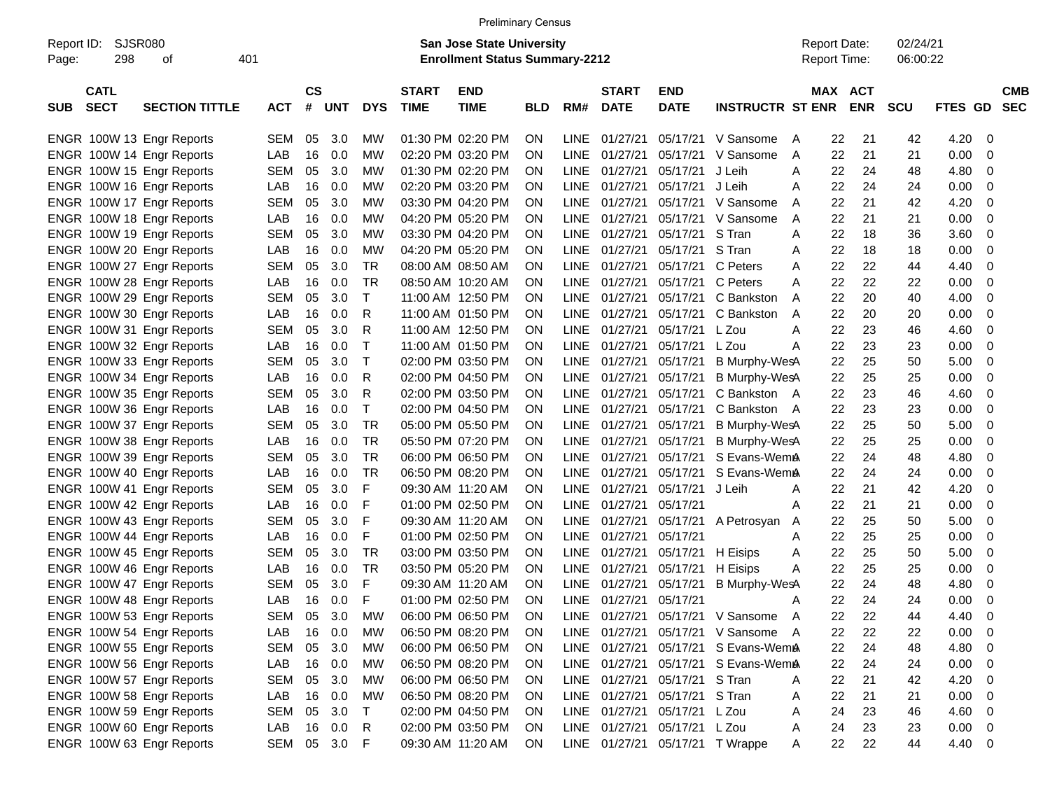Preliminary Census

Report ID: SJSR080 | Page: 298 of 401

**San Jose State University**
**Enrollment Status Summary-2212**

Report Date: 02/24/21
Report Time: 06:00:22

| SUB | CATL SECT | SECTION TITTLE | ACT | CS # | UNT | DYS | START TIME | END TIME | BLD | RM# | START DATE | END DATE | INSTRUCTR | ST | MAX ENR | ACT ENR | SCU | FTES | GD | CMB SEC |
|---|---|---|---|---|---|---|---|---|---|---|---|---|---|---|---|---|---|---|---|---|
| ENGR | 100W 13 | Engr Reports | SEM | 05 | 3.0 | MW | 01:30 PM | 02:20 PM | ON | LINE | 01/27/21 | 05/17/21 | V Sansome | A | 22 | 21 | 42 | 4.20 | 0 | |
| ENGR | 100W 14 | Engr Reports | LAB | 16 | 0.0 | MW | 02:20 PM | 03:20 PM | ON | LINE | 01/27/21 | 05/17/21 | V Sansome | A | 22 | 21 | 21 | 0.00 | 0 | |
| ENGR | 100W 15 | Engr Reports | SEM | 05 | 3.0 | MW | 01:30 PM | 02:20 PM | ON | LINE | 01/27/21 | 05/17/21 | J Leih | A | 22 | 24 | 48 | 4.80 | 0 | |
| ENGR | 100W 16 | Engr Reports | LAB | 16 | 0.0 | MW | 02:20 PM | 03:20 PM | ON | LINE | 01/27/21 | 05/17/21 | J Leih | A | 22 | 24 | 24 | 0.00 | 0 | |
| ENGR | 100W 17 | Engr Reports | SEM | 05 | 3.0 | MW | 03:30 PM | 04:20 PM | ON | LINE | 01/27/21 | 05/17/21 | V Sansome | A | 22 | 21 | 42 | 4.20 | 0 | |
| ENGR | 100W 18 | Engr Reports | LAB | 16 | 0.0 | MW | 04:20 PM | 05:20 PM | ON | LINE | 01/27/21 | 05/17/21 | V Sansome | A | 22 | 21 | 21 | 0.00 | 0 | |
| ENGR | 100W 19 | Engr Reports | SEM | 05 | 3.0 | MW | 03:30 PM | 04:20 PM | ON | LINE | 01/27/21 | 05/17/21 | S Tran | A | 22 | 18 | 36 | 3.60 | 0 | |
| ENGR | 100W 20 | Engr Reports | LAB | 16 | 0.0 | MW | 04:20 PM | 05:20 PM | ON | LINE | 01/27/21 | 05/17/21 | S Tran | A | 22 | 18 | 18 | 0.00 | 0 | |
| ENGR | 100W 27 | Engr Reports | SEM | 05 | 3.0 | TR | 08:00 AM | 08:50 AM | ON | LINE | 01/27/21 | 05/17/21 | C Peters | A | 22 | 22 | 44 | 4.40 | 0 | |
| ENGR | 100W 28 | Engr Reports | LAB | 16 | 0.0 | TR | 08:50 AM | 10:20 AM | ON | LINE | 01/27/21 | 05/17/21 | C Peters | A | 22 | 22 | 22 | 0.00 | 0 | |
| ENGR | 100W 29 | Engr Reports | SEM | 05 | 3.0 | T | 11:00 AM | 12:50 PM | ON | LINE | 01/27/21 | 05/17/21 | C Bankston | A | 22 | 20 | 40 | 4.00 | 0 | |
| ENGR | 100W 30 | Engr Reports | LAB | 16 | 0.0 | R | 11:00 AM | 01:50 PM | ON | LINE | 01/27/21 | 05/17/21 | C Bankston | A | 22 | 20 | 20 | 0.00 | 0 | |
| ENGR | 100W 31 | Engr Reports | SEM | 05 | 3.0 | R | 11:00 AM | 12:50 PM | ON | LINE | 01/27/21 | 05/17/21 | L Zou | A | 22 | 23 | 46 | 4.60 | 0 | |
| ENGR | 100W 32 | Engr Reports | LAB | 16 | 0.0 | T | 11:00 AM | 01:50 PM | ON | LINE | 01/27/21 | 05/17/21 | L Zou | A | 22 | 23 | 23 | 0.00 | 0 | |
| ENGR | 100W 33 | Engr Reports | SEM | 05 | 3.0 | T | 02:00 PM | 03:50 PM | ON | LINE | 01/27/21 | 05/17/21 | B Murphy-Wes | A | 22 | 25 | 50 | 5.00 | 0 | |
| ENGR | 100W 34 | Engr Reports | LAB | 16 | 0.0 | R | 02:00 PM | 04:50 PM | ON | LINE | 01/27/21 | 05/17/21 | B Murphy-Wes | A | 22 | 25 | 25 | 0.00 | 0 | |
| ENGR | 100W 35 | Engr Reports | SEM | 05 | 3.0 | R | 02:00 PM | 03:50 PM | ON | LINE | 01/27/21 | 05/17/21 | C Bankston | A | 22 | 23 | 46 | 4.60 | 0 | |
| ENGR | 100W 36 | Engr Reports | LAB | 16 | 0.0 | T | 02:00 PM | 04:50 PM | ON | LINE | 01/27/21 | 05/17/21 | C Bankston | A | 22 | 23 | 23 | 0.00 | 0 | |
| ENGR | 100W 37 | Engr Reports | SEM | 05 | 3.0 | TR | 05:00 PM | 05:50 PM | ON | LINE | 01/27/21 | 05/17/21 | B Murphy-Wes | A | 22 | 25 | 50 | 5.00 | 0 | |
| ENGR | 100W 38 | Engr Reports | LAB | 16 | 0.0 | TR | 05:50 PM | 07:20 PM | ON | LINE | 01/27/21 | 05/17/21 | B Murphy-Wes | A | 22 | 25 | 25 | 0.00 | 0 | |
| ENGR | 100W 39 | Engr Reports | SEM | 05 | 3.0 | TR | 06:00 PM | 06:50 PM | ON | LINE | 01/27/21 | 05/17/21 | S Evans-Wem | A | 22 | 24 | 48 | 4.80 | 0 | |
| ENGR | 100W 40 | Engr Reports | LAB | 16 | 0.0 | TR | 06:50 PM | 08:20 PM | ON | LINE | 01/27/21 | 05/17/21 | S Evans-Wem | A | 22 | 24 | 24 | 0.00 | 0 | |
| ENGR | 100W 41 | Engr Reports | SEM | 05 | 3.0 | F | 09:30 AM | 11:20 AM | ON | LINE | 01/27/21 | 05/17/21 | J Leih | A | 22 | 21 | 42 | 4.20 | 0 | |
| ENGR | 100W 42 | Engr Reports | LAB | 16 | 0.0 | F | 01:00 PM | 02:50 PM | ON | LINE | 01/27/21 | 05/17/21 | | A | 22 | 21 | 21 | 0.00 | 0 | |
| ENGR | 100W 43 | Engr Reports | SEM | 05 | 3.0 | F | 09:30 AM | 11:20 AM | ON | LINE | 01/27/21 | 05/17/21 | A Petrosyan | A | 22 | 25 | 50 | 5.00 | 0 | |
| ENGR | 100W 44 | Engr Reports | LAB | 16 | 0.0 | F | 01:00 PM | 02:50 PM | ON | LINE | 01/27/21 | 05/17/21 | | A | 22 | 25 | 25 | 0.00 | 0 | |
| ENGR | 100W 45 | Engr Reports | SEM | 05 | 3.0 | TR | 03:00 PM | 03:50 PM | ON | LINE | 01/27/21 | 05/17/21 | H Eisips | A | 22 | 25 | 50 | 5.00 | 0 | |
| ENGR | 100W 46 | Engr Reports | LAB | 16 | 0.0 | TR | 03:50 PM | 05:20 PM | ON | LINE | 01/27/21 | 05/17/21 | H Eisips | A | 22 | 25 | 25 | 0.00 | 0 | |
| ENGR | 100W 47 | Engr Reports | SEM | 05 | 3.0 | F | 09:30 AM | 11:20 AM | ON | LINE | 01/27/21 | 05/17/21 | B Murphy-Wes | A | 22 | 24 | 48 | 4.80 | 0 | |
| ENGR | 100W 48 | Engr Reports | LAB | 16 | 0.0 | F | 01:00 PM | 02:50 PM | ON | LINE | 01/27/21 | 05/17/21 | | A | 22 | 24 | 24 | 0.00 | 0 | |
| ENGR | 100W 53 | Engr Reports | SEM | 05 | 3.0 | MW | 06:00 PM | 06:50 PM | ON | LINE | 01/27/21 | 05/17/21 | V Sansome | A | 22 | 22 | 44 | 4.40 | 0 | |
| ENGR | 100W 54 | Engr Reports | LAB | 16 | 0.0 | MW | 06:50 PM | 08:20 PM | ON | LINE | 01/27/21 | 05/17/21 | V Sansome | A | 22 | 22 | 22 | 0.00 | 0 | |
| ENGR | 100W 55 | Engr Reports | SEM | 05 | 3.0 | MW | 06:00 PM | 06:50 PM | ON | LINE | 01/27/21 | 05/17/21 | S Evans-Wem | A | 22 | 24 | 48 | 4.80 | 0 | |
| ENGR | 100W 56 | Engr Reports | LAB | 16 | 0.0 | MW | 06:50 PM | 08:20 PM | ON | LINE | 01/27/21 | 05/17/21 | S Evans-Wem | A | 22 | 24 | 24 | 0.00 | 0 | |
| ENGR | 100W 57 | Engr Reports | SEM | 05 | 3.0 | MW | 06:00 PM | 06:50 PM | ON | LINE | 01/27/21 | 05/17/21 | S Tran | A | 22 | 21 | 42 | 4.20 | 0 | |
| ENGR | 100W 58 | Engr Reports | LAB | 16 | 0.0 | MW | 06:50 PM | 08:20 PM | ON | LINE | 01/27/21 | 05/17/21 | S Tran | A | 22 | 21 | 21 | 0.00 | 0 | |
| ENGR | 100W 59 | Engr Reports | SEM | 05 | 3.0 | T | 02:00 PM | 04:50 PM | ON | LINE | 01/27/21 | 05/17/21 | L Zou | A | 24 | 23 | 46 | 4.60 | 0 | |
| ENGR | 100W 60 | Engr Reports | LAB | 16 | 0.0 | R | 02:00 PM | 03:50 PM | ON | LINE | 01/27/21 | 05/17/21 | L Zou | A | 24 | 23 | 23 | 0.00 | 0 | |
| ENGR | 100W 63 | Engr Reports | SEM | 05 | 3.0 | F | 09:30 AM | 11:20 AM | ON | LINE | 01/27/21 | 05/17/21 | T Wrappe | A | 22 | 22 | 44 | 4.40 | 0 | |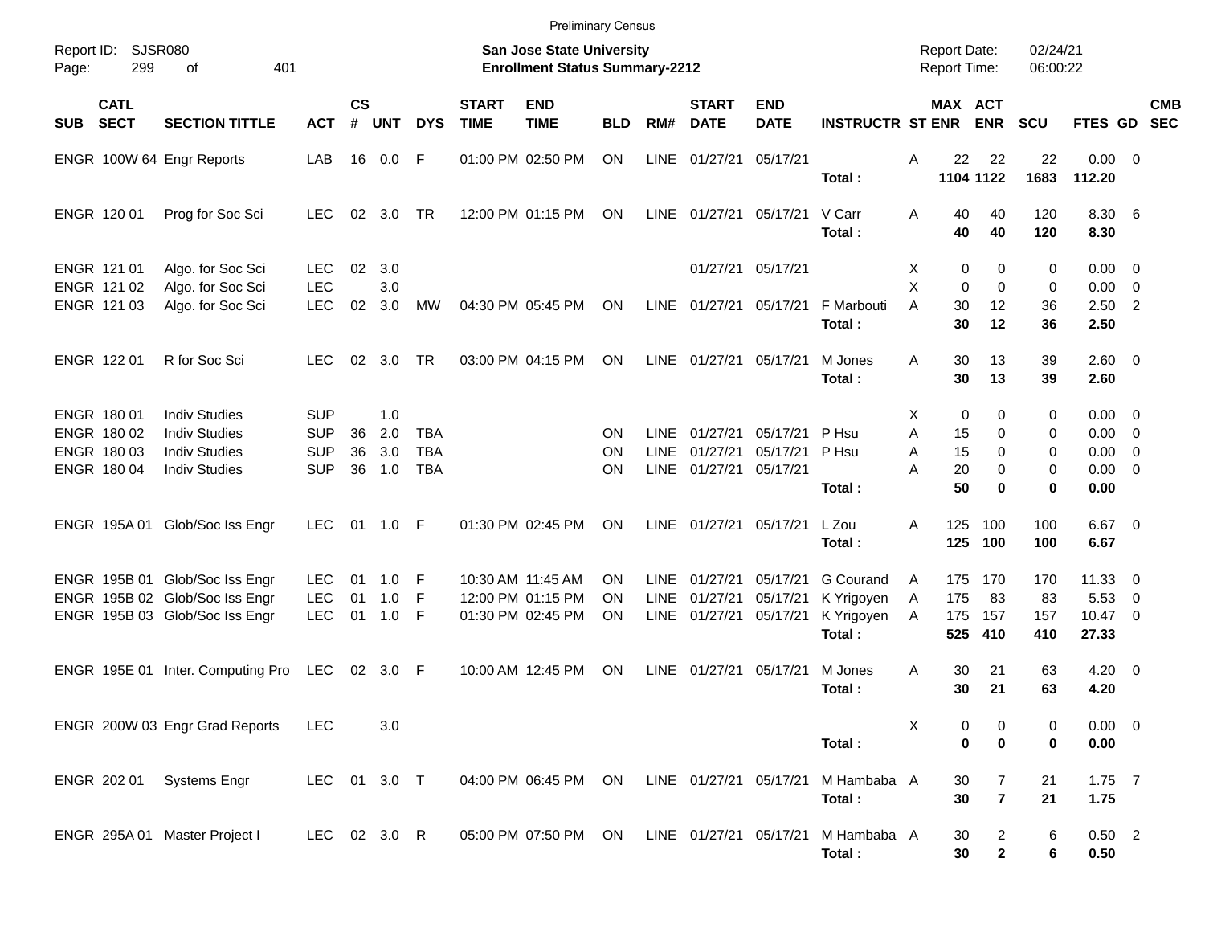Preliminary Census

Report ID: SJSR080

**San Jose State University**
**Enrollment Status Summary-2212**

Report Date: 02/24/21
Report Time: 06:00:22

| SUB | CATL SECT | SECTION TITTLE | ACT | CS # | UNT | DYS | START TIME | END TIME | BLD | RM# | START DATE | END DATE | INSTRUCTR | ST | MAX ENR | ACT ENR | SCU | FTES | GD | CMB SEC |
|---|---|---|---|---|---|---|---|---|---|---|---|---|---|---|---|---|---|---|---|---|
| ENGR | 100W 64 | Engr Reports | LAB | 16 | 0.0 | F | 01:00 PM | 02:50 PM | ON | LINE | 01/27/21 | 05/17/21 | | A | 22 | 22 | 22 | 0.00 | 0 | |
| | | | | | | | | | | | | | **Total :** | | **1104** | **1122** | **1683** | **112.20** | | |
| ENGR | 120 01 | Prog for Soc Sci | LEC | 02 | 3.0 | TR | 12:00 PM | 01:15 PM | ON | LINE | 01/27/21 | 05/17/21 | V Carr | A | 40 | 40 | 120 | 8.30 | 6 | |
| | | | | | | | | | | | | | **Total :** | | **40** | **40** | **120** | **8.30** | | |
| ENGR | 121 01 | Algo. for Soc Sci | LEC | 02 | 3.0 | | | | | | 01/27/21 | 05/17/21 | | X | 0 | 0 | 0 | 0.00 | 0 | |
| ENGR | 121 02 | Algo. for Soc Sci | LEC | | 3.0 | | | | | | | | | X | 0 | 0 | 0 | 0.00 | 0 | |
| ENGR | 121 03 | Algo. for Soc Sci | LEC | 02 | 3.0 | MW | 04:30 PM | 05:45 PM | ON | LINE | 01/27/21 | 05/17/21 | F Marbouti | A | 30 | 12 | 36 | 2.50 | 2 | |
| | | | | | | | | | | | | | **Total :** | | **30** | **12** | **36** | **2.50** | | |
| ENGR | 122 01 | R for Soc Sci | LEC | 02 | 3.0 | TR | 03:00 PM | 04:15 PM | ON | LINE | 01/27/21 | 05/17/21 | M Jones | A | 30 | 13 | 39 | 2.60 | 0 | |
| | | | | | | | | | | | | | **Total :** | | **30** | **13** | **39** | **2.60** | | |
| ENGR | 180 01 | Indiv Studies | SUP | | 1.0 | | | | | | | | | X | 0 | 0 | 0 | 0.00 | 0 | |
| ENGR | 180 02 | Indiv Studies | SUP | 36 | 2.0 | TBA | | | ON | LINE | 01/27/21 | 05/17/21 | P Hsu | A | 15 | 0 | 0 | 0.00 | 0 | |
| ENGR | 180 03 | Indiv Studies | SUP | 36 | 3.0 | TBA | | | ON | LINE | 01/27/21 | 05/17/21 | P Hsu | A | 15 | 0 | 0 | 0.00 | 0 | |
| ENGR | 180 04 | Indiv Studies | SUP | 36 | 1.0 | TBA | | | ON | LINE | 01/27/21 | 05/17/21 | | A | 20 | 0 | 0 | 0.00 | 0 | |
| | | | | | | | | | | | | | **Total :** | | **50** | **0** | **0** | **0.00** | | |
| ENGR | 195A 01 | Glob/Soc Iss Engr | LEC | 01 | 1.0 | F | 01:30 PM | 02:45 PM | ON | LINE | 01/27/21 | 05/17/21 | L Zou | A | 125 | 100 | 100 | 6.67 | 0 | |
| | | | | | | | | | | | | | **Total :** | | **125** | **100** | **100** | **6.67** | | |
| ENGR | 195B 01 | Glob/Soc Iss Engr | LEC | 01 | 1.0 | F | 10:30 AM | 11:45 AM | ON | LINE | 01/27/21 | 05/17/21 | G Courand | A | 175 | 170 | 170 | 11.33 | 0 | |
| ENGR | 195B 02 | Glob/Soc Iss Engr | LEC | 01 | 1.0 | F | 12:00 PM | 01:15 PM | ON | LINE | 01/27/21 | 05/17/21 | K Yrigoyen | A | 175 | 83 | 83 | 5.53 | 0 | |
| ENGR | 195B 03 | Glob/Soc Iss Engr | LEC | 01 | 1.0 | F | 01:30 PM | 02:45 PM | ON | LINE | 01/27/21 | 05/17/21 | K Yrigoyen | A | 175 | 157 | 157 | 10.47 | 0 | |
| | | | | | | | | | | | | | **Total :** | | **525** | **410** | **410** | **27.33** | | |
| ENGR | 195E 01 | Inter. Computing Pro | LEC | 02 | 3.0 | F | 10:00 AM | 12:45 PM | ON | LINE | 01/27/21 | 05/17/21 | M Jones | A | 30 | 21 | 63 | 4.20 | 0 | |
| | | | | | | | | | | | | | **Total :** | | **30** | **21** | **63** | **4.20** | | |
| ENGR | 200W 03 | Engr Grad Reports | LEC | | 3.0 | | | | | | | | | X | 0 | 0 | 0 | 0.00 | 0 | |
| | | | | | | | | | | | | | **Total :** | | **0** | **0** | **0** | **0.00** | | |
| ENGR | 202 01 | Systems Engr | LEC | 01 | 3.0 | T | 04:00 PM | 06:45 PM | ON | LINE | 01/27/21 | 05/17/21 | M Hambaba | A | 30 | 7 | 21 | 1.75 | 7 | |
| | | | | | | | | | | | | | **Total :** | | **30** | **7** | **21** | **1.75** | | |
| ENGR | 295A 01 | Master Project I | LEC | 02 | 3.0 | R | 05:00 PM | 07:50 PM | ON | LINE | 01/27/21 | 05/17/21 | M Hambaba | A | 30 | 2 | 6 | 0.50 | 2 | |
| | | | | | | | | | | | | | **Total :** | | **30** | **2** | **6** | **0.50** | | |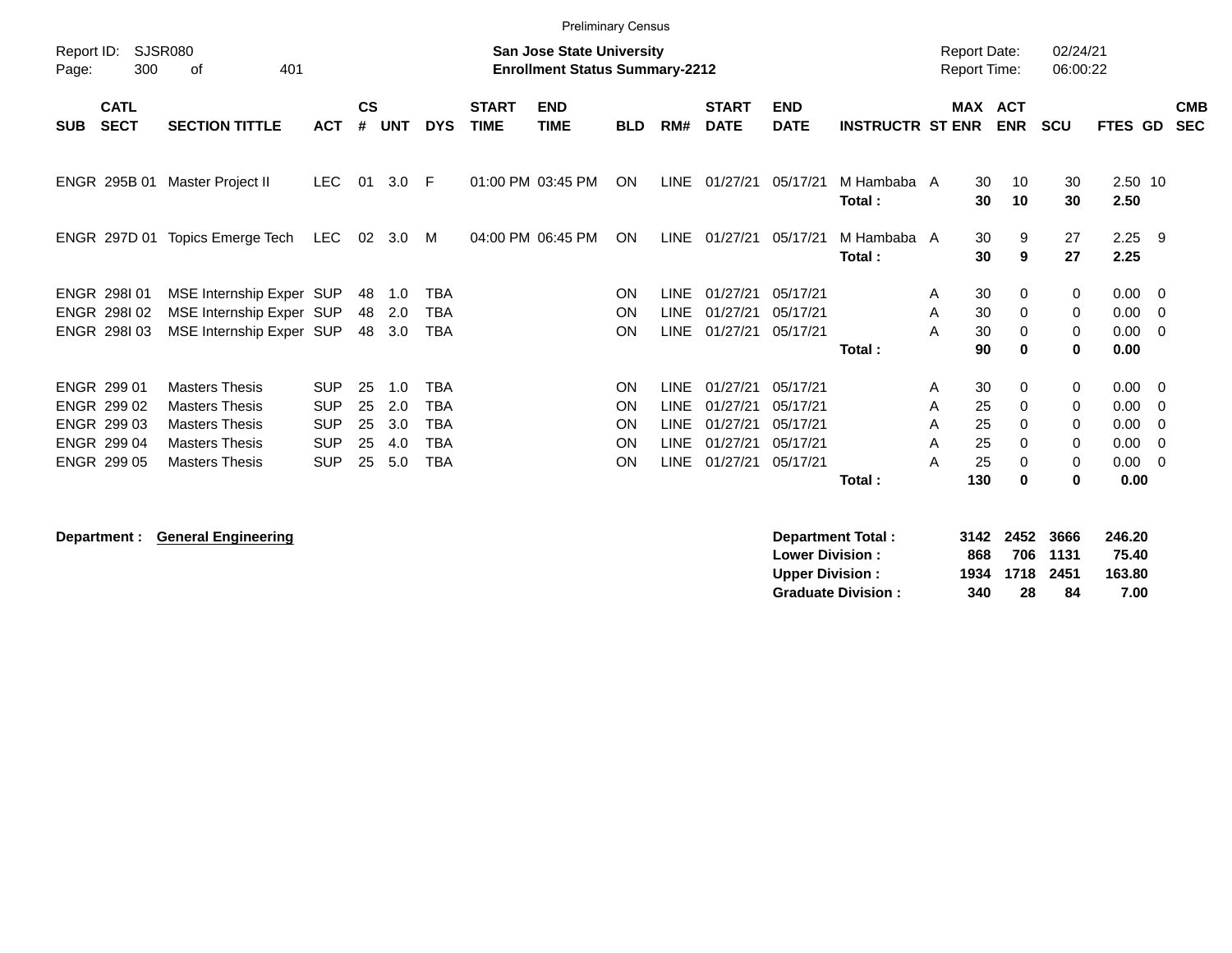Preliminary Census

Report ID: SJSR080

**San Jose State University**
**Enrollment Status Summary-2212**

Report Date: 02/24/21
Report Time: 06:00:22

| SUB | CATL SECT | SECTION TITTLE | ACT | CS # | UNT | DYS | START TIME | END TIME | BLD | RM# | START DATE | END DATE | INSTRUCTR | ST | MAX ENR | ACT ENR | SCU | FTES | GD | CMB SEC |
|---|---|---|---|---|---|---|---|---|---|---|---|---|---|---|---|---|---|---|---|---|
| ENGR | 295B 01 | Master Project II | LEC | 01 | 3.0 | F | 01:00 PM | 03:45 PM | ON | LINE | 01/27/21 | 05/17/21 | M Hambaba | A | 30 | 10 | 30 | 2.50 | 10 | |
| | | | | | | | | | | | | | **Total :** | | **30** | **10** | **30** | **2.50** | | |
| ENGR | 297D 01 | Topics Emerge Tech | LEC | 02 | 3.0 | M | 04:00 PM | 06:45 PM | ON | LINE | 01/27/21 | 05/17/21 | M Hambaba | A | 30 | 9 | 27 | 2.25 | 9 | |
| | | | | | | | | | | | | | **Total :** | | **30** | **9** | **27** | **2.25** | | |
| ENGR | 298I 01 | MSE Internship Exper | SUP | 48 | 1.0 | TBA | | | ON | LINE | 01/27/21 | 05/17/21 | | A | 30 | 0 | 0 | 0.00 | 0 | |
| ENGR | 298I 02 | MSE Internship Exper | SUP | 48 | 2.0 | TBA | | | ON | LINE | 01/27/21 | 05/17/21 | | A | 30 | 0 | 0 | 0.00 | 0 | |
| ENGR | 298I 03 | MSE Internship Exper | SUP | 48 | 3.0 | TBA | | | ON | LINE | 01/27/21 | 05/17/21 | | A | 30 | 0 | 0 | 0.00 | 0 | |
| | | | | | | | | | | | | | **Total :** | | **90** | **0** | **0** | **0.00** | | |
| ENGR | 299 01 | Masters Thesis | SUP | 25 | 1.0 | TBA | | | ON | LINE | 01/27/21 | 05/17/21 | | A | 30 | 0 | 0 | 0.00 | 0 | |
| ENGR | 299 02 | Masters Thesis | SUP | 25 | 2.0 | TBA | | | ON | LINE | 01/27/21 | 05/17/21 | | A | 25 | 0 | 0 | 0.00 | 0 | |
| ENGR | 299 03 | Masters Thesis | SUP | 25 | 3.0 | TBA | | | ON | LINE | 01/27/21 | 05/17/21 | | A | 25 | 0 | 0 | 0.00 | 0 | |
| ENGR | 299 04 | Masters Thesis | SUP | 25 | 4.0 | TBA | | | ON | LINE | 01/27/21 | 05/17/21 | | A | 25 | 0 | 0 | 0.00 | 0 | |
| ENGR | 299 05 | Masters Thesis | SUP | 25 | 5.0 | TBA | | | ON | LINE | 01/27/21 | 05/17/21 | | A | 25 | 0 | 0 | 0.00 | 0 | |
| | | | | | | | | | | | | | **Total :** | | **130** | **0** | **0** | **0.00** | | |

**Department :** **General Engineering**

| | MAX ENR | ACT ENR | SCU | FTES |
|---|---|---|---|---|
| **Department Total :** | **3142** | **2452** | **3666** | **246.20** |
| **Lower Division :** | **868** | **706** | **1131** | **75.40** |
| **Upper Division :** | **1934** | **1718** | **2451** | **163.80** |
| **Graduate Division :** | **340** | **28** | **84** | **7.00** |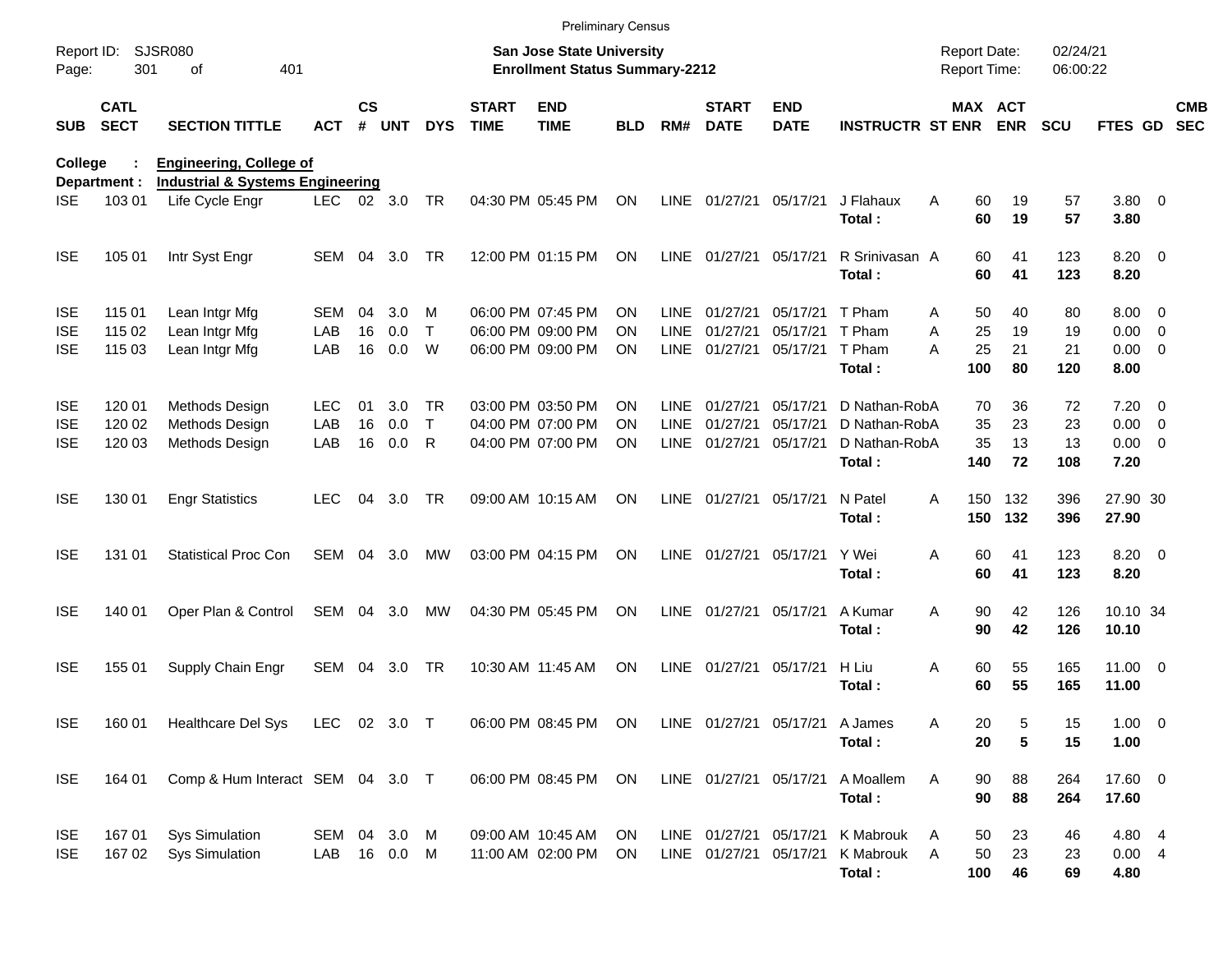Preliminary Census

Report ID: SJSR080
Page: 301 of 401

**San Jose State University**
**Enrollment Status Summary-2212**

Report Date: 02/24/21
Report Time: 06:00:22

**College : Engineering, College of**
**Department : Industrial & Systems Engineering**

| SUB | CATL SECT | SECTION TITTLE | ACT | CS # | UNT | DYS | START TIME | END TIME | BLD | RM# | START DATE | END DATE | INSTRUCTR | ST | MAX ENR | ACT ENR | SCU | FTES | GD | CMB SEC |
|---|---|---|---|---|---|---|---|---|---|---|---|---|---|---|---|---|---|---|---|---|
| ISE | 103 01 | Life Cycle Engr | LEC | 02 | 3.0 | TR | 04:30 PM | 05:45 PM | ON | LINE | 01/27/21 | 05/17/21 | J Flahaux | A | 60 | 19 | 57 | 3.80 | 0 | |
| | | | | | | | | | | | | | **Total :** | | **60** | **19** | **57** | **3.80** | | |
| ISE | 105 01 | Intr Syst Engr | SEM | 04 | 3.0 | TR | 12:00 PM | 01:15 PM | ON | LINE | 01/27/21 | 05/17/21 | R Srinivasan | A | 60 | 41 | 123 | 8.20 | 0 | |
| | | | | | | | | | | | | | **Total :** | | **60** | **41** | **123** | **8.20** | | |
| ISE | 115 01 | Lean Intgr Mfg | SEM | 04 | 3.0 | M | 06:00 PM | 07:45 PM | ON | LINE | 01/27/21 | 05/17/21 | T Pham | A | 50 | 40 | 80 | 8.00 | 0 | |
| ISE | 115 02 | Lean Intgr Mfg | LAB | 16 | 0.0 | T | 06:00 PM | 09:00 PM | ON | LINE | 01/27/21 | 05/17/21 | T Pham | A | 25 | 19 | 19 | 0.00 | 0 | |
| ISE | 115 03 | Lean Intgr Mfg | LAB | 16 | 0.0 | W | 06:00 PM | 09:00 PM | ON | LINE | 01/27/21 | 05/17/21 | T Pham | A | 25 | 21 | 21 | 0.00 | 0 | |
| | | | | | | | | | | | | | **Total :** | | **100** | **80** | **120** | **8.00** | | |
| ISE | 120 01 | Methods Design | LEC | 01 | 3.0 | TR | 03:00 PM | 03:50 PM | ON | LINE | 01/27/21 | 05/17/21 | D Nathan-Rob | A | 70 | 36 | 72 | 7.20 | 0 | |
| ISE | 120 02 | Methods Design | LAB | 16 | 0.0 | T | 04:00 PM | 07:00 PM | ON | LINE | 01/27/21 | 05/17/21 | D Nathan-Rob | A | 35 | 23 | 23 | 0.00 | 0 | |
| ISE | 120 03 | Methods Design | LAB | 16 | 0.0 | R | 04:00 PM | 07:00 PM | ON | LINE | 01/27/21 | 05/17/21 | D Nathan-Rob | A | 35 | 13 | 13 | 0.00 | 0 | |
| | | | | | | | | | | | | | **Total :** | | **140** | **72** | **108** | **7.20** | | |
| ISE | 130 01 | Engr Statistics | LEC | 04 | 3.0 | TR | 09:00 AM | 10:15 AM | ON | LINE | 01/27/21 | 05/17/21 | N Patel | A | 150 | 132 | 396 | 27.90 | 30 | |
| | | | | | | | | | | | | | **Total :** | | **150** | **132** | **396** | **27.90** | | |
| ISE | 131 01 | Statistical Proc Con | SEM | 04 | 3.0 | MW | 03:00 PM | 04:15 PM | ON | LINE | 01/27/21 | 05/17/21 | Y Wei | A | 60 | 41 | 123 | 8.20 | 0 | |
| | | | | | | | | | | | | | **Total :** | | **60** | **41** | **123** | **8.20** | | |
| ISE | 140 01 | Oper Plan & Control | SEM | 04 | 3.0 | MW | 04:30 PM | 05:45 PM | ON | LINE | 01/27/21 | 05/17/21 | A Kumar | A | 90 | 42 | 126 | 10.10 | 34 | |
| | | | | | | | | | | | | | **Total :** | | **90** | **42** | **126** | **10.10** | | |
| ISE | 155 01 | Supply Chain Engr | SEM | 04 | 3.0 | TR | 10:30 AM | 11:45 AM | ON | LINE | 01/27/21 | 05/17/21 | H Liu | A | 60 | 55 | 165 | 11.00 | 0 | |
| | | | | | | | | | | | | | **Total :** | | **60** | **55** | **165** | **11.00** | | |
| ISE | 160 01 | Healthcare Del Sys | LEC | 02 | 3.0 | T | 06:00 PM | 08:45 PM | ON | LINE | 01/27/21 | 05/17/21 | A James | A | 20 | 5 | 15 | 1.00 | 0 | |
| | | | | | | | | | | | | | **Total :** | | **20** | **5** | **15** | **1.00** | | |
| ISE | 164 01 | Comp & Hum Interact | SEM | 04 | 3.0 | T | 06:00 PM | 08:45 PM | ON | LINE | 01/27/21 | 05/17/21 | A Moallem | A | 90 | 88 | 264 | 17.60 | 0 | |
| | | | | | | | | | | | | | **Total :** | | **90** | **88** | **264** | **17.60** | | |
| ISE | 167 01 | Sys Simulation | SEM | 04 | 3.0 | M | 09:00 AM | 10:45 AM | ON | LINE | 01/27/21 | 05/17/21 | K Mabrouk | A | 50 | 23 | 46 | 4.80 | 4 | |
| ISE | 167 02 | Sys Simulation | LAB | 16 | 0.0 | M | 11:00 AM | 02:00 PM | ON | LINE | 01/27/21 | 05/17/21 | K Mabrouk | A | 50 | 23 | 23 | 0.00 | 4 | |
| | | | | | | | | | | | | | **Total :** | | **100** | **46** | **69** | **4.80** | | |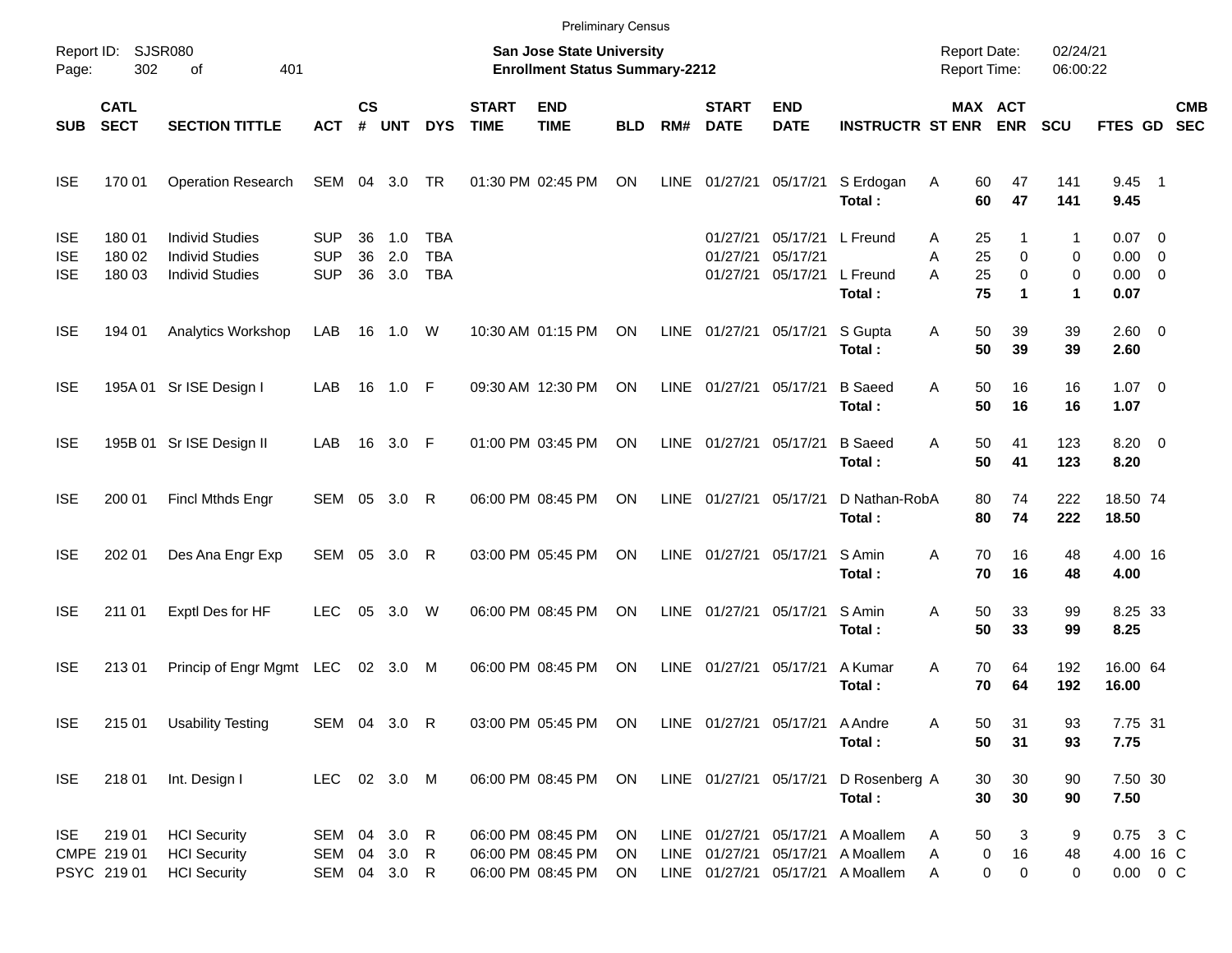Preliminary Census

Report ID: SJSR080
Page: 302 of 401

**San Jose State University**
**Enrollment Status Summary-2212**

Report Date: 02/24/21
Report Time: 06:00:22

| SUB | CATL SECT | SECTION TITTLE | ACT | CS # | UNT | DYS | START TIME | END TIME | BLD | RM# | START DATE | END DATE | INSTRUCTR | ST | MAX ENR | ACT ENR | SCU | FTES | GD | CMB SEC |
|---|---|---|---|---|---|---|---|---|---|---|---|---|---|---|---|---|---|---|---|---|
| ISE | 170 01 | Operation Research | SEM | 04 | 3.0 | TR | 01:30 PM | 02:45 PM | ON | LINE | 01/27/21 | 05/17/21 | S Erdogan | A | 60 | 47 | 141 | 9.45 | 1 | |
| | | | | | | | | | | | | | **Total :** | | **60** | **47** | **141** | **9.45** | | |
| ISE | 180 01 | Individ Studies | SUP | 36 | 1.0 | TBA | | | | | 01/27/21 | 05/17/21 | L Freund | A | 25 | 1 | 1 | 0.07 | 0 | |
| ISE | 180 02 | Individ Studies | SUP | 36 | 2.0 | TBA | | | | | 01/27/21 | 05/17/21 | | A | 25 | 0 | 0 | 0.00 | 0 | |
| ISE | 180 03 | Individ Studies | SUP | 36 | 3.0 | TBA | | | | | 01/27/21 | 05/17/21 | L Freund | A | 25 | 0 | 0 | 0.00 | 0 | |
| | | | | | | | | | | | | | **Total :** | | **75** | **1** | **1** | **0.07** | | |
| ISE | 194 01 | Analytics Workshop | LAB | 16 | 1.0 | W | 10:30 AM | 01:15 PM | ON | LINE | 01/27/21 | 05/17/21 | S Gupta | A | 50 | 39 | 39 | 2.60 | 0 | |
| | | | | | | | | | | | | | **Total :** | | **50** | **39** | **39** | **2.60** | | |
| ISE | 195A 01 | Sr ISE Design I | LAB | 16 | 1.0 | F | 09:30 AM | 12:30 PM | ON | LINE | 01/27/21 | 05/17/21 | B Saeed | A | 50 | 16 | 16 | 1.07 | 0 | |
| | | | | | | | | | | | | | **Total :** | | **50** | **16** | **16** | **1.07** | | |
| ISE | 195B 01 | Sr ISE Design II | LAB | 16 | 3.0 | F | 01:00 PM | 03:45 PM | ON | LINE | 01/27/21 | 05/17/21 | B Saeed | A | 50 | 41 | 123 | 8.20 | 0 | |
| | | | | | | | | | | | | | **Total :** | | **50** | **41** | **123** | **8.20** | | |
| ISE | 200 01 | Fincl Mthds Engr | SEM | 05 | 3.0 | R | 06:00 PM | 08:45 PM | ON | LINE | 01/27/21 | 05/17/21 | D Nathan-Rob | A | 80 | 74 | 222 | 18.50 | 74 | |
| | | | | | | | | | | | | | **Total :** | | **80** | **74** | **222** | **18.50** | | |
| ISE | 202 01 | Des Ana Engr Exp | SEM | 05 | 3.0 | R | 03:00 PM | 05:45 PM | ON | LINE | 01/27/21 | 05/17/21 | S Amin | A | 70 | 16 | 48 | 4.00 | 16 | |
| | | | | | | | | | | | | | **Total :** | | **70** | **16** | **48** | **4.00** | | |
| ISE | 211 01 | Exptl Des for HF | LEC | 05 | 3.0 | W | 06:00 PM | 08:45 PM | ON | LINE | 01/27/21 | 05/17/21 | S Amin | A | 50 | 33 | 99 | 8.25 | 33 | |
| | | | | | | | | | | | | | **Total :** | | **50** | **33** | **99** | **8.25** | | |
| ISE | 213 01 | Princip of Engr Mgmt | LEC | 02 | 3.0 | M | 06:00 PM | 08:45 PM | ON | LINE | 01/27/21 | 05/17/21 | A Kumar | A | 70 | 64 | 192 | 16.00 | 64 | |
| | | | | | | | | | | | | | **Total :** | | **70** | **64** | **192** | **16.00** | | |
| ISE | 215 01 | Usability Testing | SEM | 04 | 3.0 | R | 03:00 PM | 05:45 PM | ON | LINE | 01/27/21 | 05/17/21 | A Andre | A | 50 | 31 | 93 | 7.75 | 31 | |
| | | | | | | | | | | | | | **Total :** | | **50** | **31** | **93** | **7.75** | | |
| ISE | 218 01 | Int. Design I | LEC | 02 | 3.0 | M | 06:00 PM | 08:45 PM | ON | LINE | 01/27/21 | 05/17/21 | D Rosenberg | A | 30 | 30 | 90 | 7.50 | 30 | |
| | | | | | | | | | | | | | **Total :** | | **30** | **30** | **90** | **7.50** | | |
| ISE | 219 01 | HCI Security | SEM | 04 | 3.0 | R | 06:00 PM | 08:45 PM | ON | LINE | 01/27/21 | 05/17/21 | A Moallem | A | 50 | 3 | 9 | 0.75 | 3 | C |
| CMPE | 219 01 | HCI Security | SEM | 04 | 3.0 | R | 06:00 PM | 08:45 PM | ON | LINE | 01/27/21 | 05/17/21 | A Moallem | A | 0 | 16 | 48 | 4.00 | 16 | C |
| PSYC | 219 01 | HCI Security | SEM | 04 | 3.0 | R | 06:00 PM | 08:45 PM | ON | LINE | 01/27/21 | 05/17/21 | A Moallem | A | 0 | 0 | 0 | 0.00 | 0 | C |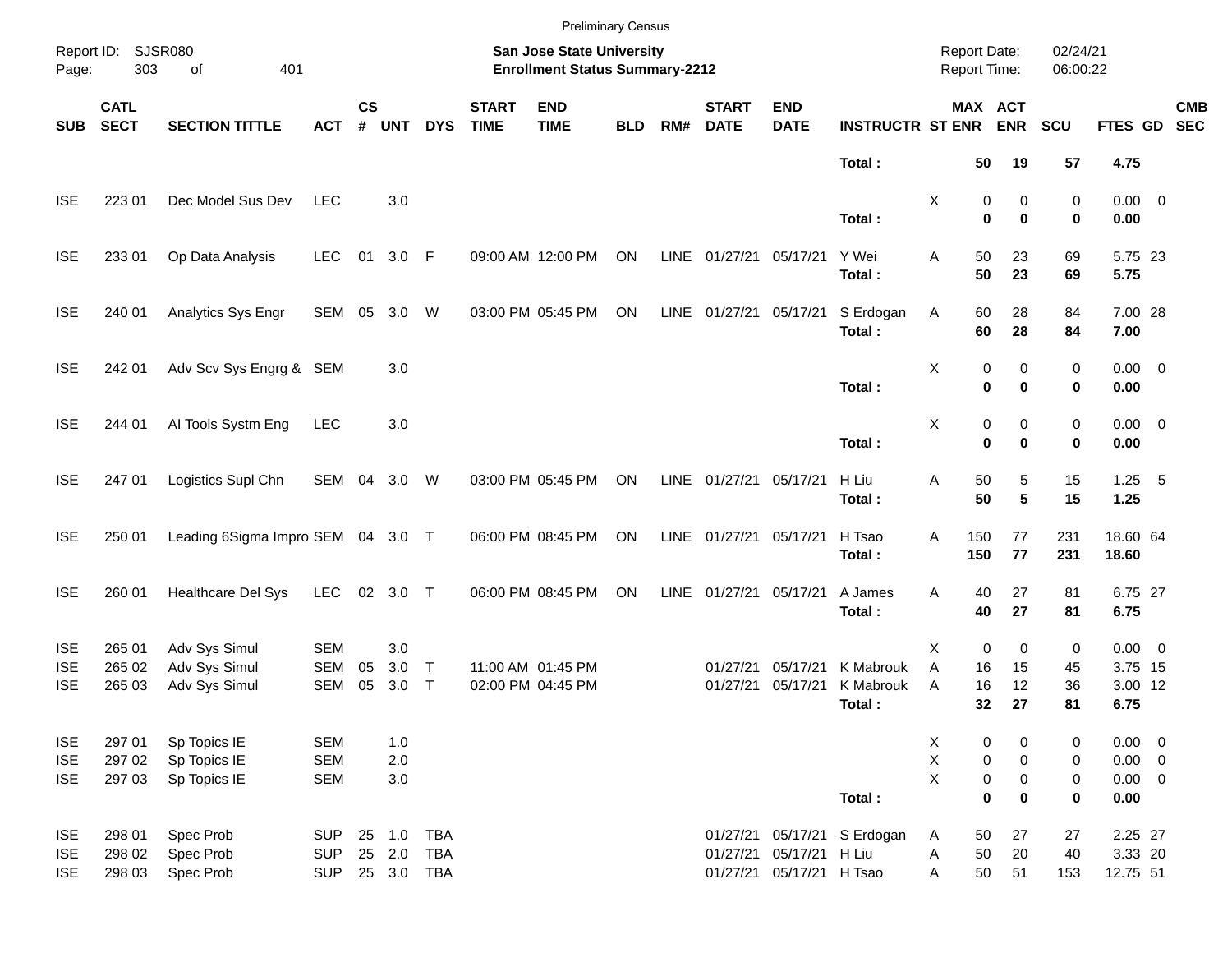Preliminary Census

Report ID: SJSR080
Page: 303 of 401

**San Jose State University**
**Enrollment Status Summary-2212**

Report Date: 02/24/21
Report Time: 06:00:22

| SUB | CATL SECT | SECTION TITTLE | ACT | CS # | UNT | DYS | START TIME | END TIME | BLD | RM# | START DATE | END DATE | INSTRUCTR | ST | MAX ENR | ACT ENR | SCU | FTES | GD | CMB SEC |
|---|---|---|---|---|---|---|---|---|---|---|---|---|---|---|---|---|---|---|---|---|
| | | | | | | | | | | | | | **Total :** | | **50** | **19** | **57** | **4.75** | | |
| ISE | 223 01 | Dec Model Sus Dev | LEC | | 3.0 | | | | | | | | | X | 0 | 0 | 0 | 0.00 | 0 | |
| | | | | | | | | | | | | | **Total :** | | **0** | **0** | **0** | **0.00** | | |
| ISE | 233 01 | Op Data Analysis | LEC | 01 | 3.0 | F | 09:00 AM | 12:00 PM | ON | LINE | 01/27/21 | 05/17/21 | Y Wei | A | 50 | 23 | 69 | 5.75 | 23 | |
| | | | | | | | | | | | | | **Total :** | | **50** | **23** | **69** | **5.75** | | |
| ISE | 240 01 | Analytics Sys Engr | SEM | 05 | 3.0 | W | 03:00 PM | 05:45 PM | ON | LINE | 01/27/21 | 05/17/21 | S Erdogan | A | 60 | 28 | 84 | 7.00 | 28 | |
| | | | | | | | | | | | | | **Total :** | | **60** | **28** | **84** | **7.00** | | |
| ISE | 242 01 | Adv Scv Sys Engrg & | SEM | | 3.0 | | | | | | | | | X | 0 | 0 | 0 | 0.00 | 0 | |
| | | | | | | | | | | | | | **Total :** | | **0** | **0** | **0** | **0.00** | | |
| ISE | 244 01 | AI Tools Systm Eng | LEC | | 3.0 | | | | | | | | | X | 0 | 0 | 0 | 0.00 | 0 | |
| | | | | | | | | | | | | | **Total :** | | **0** | **0** | **0** | **0.00** | | |
| ISE | 247 01 | Logistics Supl Chn | SEM | 04 | 3.0 | W | 03:00 PM | 05:45 PM | ON | LINE | 01/27/21 | 05/17/21 | H Liu | A | 50 | 5 | 15 | 1.25 | 5 | |
| | | | | | | | | | | | | | **Total :** | | **50** | **5** | **15** | **1.25** | | |
| ISE | 250 01 | Leading 6Sigma Impro | SEM | 04 | 3.0 | T | 06:00 PM | 08:45 PM | ON | LINE | 01/27/21 | 05/17/21 | H Tsao | A | 150 | 77 | 231 | 18.60 | 64 | |
| | | | | | | | | | | | | | **Total :** | | **150** | **77** | **231** | **18.60** | | |
| ISE | 260 01 | Healthcare Del Sys | LEC | 02 | 3.0 | T | 06:00 PM | 08:45 PM | ON | LINE | 01/27/21 | 05/17/21 | A James | A | 40 | 27 | 81 | 6.75 | 27 | |
| | | | | | | | | | | | | | **Total :** | | **40** | **27** | **81** | **6.75** | | |
| ISE | 265 01 | Adv Sys Simul | SEM | | 3.0 | | | | | | | | | X | 0 | 0 | 0 | 0.00 | 0 | |
| ISE | 265 02 | Adv Sys Simul | SEM | 05 | 3.0 | T | 11:00 AM | 01:45 PM | | | 01/27/21 | 05/17/21 | K Mabrouk | A | 16 | 15 | 45 | 3.75 | 15 | |
| ISE | 265 03 | Adv Sys Simul | SEM | 05 | 3.0 | T | 02:00 PM | 04:45 PM | | | 01/27/21 | 05/17/21 | K Mabrouk | A | 16 | 12 | 36 | 3.00 | 12 | |
| | | | | | | | | | | | | | **Total :** | | **32** | **27** | **81** | **6.75** | | |
| ISE | 297 01 | Sp Topics IE | SEM | | 1.0 | | | | | | | | | X | 0 | 0 | 0 | 0.00 | 0 | |
| ISE | 297 02 | Sp Topics IE | SEM | | 2.0 | | | | | | | | | X | 0 | 0 | 0 | 0.00 | 0 | |
| ISE | 297 03 | Sp Topics IE | SEM | | 3.0 | | | | | | | | | X | 0 | 0 | 0 | 0.00 | 0 | |
| | | | | | | | | | | | | | **Total :** | | **0** | **0** | **0** | **0.00** | | |
| ISE | 298 01 | Spec Prob | SUP | 25 | 1.0 | TBA | | | | | 01/27/21 | 05/17/21 | S Erdogan | A | 50 | 27 | 27 | 2.25 | 27 | |
| ISE | 298 02 | Spec Prob | SUP | 25 | 2.0 | TBA | | | | | 01/27/21 | 05/17/21 | H Liu | A | 50 | 20 | 40 | 3.33 | 20 | |
| ISE | 298 03 | Spec Prob | SUP | 25 | 3.0 | TBA | | | | | 01/27/21 | 05/17/21 | H Tsao | A | 50 | 51 | 153 | 12.75 | 51 | |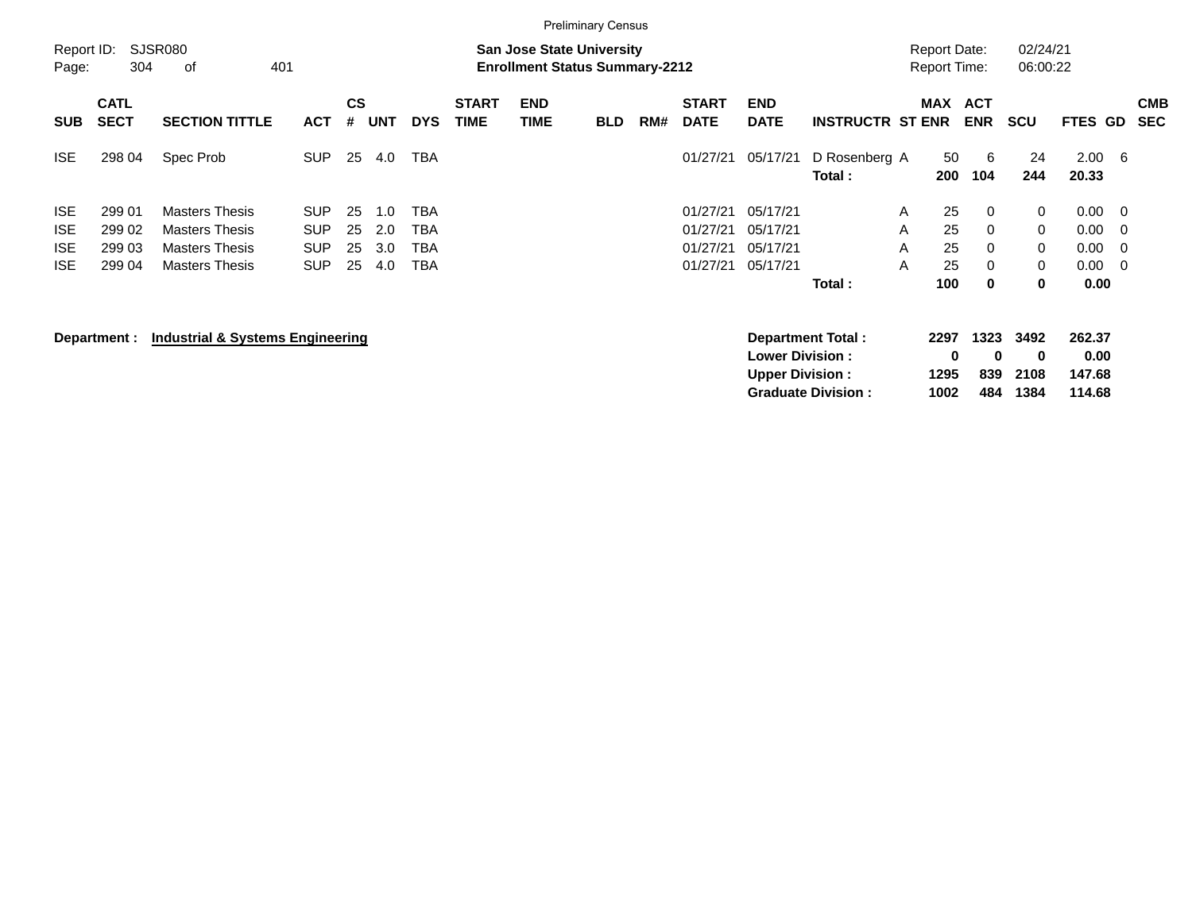Preliminary Census

Report ID: SJSR080

**San Jose State University**
**Enrollment Status Summary-2212**

Report Date: 02/24/21
Report Time: 06:00:22

| SUB | CATL SECT | SECTION TITTLE | ACT | CS # | UNT | DYS | START TIME | END TIME | BLD | RM# | START DATE | END DATE | INSTRUCTR | ST | MAX ENR | ACT ENR | SCU | FTES | GD | CMB SEC |
|---|---|---|---|---|---|---|---|---|---|---|---|---|---|---|---|---|---|---|---|---|
| ISE | 298 04 | Spec Prob | SUP | 25 | 4.0 | TBA | | | | | 01/27/21 | 05/17/21 | D Rosenberg | A | 50 | 6 | 24 | 2.00 | 6 | |
| | | | | | | | | | | | | | **Total :** | | **200** | **104** | **244** | **20.33** | | |
| ISE | 299 01 | Masters Thesis | SUP | 25 | 1.0 | TBA | | | | | 01/27/21 | 05/17/21 | | A | 25 | 0 | 0 | 0.00 | 0 | |
| ISE | 299 02 | Masters Thesis | SUP | 25 | 2.0 | TBA | | | | | 01/27/21 | 05/17/21 | | A | 25 | 0 | 0 | 0.00 | 0 | |
| ISE | 299 03 | Masters Thesis | SUP | 25 | 3.0 | TBA | | | | | 01/27/21 | 05/17/21 | | A | 25 | 0 | 0 | 0.00 | 0 | |
| ISE | 299 04 | Masters Thesis | SUP | 25 | 4.0 | TBA | | | | | 01/27/21 | 05/17/21 | | A | 25 | 0 | 0 | 0.00 | 0 | |
| | | | | | | | | | | | | | **Total :** | | **100** | **0** | **0** | **0.00** | | |

**Department :** **Industrial & Systems Engineering**

| | MAX ENR | ACT ENR | SCU | FTES |
|---|---|---|---|---|
| **Department Total :** | **2297** | **1323** | **3492** | **262.37** |
| **Lower Division :** | **0** | **0** | **0** | **0.00** |
| **Upper Division :** | **1295** | **839** | **2108** | **147.68** |
| **Graduate Division :** | **1002** | **484** | **1384** | **114.68** |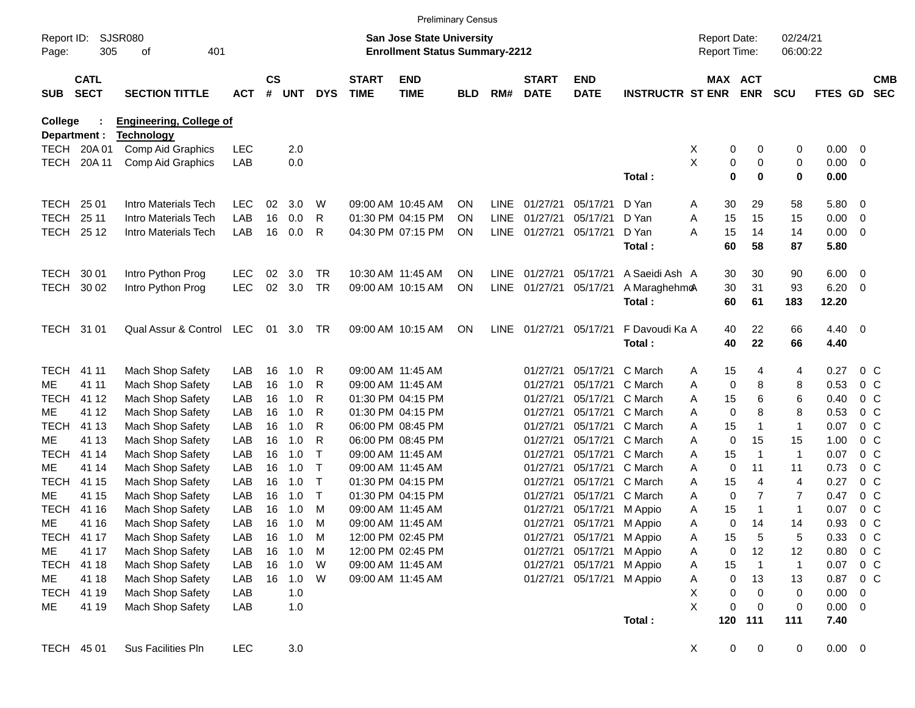Preliminary Census

Report ID: SJSR080
Page: 305 of 401

**San Jose State University**
**Enrollment Status Summary-2212**

Report Date: 02/24/21
Report Time: 06:00:22

**College : Engineering, College of**
**Department : Technology**

| SUB | CATL SECT | SECTION TITTLE | ACT | CS # | UNT | DYS | START TIME | END TIME | BLD | RM# | START DATE | END DATE | INSTRUCTR | ST | MAX ENR | ACT ENR | SCU | FTES | GD | CMB SEC |
|---|---|---|---|---|---|---|---|---|---|---|---|---|---|---|---|---|---|---|---|---|
| TECH | 20A 01 | Comp Aid Graphics | LEC | | 2.0 | | | | | | | | | X | 0 | 0 | 0 | 0.00 | 0 | |
| TECH | 20A 11 | Comp Aid Graphics | LAB | | 0.0 | | | | | | | | | X | 0 | 0 | 0 | 0.00 | 0 | |
| | | | | | | | | | | | | | **Total :** | | **0** | **0** | **0** | **0.00** | | |
| TECH | 25 01 | Intro Materials Tech | LEC | 02 | 3.0 | W | 09:00 AM | 10:45 AM | ON | LINE | 01/27/21 | 05/17/21 | D Yan | A | 30 | 29 | 58 | 5.80 | 0 | |
| TECH | 25 11 | Intro Materials Tech | LAB | 16 | 0.0 | R | 01:30 PM | 04:15 PM | ON | LINE | 01/27/21 | 05/17/21 | D Yan | A | 15 | 15 | 15 | 0.00 | 0 | |
| TECH | 25 12 | Intro Materials Tech | LAB | 16 | 0.0 | R | 04:30 PM | 07:15 PM | ON | LINE | 01/27/21 | 05/17/21 | D Yan | A | 15 | 14 | 14 | 0.00 | 0 | |
| | | | | | | | | | | | | | **Total :** | | **60** | **58** | **87** | **5.80** | | |
| TECH | 30 01 | Intro Python Prog | LEC | 02 | 3.0 | TR | 10:30 AM | 11:45 AM | ON | LINE | 01/27/21 | 05/17/21 | A Saeidi Ash | A | 30 | 30 | 90 | 6.00 | 0 | |
| TECH | 30 02 | Intro Python Prog | LEC | 02 | 3.0 | TR | 09:00 AM | 10:15 AM | ON | LINE | 01/27/21 | 05/17/21 | A Maraghehmo | A | 30 | 31 | 93 | 6.20 | 0 | |
| | | | | | | | | | | | | | **Total :** | | **60** | **61** | **183** | **12.20** | | |
| TECH | 31 01 | Qual Assur & Control | LEC | 01 | 3.0 | TR | 09:00 AM | 10:15 AM | ON | LINE | 01/27/21 | 05/17/21 | F Davoudi Ka | A | 40 | 22 | 66 | 4.40 | 0 | |
| | | | | | | | | | | | | | **Total :** | | **40** | **22** | **66** | **4.40** | | |
| TECH | 41 11 | Mach Shop Safety | LAB | 16 | 1.0 | R | 09:00 AM | 11:45 AM | | | 01/27/21 | 05/17/21 | C March | A | 15 | 4 | 4 | 0.27 | 0 | C |
| ME | 41 11 | Mach Shop Safety | LAB | 16 | 1.0 | R | 09:00 AM | 11:45 AM | | | 01/27/21 | 05/17/21 | C March | A | 0 | 8 | 8 | 0.53 | 0 | C |
| TECH | 41 12 | Mach Shop Safety | LAB | 16 | 1.0 | R | 01:30 PM | 04:15 PM | | | 01/27/21 | 05/17/21 | C March | A | 15 | 6 | 6 | 0.40 | 0 | C |
| ME | 41 12 | Mach Shop Safety | LAB | 16 | 1.0 | R | 01:30 PM | 04:15 PM | | | 01/27/21 | 05/17/21 | C March | A | 0 | 8 | 8 | 0.53 | 0 | C |
| TECH | 41 13 | Mach Shop Safety | LAB | 16 | 1.0 | R | 06:00 PM | 08:45 PM | | | 01/27/21 | 05/17/21 | C March | A | 15 | 1 | 1 | 0.07 | 0 | C |
| ME | 41 13 | Mach Shop Safety | LAB | 16 | 1.0 | R | 06:00 PM | 08:45 PM | | | 01/27/21 | 05/17/21 | C March | A | 0 | 15 | 15 | 1.00 | 0 | C |
| TECH | 41 14 | Mach Shop Safety | LAB | 16 | 1.0 | T | 09:00 AM | 11:45 AM | | | 01/27/21 | 05/17/21 | C March | A | 15 | 1 | 1 | 0.07 | 0 | C |
| ME | 41 14 | Mach Shop Safety | LAB | 16 | 1.0 | T | 09:00 AM | 11:45 AM | | | 01/27/21 | 05/17/21 | C March | A | 0 | 11 | 11 | 0.73 | 0 | C |
| TECH | 41 15 | Mach Shop Safety | LAB | 16 | 1.0 | T | 01:30 PM | 04:15 PM | | | 01/27/21 | 05/17/21 | C March | A | 15 | 4 | 4 | 0.27 | 0 | C |
| ME | 41 15 | Mach Shop Safety | LAB | 16 | 1.0 | T | 01:30 PM | 04:15 PM | | | 01/27/21 | 05/17/21 | C March | A | 0 | 7 | 7 | 0.47 | 0 | C |
| TECH | 41 16 | Mach Shop Safety | LAB | 16 | 1.0 | M | 09:00 AM | 11:45 AM | | | 01/27/21 | 05/17/21 | M Appio | A | 15 | 1 | 1 | 0.07 | 0 | C |
| ME | 41 16 | Mach Shop Safety | LAB | 16 | 1.0 | M | 09:00 AM | 11:45 AM | | | 01/27/21 | 05/17/21 | M Appio | A | 0 | 14 | 14 | 0.93 | 0 | C |
| TECH | 41 17 | Mach Shop Safety | LAB | 16 | 1.0 | M | 12:00 PM | 02:45 PM | | | 01/27/21 | 05/17/21 | M Appio | A | 15 | 5 | 5 | 0.33 | 0 | C |
| ME | 41 17 | Mach Shop Safety | LAB | 16 | 1.0 | M | 12:00 PM | 02:45 PM | | | 01/27/21 | 05/17/21 | M Appio | A | 0 | 12 | 12 | 0.80 | 0 | C |
| TECH | 41 18 | Mach Shop Safety | LAB | 16 | 1.0 | W | 09:00 AM | 11:45 AM | | | 01/27/21 | 05/17/21 | M Appio | A | 15 | 1 | 1 | 0.07 | 0 | C |
| ME | 41 18 | Mach Shop Safety | LAB | 16 | 1.0 | W | 09:00 AM | 11:45 AM | | | 01/27/21 | 05/17/21 | M Appio | A | 0 | 13 | 13 | 0.87 | 0 | C |
| TECH | 41 19 | Mach Shop Safety | LAB | | 1.0 | | | | | | | | | X | 0 | 0 | 0 | 0.00 | 0 | |
| ME | 41 19 | Mach Shop Safety | LAB | | 1.0 | | | | | | | | | X | 0 | 0 | 0 | 0.00 | 0 | |
| | | | | | | | | | | | | | **Total :** | | **120** | **111** | **111** | **7.40** | | |
| TECH | 45 01 | Sus Facilities Pln | LEC | | 3.0 | | | | | | | | | X | 0 | 0 | 0 | 0.00 | 0 | |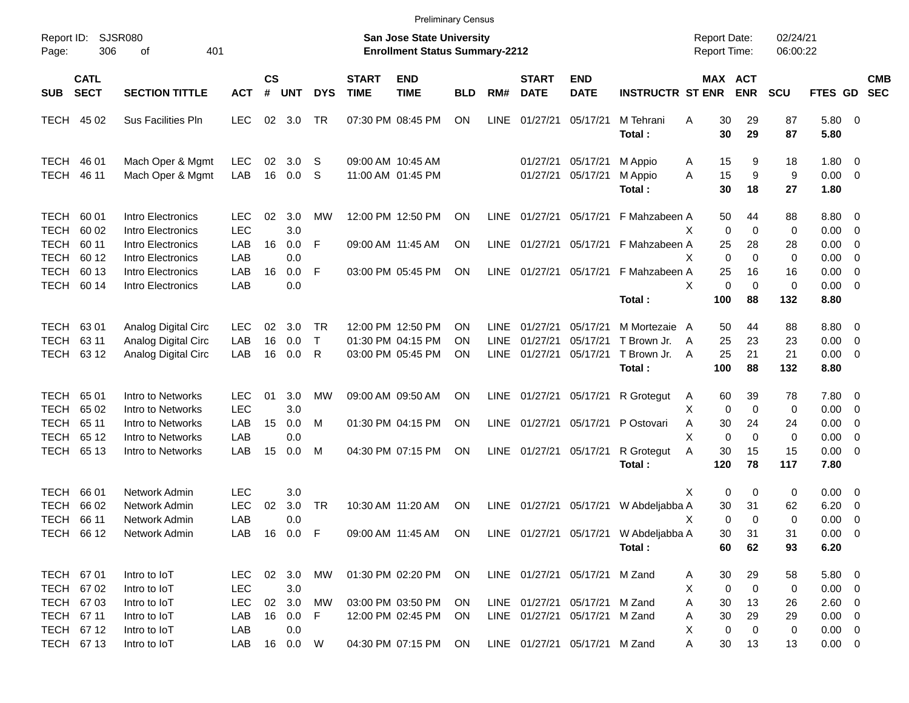Preliminary Census

Report ID: SJSR080
Page: 306 of 401

**San Jose State University**
**Enrollment Status Summary-2212**

Report Date: 02/24/21
Report Time: 06:00:22

| SUB | CATL SECT | SECTION TITTLE | ACT | CS # | UNT | DYS | START TIME | END TIME | BLD | RM# | START DATE | END DATE | INSTRUCTR | ST | MAX ENR | ACT ENR | SCU | FTES | GD | CMB SEC |
|---|---|---|---|---|---|---|---|---|---|---|---|---|---|---|---|---|---|---|---|---|
| TECH | 45 02 | Sus Facilities Pln | LEC | 02 | 3.0 | TR | 07:30 PM | 08:45 PM | ON | LINE | 01/27/21 | 05/17/21 | M Tehrani | A | 30 | 29 | 87 | 5.80 | 0 | |
| | | | | | | | | | | | | | **Total :** | | **30** | **29** | **87** | **5.80** | | |
| TECH | 46 01 | Mach Oper & Mgmt | LEC | 02 | 3.0 | S | 09:00 AM | 10:45 AM | | | 01/27/21 | 05/17/21 | M Appio | A | 15 | 9 | 18 | 1.80 | 0 | |
| TECH | 46 11 | Mach Oper & Mgmt | LAB | 16 | 0.0 | S | 11:00 AM | 01:45 PM | | | 01/27/21 | 05/17/21 | M Appio | A | 15 | 9 | 9 | 0.00 | 0 | |
| | | | | | | | | | | | | | **Total :** | | **30** | **18** | **27** | **1.80** | | |
| TECH | 60 01 | Intro Electronics | LEC | 02 | 3.0 | MW | 12:00 PM | 12:50 PM | ON | LINE | 01/27/21 | 05/17/21 | F Mahzabeen | A | 50 | 44 | 88 | 8.80 | 0 | |
| TECH | 60 02 | Intro Electronics | LEC | | 3.0 | | | | | | | | | X | 0 | 0 | 0 | 0.00 | 0 | |
| TECH | 60 11 | Intro Electronics | LAB | 16 | 0.0 | F | 09:00 AM | 11:45 AM | ON | LINE | 01/27/21 | 05/17/21 | F Mahzabeen | A | 25 | 28 | 28 | 0.00 | 0 | |
| TECH | 60 12 | Intro Electronics | LAB | | 0.0 | | | | | | | | | X | 0 | 0 | 0 | 0.00 | 0 | |
| TECH | 60 13 | Intro Electronics | LAB | 16 | 0.0 | F | 03:00 PM | 05:45 PM | ON | LINE | 01/27/21 | 05/17/21 | F Mahzabeen | A | 25 | 16 | 16 | 0.00 | 0 | |
| TECH | 60 14 | Intro Electronics | LAB | | 0.0 | | | | | | | | | X | 0 | 0 | 0 | 0.00 | 0 | |
| | | | | | | | | | | | | | **Total :** | | **100** | **88** | **132** | **8.80** | | |
| TECH | 63 01 | Analog Digital Circ | LEC | 02 | 3.0 | TR | 12:00 PM | 12:50 PM | ON | LINE | 01/27/21 | 05/17/21 | M Mortezaie | A | 50 | 44 | 88 | 8.80 | 0 | |
| TECH | 63 11 | Analog Digital Circ | LAB | 16 | 0.0 | T | 01:30 PM | 04:15 PM | ON | LINE | 01/27/21 | 05/17/21 | T Brown Jr. | A | 25 | 23 | 23 | 0.00 | 0 | |
| TECH | 63 12 | Analog Digital Circ | LAB | 16 | 0.0 | R | 03:00 PM | 05:45 PM | ON | LINE | 01/27/21 | 05/17/21 | T Brown Jr. | A | 25 | 21 | 21 | 0.00 | 0 | |
| | | | | | | | | | | | | | **Total :** | | **100** | **88** | **132** | **8.80** | | |
| TECH | 65 01 | Intro to Networks | LEC | 01 | 3.0 | MW | 09:00 AM | 09:50 AM | ON | LINE | 01/27/21 | 05/17/21 | R Grotegut | A | 60 | 39 | 78 | 7.80 | 0 | |
| TECH | 65 02 | Intro to Networks | LEC | | 3.0 | | | | | | | | | X | 0 | 0 | 0 | 0.00 | 0 | |
| TECH | 65 11 | Intro to Networks | LAB | 15 | 0.0 | M | 01:30 PM | 04:15 PM | ON | LINE | 01/27/21 | 05/17/21 | P Ostovari | A | 30 | 24 | 24 | 0.00 | 0 | |
| TECH | 65 12 | Intro to Networks | LAB | | 0.0 | | | | | | | | | X | 0 | 0 | 0 | 0.00 | 0 | |
| TECH | 65 13 | Intro to Networks | LAB | 15 | 0.0 | M | 04:30 PM | 07:15 PM | ON | LINE | 01/27/21 | 05/17/21 | R Grotegut | A | 30 | 15 | 15 | 0.00 | 0 | |
| | | | | | | | | | | | | | **Total :** | | **120** | **78** | **117** | **7.80** | | |
| TECH | 66 01 | Network Admin | LEC | | 3.0 | | | | | | | | | X | 0 | 0 | 0 | 0.00 | 0 | |
| TECH | 66 02 | Network Admin | LEC | 02 | 3.0 | TR | 10:30 AM | 11:20 AM | ON | LINE | 01/27/21 | 05/17/21 | W Abdeljabba | A | 30 | 31 | 62 | 6.20 | 0 | |
| TECH | 66 11 | Network Admin | LAB | | 0.0 | | | | | | | | | X | 0 | 0 | 0 | 0.00 | 0 | |
| TECH | 66 12 | Network Admin | LAB | 16 | 0.0 | F | 09:00 AM | 11:45 AM | ON | LINE | 01/27/21 | 05/17/21 | W Abdeljabba | A | 30 | 31 | 31 | 0.00 | 0 | |
| | | | | | | | | | | | | | **Total :** | | **60** | **62** | **93** | **6.20** | | |
| TECH | 67 01 | Intro to IoT | LEC | 02 | 3.0 | MW | 01:30 PM | 02:20 PM | ON | LINE | 01/27/21 | 05/17/21 | M Zand | A | 30 | 29 | 58 | 5.80 | 0 | |
| TECH | 67 02 | Intro to IoT | LEC | | 3.0 | | | | | | | | | X | 0 | 0 | 0 | 0.00 | 0 | |
| TECH | 67 03 | Intro to IoT | LEC | 02 | 3.0 | MW | 03:00 PM | 03:50 PM | ON | LINE | 01/27/21 | 05/17/21 | M Zand | A | 30 | 13 | 26 | 2.60 | 0 | |
| TECH | 67 11 | Intro to IoT | LAB | 16 | 0.0 | F | 12:00 PM | 02:45 PM | ON | LINE | 01/27/21 | 05/17/21 | M Zand | A | 30 | 29 | 29 | 0.00 | 0 | |
| TECH | 67 12 | Intro to IoT | LAB | | 0.0 | | | | | | | | | X | 0 | 0 | 0 | 0.00 | 0 | |
| TECH | 67 13 | Intro to IoT | LAB | 16 | 0.0 | W | 04:30 PM | 07:15 PM | ON | LINE | 01/27/21 | 05/17/21 | M Zand | A | 30 | 13 | 13 | 0.00 | 0 | |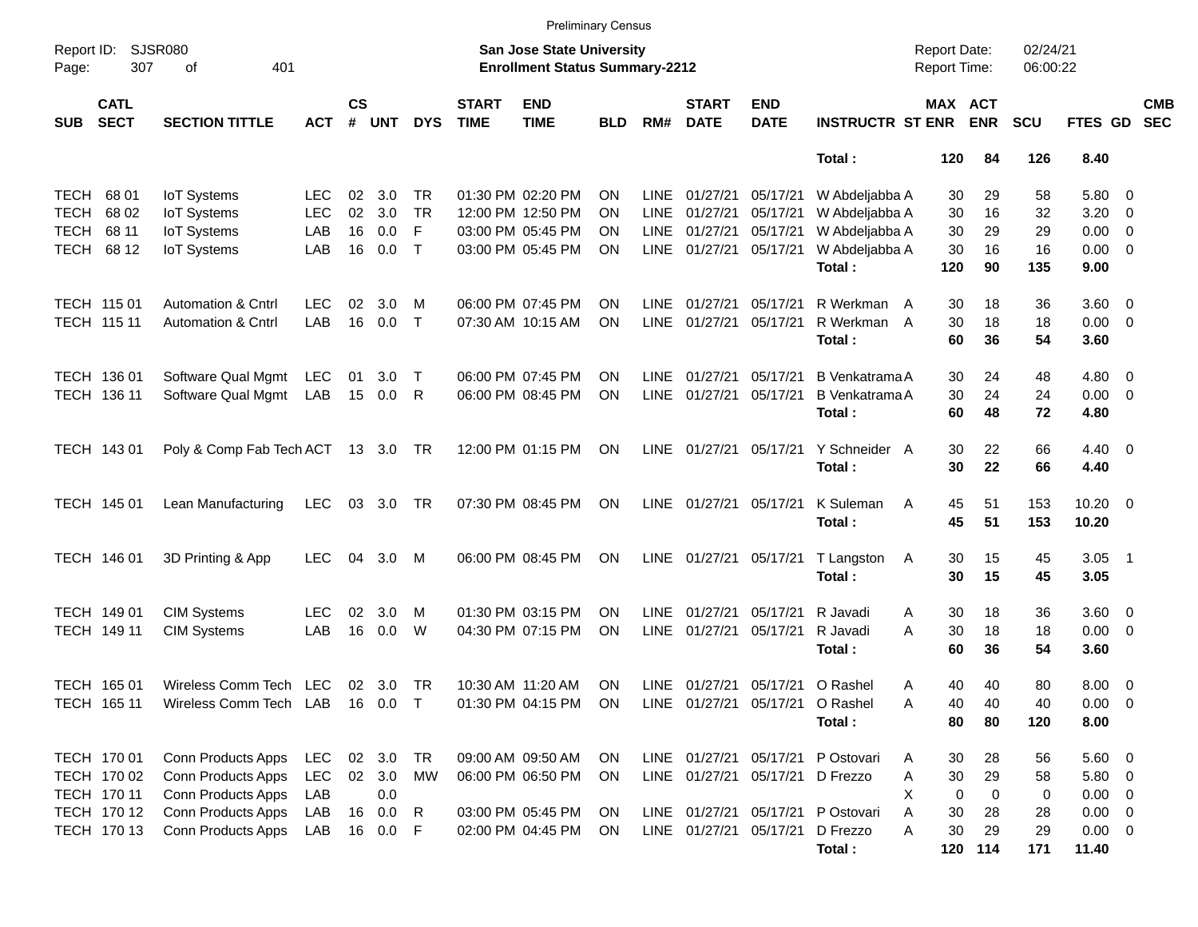Preliminary Census

Report ID: SJSR080

**San Jose State University**
**Enrollment Status Summary-2212**

Report Date: 02/24/21
Report Time: 06:00:22

| SUB | CATL SECT | SECTION TITTLE | ACT | CS # | UNT | DYS | START TIME | END TIME | BLD | RM# | START DATE | END DATE | INSTRUCTR | ST | MAX ENR | ACT ENR | SCU | FTES | GD | CMB SEC |
|---|---|---|---|---|---|---|---|---|---|---|---|---|---|---|---|---|---|---|---|---|
| | | | | | | | | | | | | | **Total :** | | **120** | **84** | **126** | **8.40** | | |
| TECH | 68 01 | IoT Systems | LEC | 02 | 3.0 | TR | 01:30 PM | 02:20 PM | ON | LINE | 01/27/21 | 05/17/21 | W Abdeljabba | A | 30 | 29 | 58 | 5.80 | 0 | |
| TECH | 68 02 | IoT Systems | LEC | 02 | 3.0 | TR | 12:00 PM | 12:50 PM | ON | LINE | 01/27/21 | 05/17/21 | W Abdeljabba | A | 30 | 16 | 32 | 3.20 | 0 | |
| TECH | 68 11 | IoT Systems | LAB | 16 | 0.0 | F | 03:00 PM | 05:45 PM | ON | LINE | 01/27/21 | 05/17/21 | W Abdeljabba | A | 30 | 29 | 29 | 0.00 | 0 | |
| TECH | 68 12 | IoT Systems | LAB | 16 | 0.0 | T | 03:00 PM | 05:45 PM | ON | LINE | 01/27/21 | 05/17/21 | W Abdeljabba | A | 30 | 16 | 16 | 0.00 | 0 | |
| | | | | | | | | | | | | | **Total :** | | **120** | **90** | **135** | **9.00** | | |
| TECH | 115 01 | Automation & Cntrl | LEC | 02 | 3.0 | M | 06:00 PM | 07:45 PM | ON | LINE | 01/27/21 | 05/17/21 | R Werkman | A | 30 | 18 | 36 | 3.60 | 0 | |
| TECH | 115 11 | Automation & Cntrl | LAB | 16 | 0.0 | T | 07:30 AM | 10:15 AM | ON | LINE | 01/27/21 | 05/17/21 | R Werkman | A | 30 | 18 | 18 | 0.00 | 0 | |
| | | | | | | | | | | | | | **Total :** | | **60** | **36** | **54** | **3.60** | | |
| TECH | 136 01 | Software Qual Mgmt | LEC | 01 | 3.0 | T | 06:00 PM | 07:45 PM | ON | LINE | 01/27/21 | 05/17/21 | B Venkatrama | A | 30 | 24 | 48 | 4.80 | 0 | |
| TECH | 136 11 | Software Qual Mgmt | LAB | 15 | 0.0 | R | 06:00 PM | 08:45 PM | ON | LINE | 01/27/21 | 05/17/21 | B Venkatrama | A | 30 | 24 | 24 | 0.00 | 0 | |
| | | | | | | | | | | | | | **Total :** | | **60** | **48** | **72** | **4.80** | | |
| TECH | 143 01 | Poly & Comp Fab Tech | ACT | 13 | 3.0 | TR | 12:00 PM | 01:15 PM | ON | LINE | 01/27/21 | 05/17/21 | Y Schneider | A | 30 | 22 | 66 | 4.40 | 0 | |
| | | | | | | | | | | | | | **Total :** | | **30** | **22** | **66** | **4.40** | | |
| TECH | 145 01 | Lean Manufacturing | LEC | 03 | 3.0 | TR | 07:30 PM | 08:45 PM | ON | LINE | 01/27/21 | 05/17/21 | K Suleman | A | 45 | 51 | 153 | 10.20 | 0 | |
| | | | | | | | | | | | | | **Total :** | | **45** | **51** | **153** | **10.20** | | |
| TECH | 146 01 | 3D Printing & App | LEC | 04 | 3.0 | M | 06:00 PM | 08:45 PM | ON | LINE | 01/27/21 | 05/17/21 | T Langston | A | 30 | 15 | 45 | 3.05 | 1 | |
| | | | | | | | | | | | | | **Total :** | | **30** | **15** | **45** | **3.05** | | |
| TECH | 149 01 | CIM Systems | LEC | 02 | 3.0 | M | 01:30 PM | 03:15 PM | ON | LINE | 01/27/21 | 05/17/21 | R Javadi | A | 30 | 18 | 36 | 3.60 | 0 | |
| TECH | 149 11 | CIM Systems | LAB | 16 | 0.0 | W | 04:30 PM | 07:15 PM | ON | LINE | 01/27/21 | 05/17/21 | R Javadi | A | 30 | 18 | 18 | 0.00 | 0 | |
| | | | | | | | | | | | | | **Total :** | | **60** | **36** | **54** | **3.60** | | |
| TECH | 165 01 | Wireless Comm Tech | LEC | 02 | 3.0 | TR | 10:30 AM | 11:20 AM | ON | LINE | 01/27/21 | 05/17/21 | O Rashel | A | 40 | 40 | 80 | 8.00 | 0 | |
| TECH | 165 11 | Wireless Comm Tech | LAB | 16 | 0.0 | T | 01:30 PM | 04:15 PM | ON | LINE | 01/27/21 | 05/17/21 | O Rashel | A | 40 | 40 | 40 | 0.00 | 0 | |
| | | | | | | | | | | | | | **Total :** | | **80** | **80** | **120** | **8.00** | | |
| TECH | 170 01 | Conn Products Apps | LEC | 02 | 3.0 | TR | 09:00 AM | 09:50 AM | ON | LINE | 01/27/21 | 05/17/21 | P Ostovari | A | 30 | 28 | 56 | 5.60 | 0 | |
| TECH | 170 02 | Conn Products Apps | LEC | 02 | 3.0 | MW | 06:00 PM | 06:50 PM | ON | LINE | 01/27/21 | 05/17/21 | D Frezzo | A | 30 | 29 | 58 | 5.80 | 0 | |
| TECH | 170 11 | Conn Products Apps | LAB | | 0.0 | | | | | | | | | X | 0 | 0 | 0 | 0.00 | 0 | |
| TECH | 170 12 | Conn Products Apps | LAB | 16 | 0.0 | R | 03:00 PM | 05:45 PM | ON | LINE | 01/27/21 | 05/17/21 | P Ostovari | A | 30 | 28 | 28 | 0.00 | 0 | |
| TECH | 170 13 | Conn Products Apps | LAB | 16 | 0.0 | F | 02:00 PM | 04:45 PM | ON | LINE | 01/27/21 | 05/17/21 | D Frezzo | A | 30 | 29 | 29 | 0.00 | 0 | |
| | | | | | | | | | | | | | **Total :** | | **120** | **114** | **171** | **11.40** | | |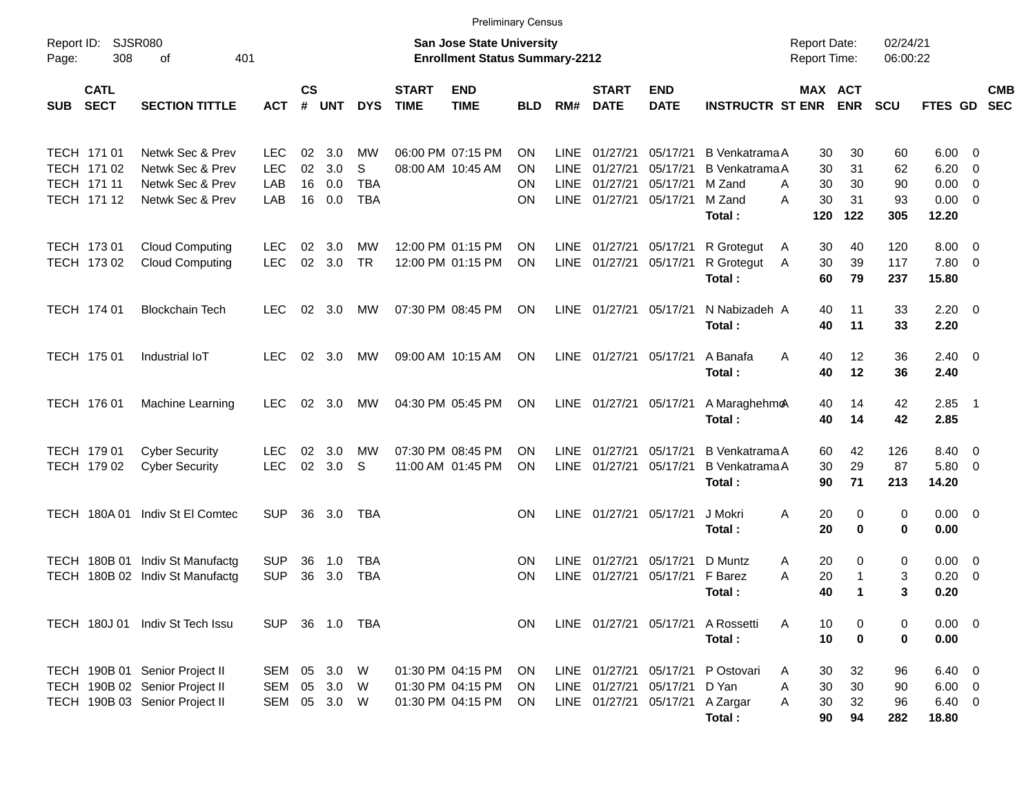Preliminary Census

Report ID: SJSR080 | **San Jose State University** | Report Date: 02/24/21
Page: 308 of 401 | **Enrollment Status Summary-2212** | Report Time: 06:00:22

| SUB | CATL SECT | SECTION TITTLE | ACT | CS # | UNT | DYS | START TIME | END TIME | BLD | RM# | START DATE | END DATE | INSTRUCTR | ST | MAX ENR | ACT ENR | SCU | FTES | GD | CMB SEC |
|---|---|---|---|---|---|---|---|---|---|---|---|---|---|---|---|---|---|---|---|---|
| TECH | 171 01 | Netwk Sec & Prev | LEC | 02 | 3.0 | MW | 06:00 PM | 07:15 PM | ON | LINE | 01/27/21 | 05/17/21 | B Venkatrama | A | 30 | 30 | 60 | 6.00 | 0 | |
| TECH | 171 02 | Netwk Sec & Prev | LEC | 02 | 3.0 | S | 08:00 AM | 10:45 AM | ON | LINE | 01/27/21 | 05/17/21 | B Venkatrama | A | 30 | 31 | 62 | 6.20 | 0 | |
| TECH | 171 11 | Netwk Sec & Prev | LAB | 16 | 0.0 | TBA | | | ON | LINE | 01/27/21 | 05/17/21 | M Zand | A | 30 | 30 | 90 | 0.00 | 0 | |
| TECH | 171 12 | Netwk Sec & Prev | LAB | 16 | 0.0 | TBA | | | ON | LINE | 01/27/21 | 05/17/21 | M Zand | A | 30 | 31 | 93 | 0.00 | 0 | |
| | | | | | | | | | | | | | **Total :** | | **120** | **122** | **305** | **12.20** | | |
| TECH | 173 01 | Cloud Computing | LEC | 02 | 3.0 | MW | 12:00 PM | 01:15 PM | ON | LINE | 01/27/21 | 05/17/21 | R Grotegut | A | 30 | 40 | 120 | 8.00 | 0 | |
| TECH | 173 02 | Cloud Computing | LEC | 02 | 3.0 | TR | 12:00 PM | 01:15 PM | ON | LINE | 01/27/21 | 05/17/21 | R Grotegut | A | 30 | 39 | 117 | 7.80 | 0 | |
| | | | | | | | | | | | | | **Total :** | | **60** | **79** | **237** | **15.80** | | |
| TECH | 174 01 | Blockchain Tech | LEC | 02 | 3.0 | MW | 07:30 PM | 08:45 PM | ON | LINE | 01/27/21 | 05/17/21 | N Nabizadeh | A | 40 | 11 | 33 | 2.20 | 0 | |
| | | | | | | | | | | | | | **Total :** | | **40** | **11** | **33** | **2.20** | | |
| TECH | 175 01 | Industrial IoT | LEC | 02 | 3.0 | MW | 09:00 AM | 10:15 AM | ON | LINE | 01/27/21 | 05/17/21 | A Banafa | A | 40 | 12 | 36 | 2.40 | 0 | |
| | | | | | | | | | | | | | **Total :** | | **40** | **12** | **36** | **2.40** | | |
| TECH | 176 01 | Machine Learning | LEC | 02 | 3.0 | MW | 04:30 PM | 05:45 PM | ON | LINE | 01/27/21 | 05/17/21 | A Maraghehmo | A | 40 | 14 | 42 | 2.85 | 1 | |
| | | | | | | | | | | | | | **Total :** | | **40** | **14** | **42** | **2.85** | | |
| TECH | 179 01 | Cyber Security | LEC | 02 | 3.0 | MW | 07:30 PM | 08:45 PM | ON | LINE | 01/27/21 | 05/17/21 | B Venkatrama | A | 60 | 42 | 126 | 8.40 | 0 | |
| TECH | 179 02 | Cyber Security | LEC | 02 | 3.0 | S | 11:00 AM | 01:45 PM | ON | LINE | 01/27/21 | 05/17/21 | B Venkatrama | A | 30 | 29 | 87 | 5.80 | 0 | |
| | | | | | | | | | | | | | **Total :** | | **90** | **71** | **213** | **14.20** | | |
| TECH | 180A 01 | Indiv St El Comtec | SUP | 36 | 3.0 | TBA | | | ON | LINE | 01/27/21 | 05/17/21 | J Mokri | A | 20 | 0 | 0 | 0.00 | 0 | |
| | | | | | | | | | | | | | **Total :** | | **20** | **0** | **0** | **0.00** | | |
| TECH | 180B 01 | Indiv St Manufactg | SUP | 36 | 1.0 | TBA | | | ON | LINE | 01/27/21 | 05/17/21 | D Muntz | A | 20 | 0 | 0 | 0.00 | 0 | |
| TECH | 180B 02 | Indiv St Manufactg | SUP | 36 | 3.0 | TBA | | | ON | LINE | 01/27/21 | 05/17/21 | F Barez | A | 20 | 1 | 3 | 0.20 | 0 | |
| | | | | | | | | | | | | | **Total :** | | **40** | **1** | **3** | **0.20** | | |
| TECH | 180J 01 | Indiv St Tech Issu | SUP | 36 | 1.0 | TBA | | | ON | LINE | 01/27/21 | 05/17/21 | A Rossetti | A | 10 | 0 | 0 | 0.00 | 0 | |
| | | | | | | | | | | | | | **Total :** | | **10** | **0** | **0** | **0.00** | | |
| TECH | 190B 01 | Senior Project II | SEM | 05 | 3.0 | W | 01:30 PM | 04:15 PM | ON | LINE | 01/27/21 | 05/17/21 | P Ostovari | A | 30 | 32 | 96 | 6.40 | 0 | |
| TECH | 190B 02 | Senior Project II | SEM | 05 | 3.0 | W | 01:30 PM | 04:15 PM | ON | LINE | 01/27/21 | 05/17/21 | D Yan | A | 30 | 30 | 90 | 6.00 | 0 | |
| TECH | 190B 03 | Senior Project II | SEM | 05 | 3.0 | W | 01:30 PM | 04:15 PM | ON | LINE | 01/27/21 | 05/17/21 | A Zargar | A | 30 | 32 | 96 | 6.40 | 0 | |
| | | | | | | | | | | | | | **Total :** | | **90** | **94** | **282** | **18.80** | | |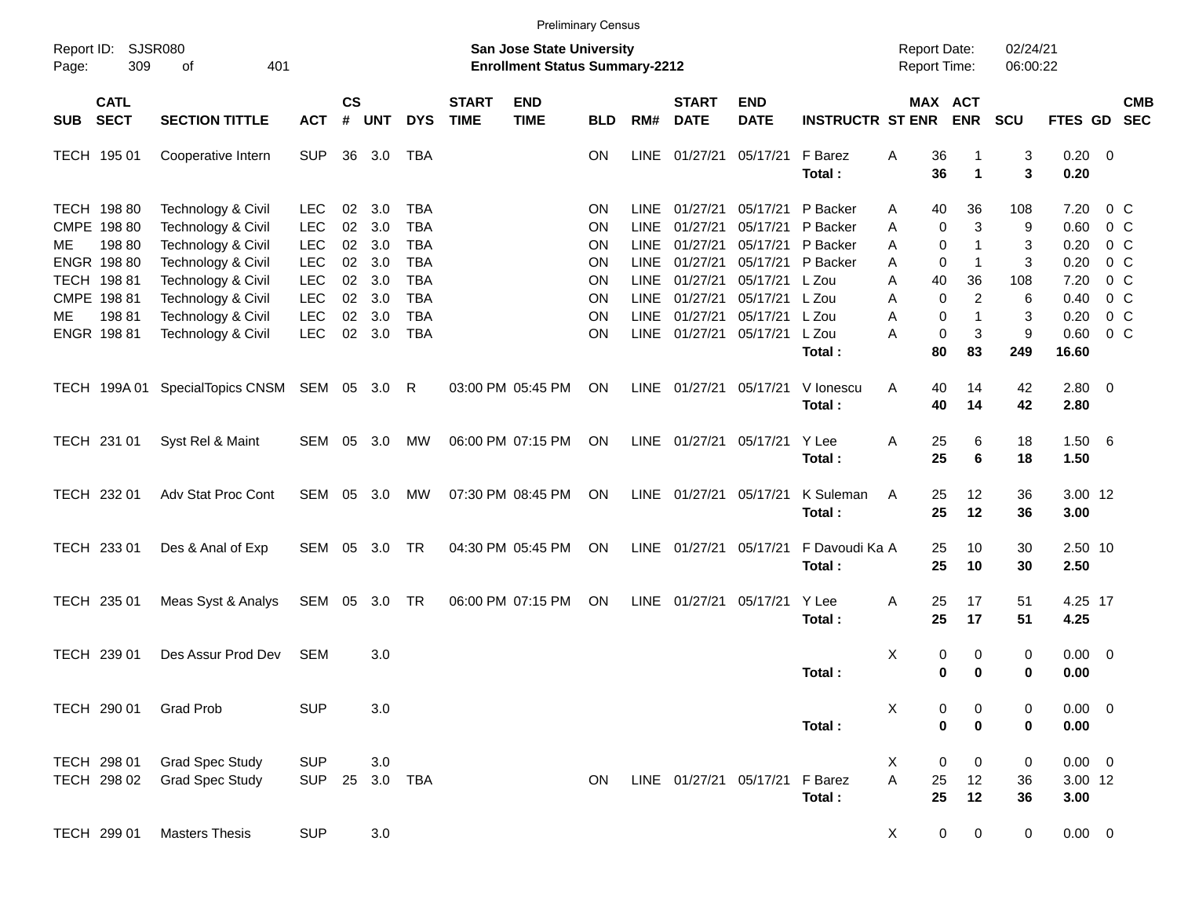Preliminary Census

Report ID: SJSR080

**San Jose State University**
**Enrollment Status Summary-2212**

Report Date: 02/24/21
Report Time: 06:00:22

| SUB | CATL SECT | SECTION TITTLE | ACT | CS # | UNT | DYS | START TIME | END TIME | BLD | RM# | START DATE | END DATE | INSTRUCTR | ST | MAX ENR | ACT ENR | SCU | FTES | GD | CMB SEC |
|---|---|---|---|---|---|---|---|---|---|---|---|---|---|---|---|---|---|---|---|---|
| TECH | 195 01 | Cooperative Intern | SUP | 36 | 3.0 | TBA | | | ON | LINE | 01/27/21 | 05/17/21 | F Barez | A | 36 | 1 | 3 | 0.20 | 0 | |
| | | | | | | | | | | | | | **Total :** | | **36** | **1** | **3** | **0.20** | | |
| TECH | 198 80 | Technology & Civil | LEC | 02 | 3.0 | TBA | | | ON | LINE | 01/27/21 | 05/17/21 | P Backer | A | 40 | 36 | 108 | 7.20 | 0 | C |
| CMPE | 198 80 | Technology & Civil | LEC | 02 | 3.0 | TBA | | | ON | LINE | 01/27/21 | 05/17/21 | P Backer | A | 0 | 3 | 9 | 0.60 | 0 | C |
| ME | 198 80 | Technology & Civil | LEC | 02 | 3.0 | TBA | | | ON | LINE | 01/27/21 | 05/17/21 | P Backer | A | 0 | 1 | 3 | 0.20 | 0 | C |
| ENGR | 198 80 | Technology & Civil | LEC | 02 | 3.0 | TBA | | | ON | LINE | 01/27/21 | 05/17/21 | P Backer | A | 0 | 1 | 3 | 0.20 | 0 | C |
| TECH | 198 81 | Technology & Civil | LEC | 02 | 3.0 | TBA | | | ON | LINE | 01/27/21 | 05/17/21 | L Zou | A | 40 | 36 | 108 | 7.20 | 0 | C |
| CMPE | 198 81 | Technology & Civil | LEC | 02 | 3.0 | TBA | | | ON | LINE | 01/27/21 | 05/17/21 | L Zou | A | 0 | 2 | 6 | 0.40 | 0 | C |
| ME | 198 81 | Technology & Civil | LEC | 02 | 3.0 | TBA | | | ON | LINE | 01/27/21 | 05/17/21 | L Zou | A | 0 | 1 | 3 | 0.20 | 0 | C |
| ENGR | 198 81 | Technology & Civil | LEC | 02 | 3.0 | TBA | | | ON | LINE | 01/27/21 | 05/17/21 | L Zou | A | 0 | 3 | 9 | 0.60 | 0 | C |
| | | | | | | | | | | | | | **Total :** | | **80** | **83** | **249** | **16.60** | | |
| TECH | 199A 01 | SpecialTopics CNSM | SEM | 05 | 3.0 | R | 03:00 PM | 05:45 PM | ON | LINE | 01/27/21 | 05/17/21 | V Ionescu | A | 40 | 14 | 42 | 2.80 | 0 | |
| | | | | | | | | | | | | | **Total :** | | **40** | **14** | **42** | **2.80** | | |
| TECH | 231 01 | Syst Rel & Maint | SEM | 05 | 3.0 | MW | 06:00 PM | 07:15 PM | ON | LINE | 01/27/21 | 05/17/21 | Y Lee | A | 25 | 6 | 18 | 1.50 | 6 | |
| | | | | | | | | | | | | | **Total :** | | **25** | **6** | **18** | **1.50** | | |
| TECH | 232 01 | Adv Stat Proc Cont | SEM | 05 | 3.0 | MW | 07:30 PM | 08:45 PM | ON | LINE | 01/27/21 | 05/17/21 | K Suleman | A | 25 | 12 | 36 | 3.00 | 12 | |
| | | | | | | | | | | | | | **Total :** | | **25** | **12** | **36** | **3.00** | | |
| TECH | 233 01 | Des & Anal of Exp | SEM | 05 | 3.0 | TR | 04:30 PM | 05:45 PM | ON | LINE | 01/27/21 | 05/17/21 | F Davoudi Ka | A | 25 | 10 | 30 | 2.50 | 10 | |
| | | | | | | | | | | | | | **Total :** | | **25** | **10** | **30** | **2.50** | | |
| TECH | 235 01 | Meas Syst & Analys | SEM | 05 | 3.0 | TR | 06:00 PM | 07:15 PM | ON | LINE | 01/27/21 | 05/17/21 | Y Lee | A | 25 | 17 | 51 | 4.25 | 17 | |
| | | | | | | | | | | | | | **Total :** | | **25** | **17** | **51** | **4.25** | | |
| TECH | 239 01 | Des Assur Prod Dev | SEM | | 3.0 | | | | | | | | | X | 0 | 0 | 0 | 0.00 | 0 | |
| | | | | | | | | | | | | | **Total :** | | **0** | **0** | **0** | **0.00** | | |
| TECH | 290 01 | Grad Prob | SUP | | 3.0 | | | | | | | | | X | 0 | 0 | 0 | 0.00 | 0 | |
| | | | | | | | | | | | | | **Total :** | | **0** | **0** | **0** | **0.00** | | |
| TECH | 298 01 | Grad Spec Study | SUP | | 3.0 | | | | | | | | | X | 0 | 0 | 0 | 0.00 | 0 | |
| TECH | 298 02 | Grad Spec Study | SUP | 25 | 3.0 | TBA | | | ON | LINE | 01/27/21 | 05/17/21 | F Barez | A | 25 | 12 | 36 | 3.00 | 12 | |
| | | | | | | | | | | | | | **Total :** | | **25** | **12** | **36** | **3.00** | | |
| TECH | 299 01 | Masters Thesis | SUP | | 3.0 | | | | | | | | | X | 0 | 0 | 0 | 0.00 | 0 | |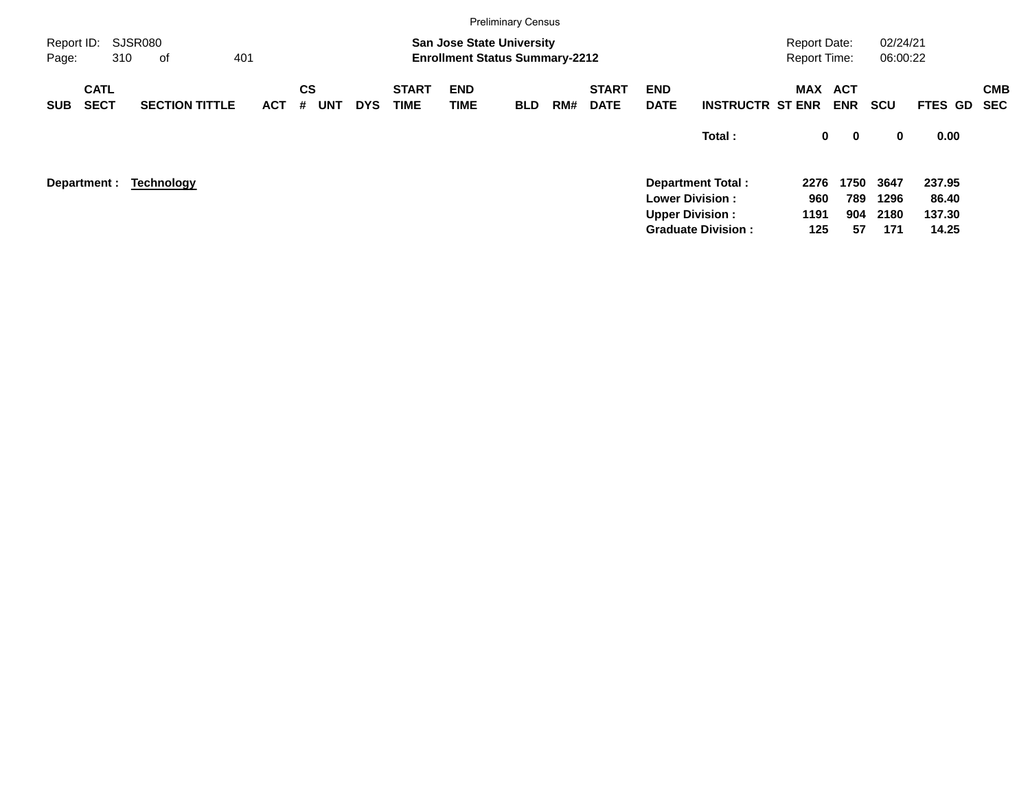Preliminary Census

Report ID: SJSR080
Page: 310 of 401

**San Jose State University**
**Enrollment Status Summary-2212**

Report Date: 02/24/21
Report Time: 06:00:22

| SUB | CATL SECT | SECTION TITTLE | ACT | CS # | UNT | DYS | START TIME | END TIME | BLD | RM# | START DATE | END DATE | INSTRUCTR | MAX ST ENR | ACT ENR | SCU | FTES | GD | CMB SEC |
|---|---|---|---|---|---|---|---|---|---|---|---|---|---|---|---|---|---|---|---|
| | | | | | | | | | | | | | **Total :** | **0** | **0** | **0** | **0.00** | | |

**Department : Technology**

| | MAX ST ENR | ACT ENR | SCU | FTES |
|---|---|---|---|---|
| **Department Total :** | **2276** | **1750** | **3647** | **237.95** |
| **Lower Division :** | **960** | **789** | **1296** | **86.40** |
| **Upper Division :** | **1191** | **904** | **2180** | **137.30** |
| **Graduate Division :** | **125** | **57** | **171** | **14.25** |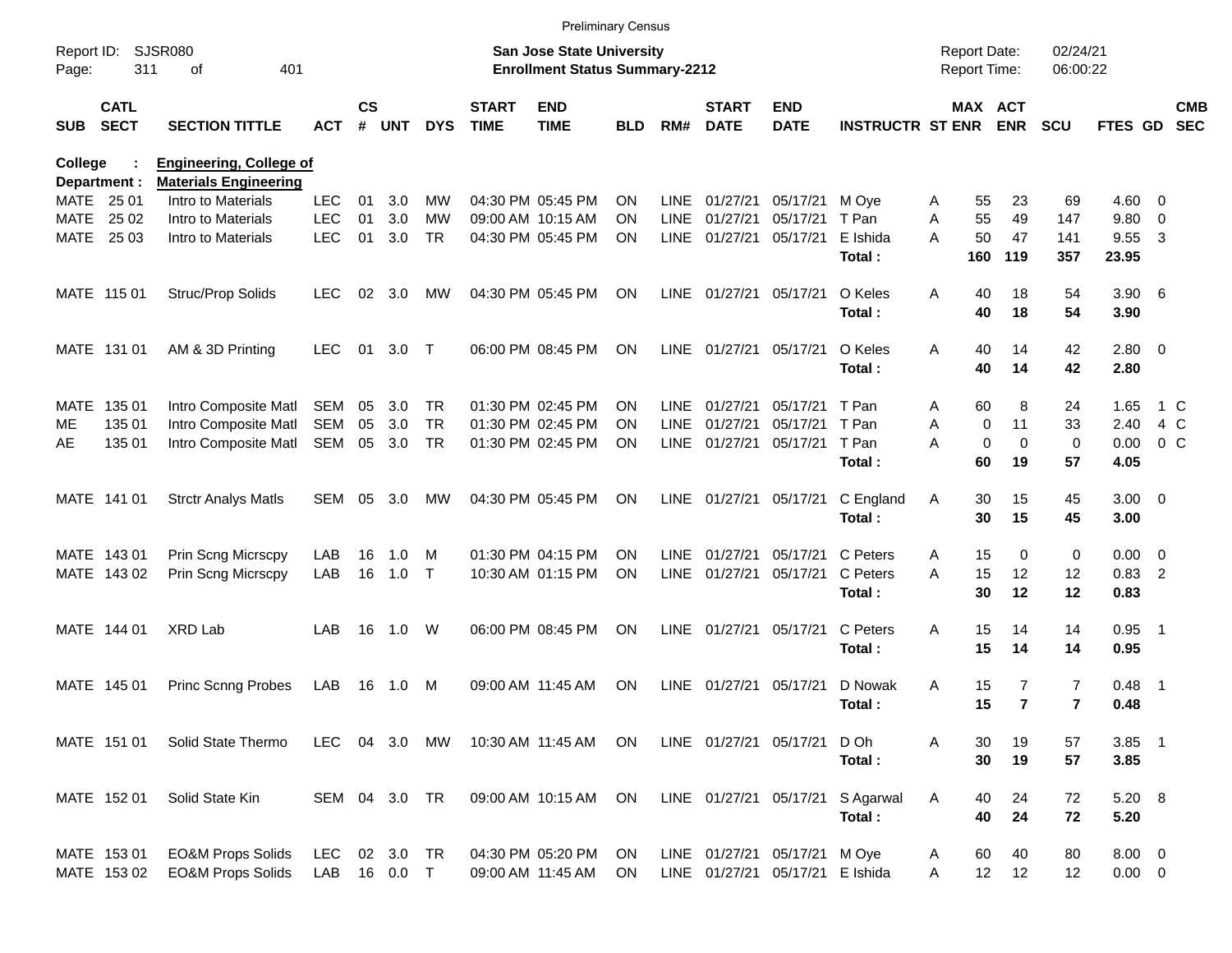Preliminary Census

Report ID: SJSR080

**San Jose State University**
**Enrollment Status Summary-2212**

Report Date: 02/24/21
Report Time: 06:00:22

**College : Engineering, College of**
**Department : Materials Engineering**

| SUB | CATL SECT | SECTION TITTLE | ACT | CS # | UNT | DYS | START TIME | END TIME | BLD | RM# | START DATE | END DATE | INSTRUCTR | ST | MAX ENR | ACT ENR | SCU | FTES | GD | CMB SEC |
|---|---|---|---|---|---|---|---|---|---|---|---|---|---|---|---|---|---|---|---|---|
| MATE | 25 01 | Intro to Materials | LEC | 01 | 3.0 | MW | 04:30 PM | 05:45 PM | ON | LINE | 01/27/21 | 05/17/21 | M Oye | A | 55 | 23 | 69 | 4.60 | 0 | |
| MATE | 25 02 | Intro to Materials | LEC | 01 | 3.0 | MW | 09:00 AM | 10:15 AM | ON | LINE | 01/27/21 | 05/17/21 | T Pan | A | 55 | 49 | 147 | 9.80 | 0 | |
| MATE | 25 03 | Intro to Materials | LEC | 01 | 3.0 | TR | 04:30 PM | 05:45 PM | ON | LINE | 01/27/21 | 05/17/21 | E Ishida | A | 50 | 47 | 141 | 9.55 | 3 | |
| | | | | | | | | | | | | | **Total :** | | **160** | **119** | **357** | **23.95** | | |
| MATE | 115 01 | Struc/Prop Solids | LEC | 02 | 3.0 | MW | 04:30 PM | 05:45 PM | ON | LINE | 01/27/21 | 05/17/21 | O Keles | A | 40 | 18 | 54 | 3.90 | 6 | |
| | | | | | | | | | | | | | **Total :** | | **40** | **18** | **54** | **3.90** | | |
| MATE | 131 01 | AM & 3D Printing | LEC | 01 | 3.0 | T | 06:00 PM | 08:45 PM | ON | LINE | 01/27/21 | 05/17/21 | O Keles | A | 40 | 14 | 42 | 2.80 | 0 | |
| | | | | | | | | | | | | | **Total :** | | **40** | **14** | **42** | **2.80** | | |
| MATE | 135 01 | Intro Composite Matl | SEM | 05 | 3.0 | TR | 01:30 PM | 02:45 PM | ON | LINE | 01/27/21 | 05/17/21 | T Pan | A | 60 | 8 | 24 | 1.65 | 1 | C |
| ME | 135 01 | Intro Composite Matl | SEM | 05 | 3.0 | TR | 01:30 PM | 02:45 PM | ON | LINE | 01/27/21 | 05/17/21 | T Pan | A | 0 | 11 | 33 | 2.40 | 4 | C |
| AE | 135 01 | Intro Composite Matl | SEM | 05 | 3.0 | TR | 01:30 PM | 02:45 PM | ON | LINE | 01/27/21 | 05/17/21 | T Pan | A | 0 | 0 | 0 | 0.00 | 0 | C |
| | | | | | | | | | | | | | **Total :** | | **60** | **19** | **57** | **4.05** | | |
| MATE | 141 01 | Strctr Analys Matls | SEM | 05 | 3.0 | MW | 04:30 PM | 05:45 PM | ON | LINE | 01/27/21 | 05/17/21 | C England | A | 30 | 15 | 45 | 3.00 | 0 | |
| | | | | | | | | | | | | | **Total :** | | **30** | **15** | **45** | **3.00** | | |
| MATE | 143 01 | Prin Scng Micrscpy | LAB | 16 | 1.0 | M | 01:30 PM | 04:15 PM | ON | LINE | 01/27/21 | 05/17/21 | C Peters | A | 15 | 0 | 0 | 0.00 | 0 | |
| MATE | 143 02 | Prin Scng Micrscpy | LAB | 16 | 1.0 | T | 10:30 AM | 01:15 PM | ON | LINE | 01/27/21 | 05/17/21 | C Peters | A | 15 | 12 | 12 | 0.83 | 2 | |
| | | | | | | | | | | | | | **Total :** | | **30** | **12** | **12** | **0.83** | | |
| MATE | 144 01 | XRD Lab | LAB | 16 | 1.0 | W | 06:00 PM | 08:45 PM | ON | LINE | 01/27/21 | 05/17/21 | C Peters | A | 15 | 14 | 14 | 0.95 | 1 | |
| | | | | | | | | | | | | | **Total :** | | **15** | **14** | **14** | **0.95** | | |
| MATE | 145 01 | Princ Scnng Probes | LAB | 16 | 1.0 | M | 09:00 AM | 11:45 AM | ON | LINE | 01/27/21 | 05/17/21 | D Nowak | A | 15 | 7 | 7 | 0.48 | 1 | |
| | | | | | | | | | | | | | **Total :** | | **15** | **7** | **7** | **0.48** | | |
| MATE | 151 01 | Solid State Thermo | LEC | 04 | 3.0 | MW | 10:30 AM | 11:45 AM | ON | LINE | 01/27/21 | 05/17/21 | D Oh | A | 30 | 19 | 57 | 3.85 | 1 | |
| | | | | | | | | | | | | | **Total :** | | **30** | **19** | **57** | **3.85** | | |
| MATE | 152 01 | Solid State Kin | SEM | 04 | 3.0 | TR | 09:00 AM | 10:15 AM | ON | LINE | 01/27/21 | 05/17/21 | S Agarwal | A | 40 | 24 | 72 | 5.20 | 8 | |
| | | | | | | | | | | | | | **Total :** | | **40** | **24** | **72** | **5.20** | | |
| MATE | 153 01 | EO&M Props Solids | LEC | 02 | 3.0 | TR | 04:30 PM | 05:20 PM | ON | LINE | 01/27/21 | 05/17/21 | M Oye | A | 60 | 40 | 80 | 8.00 | 0 | |
| MATE | 153 02 | EO&M Props Solids | LAB | 16 | 0.0 | T | 09:00 AM | 11:45 AM | ON | LINE | 01/27/21 | 05/17/21 | E Ishida | A | 12 | 12 | 12 | 0.00 | 0 | |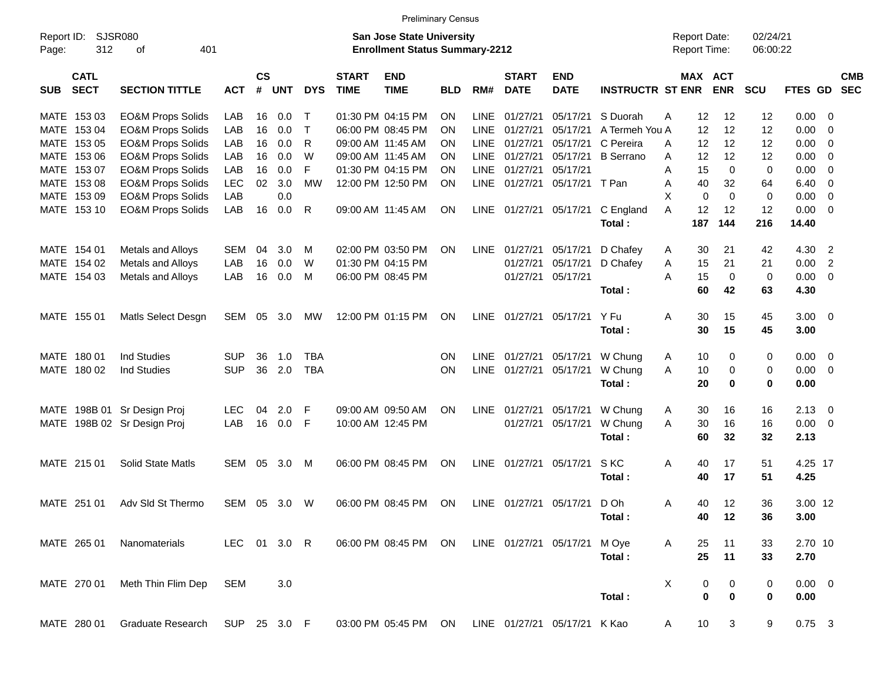Preliminary Census

Report ID: SJSR080

**San Jose State University**
**Enrollment Status Summary-2212**

Report Date: 02/24/21
Report Time: 06:00:22

| SUB | CATL SECT | SECTION TITTLE | ACT | CS # | UNT | DYS | START TIME | END TIME | BLD | RM# | START DATE | END DATE | INSTRUCTR | ST | MAX ENR | ACT ENR | SCU | FTES | GD | CMB SEC |
|---|---|---|---|---|---|---|---|---|---|---|---|---|---|---|---|---|---|---|---|---|
| MATE | 153 03 | EO&M Props Solids | LAB | 16 | 0.0 | T | 01:30 PM | 04:15 PM | ON | LINE | 01/27/21 | 05/17/21 | S Duorah | A | 12 | 12 | 12 | 0.00 | 0 | |
| MATE | 153 04 | EO&M Props Solids | LAB | 16 | 0.0 | T | 06:00 PM | 08:45 PM | ON | LINE | 01/27/21 | 05/17/21 | A Termeh You | A | 12 | 12 | 12 | 0.00 | 0 | |
| MATE | 153 05 | EO&M Props Solids | LAB | 16 | 0.0 | R | 09:00 AM | 11:45 AM | ON | LINE | 01/27/21 | 05/17/21 | C Pereira | A | 12 | 12 | 12 | 0.00 | 0 | |
| MATE | 153 06 | EO&M Props Solids | LAB | 16 | 0.0 | W | 09:00 AM | 11:45 AM | ON | LINE | 01/27/21 | 05/17/21 | B Serrano | A | 12 | 12 | 12 | 0.00 | 0 | |
| MATE | 153 07 | EO&M Props Solids | LAB | 16 | 0.0 | F | 01:30 PM | 04:15 PM | ON | LINE | 01/27/21 | 05/17/21 | | A | 15 | 0 | 0 | 0.00 | 0 | |
| MATE | 153 08 | EO&M Props Solids | LEC | 02 | 3.0 | MW | 12:00 PM | 12:50 PM | ON | LINE | 01/27/21 | 05/17/21 | T Pan | A | 40 | 32 | 64 | 6.40 | 0 | |
| MATE | 153 09 | EO&M Props Solids | LAB | | 0.0 | | | | | | | | | X | 0 | 0 | 0 | 0.00 | 0 | |
| MATE | 153 10 | EO&M Props Solids | LAB | 16 | 0.0 | R | 09:00 AM | 11:45 AM | ON | LINE | 01/27/21 | 05/17/21 | C England | A | 12 | 12 | 12 | 0.00 | 0 | |
| | | | | | | | | | | | | | **Total :** | | **187** | **144** | **216** | **14.40** | | |
| MATE | 154 01 | Metals and Alloys | SEM | 04 | 3.0 | M | 02:00 PM | 03:50 PM | ON | LINE | 01/27/21 | 05/17/21 | D Chafey | A | 30 | 21 | 42 | 4.30 | 2 | |
| MATE | 154 02 | Metals and Alloys | LAB | 16 | 0.0 | W | 01:30 PM | 04:15 PM | | | 01/27/21 | 05/17/21 | D Chafey | A | 15 | 21 | 21 | 0.00 | 2 | |
| MATE | 154 03 | Metals and Alloys | LAB | 16 | 0.0 | M | 06:00 PM | 08:45 PM | | | 01/27/21 | 05/17/21 | | A | 15 | 0 | 0 | 0.00 | 0 | |
| | | | | | | | | | | | | | **Total :** | | **60** | **42** | **63** | **4.30** | | |
| MATE | 155 01 | Matls Select Desgn | SEM | 05 | 3.0 | MW | 12:00 PM | 01:15 PM | ON | LINE | 01/27/21 | 05/17/21 | Y Fu | A | 30 | 15 | 45 | 3.00 | 0 | |
| | | | | | | | | | | | | | **Total :** | | **30** | **15** | **45** | **3.00** | | |
| MATE | 180 01 | Ind Studies | SUP | 36 | 1.0 | TBA | | | ON | LINE | 01/27/21 | 05/17/21 | W Chung | A | 10 | 0 | 0 | 0.00 | 0 | |
| MATE | 180 02 | Ind Studies | SUP | 36 | 2.0 | TBA | | | ON | LINE | 01/27/21 | 05/17/21 | W Chung | A | 10 | 0 | 0 | 0.00 | 0 | |
| | | | | | | | | | | | | | **Total :** | | **20** | **0** | **0** | **0.00** | | |
| MATE | 198B 01 | Sr Design Proj | LEC | 04 | 2.0 | F | 09:00 AM | 09:50 AM | ON | LINE | 01/27/21 | 05/17/21 | W Chung | A | 30 | 16 | 16 | 2.13 | 0 | |
| MATE | 198B 02 | Sr Design Proj | LAB | 16 | 0.0 | F | 10:00 AM | 12:45 PM | | | 01/27/21 | 05/17/21 | W Chung | A | 30 | 16 | 16 | 0.00 | 0 | |
| | | | | | | | | | | | | | **Total :** | | **60** | **32** | **32** | **2.13** | | |
| MATE | 215 01 | Solid State Matls | SEM | 05 | 3.0 | M | 06:00 PM | 08:45 PM | ON | LINE | 01/27/21 | 05/17/21 | S KC | A | 40 | 17 | 51 | 4.25 | 17 | |
| | | | | | | | | | | | | | **Total :** | | **40** | **17** | **51** | **4.25** | | |
| MATE | 251 01 | Adv Sld St Thermo | SEM | 05 | 3.0 | W | 06:00 PM | 08:45 PM | ON | LINE | 01/27/21 | 05/17/21 | D Oh | A | 40 | 12 | 36 | 3.00 | 12 | |
| | | | | | | | | | | | | | **Total :** | | **40** | **12** | **36** | **3.00** | | |
| MATE | 265 01 | Nanomaterials | LEC | 01 | 3.0 | R | 06:00 PM | 08:45 PM | ON | LINE | 01/27/21 | 05/17/21 | M Oye | A | 25 | 11 | 33 | 2.70 | 10 | |
| | | | | | | | | | | | | | **Total :** | | **25** | **11** | **33** | **2.70** | | |
| MATE | 270 01 | Meth Thin Flim Dep | SEM | | 3.0 | | | | | | | | | X | 0 | 0 | 0 | 0.00 | 0 | |
| | | | | | | | | | | | | | **Total :** | | **0** | **0** | **0** | **0.00** | | |
| MATE | 280 01 | Graduate Research | SUP | 25 | 3.0 | F | 03:00 PM | 05:45 PM | ON | LINE | 01/27/21 | 05/17/21 | K Kao | A | 10 | 3 | 9 | 0.75 | 3 | |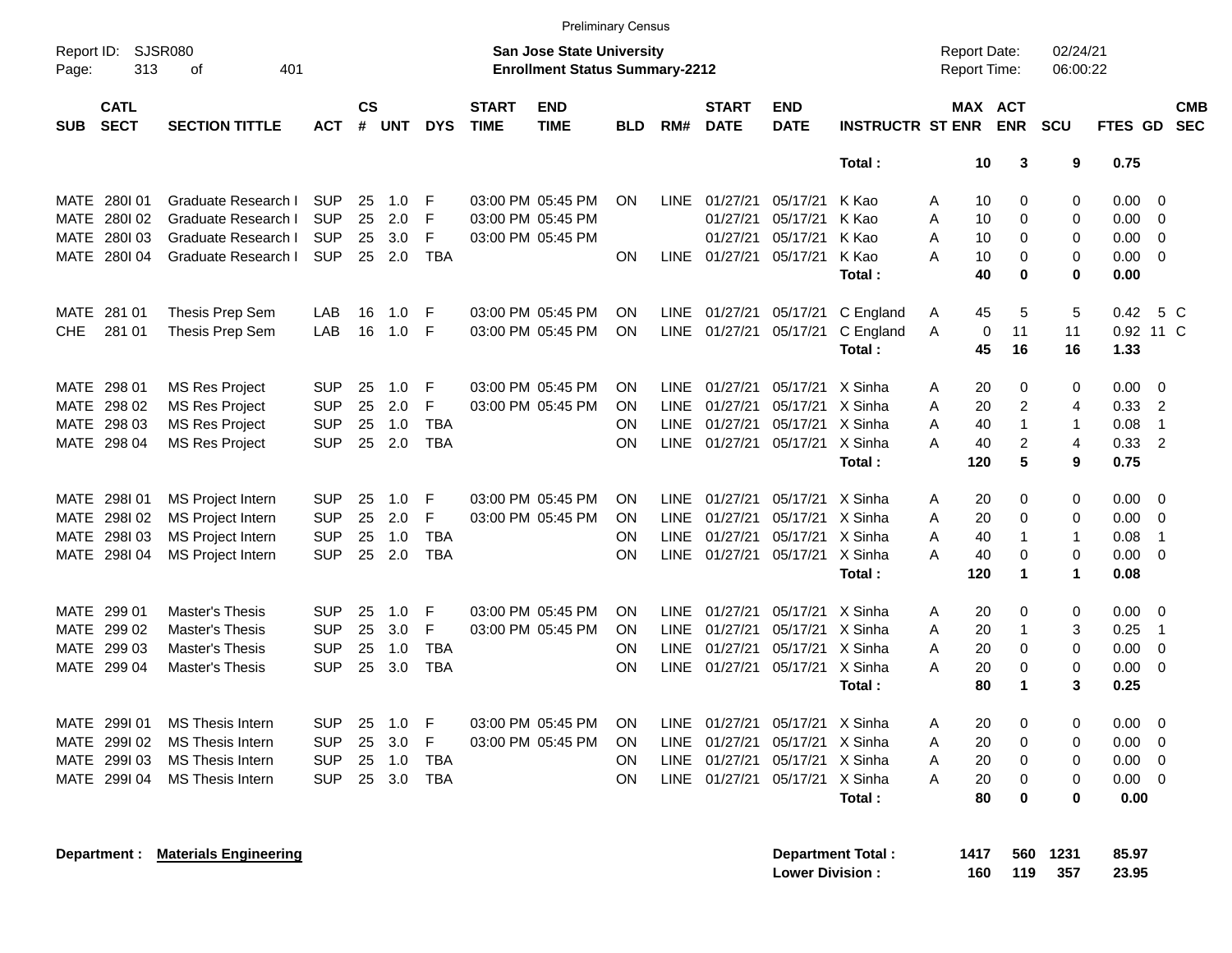Preliminary Census

Report ID: SJSR080

**San Jose State University**
**Enrollment Status Summary-2212**

Report Date: 02/24/21
Report Time: 06:00:22

| SUB | CATL SECT | SECTION TITTLE | ACT | CS # | UNT | DYS | START TIME | END TIME | BLD | RM# | START DATE | END DATE | INSTRUCTR | ST | MAX ENR | ACT ENR | SCU | FTES | GD | CMB SEC |
|---|---|---|---|---|---|---|---|---|---|---|---|---|---|---|---|---|---|---|---|---|
| | | | | | | | | | | | | | **Total :** | | **10** | **3** | **9** | **0.75** | | |
| MATE | 280I 01 | Graduate Research I | SUP | 25 | 1.0 | F | 03:00 PM | 05:45 PM | ON | LINE | 01/27/21 | 05/17/21 | K Kao | A | 10 | 0 | 0 | 0.00 | 0 | |
| MATE | 280I 02 | Graduate Research I | SUP | 25 | 2.0 | F | 03:00 PM | 05:45 PM | | | 01/27/21 | 05/17/21 | K Kao | A | 10 | 0 | 0 | 0.00 | 0 | |
| MATE | 280I 03 | Graduate Research I | SUP | 25 | 3.0 | F | 03:00 PM | 05:45 PM | | | 01/27/21 | 05/17/21 | K Kao | A | 10 | 0 | 0 | 0.00 | 0 | |
| MATE | 280I 04 | Graduate Research I | SUP | 25 | 2.0 | TBA | | | ON | LINE | 01/27/21 | 05/17/21 | K Kao | A | 10 | 0 | 0 | 0.00 | 0 | |
| | | | | | | | | | | | | | **Total :** | | **40** | **0** | **0** | **0.00** | | |
| MATE | 281 01 | Thesis Prep Sem | LAB | 16 | 1.0 | F | 03:00 PM | 05:45 PM | ON | LINE | 01/27/21 | 05/17/21 | C England | A | 45 | 5 | 5 | 0.42 | 5 | C |
| CHE | 281 01 | Thesis Prep Sem | LAB | 16 | 1.0 | F | 03:00 PM | 05:45 PM | ON | LINE | 01/27/21 | 05/17/21 | C England | A | 0 | 11 | 11 | 0.92 | 11 | C |
| | | | | | | | | | | | | | **Total :** | | **45** | **16** | **16** | **1.33** | | |
| MATE | 298 01 | MS Res Project | SUP | 25 | 1.0 | F | 03:00 PM | 05:45 PM | ON | LINE | 01/27/21 | 05/17/21 | X Sinha | A | 20 | 0 | 0 | 0.00 | 0 | |
| MATE | 298 02 | MS Res Project | SUP | 25 | 2.0 | F | 03:00 PM | 05:45 PM | ON | LINE | 01/27/21 | 05/17/21 | X Sinha | A | 20 | 2 | 4 | 0.33 | 2 | |
| MATE | 298 03 | MS Res Project | SUP | 25 | 1.0 | TBA | | | ON | LINE | 01/27/21 | 05/17/21 | X Sinha | A | 40 | 1 | 1 | 0.08 | 1 | |
| MATE | 298 04 | MS Res Project | SUP | 25 | 2.0 | TBA | | | ON | LINE | 01/27/21 | 05/17/21 | X Sinha | A | 40 | 2 | 4 | 0.33 | 2 | |
| | | | | | | | | | | | | | **Total :** | | **120** | **5** | **9** | **0.75** | | |
| MATE | 298I 01 | MS Project Intern | SUP | 25 | 1.0 | F | 03:00 PM | 05:45 PM | ON | LINE | 01/27/21 | 05/17/21 | X Sinha | A | 20 | 0 | 0 | 0.00 | 0 | |
| MATE | 298I 02 | MS Project Intern | SUP | 25 | 2.0 | F | 03:00 PM | 05:45 PM | ON | LINE | 01/27/21 | 05/17/21 | X Sinha | A | 20 | 0 | 0 | 0.00 | 0 | |
| MATE | 298I 03 | MS Project Intern | SUP | 25 | 1.0 | TBA | | | ON | LINE | 01/27/21 | 05/17/21 | X Sinha | A | 40 | 1 | 1 | 0.08 | 1 | |
| MATE | 298I 04 | MS Project Intern | SUP | 25 | 2.0 | TBA | | | ON | LINE | 01/27/21 | 05/17/21 | X Sinha | A | 40 | 0 | 0 | 0.00 | 0 | |
| | | | | | | | | | | | | | **Total :** | | **120** | **1** | **1** | **0.08** | | |
| MATE | 299 01 | Master's Thesis | SUP | 25 | 1.0 | F | 03:00 PM | 05:45 PM | ON | LINE | 01/27/21 | 05/17/21 | X Sinha | A | 20 | 0 | 0 | 0.00 | 0 | |
| MATE | 299 02 | Master's Thesis | SUP | 25 | 3.0 | F | 03:00 PM | 05:45 PM | ON | LINE | 01/27/21 | 05/17/21 | X Sinha | A | 20 | 1 | 3 | 0.25 | 1 | |
| MATE | 299 03 | Master's Thesis | SUP | 25 | 1.0 | TBA | | | ON | LINE | 01/27/21 | 05/17/21 | X Sinha | A | 20 | 0 | 0 | 0.00 | 0 | |
| MATE | 299 04 | Master's Thesis | SUP | 25 | 3.0 | TBA | | | ON | LINE | 01/27/21 | 05/17/21 | X Sinha | A | 20 | 0 | 0 | 0.00 | 0 | |
| | | | | | | | | | | | | | **Total :** | | **80** | **1** | **3** | **0.25** | | |
| MATE | 299I 01 | MS Thesis Intern | SUP | 25 | 1.0 | F | 03:00 PM | 05:45 PM | ON | LINE | 01/27/21 | 05/17/21 | X Sinha | A | 20 | 0 | 0 | 0.00 | 0 | |
| MATE | 299I 02 | MS Thesis Intern | SUP | 25 | 3.0 | F | 03:00 PM | 05:45 PM | ON | LINE | 01/27/21 | 05/17/21 | X Sinha | A | 20 | 0 | 0 | 0.00 | 0 | |
| MATE | 299I 03 | MS Thesis Intern | SUP | 25 | 1.0 | TBA | | | ON | LINE | 01/27/21 | 05/17/21 | X Sinha | A | 20 | 0 | 0 | 0.00 | 0 | |
| MATE | 299I 04 | MS Thesis Intern | SUP | 25 | 3.0 | TBA | | | ON | LINE | 01/27/21 | 05/17/21 | X Sinha | A | 20 | 0 | 0 | 0.00 | 0 | |
| | | | | | | | | | | | | | **Total :** | | **80** | **0** | **0** | **0.00** | | |

**Department :** **Materials Engineering**

| | MAX ENR | ACT ENR | SCU | FTES |
|---|---|---|---|---|
| **Department Total :** | **1417** | **560** | **1231** | **85.97** |
| **Lower Division :** | **160** | **119** | **357** | **23.95** |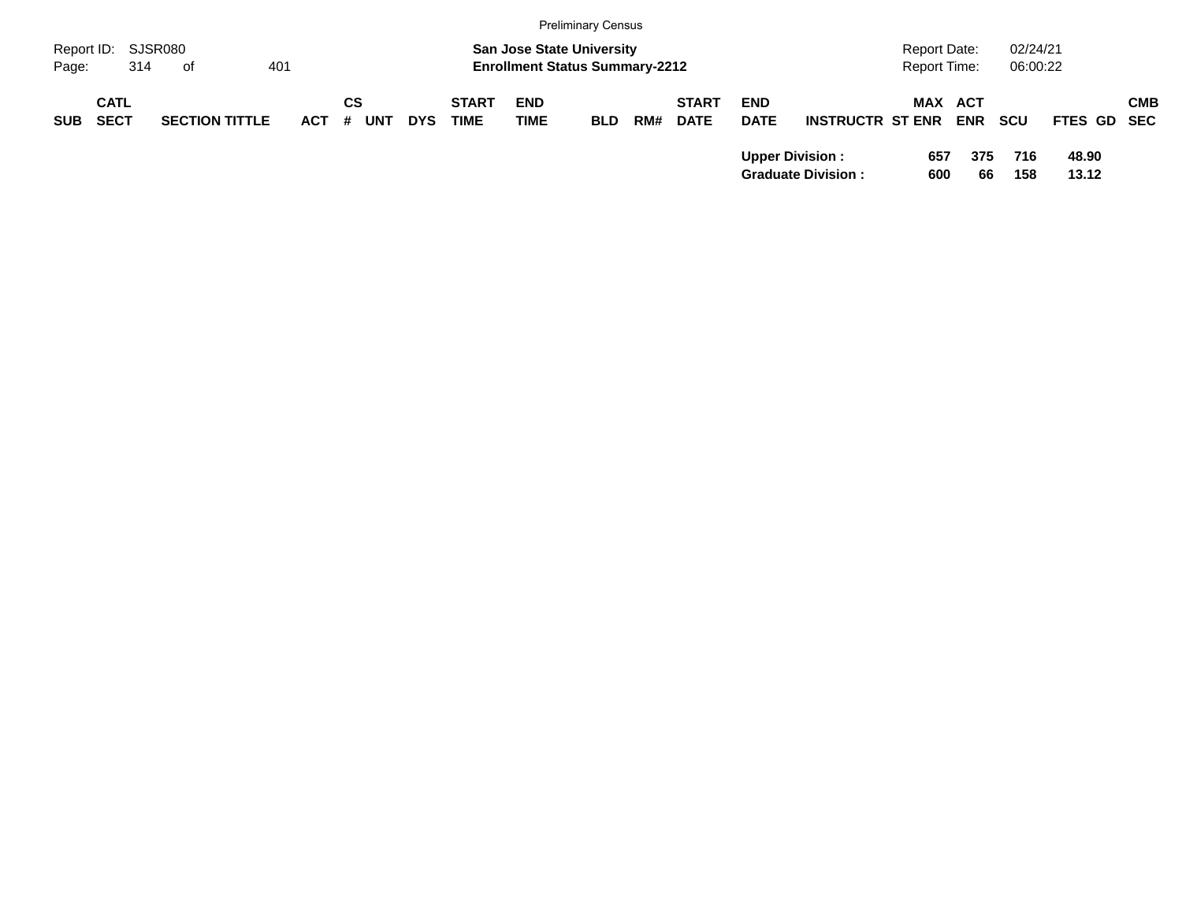| SUB | CATL SECT | SECTION TITTLE | ACT | CS # | UNT | DYS | START TIME | END TIME | BLD | RM# | START DATE | END DATE | INSTRUCTR | ST | MAX ENR | ACT ENR | SCU | FTES | GD | CMB SEC |
|---|---|---|---|---|---|---|---|---|---|---|---|---|---|---|---|---|---|---|---|---|
| | | | | | | | | | | | | **Upper Division :** | | | **657** | **375** | **716** | **48.90** | | |
| | | | | | | | | | | | | **Graduate Division :** | | | **600** | **66** | **158** | **13.12** | | |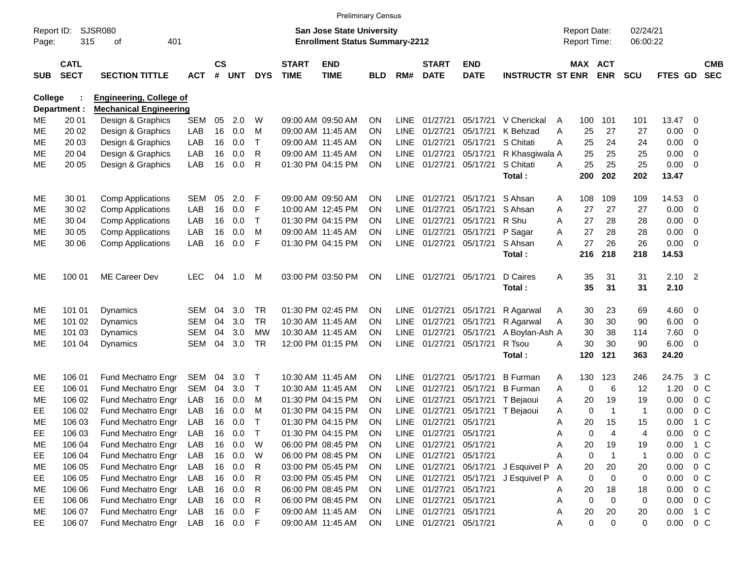Preliminary Census

Report ID: SJSR080

**San Jose State University**
**Enrollment Status Summary-2212**

Report Date: 02/24/21
Report Time: 06:00:22

**College : Engineering, College of**
**Department : Mechanical Engineering**

| SUB | CATL SECT | SECTION TITTLE | ACT | CS # | UNT | DYS | START TIME | END TIME | BLD | RM# | START DATE | END DATE | INSTRUCTR | ST | MAX ENR | ACT ENR | SCU | FTES | GD | CMB SEC |
|---|---|---|---|---|---|---|---|---|---|---|---|---|---|---|---|---|---|---|---|---|
| ME | 20 01 | Design & Graphics | SEM | 05 | 2.0 | W | 09:00 AM | 09:50 AM | ON | LINE | 01/27/21 | 05/17/21 | V Cherickal | A | 100 | 101 | 101 | 13.47 | 0 | |
| ME | 20 02 | Design & Graphics | LAB | 16 | 0.0 | M | 09:00 AM | 11:45 AM | ON | LINE | 01/27/21 | 05/17/21 | K Behzad | A | 25 | 27 | 27 | 0.00 | 0 | |
| ME | 20 03 | Design & Graphics | LAB | 16 | 0.0 | T | 09:00 AM | 11:45 AM | ON | LINE | 01/27/21 | 05/17/21 | S Chitati | A | 25 | 24 | 24 | 0.00 | 0 | |
| ME | 20 04 | Design & Graphics | LAB | 16 | 0.0 | R | 09:00 AM | 11:45 AM | ON | LINE | 01/27/21 | 05/17/21 | R Khasgiwala | A | 25 | 25 | 25 | 0.00 | 0 | |
| ME | 20 05 | Design & Graphics | LAB | 16 | 0.0 | R | 01:30 PM | 04:15 PM | ON | LINE | 01/27/21 | 05/17/21 | S Chitati | A | 25 | 25 | 25 | 0.00 | 0 | |
| | | | | | | | | | | | | | **Total :** | | **200** | **202** | **202** | **13.47** | | |
| ME | 30 01 | Comp Applications | SEM | 05 | 2.0 | F | 09:00 AM | 09:50 AM | ON | LINE | 01/27/21 | 05/17/21 | S Ahsan | A | 108 | 109 | 109 | 14.53 | 0 | |
| ME | 30 02 | Comp Applications | LAB | 16 | 0.0 | F | 10:00 AM | 12:45 PM | ON | LINE | 01/27/21 | 05/17/21 | S Ahsan | A | 27 | 27 | 27 | 0.00 | 0 | |
| ME | 30 04 | Comp Applications | LAB | 16 | 0.0 | T | 01:30 PM | 04:15 PM | ON | LINE | 01/27/21 | 05/17/21 | R Shu | A | 27 | 28 | 28 | 0.00 | 0 | |
| ME | 30 05 | Comp Applications | LAB | 16 | 0.0 | M | 09:00 AM | 11:45 AM | ON | LINE | 01/27/21 | 05/17/21 | P Sagar | A | 27 | 28 | 28 | 0.00 | 0 | |
| ME | 30 06 | Comp Applications | LAB | 16 | 0.0 | F | 01:30 PM | 04:15 PM | ON | LINE | 01/27/21 | 05/17/21 | S Ahsan | A | 27 | 26 | 26 | 0.00 | 0 | |
| | | | | | | | | | | | | | **Total :** | | **216** | **218** | **218** | **14.53** | | |
| ME | 100 01 | ME Career Dev | LEC | 04 | 1.0 | M | 03:00 PM | 03:50 PM | ON | LINE | 01/27/21 | 05/17/21 | D Caires | A | 35 | 31 | 31 | 2.10 | 2 | |
| | | | | | | | | | | | | | **Total :** | | **35** | **31** | **31** | **2.10** | | |
| ME | 101 01 | Dynamics | SEM | 04 | 3.0 | TR | 01:30 PM | 02:45 PM | ON | LINE | 01/27/21 | 05/17/21 | R Agarwal | A | 30 | 23 | 69 | 4.60 | 0 | |
| ME | 101 02 | Dynamics | SEM | 04 | 3.0 | TR | 10:30 AM | 11:45 AM | ON | LINE | 01/27/21 | 05/17/21 | R Agarwal | A | 30 | 30 | 90 | 6.00 | 0 | |
| ME | 101 03 | Dynamics | SEM | 04 | 3.0 | MW | 10:30 AM | 11:45 AM | ON | LINE | 01/27/21 | 05/17/21 | A Boylan-Ash | A | 30 | 38 | 114 | 7.60 | 0 | |
| ME | 101 04 | Dynamics | SEM | 04 | 3.0 | TR | 12:00 PM | 01:15 PM | ON | LINE | 01/27/21 | 05/17/21 | R Tsou | A | 30 | 30 | 90 | 6.00 | 0 | |
| | | | | | | | | | | | | | **Total :** | | **120** | **121** | **363** | **24.20** | | |
| ME | 106 01 | Fund Mechatro Engr | SEM | 04 | 3.0 | T | 10:30 AM | 11:45 AM | ON | LINE | 01/27/21 | 05/17/21 | B Furman | A | 130 | 123 | 246 | 24.75 | 3 | C |
| EE | 106 01 | Fund Mechatro Engr | SEM | 04 | 3.0 | T | 10:30 AM | 11:45 AM | ON | LINE | 01/27/21 | 05/17/21 | B Furman | A | 0 | 6 | 12 | 1.20 | 0 | C |
| ME | 106 02 | Fund Mechatro Engr | LAB | 16 | 0.0 | M | 01:30 PM | 04:15 PM | ON | LINE | 01/27/21 | 05/17/21 | T Bejaoui | A | 20 | 19 | 19 | 0.00 | 0 | C |
| EE | 106 02 | Fund Mechatro Engr | LAB | 16 | 0.0 | M | 01:30 PM | 04:15 PM | ON | LINE | 01/27/21 | 05/17/21 | T Bejaoui | A | 0 | 1 | 1 | 0.00 | 0 | C |
| ME | 106 03 | Fund Mechatro Engr | LAB | 16 | 0.0 | T | 01:30 PM | 04:15 PM | ON | LINE | 01/27/21 | 05/17/21 | | A | 20 | 15 | 15 | 0.00 | 1 | C |
| EE | 106 03 | Fund Mechatro Engr | LAB | 16 | 0.0 | T | 01:30 PM | 04:15 PM | ON | LINE | 01/27/21 | 05/17/21 | | A | 0 | 4 | 4 | 0.00 | 0 | C |
| ME | 106 04 | Fund Mechatro Engr | LAB | 16 | 0.0 | W | 06:00 PM | 08:45 PM | ON | LINE | 01/27/21 | 05/17/21 | | A | 20 | 19 | 19 | 0.00 | 1 | C |
| EE | 106 04 | Fund Mechatro Engr | LAB | 16 | 0.0 | W | 06:00 PM | 08:45 PM | ON | LINE | 01/27/21 | 05/17/21 | | A | 0 | 1 | 1 | 0.00 | 0 | C |
| ME | 106 05 | Fund Mechatro Engr | LAB | 16 | 0.0 | R | 03:00 PM | 05:45 PM | ON | LINE | 01/27/21 | 05/17/21 | J Esquivel P | A | 20 | 20 | 20 | 0.00 | 0 | C |
| EE | 106 05 | Fund Mechatro Engr | LAB | 16 | 0.0 | R | 03:00 PM | 05:45 PM | ON | LINE | 01/27/21 | 05/17/21 | J Esquivel P | A | 0 | 0 | 0 | 0.00 | 0 | C |
| ME | 106 06 | Fund Mechatro Engr | LAB | 16 | 0.0 | R | 06:00 PM | 08:45 PM | ON | LINE | 01/27/21 | 05/17/21 | | A | 20 | 18 | 18 | 0.00 | 0 | C |
| EE | 106 06 | Fund Mechatro Engr | LAB | 16 | 0.0 | R | 06:00 PM | 08:45 PM | ON | LINE | 01/27/21 | 05/17/21 | | A | 0 | 0 | 0 | 0.00 | 0 | C |
| ME | 106 07 | Fund Mechatro Engr | LAB | 16 | 0.0 | F | 09:00 AM | 11:45 AM | ON | LINE | 01/27/21 | 05/17/21 | | A | 20 | 20 | 20 | 0.00 | 1 | C |
| EE | 106 07 | Fund Mechatro Engr | LAB | 16 | 0.0 | F | 09:00 AM | 11:45 AM | ON | LINE | 01/27/21 | 05/17/21 | | A | 0 | 0 | 0 | 0.00 | 0 | C |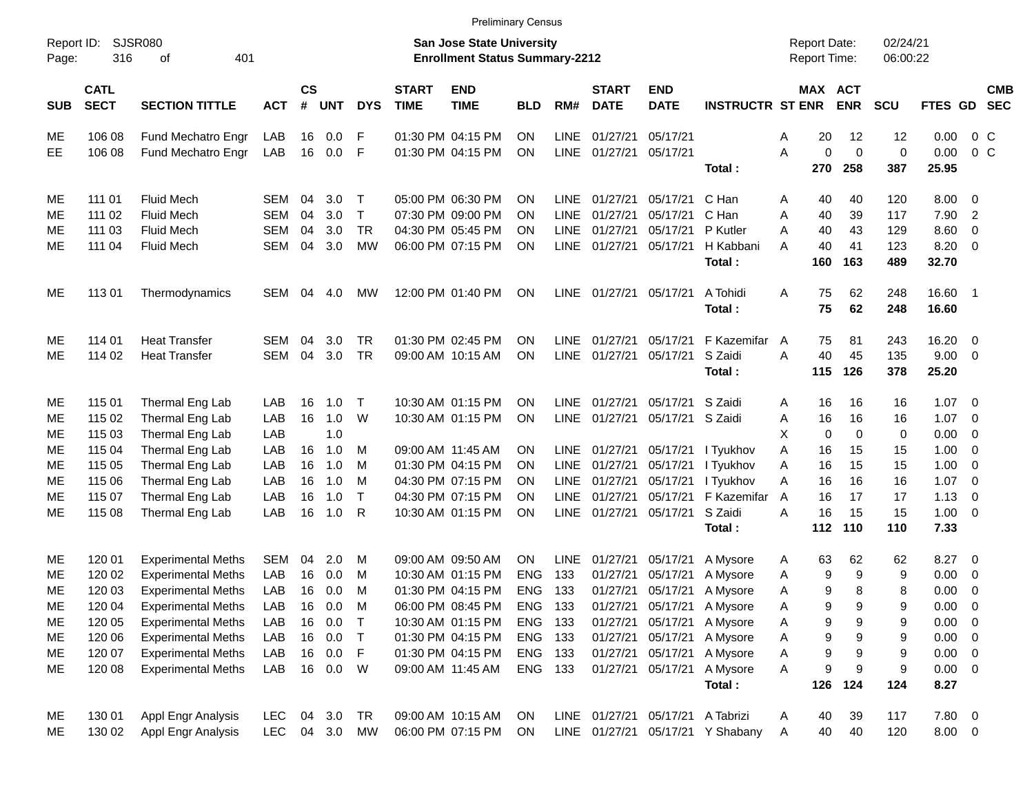Preliminary Census

Report ID: SJSR080
Page: 316 of 401

**San Jose State University**
**Enrollment Status Summary-2212**

Report Date: 02/24/21
Report Time: 06:00:22

| SUB | CATL SECT | SECTION TITTLE | ACT | CS # | UNT | DYS | START TIME | END TIME | BLD | RM# | START DATE | END DATE | INSTRUCTR | ST | MAX ENR | ACT ENR | SCU | FTES | GD | CMB SEC |
|---|---|---|---|---|---|---|---|---|---|---|---|---|---|---|---|---|---|---|---|---|
| ME | 106 08 | Fund Mechatro Engr | LAB | 16 | 0.0 | F | 01:30 PM | 04:15 PM | ON | LINE | 01/27/21 | 05/17/21 | | A | 20 | 12 | 12 | 0.00 | 0 | C |
| EE | 106 08 | Fund Mechatro Engr | LAB | 16 | 0.0 | F | 01:30 PM | 04:15 PM | ON | LINE | 01/27/21 | 05/17/21 | | A | 0 | 0 | 0 | 0.00 | 0 | C |
| | | | | | | | | | | | | | **Total :** | | **270** | **258** | **387** | **25.95** | | |
| ME | 111 01 | Fluid Mech | SEM | 04 | 3.0 | T | 05:00 PM | 06:30 PM | ON | LINE | 01/27/21 | 05/17/21 | C Han | A | 40 | 40 | 120 | 8.00 | 0 | |
| ME | 111 02 | Fluid Mech | SEM | 04 | 3.0 | T | 07:30 PM | 09:00 PM | ON | LINE | 01/27/21 | 05/17/21 | C Han | A | 40 | 39 | 117 | 7.90 | 2 | |
| ME | 111 03 | Fluid Mech | SEM | 04 | 3.0 | TR | 04:30 PM | 05:45 PM | ON | LINE | 01/27/21 | 05/17/21 | P Kutler | A | 40 | 43 | 129 | 8.60 | 0 | |
| ME | 111 04 | Fluid Mech | SEM | 04 | 3.0 | MW | 06:00 PM | 07:15 PM | ON | LINE | 01/27/21 | 05/17/21 | H Kabbani | A | 40 | 41 | 123 | 8.20 | 0 | |
| | | | | | | | | | | | | | **Total :** | | **160** | **163** | **489** | **32.70** | | |
| ME | 113 01 | Thermodynamics | SEM | 04 | 4.0 | MW | 12:00 PM | 01:40 PM | ON | LINE | 01/27/21 | 05/17/21 | A Tohidi | A | 75 | 62 | 248 | 16.60 | 1 | |
| | | | | | | | | | | | | | **Total :** | | **75** | **62** | **248** | **16.60** | | |
| ME | 114 01 | Heat Transfer | SEM | 04 | 3.0 | TR | 01:30 PM | 02:45 PM | ON | LINE | 01/27/21 | 05/17/21 | F Kazemifar | A | 75 | 81 | 243 | 16.20 | 0 | |
| ME | 114 02 | Heat Transfer | SEM | 04 | 3.0 | TR | 09:00 AM | 10:15 AM | ON | LINE | 01/27/21 | 05/17/21 | S Zaidi | A | 40 | 45 | 135 | 9.00 | 0 | |
| | | | | | | | | | | | | | **Total :** | | **115** | **126** | **378** | **25.20** | | |
| ME | 115 01 | Thermal Eng Lab | LAB | 16 | 1.0 | T | 10:30 AM | 01:15 PM | ON | LINE | 01/27/21 | 05/17/21 | S Zaidi | A | 16 | 16 | 16 | 1.07 | 0 | |
| ME | 115 02 | Thermal Eng Lab | LAB | 16 | 1.0 | W | 10:30 AM | 01:15 PM | ON | LINE | 01/27/21 | 05/17/21 | S Zaidi | A | 16 | 16 | 16 | 1.07 | 0 | |
| ME | 115 03 | Thermal Eng Lab | LAB | | 1.0 | | | | | | | | | X | 0 | 0 | 0 | 0.00 | 0 | |
| ME | 115 04 | Thermal Eng Lab | LAB | 16 | 1.0 | M | 09:00 AM | 11:45 AM | ON | LINE | 01/27/21 | 05/17/21 | I Tyukhov | A | 16 | 15 | 15 | 1.00 | 0 | |
| ME | 115 05 | Thermal Eng Lab | LAB | 16 | 1.0 | M | 01:30 PM | 04:15 PM | ON | LINE | 01/27/21 | 05/17/21 | I Tyukhov | A | 16 | 15 | 15 | 1.00 | 0 | |
| ME | 115 06 | Thermal Eng Lab | LAB | 16 | 1.0 | M | 04:30 PM | 07:15 PM | ON | LINE | 01/27/21 | 05/17/21 | I Tyukhov | A | 16 | 16 | 16 | 1.07 | 0 | |
| ME | 115 07 | Thermal Eng Lab | LAB | 16 | 1.0 | T | 04:30 PM | 07:15 PM | ON | LINE | 01/27/21 | 05/17/21 | F Kazemifar | A | 16 | 17 | 17 | 1.13 | 0 | |
| ME | 115 08 | Thermal Eng Lab | LAB | 16 | 1.0 | R | 10:30 AM | 01:15 PM | ON | LINE | 01/27/21 | 05/17/21 | S Zaidi | A | 16 | 15 | 15 | 1.00 | 0 | |
| | | | | | | | | | | | | | **Total :** | | **112** | **110** | **110** | **7.33** | | |
| ME | 120 01 | Experimental Meths | SEM | 04 | 2.0 | M | 09:00 AM | 09:50 AM | ON | LINE | 01/27/21 | 05/17/21 | A Mysore | A | 63 | 62 | 62 | 8.27 | 0 | |
| ME | 120 02 | Experimental Meths | LAB | 16 | 0.0 | M | 10:30 AM | 01:15 PM | ENG | 133 | 01/27/21 | 05/17/21 | A Mysore | A | 9 | 9 | 9 | 0.00 | 0 | |
| ME | 120 03 | Experimental Meths | LAB | 16 | 0.0 | M | 01:30 PM | 04:15 PM | ENG | 133 | 01/27/21 | 05/17/21 | A Mysore | A | 9 | 8 | 8 | 0.00 | 0 | |
| ME | 120 04 | Experimental Meths | LAB | 16 | 0.0 | M | 06:00 PM | 08:45 PM | ENG | 133 | 01/27/21 | 05/17/21 | A Mysore | A | 9 | 9 | 9 | 0.00 | 0 | |
| ME | 120 05 | Experimental Meths | LAB | 16 | 0.0 | T | 10:30 AM | 01:15 PM | ENG | 133 | 01/27/21 | 05/17/21 | A Mysore | A | 9 | 9 | 9 | 0.00 | 0 | |
| ME | 120 06 | Experimental Meths | LAB | 16 | 0.0 | T | 01:30 PM | 04:15 PM | ENG | 133 | 01/27/21 | 05/17/21 | A Mysore | A | 9 | 9 | 9 | 0.00 | 0 | |
| ME | 120 07 | Experimental Meths | LAB | 16 | 0.0 | F | 01:30 PM | 04:15 PM | ENG | 133 | 01/27/21 | 05/17/21 | A Mysore | A | 9 | 9 | 9 | 0.00 | 0 | |
| ME | 120 08 | Experimental Meths | LAB | 16 | 0.0 | W | 09:00 AM | 11:45 AM | ENG | 133 | 01/27/21 | 05/17/21 | A Mysore | A | 9 | 9 | 9 | 0.00 | 0 | |
| | | | | | | | | | | | | | **Total :** | | **126** | **124** | **124** | **8.27** | | |
| ME | 130 01 | Appl Engr Analysis | LEC | 04 | 3.0 | TR | 09:00 AM | 10:15 AM | ON | LINE | 01/27/21 | 05/17/21 | A Tabrizi | A | 40 | 39 | 117 | 7.80 | 0 | |
| ME | 130 02 | Appl Engr Analysis | LEC | 04 | 3.0 | MW | 06:00 PM | 07:15 PM | ON | LINE | 01/27/21 | 05/17/21 | Y Shabany | A | 40 | 40 | 120 | 8.00 | 0 | |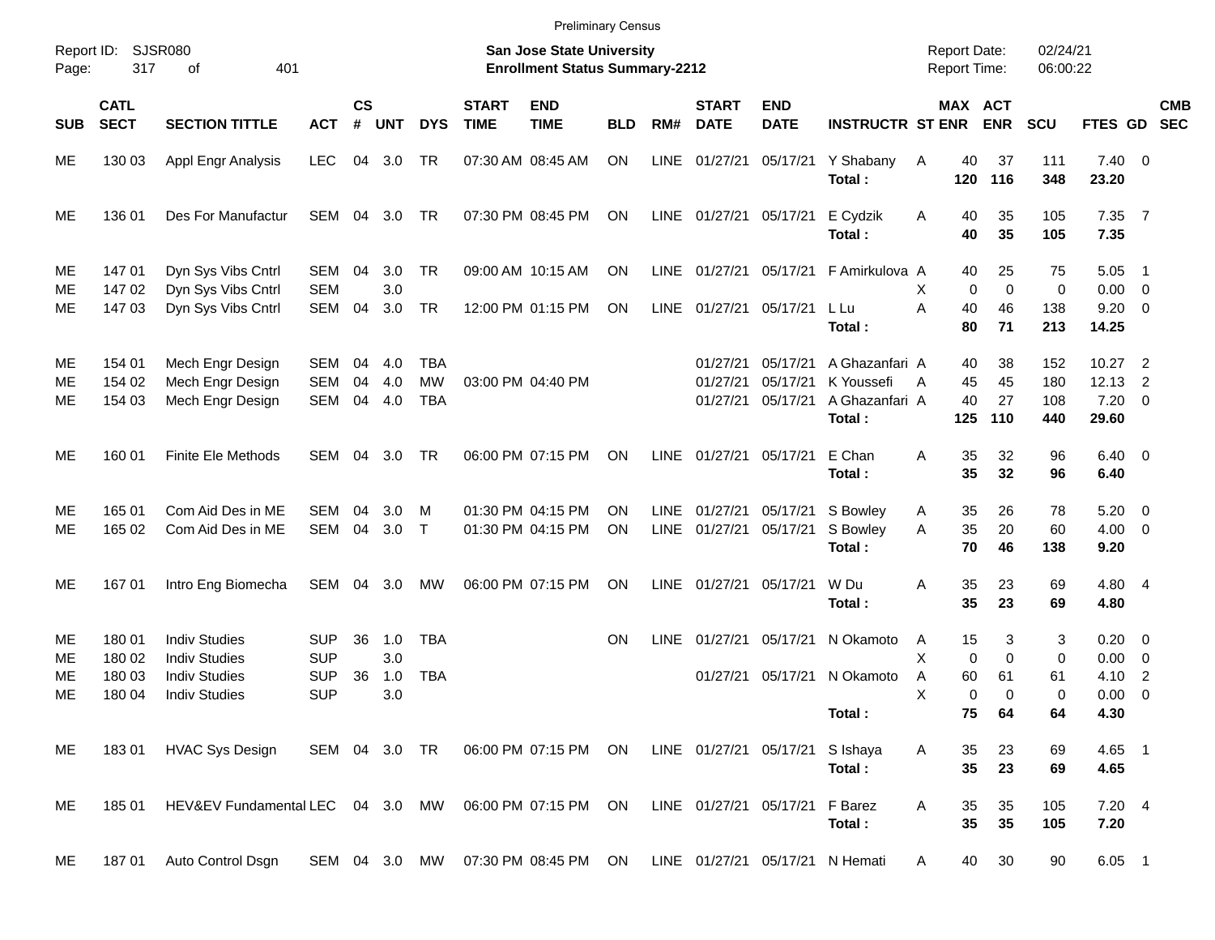Preliminary Census

Report ID: SJSR080

**San Jose State University**
**Enrollment Status Summary-2212**

Report Date: 02/24/21
Report Time: 06:00:22

| SUB | CATL SECT | SECTION TITTLE | ACT | CS # | UNT | DYS | START TIME | END TIME | BLD | RM# | START DATE | END DATE | INSTRUCTR | ST | MAX ENR | ACT ENR | SCU | FTES | GD | CMB SEC |
|---|---|---|---|---|---|---|---|---|---|---|---|---|---|---|---|---|---|---|---|---|
| ME | 130 03 | Appl Engr Analysis | LEC | 04 | 3.0 | TR | 07:30 AM | 08:45 AM | ON | LINE | 01/27/21 | 05/17/21 | Y Shabany | A | 40 | 37 | 111 | 7.40 | 0 | |
| | | | | | | | | | | | | | **Total :** | | **120** | **116** | **348** | **23.20** | | |
| ME | 136 01 | Des For Manufactur | SEM | 04 | 3.0 | TR | 07:30 PM | 08:45 PM | ON | LINE | 01/27/21 | 05/17/21 | E Cydzik | A | 40 | 35 | 105 | 7.35 | 7 | |
| | | | | | | | | | | | | | **Total :** | | **40** | **35** | **105** | **7.35** | | |
| ME | 147 01 | Dyn Sys Vibs Cntrl | SEM | 04 | 3.0 | TR | 09:00 AM | 10:15 AM | ON | LINE | 01/27/21 | 05/17/21 | F Amirkulova | A | 40 | 25 | 75 | 5.05 | 1 | |
| ME | 147 02 | Dyn Sys Vibs Cntrl | SEM | | 3.0 | | | | | | | | | X | 0 | 0 | 0 | 0.00 | 0 | |
| ME | 147 03 | Dyn Sys Vibs Cntrl | SEM | 04 | 3.0 | TR | 12:00 PM | 01:15 PM | ON | LINE | 01/27/21 | 05/17/21 | L Lu | A | 40 | 46 | 138 | 9.20 | 0 | |
| | | | | | | | | | | | | | **Total :** | | **80** | **71** | **213** | **14.25** | | |
| ME | 154 01 | Mech Engr Design | SEM | 04 | 4.0 | TBA | | | | | 01/27/21 | 05/17/21 | A Ghazanfari | A | 40 | 38 | 152 | 10.27 | 2 | |
| ME | 154 02 | Mech Engr Design | SEM | 04 | 4.0 | MW | 03:00 PM | 04:40 PM | | | 01/27/21 | 05/17/21 | K Youssefi | A | 45 | 45 | 180 | 12.13 | 2 | |
| ME | 154 03 | Mech Engr Design | SEM | 04 | 4.0 | TBA | | | | | 01/27/21 | 05/17/21 | A Ghazanfari | A | 40 | 27 | 108 | 7.20 | 0 | |
| | | | | | | | | | | | | | **Total :** | | **125** | **110** | **440** | **29.60** | | |
| ME | 160 01 | Finite Ele Methods | SEM | 04 | 3.0 | TR | 06:00 PM | 07:15 PM | ON | LINE | 01/27/21 | 05/17/21 | E Chan | A | 35 | 32 | 96 | 6.40 | 0 | |
| | | | | | | | | | | | | | **Total :** | | **35** | **32** | **96** | **6.40** | | |
| ME | 165 01 | Com Aid Des in ME | SEM | 04 | 3.0 | M | 01:30 PM | 04:15 PM | ON | LINE | 01/27/21 | 05/17/21 | S Bowley | A | 35 | 26 | 78 | 5.20 | 0 | |
| ME | 165 02 | Com Aid Des in ME | SEM | 04 | 3.0 | T | 01:30 PM | 04:15 PM | ON | LINE | 01/27/21 | 05/17/21 | S Bowley | A | 35 | 20 | 60 | 4.00 | 0 | |
| | | | | | | | | | | | | | **Total :** | | **70** | **46** | **138** | **9.20** | | |
| ME | 167 01 | Intro Eng Biomecha | SEM | 04 | 3.0 | MW | 06:00 PM | 07:15 PM | ON | LINE | 01/27/21 | 05/17/21 | W Du | A | 35 | 23 | 69 | 4.80 | 4 | |
| | | | | | | | | | | | | | **Total :** | | **35** | **23** | **69** | **4.80** | | |
| ME | 180 01 | Indiv Studies | SUP | 36 | 1.0 | TBA | | | ON | LINE | 01/27/21 | 05/17/21 | N Okamoto | A | 15 | 3 | 3 | 0.20 | 0 | |
| ME | 180 02 | Indiv Studies | SUP | | 3.0 | | | | | | | | | X | 0 | 0 | 0 | 0.00 | 0 | |
| ME | 180 03 | Indiv Studies | SUP | 36 | 1.0 | TBA | | | | | 01/27/21 | 05/17/21 | N Okamoto | A | 60 | 61 | 61 | 4.10 | 2 | |
| ME | 180 04 | Indiv Studies | SUP | | 3.0 | | | | | | | | | X | 0 | 0 | 0 | 0.00 | 0 | |
| | | | | | | | | | | | | | **Total :** | | **75** | **64** | **64** | **4.30** | | |
| ME | 183 01 | HVAC Sys Design | SEM | 04 | 3.0 | TR | 06:00 PM | 07:15 PM | ON | LINE | 01/27/21 | 05/17/21 | S Ishaya | A | 35 | 23 | 69 | 4.65 | 1 | |
| | | | | | | | | | | | | | **Total :** | | **35** | **23** | **69** | **4.65** | | |
| ME | 185 01 | HEV&EV Fundamental | LEC | 04 | 3.0 | MW | 06:00 PM | 07:15 PM | ON | LINE | 01/27/21 | 05/17/21 | F Barez | A | 35 | 35 | 105 | 7.20 | 4 | |
| | | | | | | | | | | | | | **Total :** | | **35** | **35** | **105** | **7.20** | | |
| ME | 187 01 | Auto Control Dsgn | SEM | 04 | 3.0 | MW | 07:30 PM | 08:45 PM | ON | LINE | 01/27/21 | 05/17/21 | N Hemati | A | 40 | 30 | 90 | 6.05 | 1 | |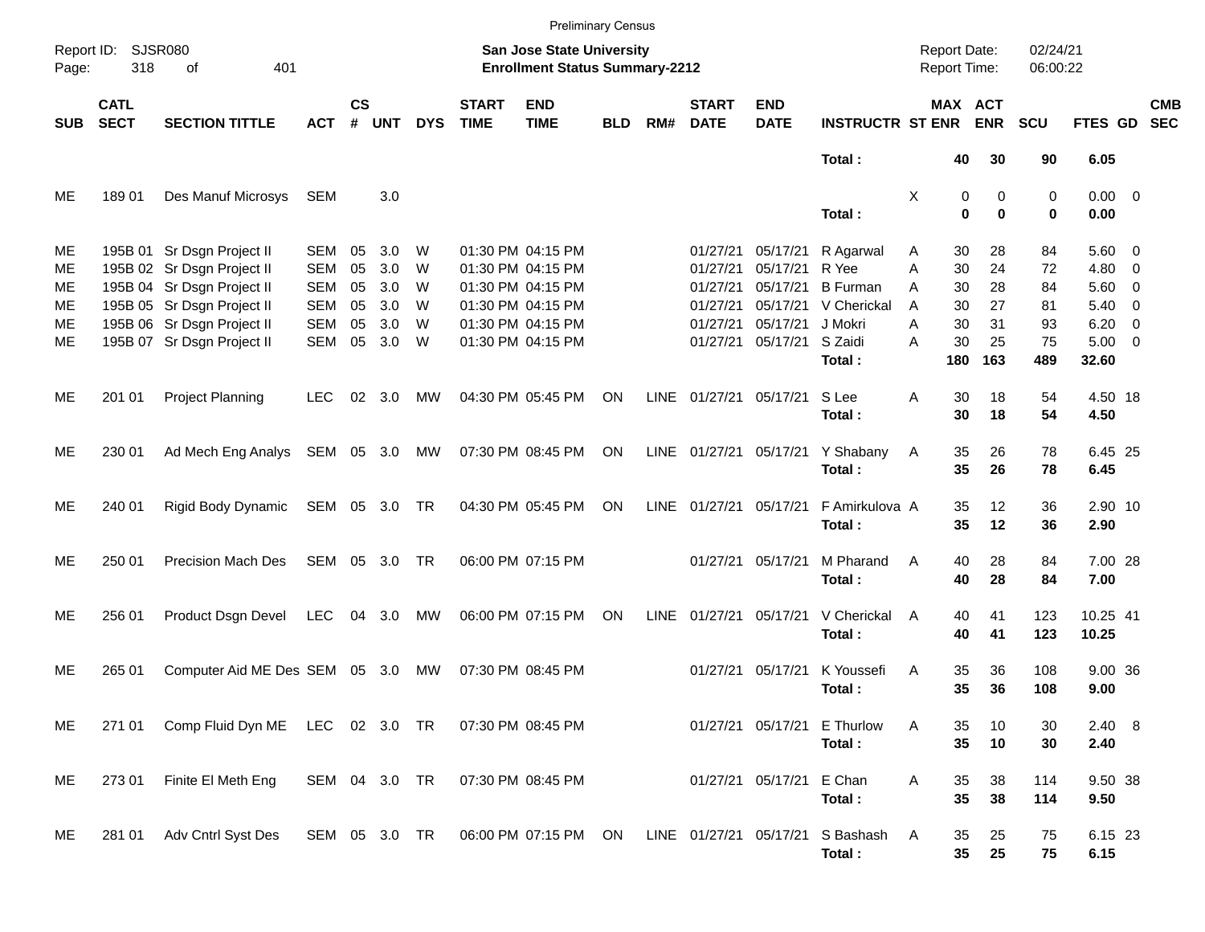Preliminary Census

Report ID: SJSR080

**San Jose State University**
**Enrollment Status Summary-2212**

Report Date: 02/24/21
Report Time: 06:00:22

| SUB | CATL SECT | SECTION TITTLE | ACT | CS # | UNT | DYS | START TIME | END TIME | BLD | RM# | START DATE | END DATE | INSTRUCTR | ST | MAX ENR | ACT ENR | SCU | FTES | GD | CMB SEC |
|---|---|---|---|---|---|---|---|---|---|---|---|---|---|---|---|---|---|---|---|---|
| | | | | | | | | | | | | | **Total :** | | **40** | **30** | **90** | **6.05** | | |
| ME | 189 01 | Des Manuf Microsys | SEM | | 3.0 | | | | | | | | | X | 0 | 0 | 0 | 0.00 | 0 | |
| | | | | | | | | | | | | | **Total :** | | **0** | **0** | **0** | **0.00** | | |
| ME | 195B 01 | Sr Dsgn Project II | SEM | 05 | 3.0 | W | 01:30 PM | 04:15 PM | | | 01/27/21 | 05/17/21 | R Agarwal | A | 30 | 28 | 84 | 5.60 | 0 | |
| ME | 195B 02 | Sr Dsgn Project II | SEM | 05 | 3.0 | W | 01:30 PM | 04:15 PM | | | 01/27/21 | 05/17/21 | R Yee | A | 30 | 24 | 72 | 4.80 | 0 | |
| ME | 195B 04 | Sr Dsgn Project II | SEM | 05 | 3.0 | W | 01:30 PM | 04:15 PM | | | 01/27/21 | 05/17/21 | B Furman | A | 30 | 28 | 84 | 5.60 | 0 | |
| ME | 195B 05 | Sr Dsgn Project II | SEM | 05 | 3.0 | W | 01:30 PM | 04:15 PM | | | 01/27/21 | 05/17/21 | V Cherickal | A | 30 | 27 | 81 | 5.40 | 0 | |
| ME | 195B 06 | Sr Dsgn Project II | SEM | 05 | 3.0 | W | 01:30 PM | 04:15 PM | | | 01/27/21 | 05/17/21 | J Mokri | A | 30 | 31 | 93 | 6.20 | 0 | |
| ME | 195B 07 | Sr Dsgn Project II | SEM | 05 | 3.0 | W | 01:30 PM | 04:15 PM | | | 01/27/21 | 05/17/21 | S Zaidi | A | 30 | 25 | 75 | 5.00 | 0 | |
| | | | | | | | | | | | | | **Total :** | | **180** | **163** | **489** | **32.60** | | |
| ME | 201 01 | Project Planning | LEC | 02 | 3.0 | MW | 04:30 PM | 05:45 PM | ON | LINE | 01/27/21 | 05/17/21 | S Lee | A | 30 | 18 | 54 | 4.50 | 18 | |
| | | | | | | | | | | | | | **Total :** | | **30** | **18** | **54** | **4.50** | | |
| ME | 230 01 | Ad Mech Eng Analys | SEM | 05 | 3.0 | MW | 07:30 PM | 08:45 PM | ON | LINE | 01/27/21 | 05/17/21 | Y Shabany | A | 35 | 26 | 78 | 6.45 | 25 | |
| | | | | | | | | | | | | | **Total :** | | **35** | **26** | **78** | **6.45** | | |
| ME | 240 01 | Rigid Body Dynamic | SEM | 05 | 3.0 | TR | 04:30 PM | 05:45 PM | ON | LINE | 01/27/21 | 05/17/21 | F Amirkulova | A | 35 | 12 | 36 | 2.90 | 10 | |
| | | | | | | | | | | | | | **Total :** | | **35** | **12** | **36** | **2.90** | | |
| ME | 250 01 | Precision Mach Des | SEM | 05 | 3.0 | TR | 06:00 PM | 07:15 PM | | | 01/27/21 | 05/17/21 | M Pharand | A | 40 | 28 | 84 | 7.00 | 28 | |
| | | | | | | | | | | | | | **Total :** | | **40** | **28** | **84** | **7.00** | | |
| ME | 256 01 | Product Dsgn Devel | LEC | 04 | 3.0 | MW | 06:00 PM | 07:15 PM | ON | LINE | 01/27/21 | 05/17/21 | V Cherickal | A | 40 | 41 | 123 | 10.25 | 41 | |
| | | | | | | | | | | | | | **Total :** | | **40** | **41** | **123** | **10.25** | | |
| ME | 265 01 | Computer Aid ME Des | SEM | 05 | 3.0 | MW | 07:30 PM | 08:45 PM | | | 01/27/21 | 05/17/21 | K Youssefi | A | 35 | 36 | 108 | 9.00 | 36 | |
| | | | | | | | | | | | | | **Total :** | | **35** | **36** | **108** | **9.00** | | |
| ME | 271 01 | Comp Fluid Dyn ME | LEC | 02 | 3.0 | TR | 07:30 PM | 08:45 PM | | | 01/27/21 | 05/17/21 | E Thurlow | A | 35 | 10 | 30 | 2.40 | 8 | |
| | | | | | | | | | | | | | **Total :** | | **35** | **10** | **30** | **2.40** | | |
| ME | 273 01 | Finite El Meth Eng | SEM | 04 | 3.0 | TR | 07:30 PM | 08:45 PM | | | 01/27/21 | 05/17/21 | E Chan | A | 35 | 38 | 114 | 9.50 | 38 | |
| | | | | | | | | | | | | | **Total :** | | **35** | **38** | **114** | **9.50** | | |
| ME | 281 01 | Adv Cntrl Syst Des | SEM | 05 | 3.0 | TR | 06:00 PM | 07:15 PM | ON | LINE | 01/27/21 | 05/17/21 | S Bashash | A | 35 | 25 | 75 | 6.15 | 23 | |
| | | | | | | | | | | | | | **Total :** | | **35** | **25** | **75** | **6.15** | | |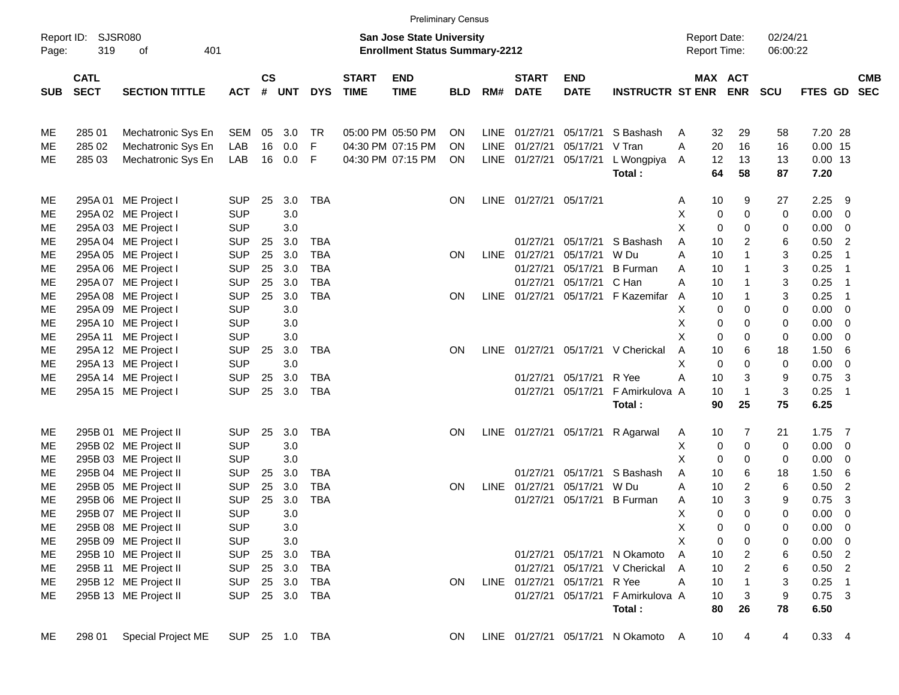Preliminary Census

Report ID: SJSR080

**San Jose State University**
**Enrollment Status Summary-2212**

Report Date: 02/24/21
Report Time: 06:00:22

| SUB | CATL SECT | SECTION TITTLE | ACT | CS # | UNT | DYS | START TIME | END TIME | BLD | RM# | START DATE | END DATE | INSTRUCTR | ST | MAX ENR | ACT ENR | SCU | FTES | GD | CMB SEC |
|---|---|---|---|---|---|---|---|---|---|---|---|---|---|---|---|---|---|---|---|---|
| ME | 285 01 | Mechatronic Sys En | SEM | 05 | 3.0 | TR | 05:00 PM | 05:50 PM | ON | LINE | 01/27/21 | 05/17/21 | S Bashash | A | 32 | 29 | 58 | 7.20 | 28 | |
| ME | 285 02 | Mechatronic Sys En | LAB | 16 | 0.0 | F | 04:30 PM | 07:15 PM | ON | LINE | 01/27/21 | 05/17/21 | V Tran | A | 20 | 16 | 16 | 0.00 | 15 | |
| ME | 285 03 | Mechatronic Sys En | LAB | 16 | 0.0 | F | 04:30 PM | 07:15 PM | ON | LINE | 01/27/21 | 05/17/21 | L Wongpiya | A | 12 | 13 | 13 | 0.00 | 13 | |
| | | | | | | | | | | | | | **Total :** | | **64** | **58** | **87** | **7.20** | | |
| ME | 295A 01 | ME Project I | SUP | 25 | 3.0 | TBA | | | ON | LINE | 01/27/21 | 05/17/21 | | A | 10 | 9 | 27 | 2.25 | 9 | |
| ME | 295A 02 | ME Project I | SUP | | 3.0 | | | | | | | | | X | 0 | 0 | 0 | 0.00 | 0 | |
| ME | 295A 03 | ME Project I | SUP | | 3.0 | | | | | | | | | X | 0 | 0 | 0 | 0.00 | 0 | |
| ME | 295A 04 | ME Project I | SUP | 25 | 3.0 | TBA | | | | | 01/27/21 | 05/17/21 | S Bashash | A | 10 | 2 | 6 | 0.50 | 2 | |
| ME | 295A 05 | ME Project I | SUP | 25 | 3.0 | TBA | | | ON | LINE | 01/27/21 | 05/17/21 | W Du | A | 10 | 1 | 3 | 0.25 | 1 | |
| ME | 295A 06 | ME Project I | SUP | 25 | 3.0 | TBA | | | | | 01/27/21 | 05/17/21 | B Furman | A | 10 | 1 | 3 | 0.25 | 1 | |
| ME | 295A 07 | ME Project I | SUP | 25 | 3.0 | TBA | | | | | 01/27/21 | 05/17/21 | C Han | A | 10 | 1 | 3 | 0.25 | 1 | |
| ME | 295A 08 | ME Project I | SUP | 25 | 3.0 | TBA | | | ON | LINE | 01/27/21 | 05/17/21 | F Kazemifar | A | 10 | 1 | 3 | 0.25 | 1 | |
| ME | 295A 09 | ME Project I | SUP | | 3.0 | | | | | | | | | X | 0 | 0 | 0 | 0.00 | 0 | |
| ME | 295A 10 | ME Project I | SUP | | 3.0 | | | | | | | | | X | 0 | 0 | 0 | 0.00 | 0 | |
| ME | 295A 11 | ME Project I | SUP | | 3.0 | | | | | | | | | X | 0 | 0 | 0 | 0.00 | 0 | |
| ME | 295A 12 | ME Project I | SUP | 25 | 3.0 | TBA | | | ON | LINE | 01/27/21 | 05/17/21 | V Cherickal | A | 10 | 6 | 18 | 1.50 | 6 | |
| ME | 295A 13 | ME Project I | SUP | | 3.0 | | | | | | | | | X | 0 | 0 | 0 | 0.00 | 0 | |
| ME | 295A 14 | ME Project I | SUP | 25 | 3.0 | TBA | | | | | 01/27/21 | 05/17/21 | R Yee | A | 10 | 3 | 9 | 0.75 | 3 | |
| ME | 295A 15 | ME Project I | SUP | 25 | 3.0 | TBA | | | | | 01/27/21 | 05/17/21 | F Amirkulova | A | 10 | 1 | 3 | 0.25 | 1 | |
| | | | | | | | | | | | | | **Total :** | | **90** | **25** | **75** | **6.25** | | |
| ME | 295B 01 | ME Project II | SUP | 25 | 3.0 | TBA | | | ON | LINE | 01/27/21 | 05/17/21 | R Agarwal | A | 10 | 7 | 21 | 1.75 | 7 | |
| ME | 295B 02 | ME Project II | SUP | | 3.0 | | | | | | | | | X | 0 | 0 | 0 | 0.00 | 0 | |
| ME | 295B 03 | ME Project II | SUP | | 3.0 | | | | | | | | | X | 0 | 0 | 0 | 0.00 | 0 | |
| ME | 295B 04 | ME Project II | SUP | 25 | 3.0 | TBA | | | | | 01/27/21 | 05/17/21 | S Bashash | A | 10 | 6 | 18 | 1.50 | 6 | |
| ME | 295B 05 | ME Project II | SUP | 25 | 3.0 | TBA | | | ON | LINE | 01/27/21 | 05/17/21 | W Du | A | 10 | 2 | 6 | 0.50 | 2 | |
| ME | 295B 06 | ME Project II | SUP | 25 | 3.0 | TBA | | | | | 01/27/21 | 05/17/21 | B Furman | A | 10 | 3 | 9 | 0.75 | 3 | |
| ME | 295B 07 | ME Project II | SUP | | 3.0 | | | | | | | | | X | 0 | 0 | 0 | 0.00 | 0 | |
| ME | 295B 08 | ME Project II | SUP | | 3.0 | | | | | | | | | X | 0 | 0 | 0 | 0.00 | 0 | |
| ME | 295B 09 | ME Project II | SUP | | 3.0 | | | | | | | | | X | 0 | 0 | 0 | 0.00 | 0 | |
| ME | 295B 10 | ME Project II | SUP | 25 | 3.0 | TBA | | | | | 01/27/21 | 05/17/21 | N Okamoto | A | 10 | 2 | 6 | 0.50 | 2 | |
| ME | 295B 11 | ME Project II | SUP | 25 | 3.0 | TBA | | | | | 01/27/21 | 05/17/21 | V Cherickal | A | 10 | 2 | 6 | 0.50 | 2 | |
| ME | 295B 12 | ME Project II | SUP | 25 | 3.0 | TBA | | | ON | LINE | 01/27/21 | 05/17/21 | R Yee | A | 10 | 1 | 3 | 0.25 | 1 | |
| ME | 295B 13 | ME Project II | SUP | 25 | 3.0 | TBA | | | | | 01/27/21 | 05/17/21 | F Amirkulova | A | 10 | 3 | 9 | 0.75 | 3 | |
| | | | | | | | | | | | | | **Total :** | | **80** | **26** | **78** | **6.50** | | |
| ME | 298 01 | Special Project ME | SUP | 25 | 1.0 | TBA | | | ON | LINE | 01/27/21 | 05/17/21 | N Okamoto | A | 10 | 4 | 4 | 0.33 | 4 | |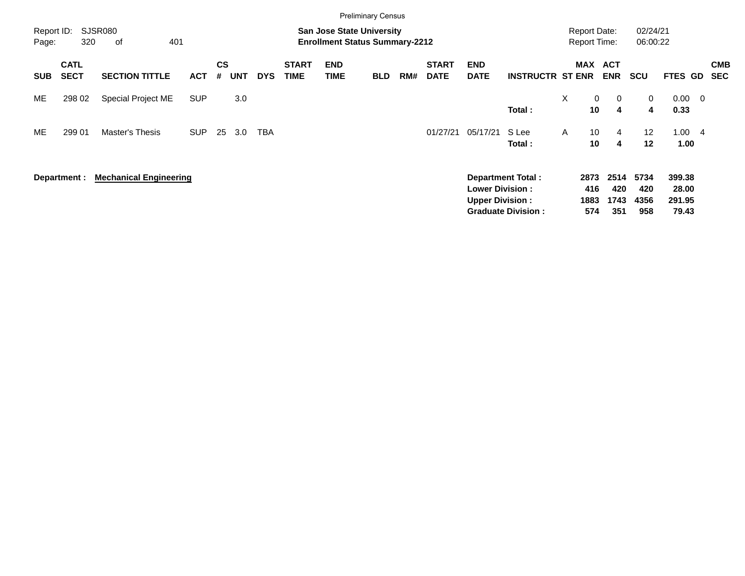Preliminary Census

Report ID: SJSR080

**San Jose State University**
**Enrollment Status Summary-2212**

Report Date: 02/24/21
Report Time: 06:00:22

| SUB | CATL SECT | SECTION TITTLE | ACT | CS # | UNT | DYS | START TIME | END TIME | BLD | RM# | START DATE | END DATE | INSTRUCTR | ST | MAX ENR | ACT ENR | SCU | FTES | GD | CMB SEC |
|---|---|---|---|---|---|---|---|---|---|---|---|---|---|---|---|---|---|---|---|---|
| ME | 298 02 | Special Project ME | SUP | | 3.0 | | | | | | | | | X | 0 | 0 | 0 | 0.00 | 0 | |
| | | | | | | | | | | | | | **Total :** | | **10** | **4** | **4** | **0.33** | | |
| ME | 299 01 | Master's Thesis | SUP | 25 | 3.0 | TBA | | | | | 01/27/21 | 05/17/21 | S Lee | A | 10 | 4 | 12 | 1.00 | 4 | |
| | | | | | | | | | | | | | **Total :** | | **10** | **4** | **12** | **1.00** | | |

**Department :** **Mechanical Engineering**

| | MAX ENR | ACT ENR | SCU | FTES |
|---|---|---|---|---|
| **Department Total :** | **2873** | **2514** | **5734** | **399.38** |
| **Lower Division :** | **416** | **420** | **420** | **28.00** |
| **Upper Division :** | **1883** | **1743** | **4356** | **291.95** |
| **Graduate Division :** | **574** | **351** | **958** | **79.43** |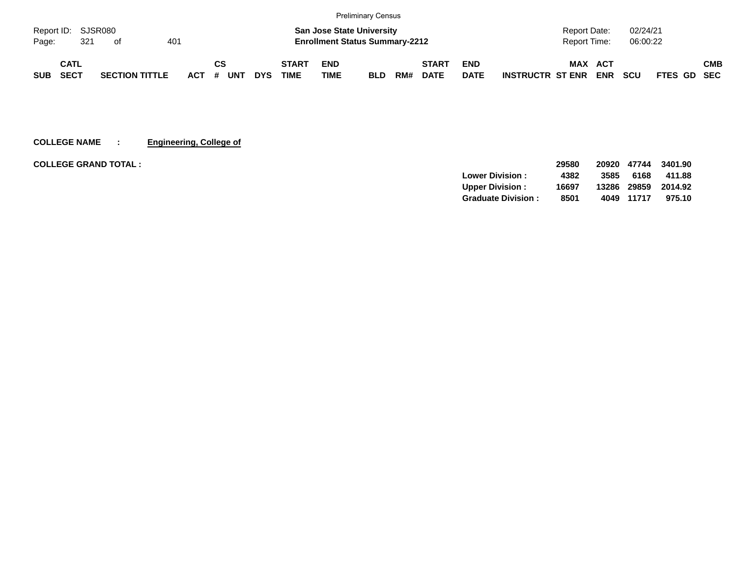Preliminary Census

Report ID: SJSR080

**San Jose State University**
**Enrollment Status Summary-2212**

Report Date: 02/24/21
Report Time: 06:00:22

| SUB | CATL SECT | SECTION TITTLE | ACT | CS # | UNT | DYS | START TIME | END TIME | BLD | RM# | START DATE | END DATE | INSTRUCTR | MAX ST ENR | ACT ENR | SCU | FTES | GD | CMB SEC |
|---|---|---|---|---|---|---|---|---|---|---|---|---|---|---|---|---|---|---|---|

**COLLEGE NAME : Engineering, College of**

**COLLEGE GRAND TOTAL :**

| | MAX ST ENR | ACT ENR | SCU | FTES |
|---|---|---|---|---|
| **Total** | **29580** | **20920** | **47744** | **3401.90** |
| **Lower Division :** | **4382** | **3585** | **6168** | **411.88** |
| **Upper Division :** | **16697** | **13286** | **29859** | **2014.92** |
| **Graduate Division :** | **8501** | **4049** | **11717** | **975.10** |